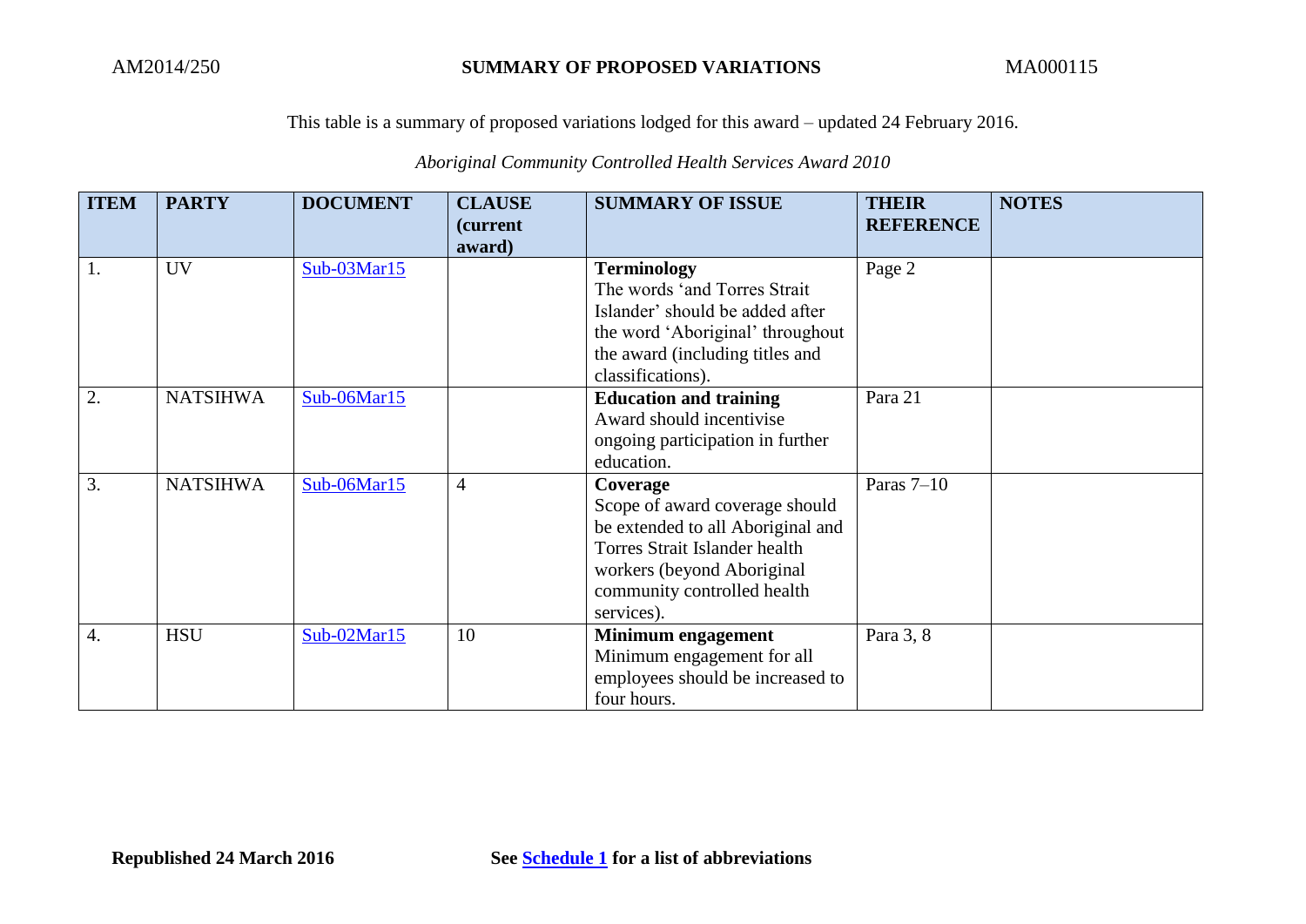AM2014/250 **SUMMARY OF PROPOSED VARIATIONS** MA000115

This table is a summary of proposed variations lodged for this award – updated 24 February 2016.

*Aboriginal Community Controlled Health Services Award 2010*

| ITEM | PARTY | DOCUMENT | CLAUSE (current award) | SUMMARY OF ISSUE | THEIR REFERENCE | NOTES |
|---|---|---|---|---|---|---|
| 1. | UV | Sub-03Mar15 | | **Terminology** The words 'and Torres Strait Islander' should be added after the word 'Aboriginal' throughout the award (including titles and classifications). | Page 2 | |
| 2. | NATSIHWA | Sub-06Mar15 | | **Education and training** Award should incentivise ongoing participation in further education. | Para 21 | |
| 3. | NATSIHWA | Sub-06Mar15 | 4 | **Coverage** Scope of award coverage should be extended to all Aboriginal and Torres Strait Islander health workers (beyond Aboriginal community controlled health services). | Paras 7–10 | |
| 4. | HSU | Sub-02Mar15 | 10 | **Minimum engagement** Minimum engagement for all employees should be increased to four hours. | Para 3, 8 | |

**Republished 24 March 2016** **See Schedule 1 for a list of abbreviations**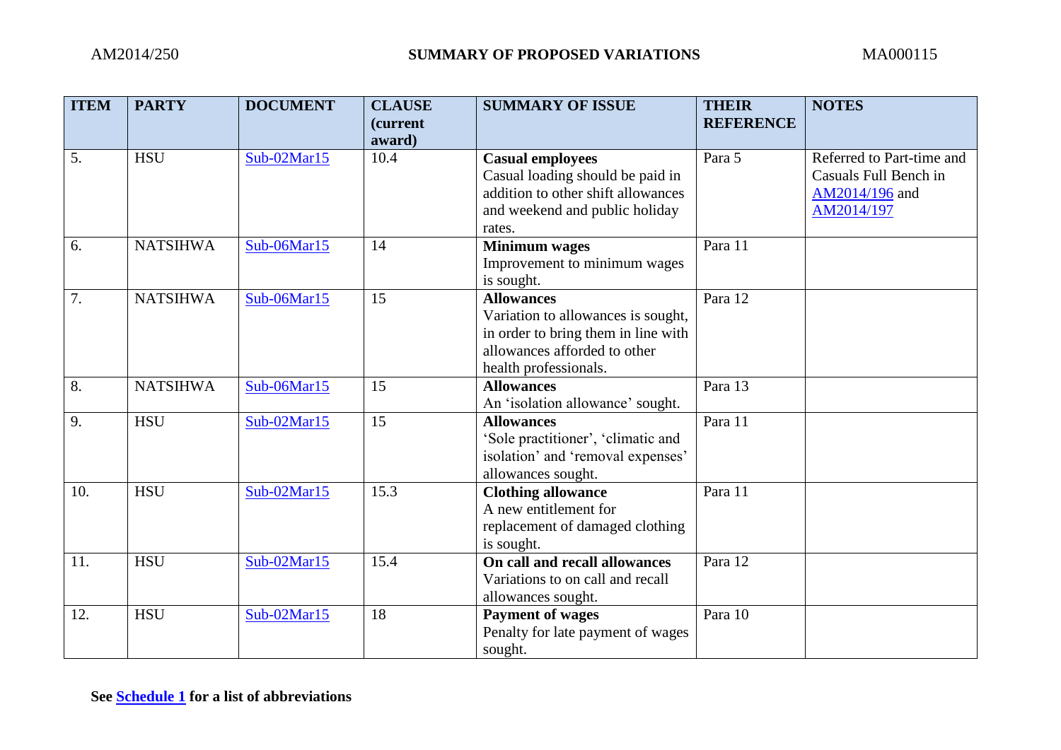| ITEM | PARTY | DOCUMENT | CLAUSE (current award) | SUMMARY OF ISSUE | THEIR REFERENCE | NOTES |
|---|---|---|---|---|---|---|
| 5. | HSU | Sub-02Mar15 | 10.4 | **Casual employees** Casual loading should be paid in addition to other shift allowances and weekend and public holiday rates. | Para 5 | Referred to Part-time and Casuals Full Bench in AM2014/196 and AM2014/197 |
| 6. | NATSIHWA | Sub-06Mar15 | 14 | **Minimum wages** Improvement to minimum wages is sought. | Para 11 | |
| 7. | NATSIHWA | Sub-06Mar15 | 15 | **Allowances** Variation to allowances is sought, in order to bring them in line with allowances afforded to other health professionals. | Para 12 | |
| 8. | NATSIHWA | Sub-06Mar15 | 15 | **Allowances** An 'isolation allowance' sought. | Para 13 | |
| 9. | HSU | Sub-02Mar15 | 15 | **Allowances** 'Sole practitioner', 'climatic and isolation' and 'removal expenses' allowances sought. | Para 11 | |
| 10. | HSU | Sub-02Mar15 | 15.3 | **Clothing allowance** A new entitlement for replacement of damaged clothing is sought. | Para 11 | |
| 11. | HSU | Sub-02Mar15 | 15.4 | **On call and recall allowances** Variations to on call and recall allowances sought. | Para 12 | |
| 12. | HSU | Sub-02Mar15 | 18 | **Payment of wages** Penalty for late payment of wages sought. | Para 10 | |

**See Schedule 1 for a list of abbreviations**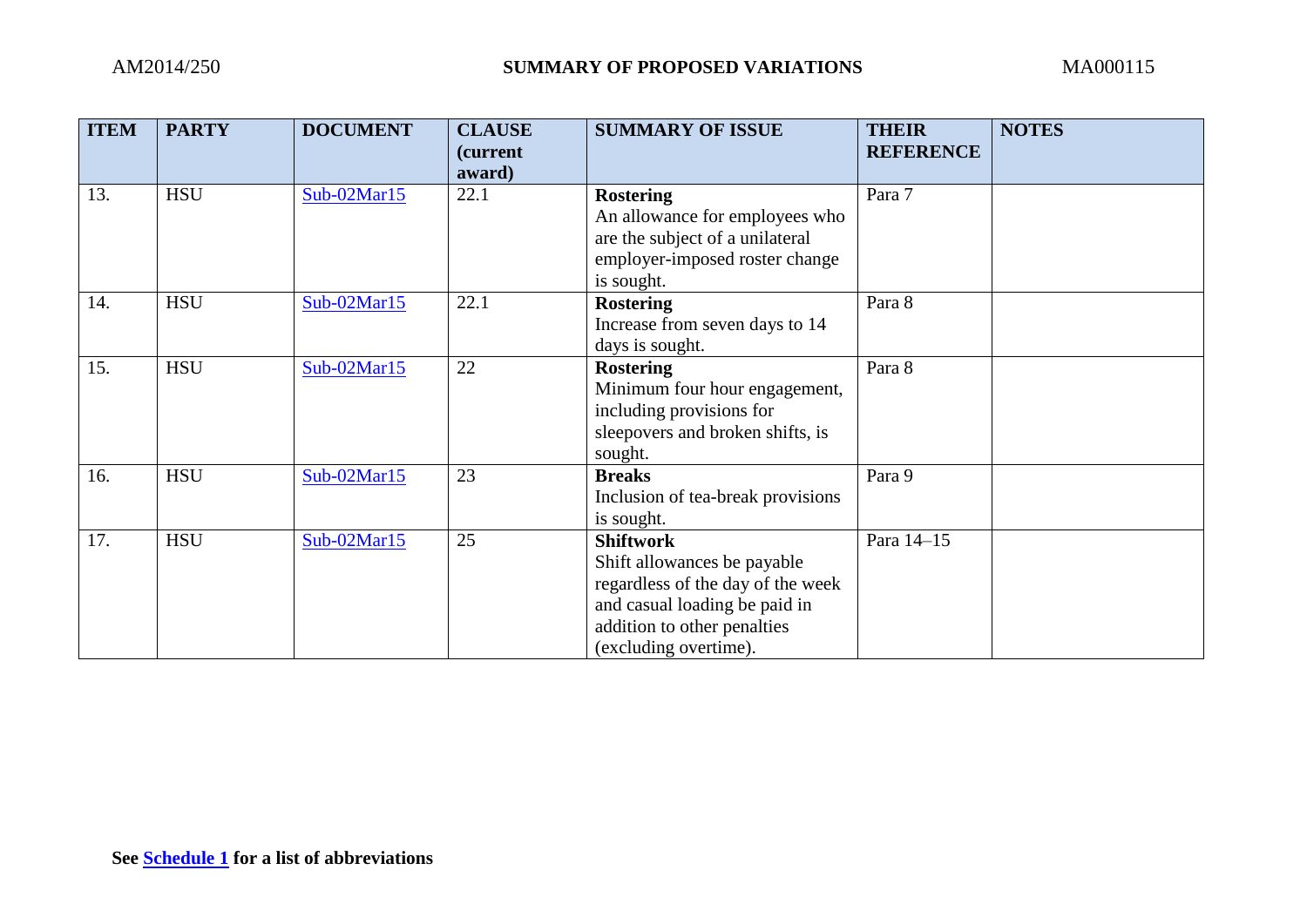| ITEM | PARTY | DOCUMENT | CLAUSE (current award) | SUMMARY OF ISSUE | THEIR REFERENCE | NOTES |
|---|---|---|---|---|---|---|
| 13. | HSU | Sub-02Mar15 | 22.1 | **Rostering** An allowance for employees who are the subject of a unilateral employer-imposed roster change is sought. | Para 7 | |
| 14. | HSU | Sub-02Mar15 | 22.1 | **Rostering** Increase from seven days to 14 days is sought. | Para 8 | |
| 15. | HSU | Sub-02Mar15 | 22 | **Rostering** Minimum four hour engagement, including provisions for sleepovers and broken shifts, is sought. | Para 8 | |
| 16. | HSU | Sub-02Mar15 | 23 | **Breaks** Inclusion of tea-break provisions is sought. | Para 9 | |
| 17. | HSU | Sub-02Mar15 | 25 | **Shiftwork** Shift allowances be payable regardless of the day of the week and casual loading be paid in addition to other penalties (excluding overtime). | Para 14–15 | |

**See Schedule 1 for a list of abbreviations**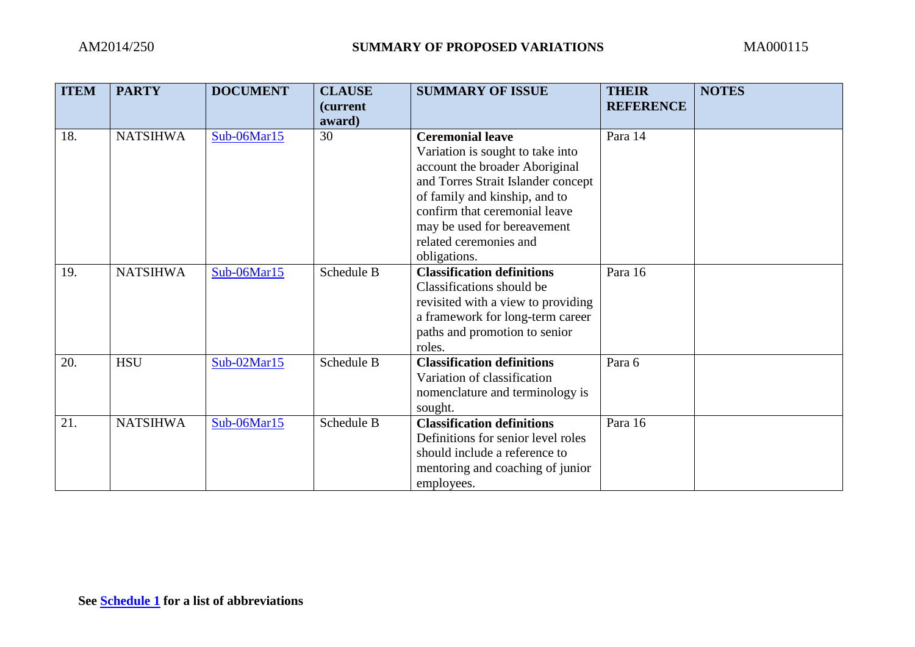| ITEM | PARTY | DOCUMENT | CLAUSE (current award) | SUMMARY OF ISSUE | THEIR REFERENCE | NOTES |
|---|---|---|---|---|---|---|
| 18. | NATSIHWA | Sub-06Mar15 | 30 | **Ceremonial leave** Variation is sought to take into account the broader Aboriginal and Torres Strait Islander concept of family and kinship, and to confirm that ceremonial leave may be used for bereavement related ceremonies and obligations. | Para 14 | |
| 19. | NATSIHWA | Sub-06Mar15 | Schedule B | **Classification definitions** Classifications should be revisited with a view to providing a framework for long-term career paths and promotion to senior roles. | Para 16 | |
| 20. | HSU | Sub-02Mar15 | Schedule B | **Classification definitions** Variation of classification nomenclature and terminology is sought. | Para 6 | |
| 21. | NATSIHWA | Sub-06Mar15 | Schedule B | **Classification definitions** Definitions for senior level roles should include a reference to mentoring and coaching of junior employees. | Para 16 | |

**See Schedule 1 for a list of abbreviations**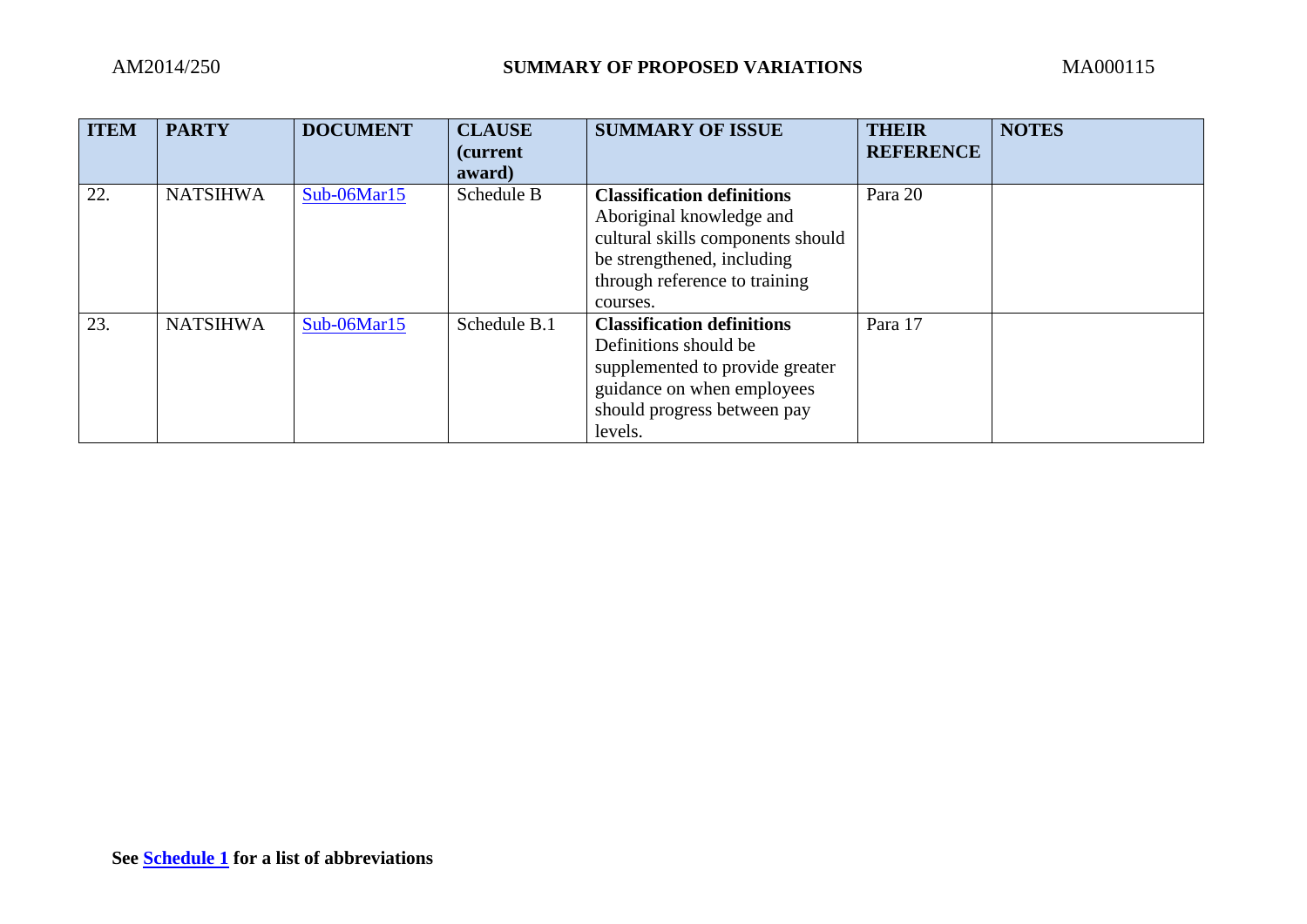| ITEM | PARTY | DOCUMENT | CLAUSE (current award) | SUMMARY OF ISSUE | THEIR REFERENCE | NOTES |
|---|---|---|---|---|---|---|
| 22. | NATSIHWA | Sub-06Mar15 | Schedule B | **Classification definitions** Aboriginal knowledge and cultural skills components should be strengthened, including through reference to training courses. | Para 20 | |
| 23. | NATSIHWA | Sub-06Mar15 | Schedule B.1 | **Classification definitions** Definitions should be supplemented to provide greater guidance on when employees should progress between pay levels. | Para 17 | |

**See Schedule 1 for a list of abbreviations**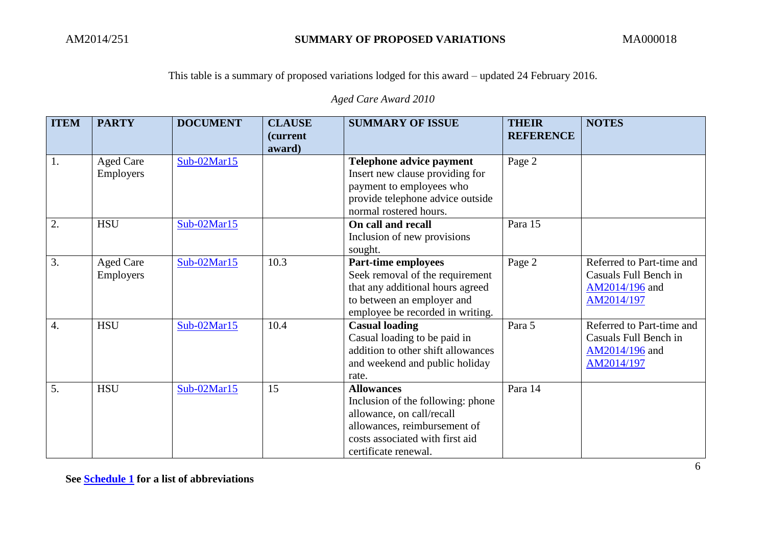This table is a summary of proposed variations lodged for this award – updated 24 February 2016.

*Aged Care Award 2010*

| ITEM | PARTY | DOCUMENT | CLAUSE (current award) | SUMMARY OF ISSUE | THEIR REFERENCE | NOTES |
|---|---|---|---|---|---|---|
| 1. | Aged Care Employers | Sub-02Mar15 | | **Telephone advice payment** Insert new clause providing for payment to employees who provide telephone advice outside normal rostered hours. | Page 2 | |
| 2. | HSU | Sub-02Mar15 | | **On call and recall** Inclusion of new provisions sought. | Para 15 | |
| 3. | Aged Care Employers | Sub-02Mar15 | 10.3 | **Part-time employees** Seek removal of the requirement that any additional hours agreed to between an employer and employee be recorded in writing. | Page 2 | Referred to Part-time and Casuals Full Bench in AM2014/196 and AM2014/197 |
| 4. | HSU | Sub-02Mar15 | 10.4 | **Casual loading** Casual loading to be paid in addition to other shift allowances and weekend and public holiday rate. | Para 5 | Referred to Part-time and Casuals Full Bench in AM2014/196 and AM2014/197 |
| 5. | HSU | Sub-02Mar15 | 15 | **Allowances** Inclusion of the following: phone allowance, on call/recall allowances, reimbursement of costs associated with first aid certificate renewal. | Para 14 | |

**See Schedule 1 for a list of abbreviations**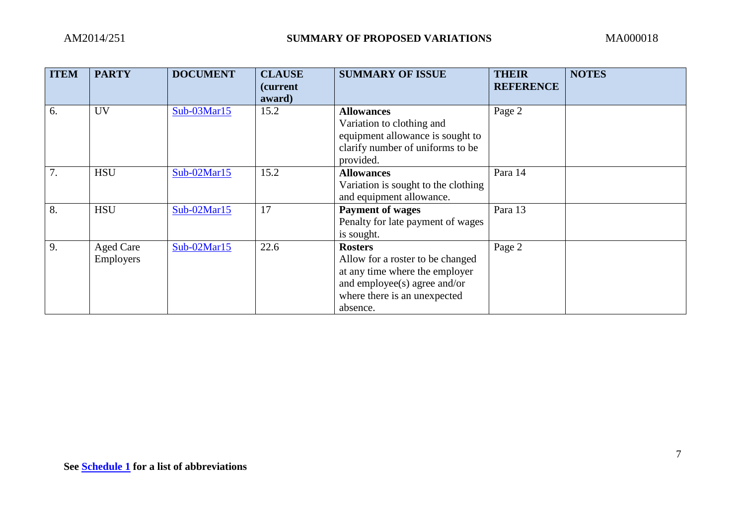| ITEM | PARTY | DOCUMENT | CLAUSE (current award) | SUMMARY OF ISSUE | THEIR REFERENCE | NOTES |
|---|---|---|---|---|---|---|
| 6. | UV | Sub-03Mar15 | 15.2 | **Allowances** Variation to clothing and equipment allowance is sought to clarify number of uniforms to be provided. | Page 2 | |
| 7. | HSU | Sub-02Mar15 | 15.2 | **Allowances** Variation is sought to the clothing and equipment allowance. | Para 14 | |
| 8. | HSU | Sub-02Mar15 | 17 | **Payment of wages** Penalty for late payment of wages is sought. | Para 13 | |
| 9. | Aged Care Employers | Sub-02Mar15 | 22.6 | **Rosters** Allow for a roster to be changed at any time where the employer and employee(s) agree and/or where there is an unexpected absence. | Page 2 | |

**See Schedule 1 for a list of abbreviations**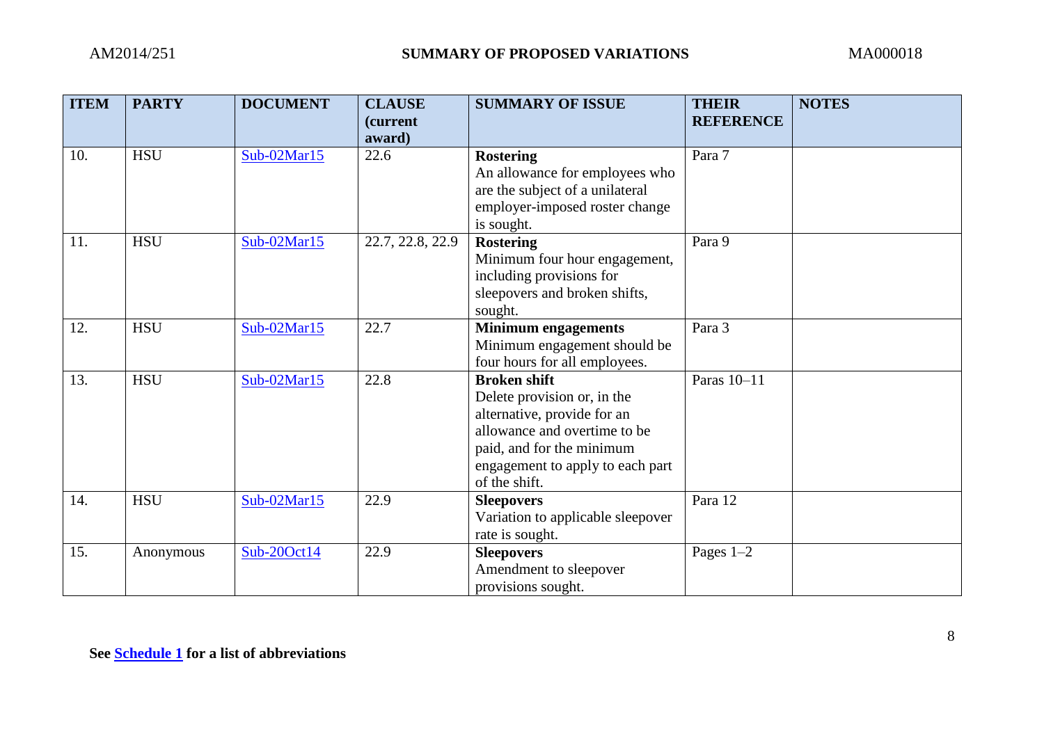| ITEM | PARTY | DOCUMENT | CLAUSE (current award) | SUMMARY OF ISSUE | THEIR REFERENCE | NOTES |
|---|---|---|---|---|---|---|
| 10. | HSU | Sub-02Mar15 | 22.6 | **Rostering** An allowance for employees who are the subject of a unilateral employer-imposed roster change is sought. | Para 7 | |
| 11. | HSU | Sub-02Mar15 | 22.7, 22.8, 22.9 | **Rostering** Minimum four hour engagement, including provisions for sleepovers and broken shifts, sought. | Para 9 | |
| 12. | HSU | Sub-02Mar15 | 22.7 | **Minimum engagements** Minimum engagement should be four hours for all employees. | Para 3 | |
| 13. | HSU | Sub-02Mar15 | 22.8 | **Broken shift** Delete provision or, in the alternative, provide for an allowance and overtime to be paid, and for the minimum engagement to apply to each part of the shift. | Paras 10–11 | |
| 14. | HSU | Sub-02Mar15 | 22.9 | **Sleepovers** Variation to applicable sleepover rate is sought. | Para 12 | |
| 15. | Anonymous | Sub-20Oct14 | 22.9 | **Sleepovers** Amendment to sleepover provisions sought. | Pages 1–2 | |

**See Schedule 1 for a list of abbreviations**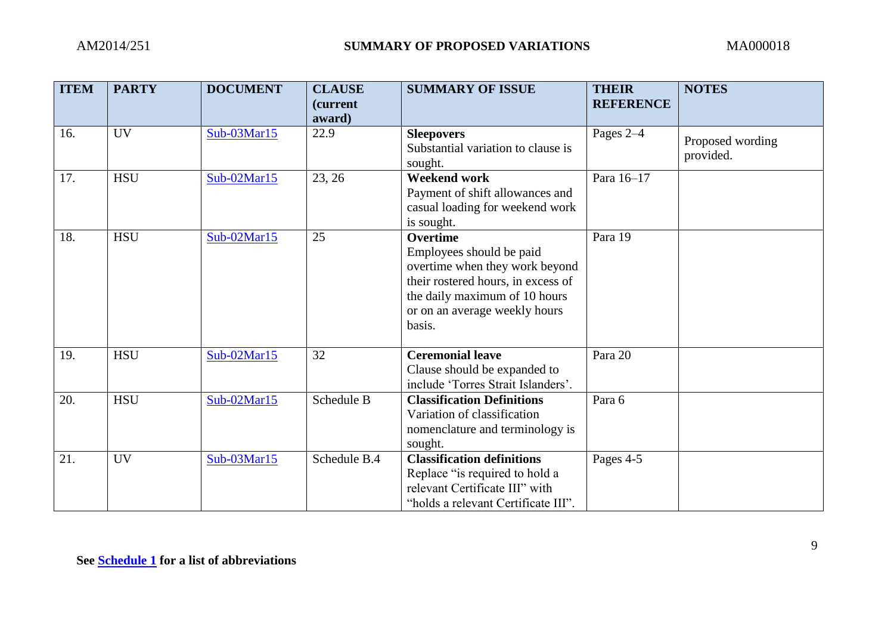| ITEM | PARTY | DOCUMENT | CLAUSE (current award) | SUMMARY OF ISSUE | THEIR REFERENCE | NOTES |
|---|---|---|---|---|---|---|
| 16. | UV | Sub-03Mar15 | 22.9 | **Sleepovers** Substantial variation to clause is sought. | Pages 2–4 | Proposed wording provided. |
| 17. | HSU | Sub-02Mar15 | 23, 26 | **Weekend work** Payment of shift allowances and casual loading for weekend work is sought. | Para 16–17 | |
| 18. | HSU | Sub-02Mar15 | 25 | **Overtime** Employees should be paid overtime when they work beyond their rostered hours, in excess of the daily maximum of 10 hours or on an average weekly hours basis. | Para 19 | |
| 19. | HSU | Sub-02Mar15 | 32 | **Ceremonial leave** Clause should be expanded to include 'Torres Strait Islanders'. | Para 20 | |
| 20. | HSU | Sub-02Mar15 | Schedule B | **Classification Definitions** Variation of classification nomenclature and terminology is sought. | Para 6 | |
| 21. | UV | Sub-03Mar15 | Schedule B.4 | **Classification definitions** Replace "is required to hold a relevant Certificate III" with "holds a relevant Certificate III". | Pages 4-5 | |

**See Schedule 1 for a list of abbreviations**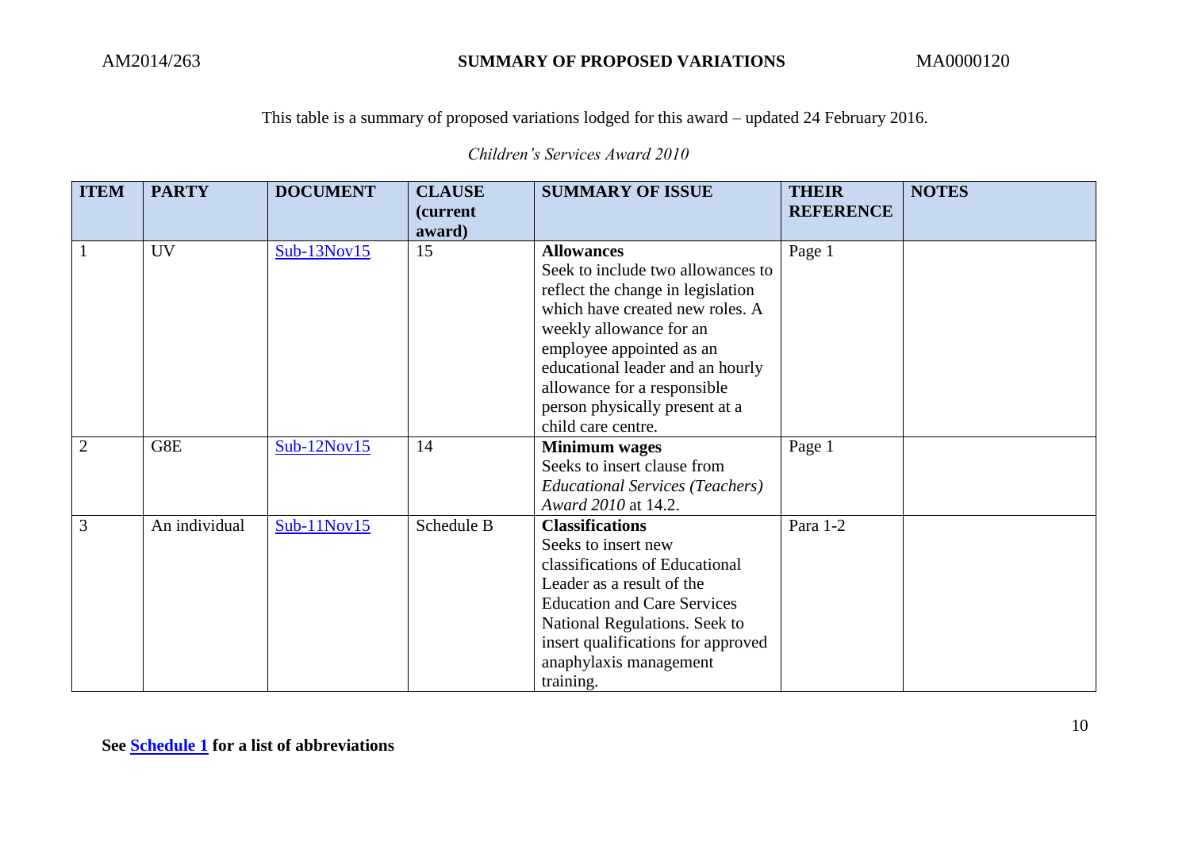This table is a summary of proposed variations lodged for this award – updated 24 February 2016.

*Children's Services Award 2010*

| ITEM | PARTY | DOCUMENT | CLAUSE (current award) | SUMMARY OF ISSUE | THEIR REFERENCE | NOTES |
|---|---|---|---|---|---|---|
| 1 | UV | Sub-13Nov15 | 15 | **Allowances** Seek to include two allowances to reflect the change in legislation which have created new roles. A weekly allowance for an employee appointed as an educational leader and an hourly allowance for a responsible person physically present at a child care centre. | Page 1 | |
| 2 | G8E | Sub-12Nov15 | 14 | **Minimum wages** Seeks to insert clause from *Educational Services (Teachers) Award 2010* at 14.2. | Page 1 | |
| 3 | An individual | Sub-11Nov15 | Schedule B | **Classifications** Seeks to insert new classifications of Educational Leader as a result of the Education and Care Services National Regulations. Seek to insert qualifications for approved anaphylaxis management training. | Para 1-2 | |

**See Schedule 1 for a list of abbreviations**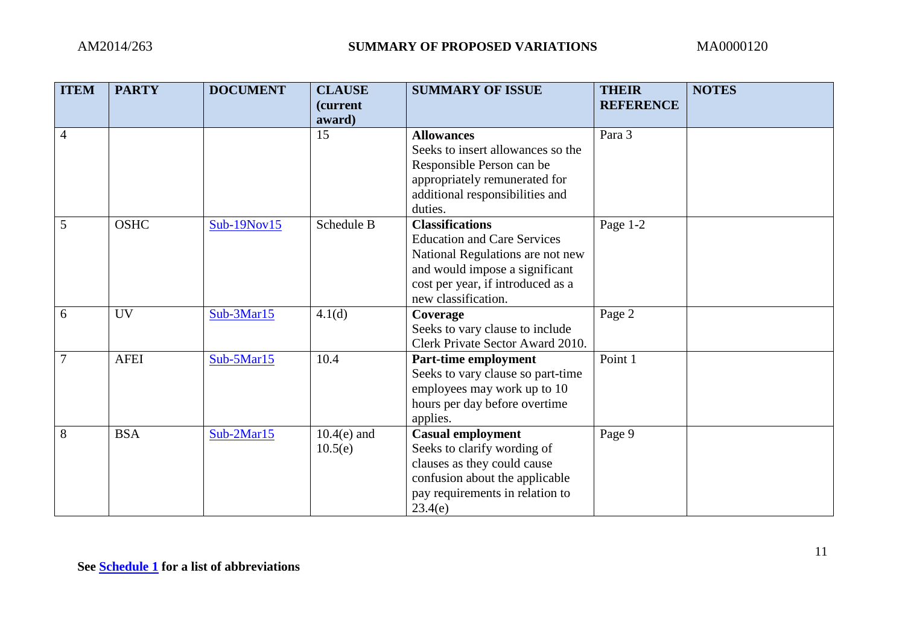| ITEM | PARTY | DOCUMENT | CLAUSE (current award) | SUMMARY OF ISSUE | THEIR REFERENCE | NOTES |
|---|---|---|---|---|---|---|
| 4 | | | 15 | **Allowances** Seeks to insert allowances so the Responsible Person can be appropriately remunerated for additional responsibilities and duties. | Para 3 | |
| 5 | OSHC | Sub-19Nov15 | Schedule B | **Classifications** Education and Care Services National Regulations are not new and would impose a significant cost per year, if introduced as a new classification. | Page 1-2 | |
| 6 | UV | Sub-3Mar15 | 4.1(d) | **Coverage** Seeks to vary clause to include Clerk Private Sector Award 2010. | Page 2 | |
| 7 | AFEI | Sub-5Mar15 | 10.4 | **Part-time employment** Seeks to vary clause so part-time employees may work up to 10 hours per day before overtime applies. | Point 1 | |
| 8 | BSA | Sub-2Mar15 | 10.4(e) and 10.5(e) | **Casual employment** Seeks to clarify wording of clauses as they could cause confusion about the applicable pay requirements in relation to 23.4(e) | Page 9 | |

**See Schedule 1 for a list of abbreviations**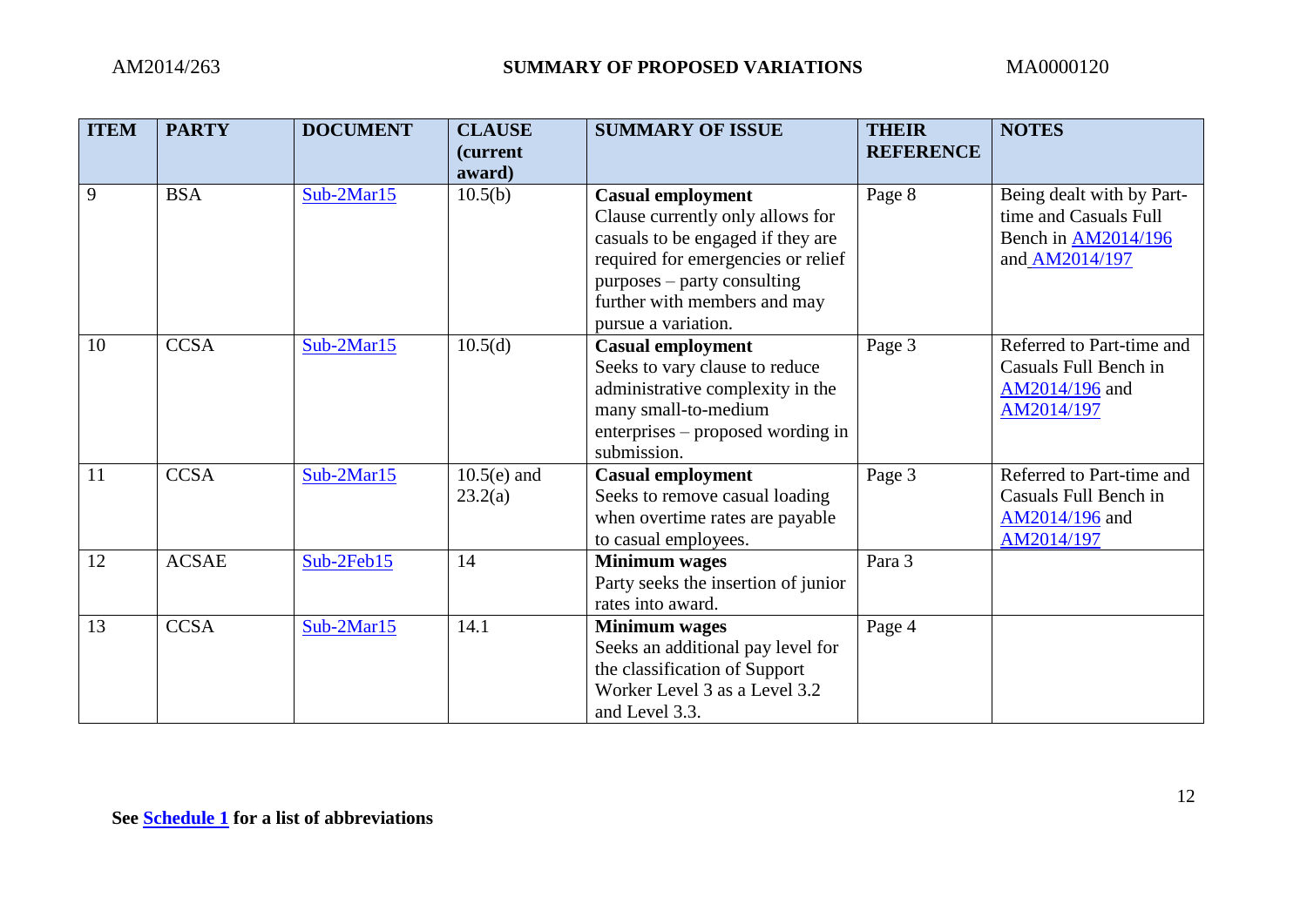| ITEM | PARTY | DOCUMENT | CLAUSE (current award) | SUMMARY OF ISSUE | THEIR REFERENCE | NOTES |
|---|---|---|---|---|---|---|
| 9 | BSA | Sub-2Mar15 | 10.5(b) | **Casual employment** Clause currently only allows for casuals to be engaged if they are required for emergencies or relief purposes – party consulting further with members and may pursue a variation. | Page 8 | Being dealt with by Part-time and Casuals Full Bench in AM2014/196 and AM2014/197 |
| 10 | CCSA | Sub-2Mar15 | 10.5(d) | **Casual employment** Seeks to vary clause to reduce administrative complexity in the many small-to-medium enterprises – proposed wording in submission. | Page 3 | Referred to Part-time and Casuals Full Bench in AM2014/196 and AM2014/197 |
| 11 | CCSA | Sub-2Mar15 | 10.5(e) and 23.2(a) | **Casual employment** Seeks to remove casual loading when overtime rates are payable to casual employees. | Page 3 | Referred to Part-time and Casuals Full Bench in AM2014/196 and AM2014/197 |
| 12 | ACSAE | Sub-2Feb15 | 14 | **Minimum wages** Party seeks the insertion of junior rates into award. | Para 3 | |
| 13 | CCSA | Sub-2Mar15 | 14.1 | **Minimum wages** Seeks an additional pay level for the classification of Support Worker Level 3 as a Level 3.2 and Level 3.3. | Page 4 | |

**See Schedule 1 for a list of abbreviations**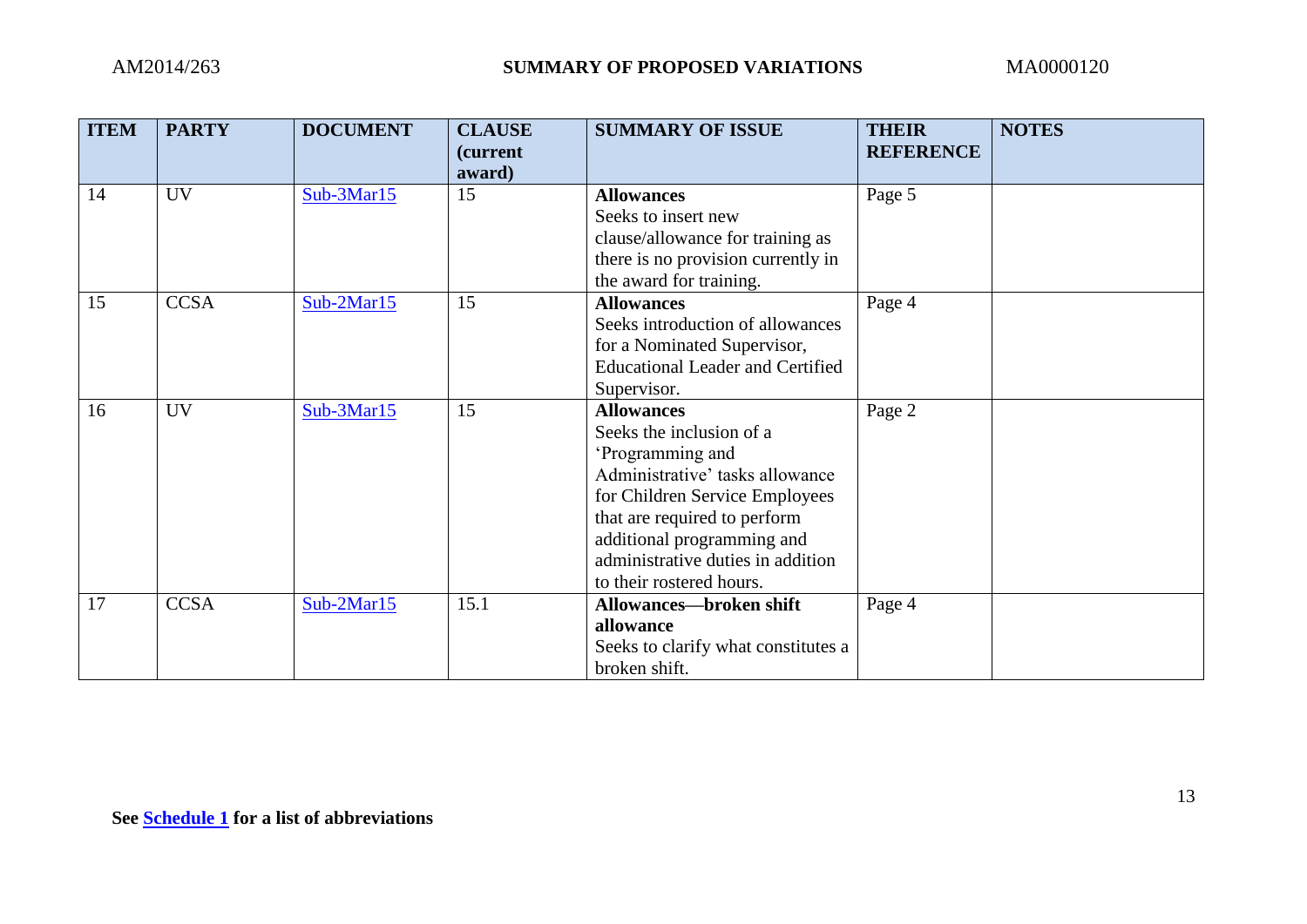| ITEM | PARTY | DOCUMENT | CLAUSE (current award) | SUMMARY OF ISSUE | THEIR REFERENCE | NOTES |
|---|---|---|---|---|---|---|
| 14 | UV | Sub-3Mar15 | 15 | **Allowances** Seeks to insert new clause/allowance for training as there is no provision currently in the award for training. | Page 5 | |
| 15 | CCSA | Sub-2Mar15 | 15 | **Allowances** Seeks introduction of allowances for a Nominated Supervisor, Educational Leader and Certified Supervisor. | Page 4 | |
| 16 | UV | Sub-3Mar15 | 15 | **Allowances** Seeks the inclusion of a 'Programming and Administrative' tasks allowance for Children Service Employees that are required to perform additional programming and administrative duties in addition to their rostered hours. | Page 2 | |
| 17 | CCSA | Sub-2Mar15 | 15.1 | **Allowances—broken shift allowance** Seeks to clarify what constitutes a broken shift. | Page 4 | |

**See Schedule 1 for a list of abbreviations**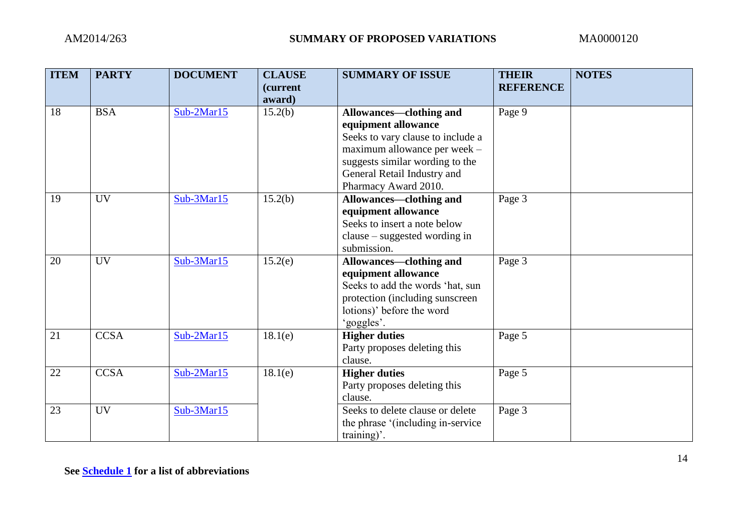**SUMMARY OF PROPOSED VARIATIONS**

| ITEM | PARTY | DOCUMENT | CLAUSE (current award) | SUMMARY OF ISSUE | THEIR REFERENCE | NOTES |
|---|---|---|---|---|---|---|
| 18 | BSA | Sub-2Mar15 | 15.2(b) | **Allowances—clothing and equipment allowance** Seeks to vary clause to include a maximum allowance per week – suggests similar wording to the General Retail Industry and Pharmacy Award 2010. | Page 9 | |
| 19 | UV | Sub-3Mar15 | 15.2(b) | **Allowances—clothing and equipment allowance** Seeks to insert a note below clause – suggested wording in submission. | Page 3 | |
| 20 | UV | Sub-3Mar15 | 15.2(e) | **Allowances—clothing and equipment allowance** Seeks to add the words 'hat, sun protection (including sunscreen lotions)' before the word 'goggles'. | Page 3 | |
| 21 | CCSA | Sub-2Mar15 | 18.1(e) | **Higher duties** Party proposes deleting this clause. | Page 5 | |
| 22 | CCSA | Sub-2Mar15 | 18.1(e) | **Higher duties** Party proposes deleting this clause. | Page 5 | |
| 23 | UV | Sub-3Mar15 | | Seeks to delete clause or delete the phrase '(including in-service training)'. | Page 3 | |

**See Schedule 1 for a list of abbreviations**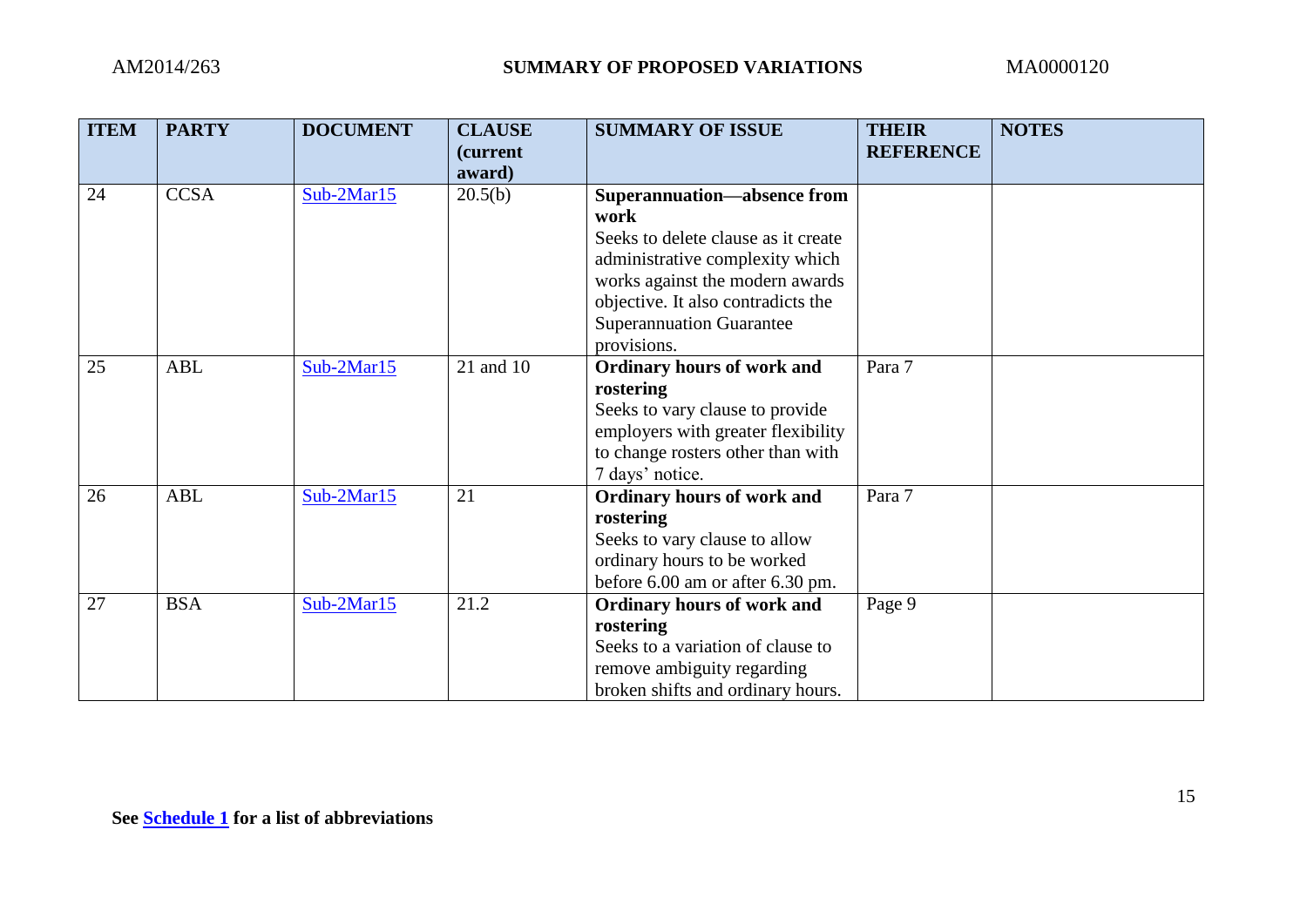| ITEM | PARTY | DOCUMENT | CLAUSE (current award) | SUMMARY OF ISSUE | THEIR REFERENCE | NOTES |
|---|---|---|---|---|---|---|
| 24 | CCSA | Sub-2Mar15 | 20.5(b) | **Superannuation—absence from work** Seeks to delete clause as it create administrative complexity which works against the modern awards objective. It also contradicts the Superannuation Guarantee provisions. | | |
| 25 | ABL | Sub-2Mar15 | 21 and 10 | **Ordinary hours of work and rostering** Seeks to vary clause to provide employers with greater flexibility to change rosters other than with 7 days' notice. | Para 7 | |
| 26 | ABL | Sub-2Mar15 | 21 | **Ordinary hours of work and rostering** Seeks to vary clause to allow ordinary hours to be worked before 6.00 am or after 6.30 pm. | Para 7 | |
| 27 | BSA | Sub-2Mar15 | 21.2 | **Ordinary hours of work and rostering** Seeks to a variation of clause to remove ambiguity regarding broken shifts and ordinary hours. | Page 9 | |

**See Schedule 1 for a list of abbreviations**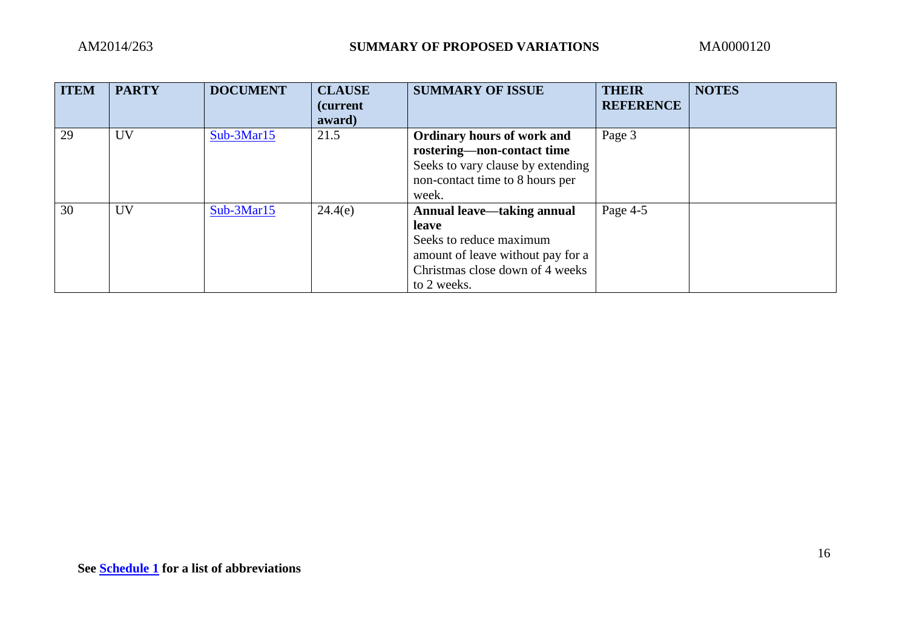| ITEM | PARTY | DOCUMENT | CLAUSE (current award) | SUMMARY OF ISSUE | THEIR REFERENCE | NOTES |
|---|---|---|---|---|---|---|
| 29 | UV | Sub-3Mar15 | 21.5 | **Ordinary hours of work and rostering—non-contact time** Seeks to vary clause by extending non-contact time to 8 hours per week. | Page 3 | |
| 30 | UV | Sub-3Mar15 | 24.4(e) | **Annual leave—taking annual leave** Seeks to reduce maximum amount of leave without pay for a Christmas close down of 4 weeks to 2 weeks. | Page 4-5 | |

**See Schedule 1 for a list of abbreviations**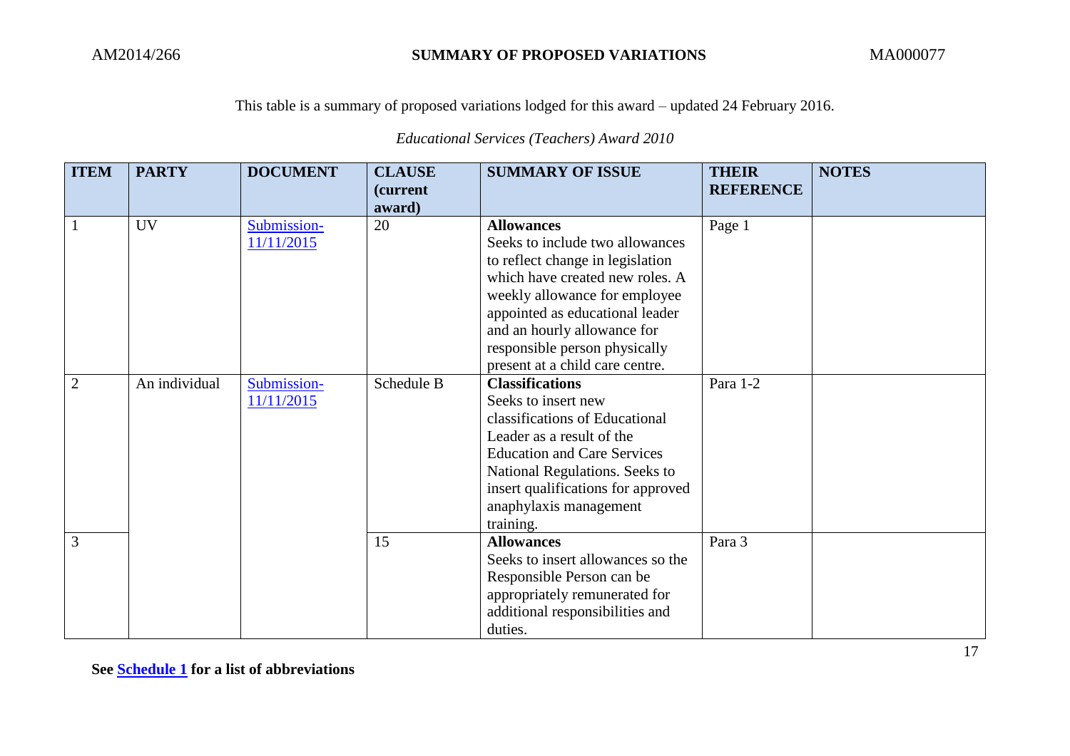This table is a summary of proposed variations lodged for this award – updated 24 February 2016.

*Educational Services (Teachers) Award 2010*

| ITEM | PARTY | DOCUMENT | CLAUSE (current award) | SUMMARY OF ISSUE | THEIR REFERENCE | NOTES |
|---|---|---|---|---|---|---|
| 1 | UV | Submission-11/11/2015 | 20 | **Allowances** Seeks to include two allowances to reflect change in legislation which have created new roles. A weekly allowance for employee appointed as educational leader and an hourly allowance for responsible person physically present at a child care centre. | Page 1 | |
| 2 | An individual | Submission-11/11/2015 | Schedule B | **Classifications** Seeks to insert new classifications of Educational Leader as a result of the Education and Care Services National Regulations. Seeks to insert qualifications for approved anaphylaxis management training. | Para 1-2 | |
| 3 | | | 15 | **Allowances** Seeks to insert allowances so the Responsible Person can be appropriately remunerated for additional responsibilities and duties. | Para 3 | |

**See Schedule 1 for a list of abbreviations**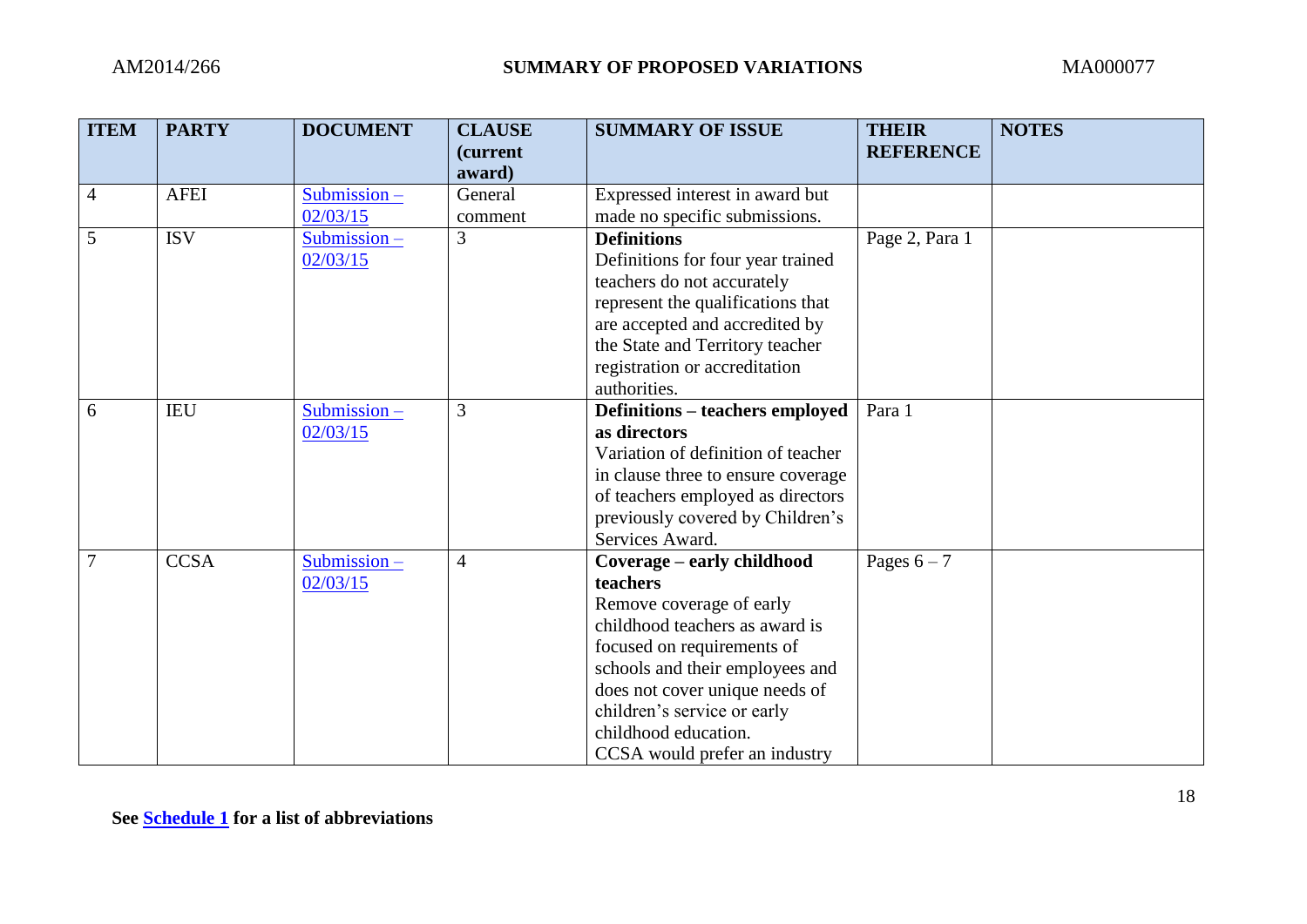| ITEM | PARTY | DOCUMENT | CLAUSE (current award) | SUMMARY OF ISSUE | THEIR REFERENCE | NOTES |
|---|---|---|---|---|---|---|
| 4 | AFEI | Submission – 02/03/15 | General comment | Expressed interest in award but made no specific submissions. | | |
| 5 | ISV | Submission – 02/03/15 | 3 | **Definitions** Definitions for four year trained teachers do not accurately represent the qualifications that are accepted and accredited by the State and Territory teacher registration or accreditation authorities. | Page 2, Para 1 | |
| 6 | IEU | Submission – 02/03/15 | 3 | **Definitions – teachers employed as directors** Variation of definition of teacher in clause three to ensure coverage of teachers employed as directors previously covered by Children's Services Award. | Para 1 | |
| 7 | CCSA | Submission – 02/03/15 | 4 | **Coverage – early childhood teachers** Remove coverage of early childhood teachers as award is focused on requirements of schools and their employees and does not cover unique needs of children's service or early childhood education. CCSA would prefer an industry | Pages 6 – 7 | |

**See Schedule 1 for a list of abbreviations**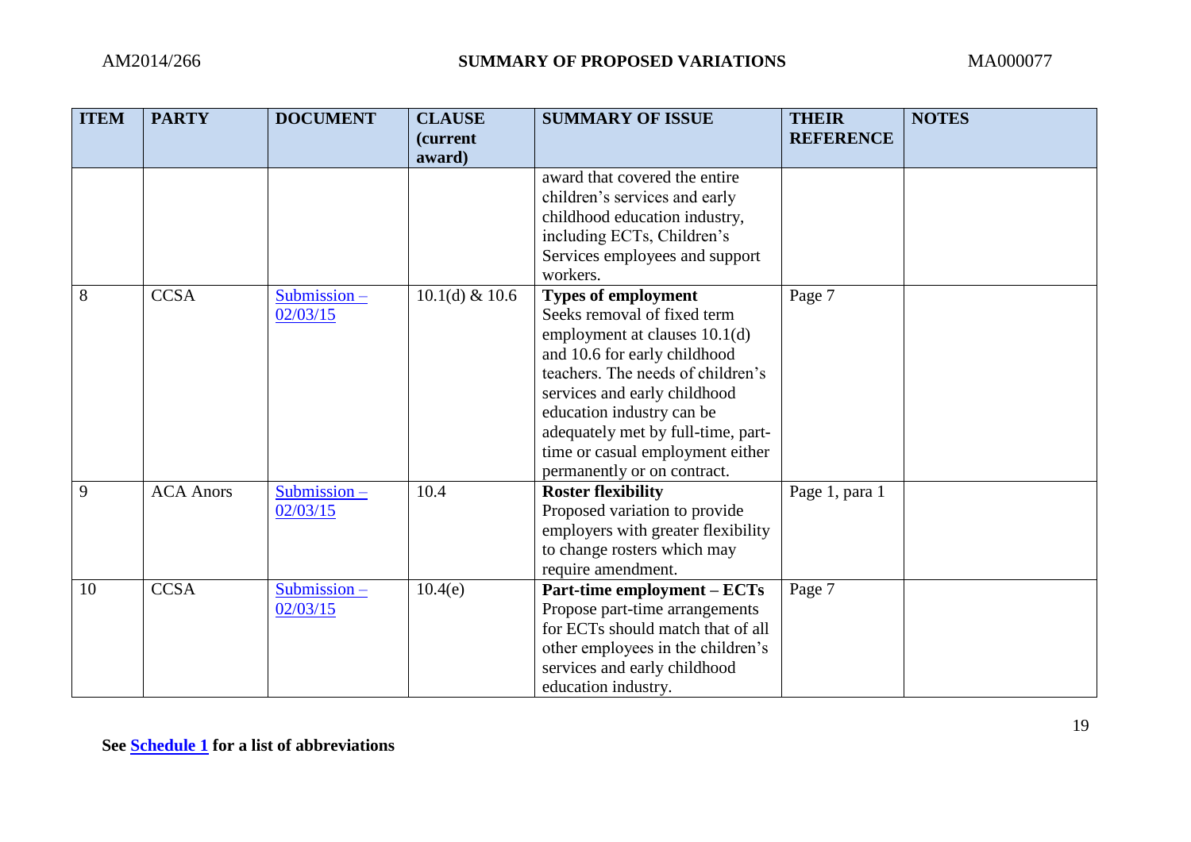| ITEM | PARTY | DOCUMENT | CLAUSE (current award) | SUMMARY OF ISSUE | THEIR REFERENCE | NOTES |
|---|---|---|---|---|---|---|
| | | | | award that covered the entire children's services and early childhood education industry, including ECTs, Children's Services employees and support workers. | | |
| 8 | CCSA | Submission – 02/03/15 | 10.1(d) & 10.6 | **Types of employment** Seeks removal of fixed term employment at clauses 10.1(d) and 10.6 for early childhood teachers. The needs of children's services and early childhood education industry can be adequately met by full-time, part-time or casual employment either permanently or on contract. | Page 7 | |
| 9 | ACA Anors | Submission – 02/03/15 | 10.4 | **Roster flexibility** Proposed variation to provide employers with greater flexibility to change rosters which may require amendment. | Page 1, para 1 | |
| 10 | CCSA | Submission – 02/03/15 | 10.4(e) | **Part-time employment – ECTs** Propose part-time arrangements for ECTs should match that of all other employees in the children's services and early childhood education industry. | Page 7 | |

**See Schedule 1 for a list of abbreviations**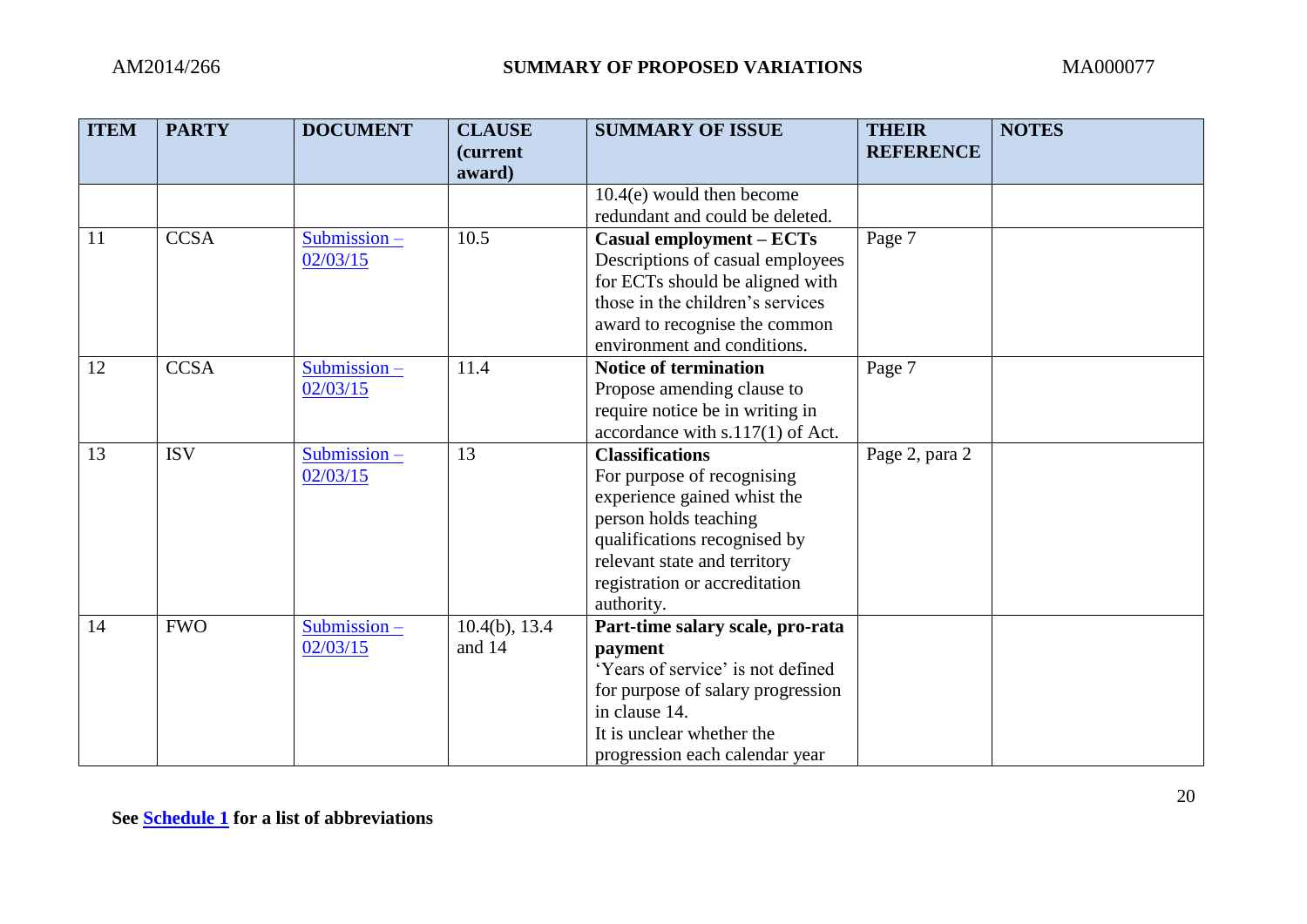| ITEM | PARTY | DOCUMENT | CLAUSE (current award) | SUMMARY OF ISSUE | THEIR REFERENCE | NOTES |
|---|---|---|---|---|---|---|
| | | | | 10.4(e) would then become redundant and could be deleted. | | |
| 11 | CCSA | Submission – 02/03/15 | 10.5 | **Casual employment – ECTs** Descriptions of casual employees for ECTs should be aligned with those in the children's services award to recognise the common environment and conditions. | Page 7 | |
| 12 | CCSA | Submission – 02/03/15 | 11.4 | **Notice of termination** Propose amending clause to require notice be in writing in accordance with s.117(1) of Act. | Page 7 | |
| 13 | ISV | Submission – 02/03/15 | 13 | **Classifications** For purpose of recognising experience gained whist the person holds teaching qualifications recognised by relevant state and territory registration or accreditation authority. | Page 2, para 2 | |
| 14 | FWO | Submission – 02/03/15 | 10.4(b), 13.4 and 14 | **Part-time salary scale, pro-rata payment** 'Years of service' is not defined for purpose of salary progression in clause 14. It is unclear whether the progression each calendar year | | |

**See Schedule 1 for a list of abbreviations**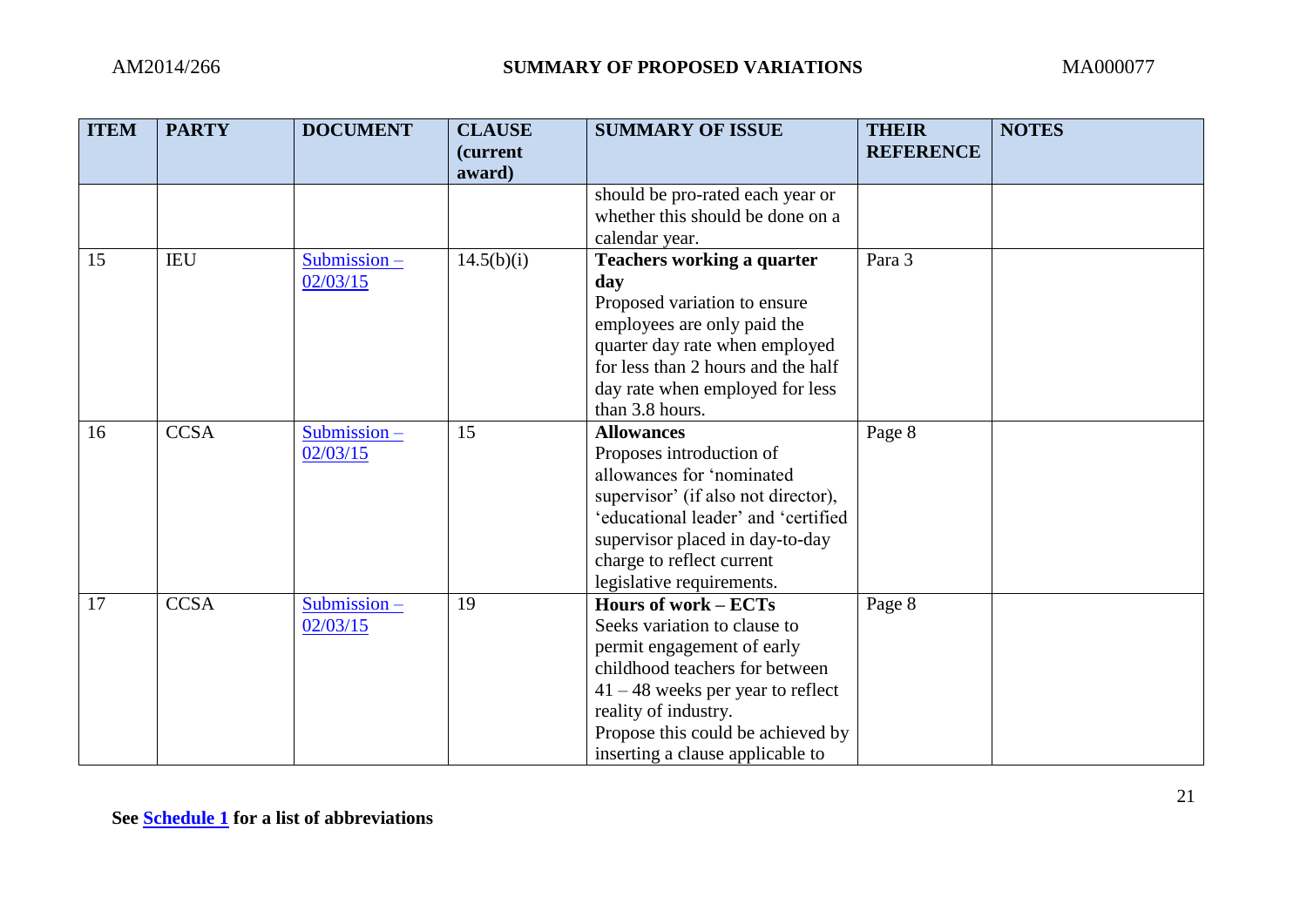| ITEM | PARTY | DOCUMENT | CLAUSE (current award) | SUMMARY OF ISSUE | THEIR REFERENCE | NOTES |
|---|---|---|---|---|---|---|
| | | | | should be pro-rated each year or whether this should be done on a calendar year. | | |
| 15 | IEU | Submission – 02/03/15 | 14.5(b)(i) | **Teachers working a quarter day** Proposed variation to ensure employees are only paid the quarter day rate when employed for less than 2 hours and the half day rate when employed for less than 3.8 hours. | Para 3 | |
| 16 | CCSA | Submission – 02/03/15 | 15 | **Allowances** Proposes introduction of allowances for 'nominated supervisor' (if also not director), 'educational leader' and 'certified supervisor placed in day-to-day charge to reflect current legislative requirements. | Page 8 | |
| 17 | CCSA | Submission – 02/03/15 | 19 | **Hours of work – ECTs** Seeks variation to clause to permit engagement of early childhood teachers for between 41 – 48 weeks per year to reflect reality of industry. Propose this could be achieved by inserting a clause applicable to | Page 8 | |

See **Schedule 1** for a list of abbreviations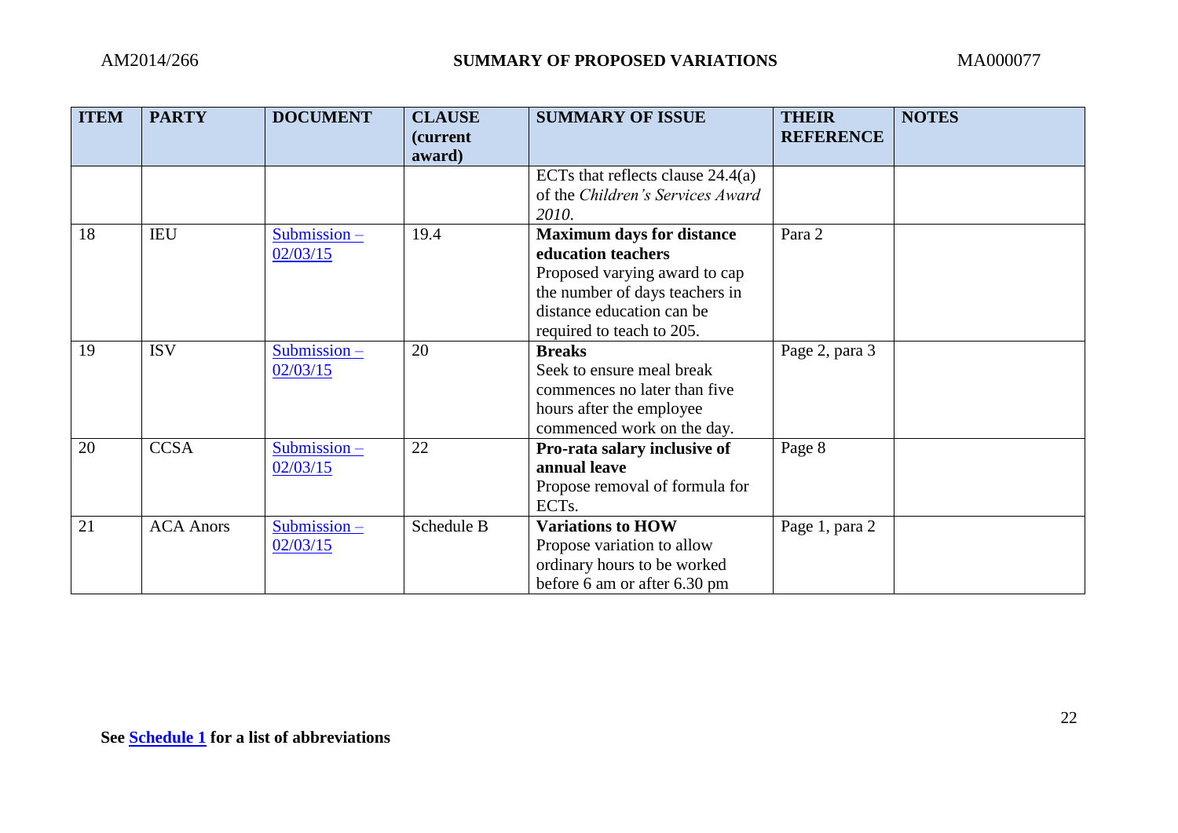| ITEM | PARTY | DOCUMENT | CLAUSE (current award) | SUMMARY OF ISSUE | THEIR REFERENCE | NOTES |
|---|---|---|---|---|---|---|
| | | | | ECTs that reflects clause 24.4(a) of the *Children's Services Award 2010.* | | |
| 18 | IEU | Submission – 02/03/15 | 19.4 | **Maximum days for distance education teachers** Proposed varying award to cap the number of days teachers in distance education can be required to teach to 205. | Para 2 | |
| 19 | ISV | Submission – 02/03/15 | 20 | **Breaks** Seek to ensure meal break commences no later than five hours after the employee commenced work on the day. | Page 2, para 3 | |
| 20 | CCSA | Submission – 02/03/15 | 22 | **Pro-rata salary inclusive of annual leave** Propose removal of formula for ECTs. | Page 8 | |
| 21 | ACA Anors | Submission – 02/03/15 | Schedule B | **Variations to HOW** Propose variation to allow ordinary hours to be worked before 6 am or after 6.30 pm | Page 1, para 2 | |

**See Schedule 1 for a list of abbreviations**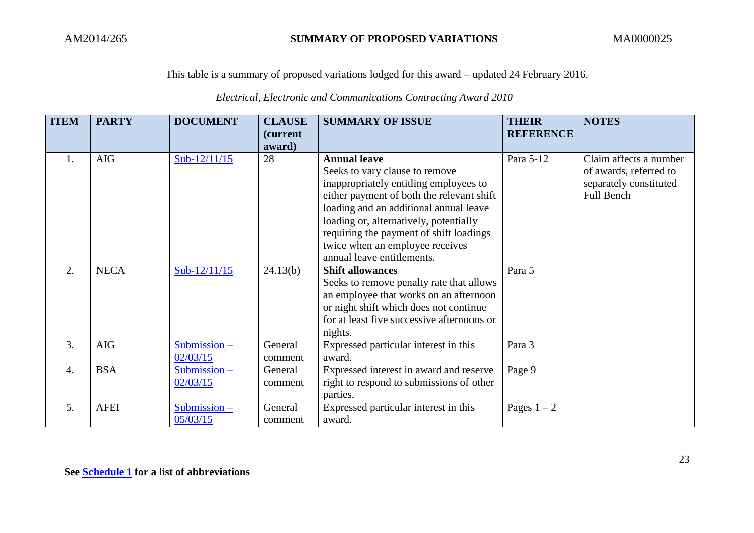This table is a summary of proposed variations lodged for this award – updated 24 February 2016.

*Electrical, Electronic and Communications Contracting Award 2010*

| ITEM | PARTY | DOCUMENT | CLAUSE (current award) | SUMMARY OF ISSUE | THEIR REFERENCE | NOTES |
|---|---|---|---|---|---|---|
| 1. | AIG | Sub-12/11/15 | 28 | **Annual leave** Seeks to vary clause to remove inappropriately entitling employees to either payment of both the relevant shift loading and an additional annual leave loading or, alternatively, potentially requiring the payment of shift loadings twice when an employee receives annual leave entitlements. | Para 5-12 | Claim affects a number of awards, referred to separately constituted Full Bench |
| 2. | NECA | Sub-12/11/15 | 24.13(b) | **Shift allowances** Seeks to remove penalty rate that allows an employee that works on an afternoon or night shift which does not continue for at least five successive afternoons or nights. | Para 5 | |
| 3. | AIG | Submission – 02/03/15 | General comment | Expressed particular interest in this award. | Para 3 | |
| 4. | BSA | Submission – 02/03/15 | General comment | Expressed interest in award and reserve right to respond to submissions of other parties. | Page 9 | |
| 5. | AFEI | Submission – 05/03/15 | General comment | Expressed particular interest in this award. | Pages 1 – 2 | |

**See Schedule 1 for a list of abbreviations**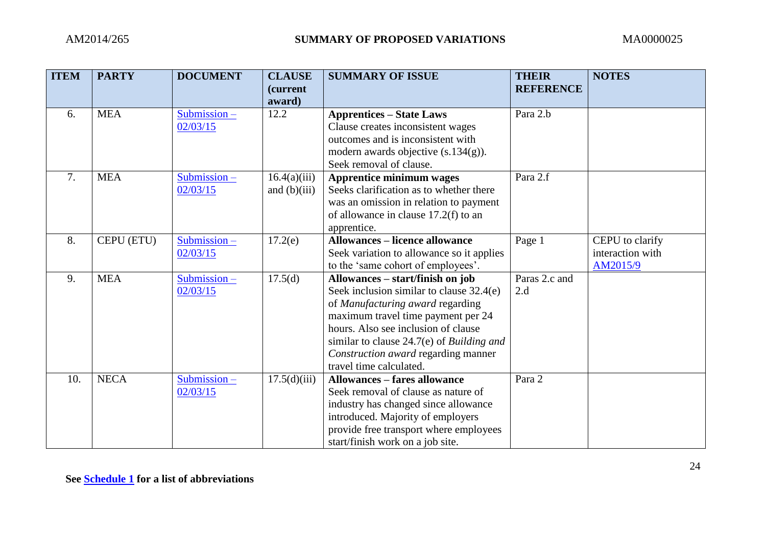| ITEM | PARTY | DOCUMENT | CLAUSE (current award) | SUMMARY OF ISSUE | THEIR REFERENCE | NOTES |
|---|---|---|---|---|---|---|
| 6. | MEA | Submission – 02/03/15 | 12.2 | **Apprentices – State Laws** Clause creates inconsistent wages outcomes and is inconsistent with modern awards objective (s.134(g)). Seek removal of clause. | Para 2.b | |
| 7. | MEA | Submission – 02/03/15 | 16.4(a)(iii) and (b)(iii) | **Apprentice minimum wages** Seeks clarification as to whether there was an omission in relation to payment of allowance in clause 17.2(f) to an apprentice. | Para 2.f | |
| 8. | CEPU (ETU) | Submission – 02/03/15 | 17.2(e) | **Allowances – licence allowance** Seek variation to allowance so it applies to the 'same cohort of employees'. | Page 1 | CEPU to clarify interaction with AM2015/9 |
| 9. | MEA | Submission – 02/03/15 | 17.5(d) | **Allowances – start/finish on job** Seek inclusion similar to clause 32.4(e) of *Manufacturing award* regarding maximum travel time payment per 24 hours. Also see inclusion of clause similar to clause 24.7(e) of *Building and Construction award* regarding manner travel time calculated. | Paras 2.c and 2.d | |
| 10. | NECA | Submission – 02/03/15 | 17.5(d)(iii) | **Allowances – fares allowance** Seek removal of clause as nature of industry has changed since allowance introduced. Majority of employers provide free transport where employees start/finish work on a job site. | Para 2 | |

**See Schedule 1 for a list of abbreviations**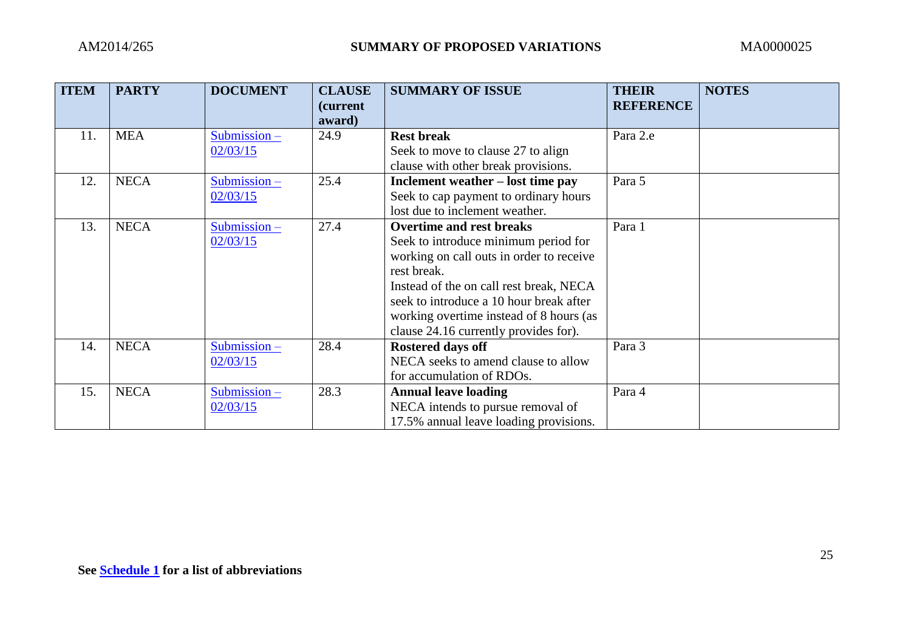| ITEM | PARTY | DOCUMENT | CLAUSE (current award) | SUMMARY OF ISSUE | THEIR REFERENCE | NOTES |
|---|---|---|---|---|---|---|
| 11. | MEA | Submission – 02/03/15 | 24.9 | **Rest break** Seek to move to clause 27 to align clause with other break provisions. | Para 2.e | |
| 12. | NECA | Submission – 02/03/15 | 25.4 | **Inclement weather – lost time pay** Seek to cap payment to ordinary hours lost due to inclement weather. | Para 5 | |
| 13. | NECA | Submission – 02/03/15 | 27.4 | **Overtime and rest breaks** Seek to introduce minimum period for working on call outs in order to receive rest break. Instead of the on call rest break, NECA seek to introduce a 10 hour break after working overtime instead of 8 hours (as clause 24.16 currently provides for). | Para 1 | |
| 14. | NECA | Submission – 02/03/15 | 28.4 | **Rostered days off** NECA seeks to amend clause to allow for accumulation of RDOs. | Para 3 | |
| 15. | NECA | Submission – 02/03/15 | 28.3 | **Annual leave loading** NECA intends to pursue removal of 17.5% annual leave loading provisions. | Para 4 | |

**See Schedule 1 for a list of abbreviations**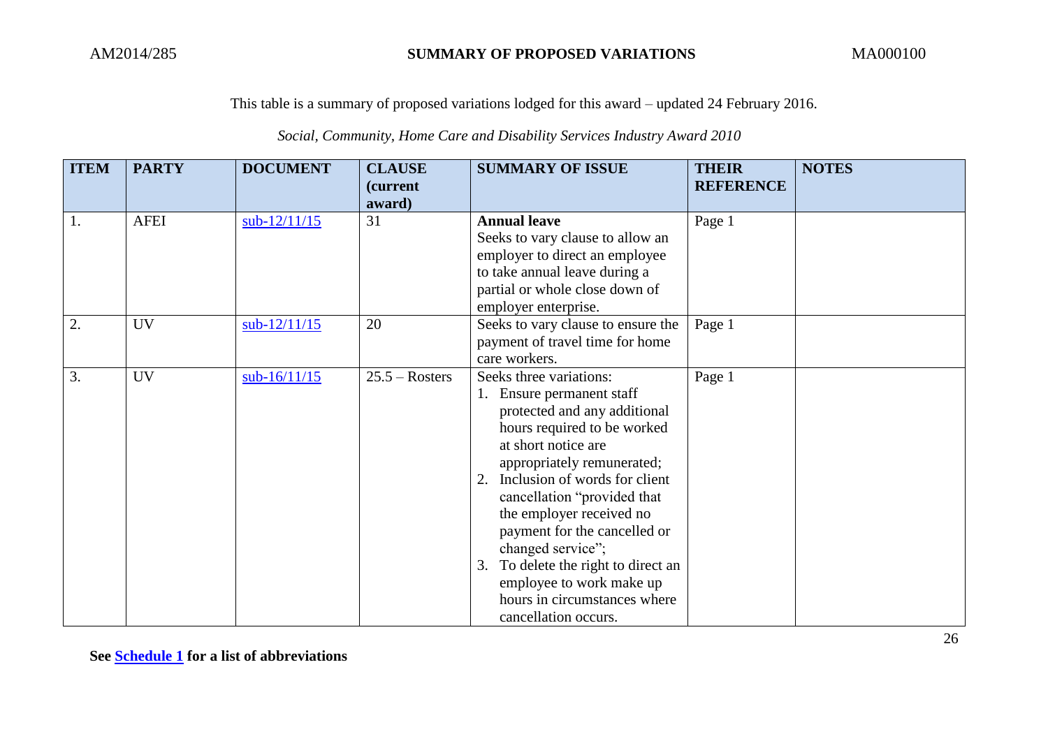This table is a summary of proposed variations lodged for this award – updated 24 February 2016.

*Social, Community, Home Care and Disability Services Industry Award 2010*

| ITEM | PARTY | DOCUMENT | CLAUSE (current award) | SUMMARY OF ISSUE | THEIR REFERENCE | NOTES |
|---|---|---|---|---|---|---|
| 1. | AFEI | sub-12/11/15 | 31 | **Annual leave**<br>Seeks to vary clause to allow an employer to direct an employee to take annual leave during a partial or whole close down of employer enterprise. | Page 1 | |
| 2. | UV | sub-12/11/15 | 20 | Seeks to vary clause to ensure the payment of travel time for home care workers. | Page 1 | |
| 3. | UV | sub-16/11/15 | 25.5 – Rosters | Seeks three variations:<br>1. Ensure permanent staff protected and any additional hours required to be worked at short notice are appropriately remunerated;<br>2. Inclusion of words for client cancellation "provided that the employer received no payment for the cancelled or changed service";<br>3. To delete the right to direct an employee to work make up hours in circumstances where cancellation occurs. | Page 1 | |

**See Schedule 1 for a list of abbreviations**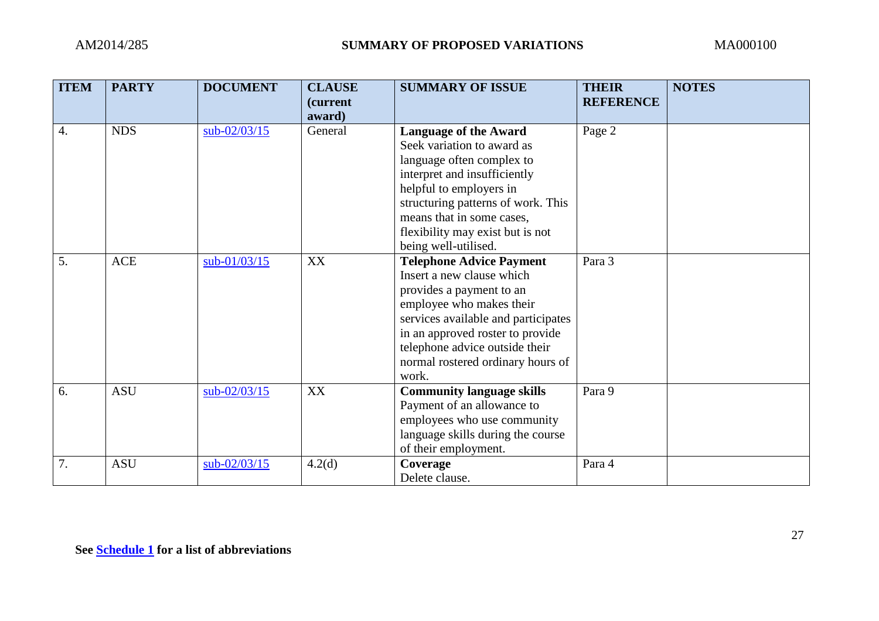| ITEM | PARTY | DOCUMENT | CLAUSE (current award) | SUMMARY OF ISSUE | THEIR REFERENCE | NOTES |
|---|---|---|---|---|---|---|
| 4. | NDS | sub-02/03/15 | General | **Language of the Award** Seek variation to award as language often complex to interpret and insufficiently helpful to employers in structuring patterns of work. This means that in some cases, flexibility may exist but is not being well-utilised. | Page 2 | |
| 5. | ACE | sub-01/03/15 | XX | **Telephone Advice Payment** Insert a new clause which provides a payment to an employee who makes their services available and participates in an approved roster to provide telephone advice outside their normal rostered ordinary hours of work. | Para 3 | |
| 6. | ASU | sub-02/03/15 | XX | **Community language skills** Payment of an allowance to employees who use community language skills during the course of their employment. | Para 9 | |
| 7. | ASU | sub-02/03/15 | 4.2(d) | **Coverage** Delete clause. | Para 4 | |

**See Schedule 1 for a list of abbreviations**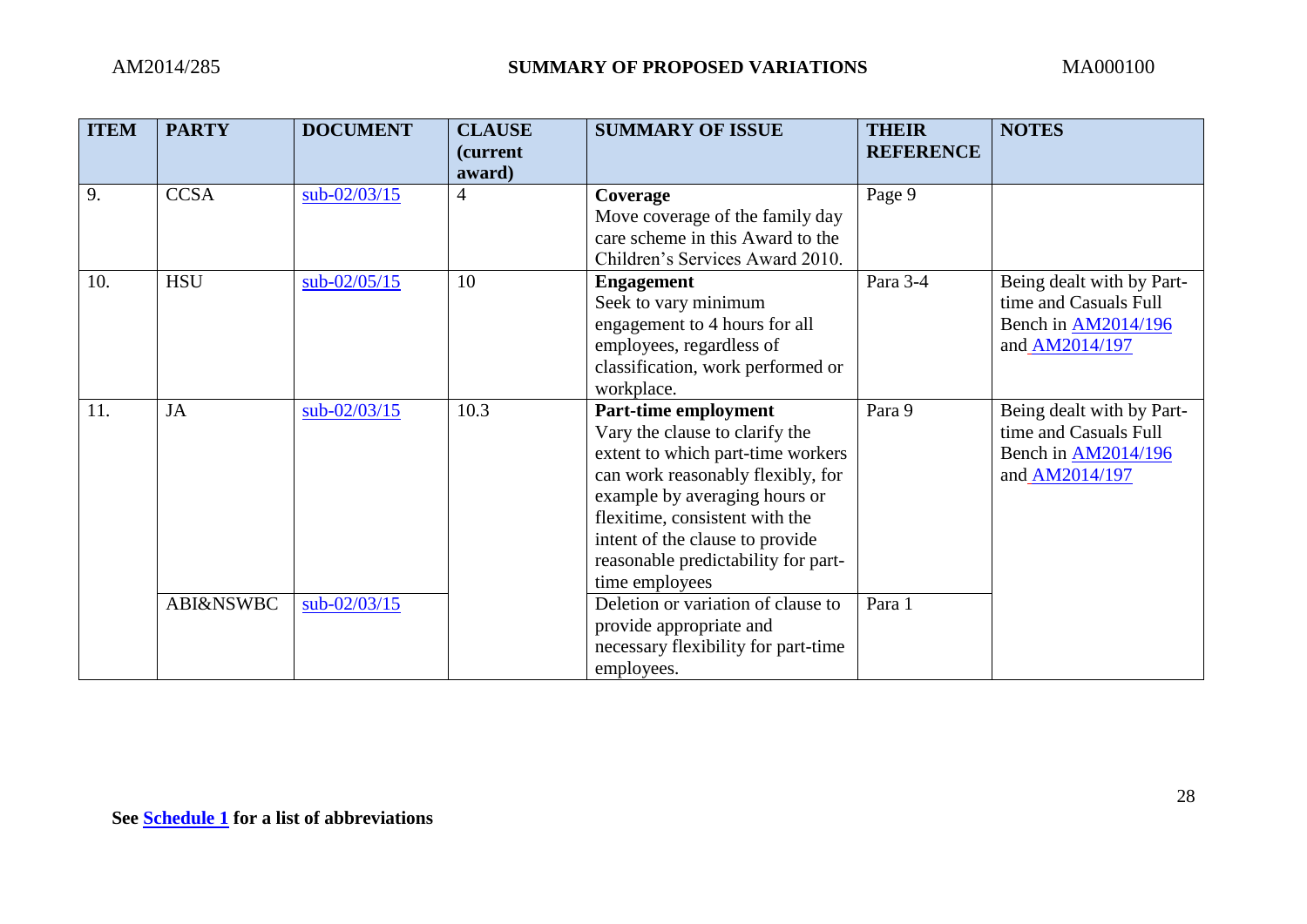| ITEM | PARTY | DOCUMENT | CLAUSE (current award) | SUMMARY OF ISSUE | THEIR REFERENCE | NOTES |
|---|---|---|---|---|---|---|
| 9. | CCSA | sub-02/03/15 | 4 | **Coverage** Move coverage of the family day care scheme in this Award to the Children's Services Award 2010. | Page 9 | |
| 10. | HSU | sub-02/05/15 | 10 | **Engagement** Seek to vary minimum engagement to 4 hours for all employees, regardless of classification, work performed or workplace. | Para 3-4 | Being dealt with by Part-time and Casuals Full Bench in AM2014/196 and AM2014/197 |
| 11. | JA | sub-02/03/15 | 10.3 | **Part-time employment** Vary the clause to clarify the extent to which part-time workers can work reasonably flexibly, for example by averaging hours or flexitime, consistent with the intent of the clause to provide reasonable predictability for part-time employees | Para 9 | Being dealt with by Part-time and Casuals Full Bench in AM2014/196 and AM2014/197 |
| | ABI&NSWBC | sub-02/03/15 | | Deletion or variation of clause to provide appropriate and necessary flexibility for part-time employees. | Para 1 | |

**See Schedule 1 for a list of abbreviations**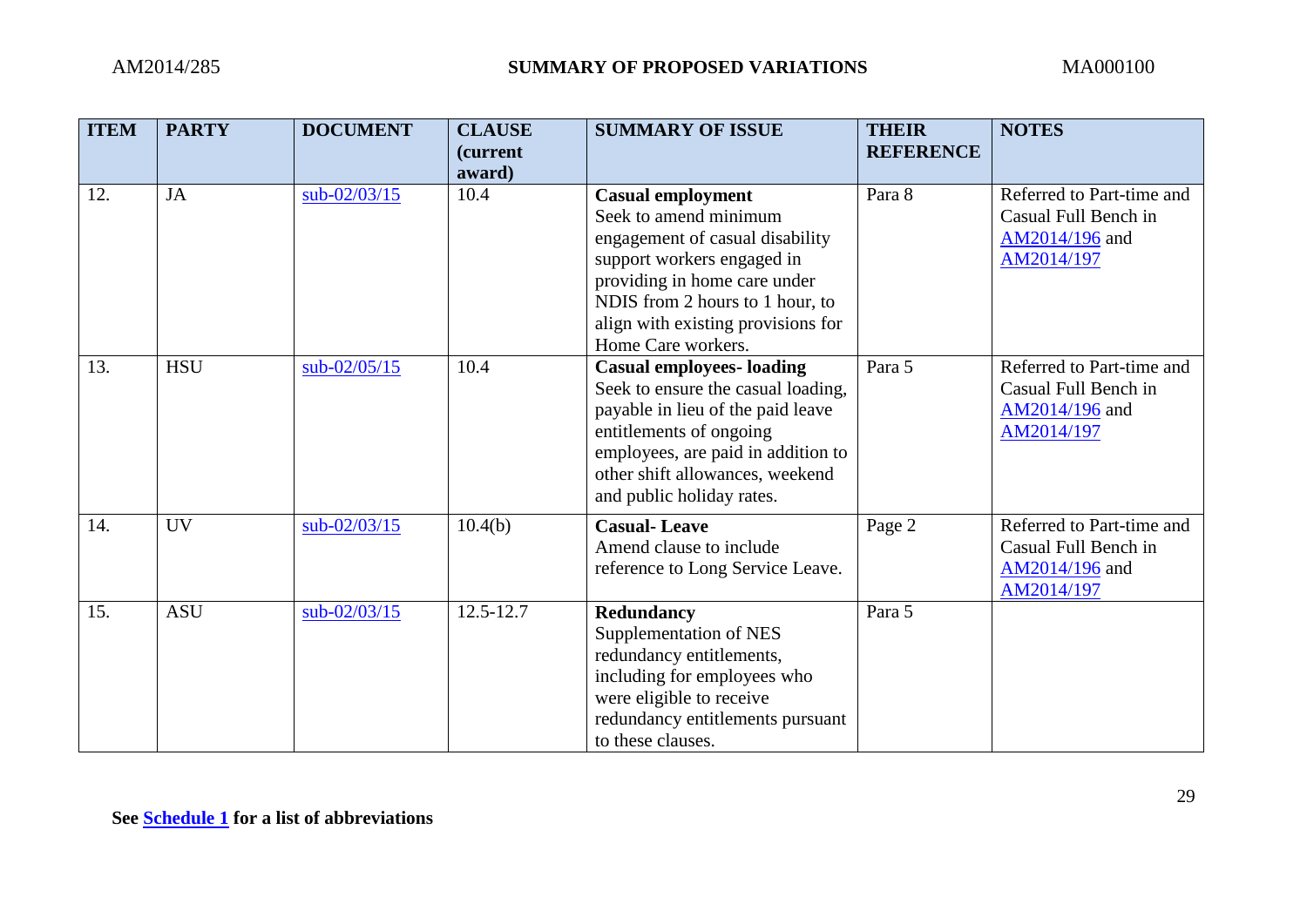| ITEM | PARTY | DOCUMENT | CLAUSE (current award) | SUMMARY OF ISSUE | THEIR REFERENCE | NOTES |
|---|---|---|---|---|---|---|
| 12. | JA | sub-02/03/15 | 10.4 | **Casual employment** Seek to amend minimum engagement of casual disability support workers engaged in providing in home care under NDIS from 2 hours to 1 hour, to align with existing provisions for Home Care workers. | Para 8 | Referred to Part-time and Casual Full Bench in AM2014/196 and AM2014/197 |
| 13. | HSU | sub-02/05/15 | 10.4 | **Casual employees- loading** Seek to ensure the casual loading, payable in lieu of the paid leave entitlements of ongoing employees, are paid in addition to other shift allowances, weekend and public holiday rates. | Para 5 | Referred to Part-time and Casual Full Bench in AM2014/196 and AM2014/197 |
| 14. | UV | sub-02/03/15 | 10.4(b) | **Casual- Leave** Amend clause to include reference to Long Service Leave. | Page 2 | Referred to Part-time and Casual Full Bench in AM2014/196 and AM2014/197 |
| 15. | ASU | sub-02/03/15 | 12.5-12.7 | **Redundancy** Supplementation of NES redundancy entitlements, including for employees who were eligible to receive redundancy entitlements pursuant to these clauses. | Para 5 | |

**See Schedule 1 for a list of abbreviations**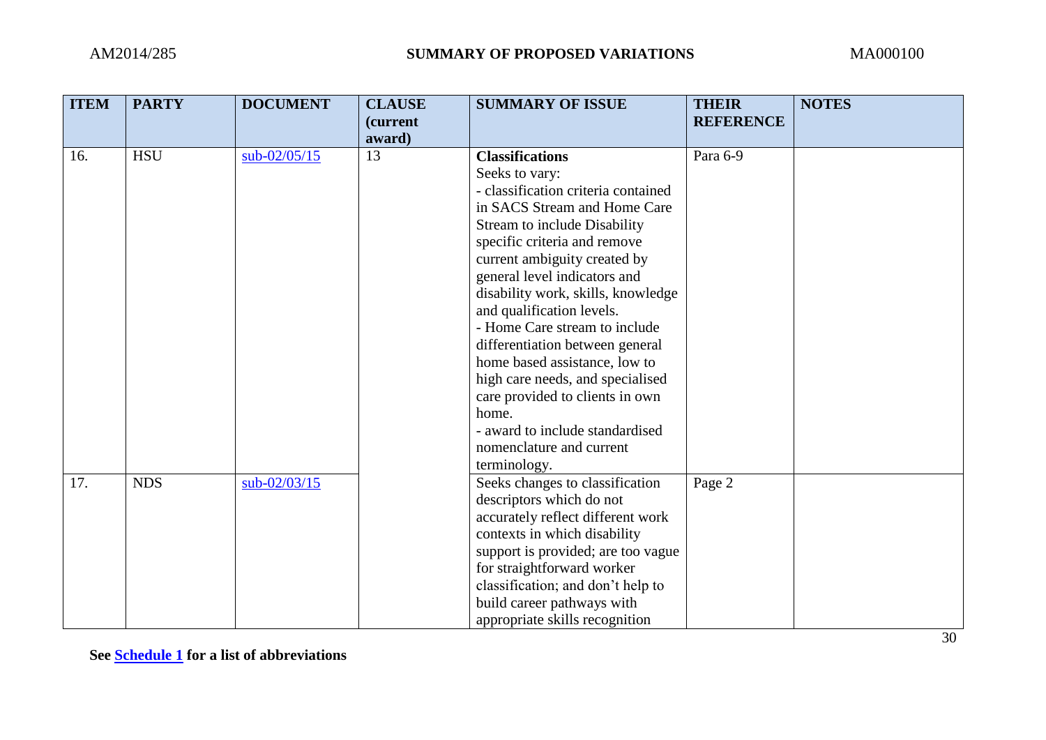| ITEM | PARTY | DOCUMENT | CLAUSE (current award) | SUMMARY OF ISSUE | THEIR REFERENCE | NOTES |
|---|---|---|---|---|---|---|
| 16. | HSU | sub-02/05/15 | 13 | **Classifications**<br>Seeks to vary:<br>- classification criteria contained in SACS Stream and Home Care Stream to include Disability specific criteria and remove current ambiguity created by general level indicators and disability work, skills, knowledge and qualification levels.<br>- Home Care stream to include differentiation between general home based assistance, low to high care needs, and specialised care provided to clients in own home.<br>- award to include standardised nomenclature and current terminology. | Para 6-9 | |
| 17. | NDS | sub-02/03/15 | | Seeks changes to classification descriptors which do not accurately reflect different work contexts in which disability support is provided; are too vague for straightforward worker classification; and don't help to build career pathways with appropriate skills recognition | Page 2 | |

See **Schedule 1** for a list of abbreviations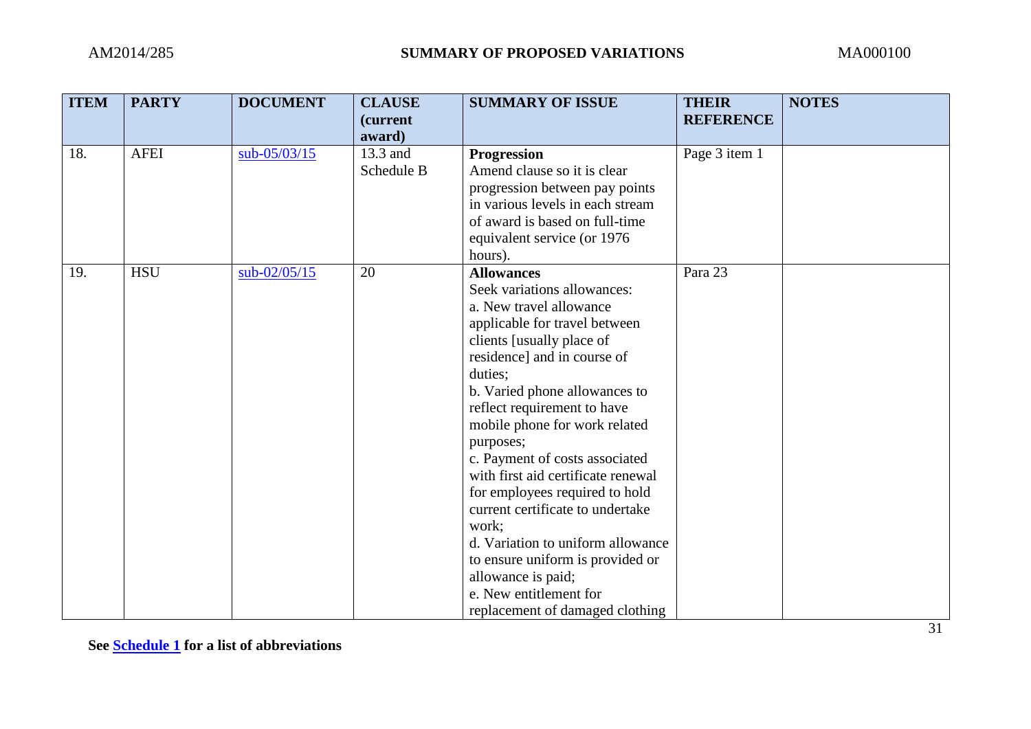| ITEM | PARTY | DOCUMENT | CLAUSE (current award) | SUMMARY OF ISSUE | THEIR REFERENCE | NOTES |
|---|---|---|---|---|---|---|
| 18. | AFEI | sub-05/03/15 | 13.3 and Schedule B | **Progression** Amend clause so it is clear progression between pay points in various levels in each stream of award is based on full-time equivalent service (or 1976 hours). | Page 3 item 1 | |
| 19. | HSU | sub-02/05/15 | 20 | **Allowances** Seek variations allowances: a. New travel allowance applicable for travel between clients [usually place of residence] and in course of duties; b. Varied phone allowances to reflect requirement to have mobile phone for work related purposes; c. Payment of costs associated with first aid certificate renewal for employees required to hold current certificate to undertake work; d. Variation to uniform allowance to ensure uniform is provided or allowance is paid; e. New entitlement for replacement of damaged clothing | Para 23 | |

**See Schedule 1 for a list of abbreviations**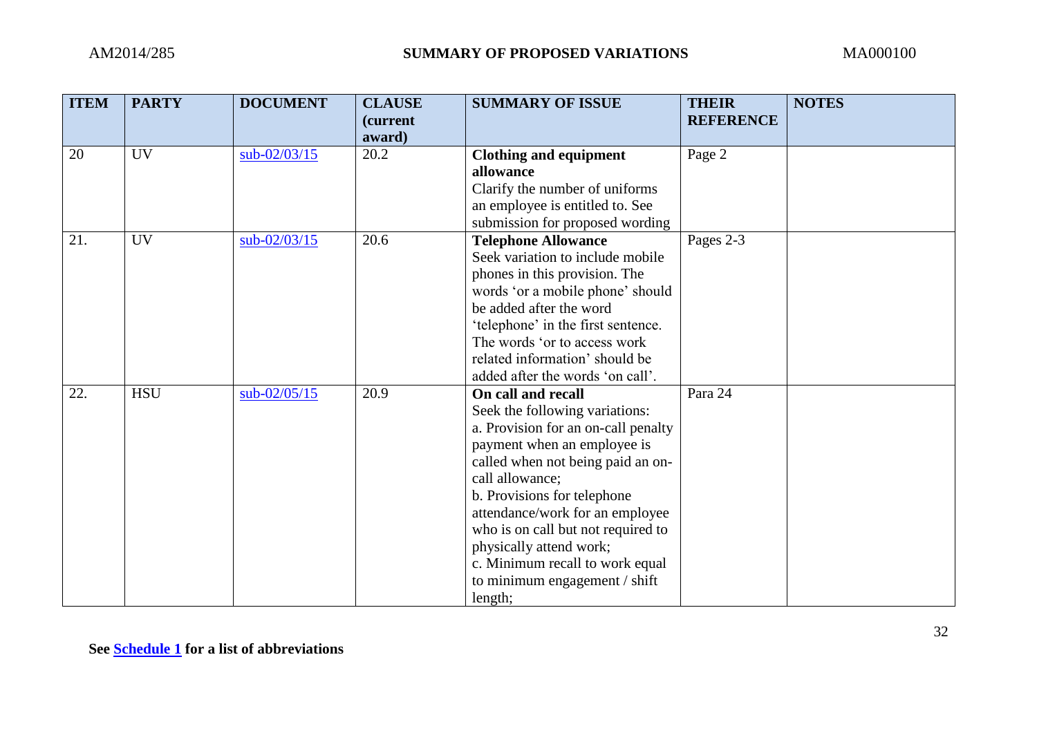| ITEM | PARTY | DOCUMENT | CLAUSE (current award) | SUMMARY OF ISSUE | THEIR REFERENCE | NOTES |
|---|---|---|---|---|---|---|
| 20 | UV | sub-02/03/15 | 20.2 | **Clothing and equipment allowance** Clarify the number of uniforms an employee is entitled to. See submission for proposed wording | Page 2 | |
| 21. | UV | sub-02/03/15 | 20.6 | **Telephone Allowance** Seek variation to include mobile phones in this provision. The words 'or a mobile phone' should be added after the word 'telephone' in the first sentence. The words 'or to access work related information' should be added after the words 'on call'. | Pages 2-3 | |
| 22. | HSU | sub-02/05/15 | 20.9 | **On call and recall** Seek the following variations: a. Provision for an on-call penalty payment when an employee is called when not being paid an on-call allowance; b. Provisions for telephone attendance/work for an employee who is on call but not required to physically attend work; c. Minimum recall to work equal to minimum engagement / shift length; | Para 24 | |

**See Schedule 1 for a list of abbreviations**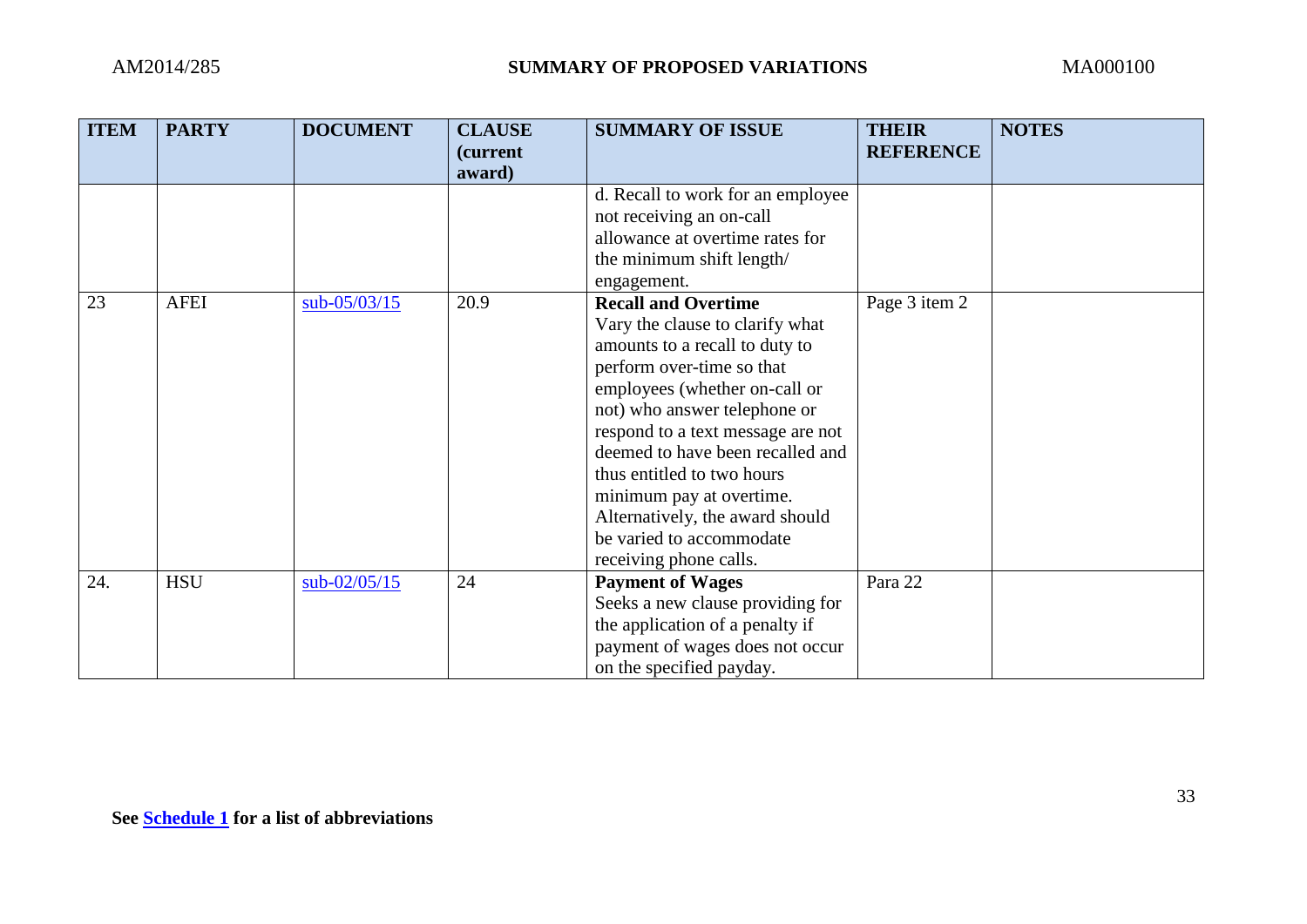| ITEM | PARTY | DOCUMENT | CLAUSE (current award) | SUMMARY OF ISSUE | THEIR REFERENCE | NOTES |
|---|---|---|---|---|---|---|
| | | | | d. Recall to work for an employee not receiving an on-call allowance at overtime rates for the minimum shift length/ engagement. | | |
| 23 | AFEI | sub-05/03/15 | 20.9 | **Recall and Overtime** Vary the clause to clarify what amounts to a recall to duty to perform over-time so that employees (whether on-call or not) who answer telephone or respond to a text message are not deemed to have been recalled and thus entitled to two hours minimum pay at overtime. Alternatively, the award should be varied to accommodate receiving phone calls. | Page 3 item 2 | |
| 24. | HSU | sub-02/05/15 | 24 | **Payment of Wages** Seeks a new clause providing for the application of a penalty if payment of wages does not occur on the specified payday. | Para 22 | |

**See Schedule 1 for a list of abbreviations**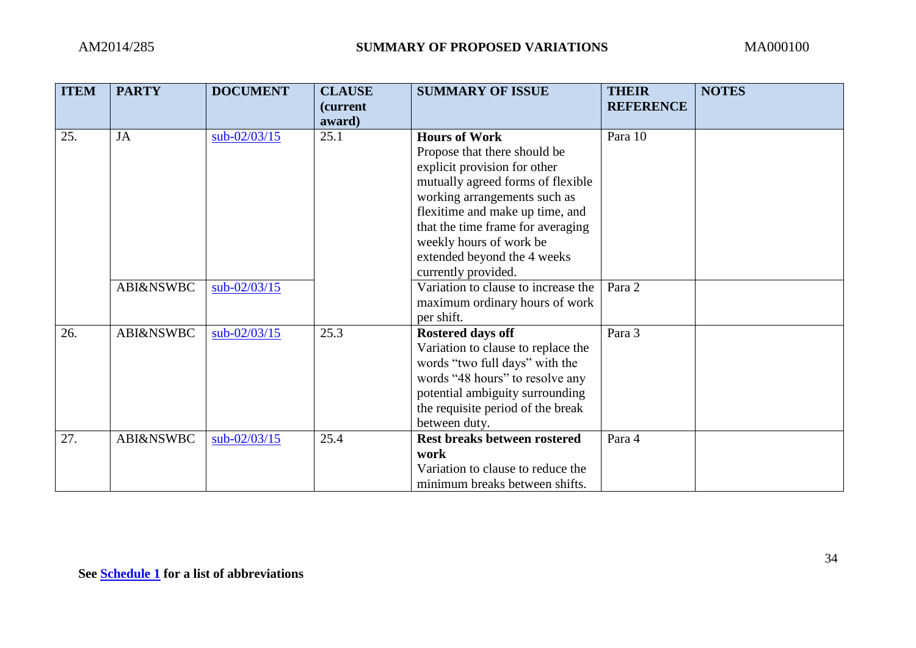| ITEM | PARTY | DOCUMENT | CLAUSE (current award) | SUMMARY OF ISSUE | THEIR REFERENCE | NOTES |
|---|---|---|---|---|---|---|
| 25. | JA | sub-02/03/15 | 25.1 | **Hours of Work** Propose that there should be explicit provision for other mutually agreed forms of flexible working arrangements such as flexitime and make up time, and that the time frame for averaging weekly hours of work be extended beyond the 4 weeks currently provided. | Para 10 | |
| | ABI&NSWBC | sub-02/03/15 | | Variation to clause to increase the maximum ordinary hours of work per shift. | Para 2 | |
| 26. | ABI&NSWBC | sub-02/03/15 | 25.3 | **Rostered days off** Variation to clause to replace the words "two full days" with the words "48 hours" to resolve any potential ambiguity surrounding the requisite period of the break between duty. | Para 3 | |
| 27. | ABI&NSWBC | sub-02/03/15 | 25.4 | **Rest breaks between rostered work** Variation to clause to reduce the minimum breaks between shifts. | Para 4 | |

**See Schedule 1 for a list of abbreviations**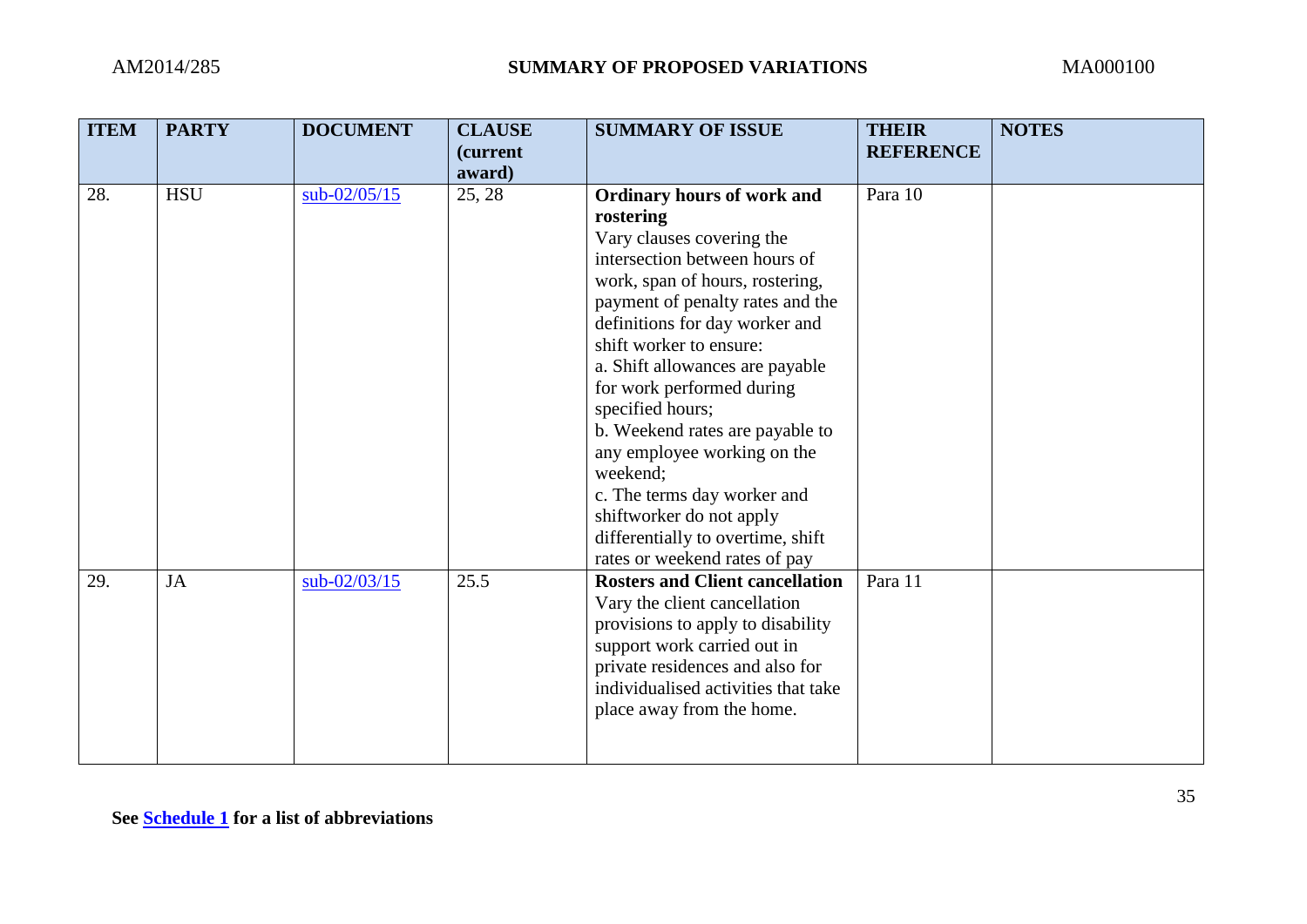| ITEM | PARTY | DOCUMENT | CLAUSE (current award) | SUMMARY OF ISSUE | THEIR REFERENCE | NOTES |
|---|---|---|---|---|---|---|
| 28. | HSU | sub-02/05/15 | 25, 28 | **Ordinary hours of work and rostering** Vary clauses covering the intersection between hours of work, span of hours, rostering, payment of penalty rates and the definitions for day worker and shift worker to ensure: a. Shift allowances are payable for work performed during specified hours; b. Weekend rates are payable to any employee working on the weekend; c. The terms day worker and shiftworker do not apply differentially to overtime, shift rates or weekend rates of pay | Para 10 | |
| 29. | JA | sub-02/03/15 | 25.5 | **Rosters and Client cancellation** Vary the client cancellation provisions to apply to disability support work carried out in private residences and also for individualised activities that take place away from the home. | Para 11 | |

**See Schedule 1 for a list of abbreviations**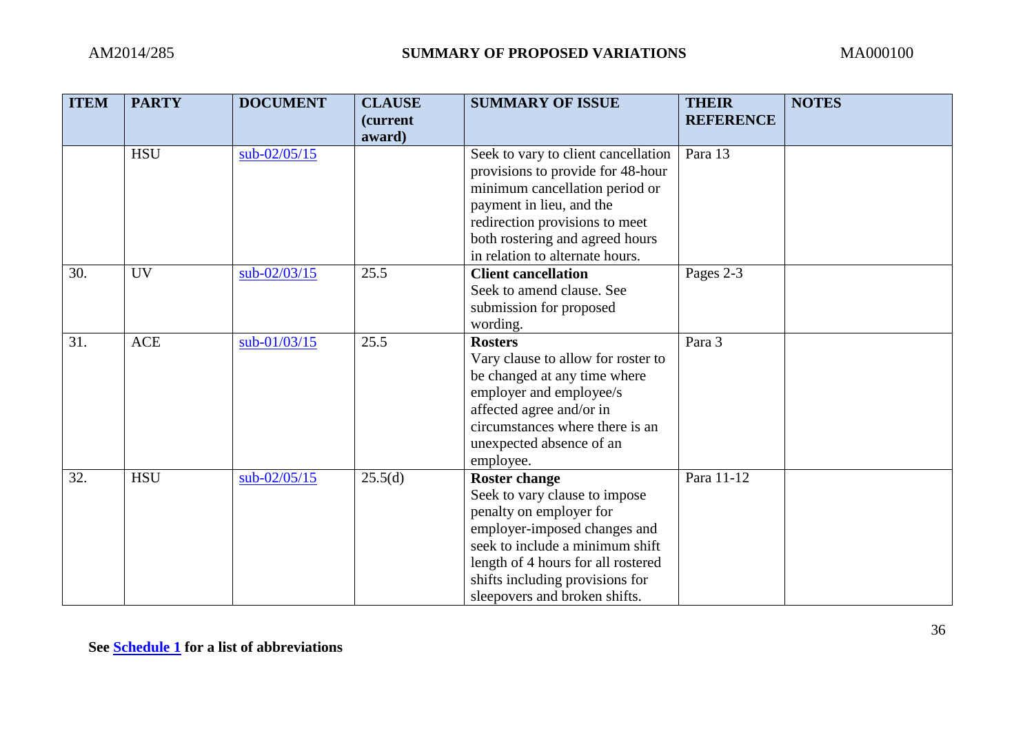| ITEM | PARTY | DOCUMENT | CLAUSE (current award) | SUMMARY OF ISSUE | THEIR REFERENCE | NOTES |
|---|---|---|---|---|---|---|
| | HSU | sub-02/05/15 | | Seek to vary to client cancellation provisions to provide for 48-hour minimum cancellation period or payment in lieu, and the redirection provisions to meet both rostering and agreed hours in relation to alternate hours. | Para 13 | |
| 30. | UV | sub-02/03/15 | 25.5 | **Client cancellation** Seek to amend clause. See submission for proposed wording. | Pages 2-3 | |
| 31. | ACE | sub-01/03/15 | 25.5 | **Rosters** Vary clause to allow for roster to be changed at any time where employer and employee/s affected agree and/or in circumstances where there is an unexpected absence of an employee. | Para 3 | |
| 32. | HSU | sub-02/05/15 | 25.5(d) | **Roster change** Seek to vary clause to impose penalty on employer for employer-imposed changes and seek to include a minimum shift length of 4 hours for all rostered shifts including provisions for sleepovers and broken shifts. | Para 11-12 | |

**See Schedule 1 for a list of abbreviations**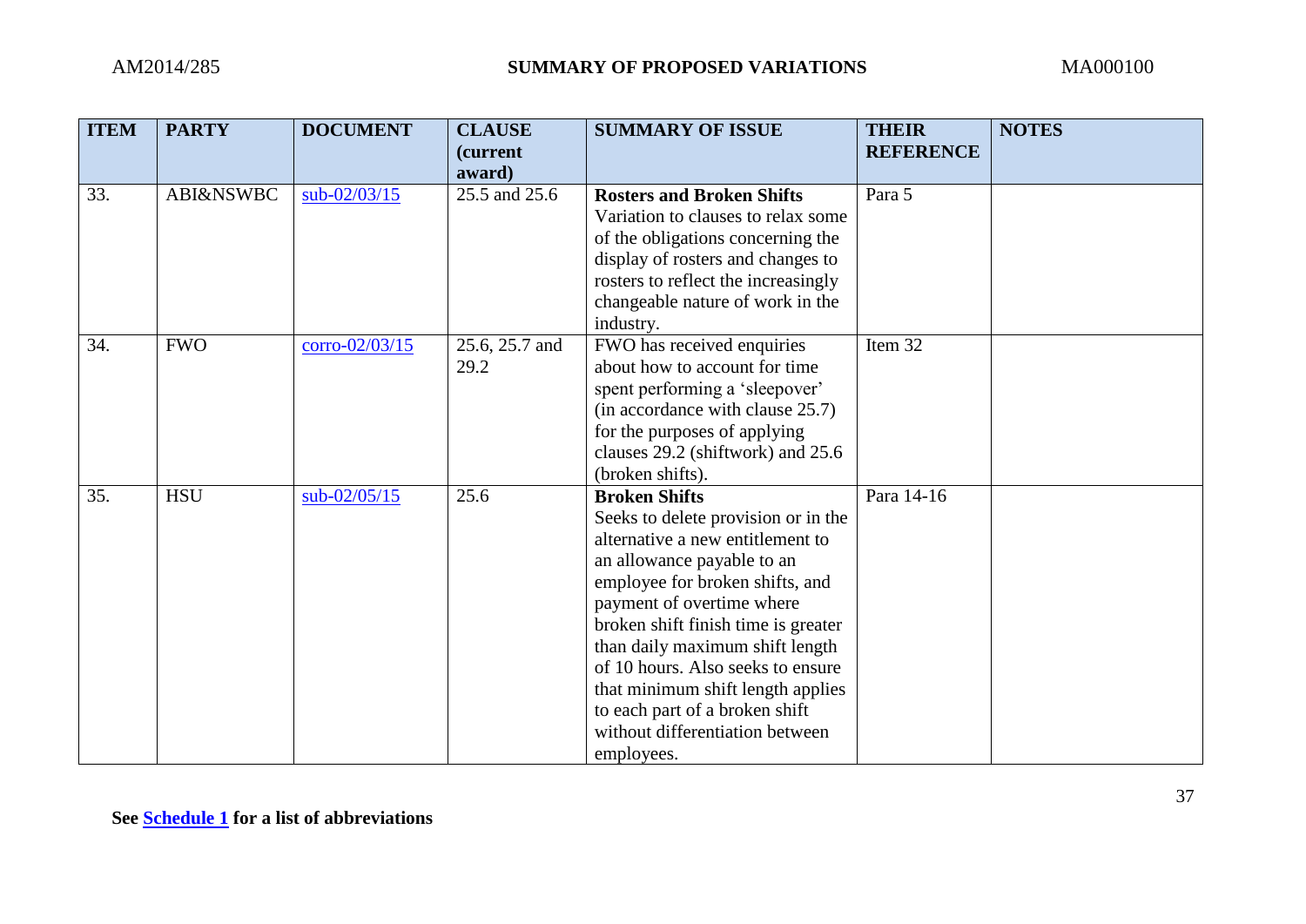| ITEM | PARTY | DOCUMENT | CLAUSE (current award) | SUMMARY OF ISSUE | THEIR REFERENCE | NOTES |
|---|---|---|---|---|---|---|
| 33. | ABI&NSWBC | sub-02/03/15 | 25.5 and 25.6 | **Rosters and Broken Shifts** Variation to clauses to relax some of the obligations concerning the display of rosters and changes to rosters to reflect the increasingly changeable nature of work in the industry. | Para 5 | |
| 34. | FWO | corro-02/03/15 | 25.6, 25.7 and 29.2 | FWO has received enquiries about how to account for time spent performing a 'sleepover' (in accordance with clause 25.7) for the purposes of applying clauses 29.2 (shiftwork) and 25.6 (broken shifts). | Item 32 | |
| 35. | HSU | sub-02/05/15 | 25.6 | **Broken Shifts** Seeks to delete provision or in the alternative a new entitlement to an allowance payable to an employee for broken shifts, and payment of overtime where broken shift finish time is greater than daily maximum shift length of 10 hours. Also seeks to ensure that minimum shift length applies to each part of a broken shift without differentiation between employees. | Para 14-16 | |

**See Schedule 1 for a list of abbreviations**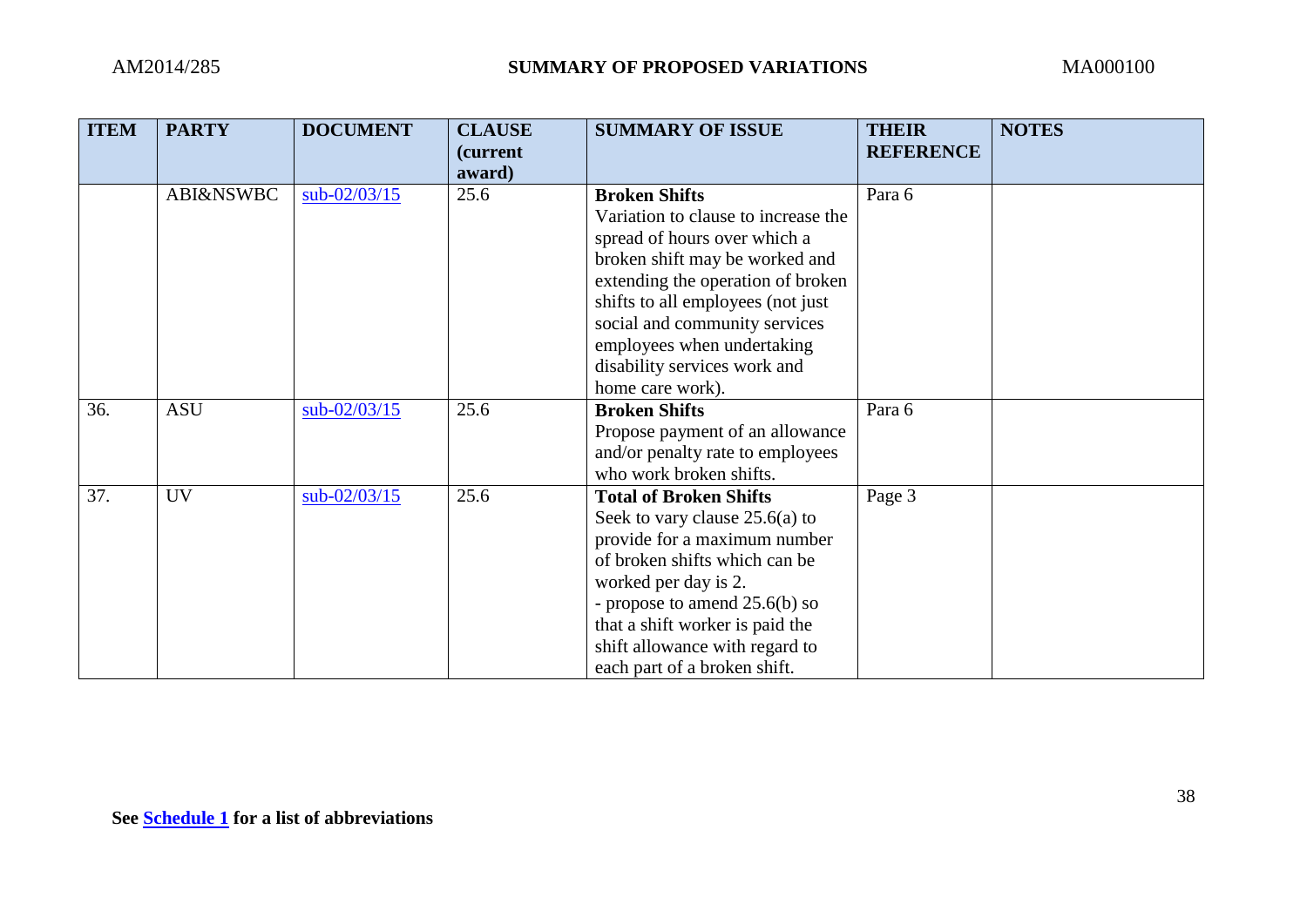| ITEM | PARTY | DOCUMENT | CLAUSE (current award) | SUMMARY OF ISSUE | THEIR REFERENCE | NOTES |
|---|---|---|---|---|---|---|
| | ABI&NSWBC | sub-02/03/15 | 25.6 | **Broken Shifts** Variation to clause to increase the spread of hours over which a broken shift may be worked and extending the operation of broken shifts to all employees (not just social and community services employees when undertaking disability services work and home care work). | Para 6 | |
| 36. | ASU | sub-02/03/15 | 25.6 | **Broken Shifts** Propose payment of an allowance and/or penalty rate to employees who work broken shifts. | Para 6 | |
| 37. | UV | sub-02/03/15 | 25.6 | **Total of Broken Shifts** Seek to vary clause 25.6(a) to provide for a maximum number of broken shifts which can be worked per day is 2. - propose to amend 25.6(b) so that a shift worker is paid the shift allowance with regard to each part of a broken shift. | Page 3 | |

**See Schedule 1 for a list of abbreviations**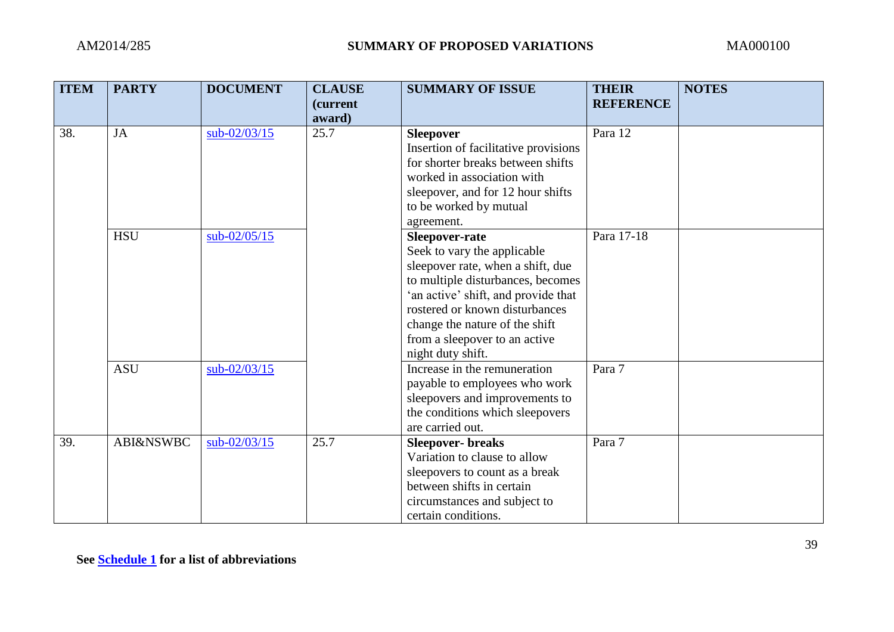| ITEM | PARTY | DOCUMENT | CLAUSE (current award) | SUMMARY OF ISSUE | THEIR REFERENCE | NOTES |
|---|---|---|---|---|---|---|
| 38. | JA | sub-02/03/15 | 25.7 | **Sleepover** Insertion of facilitative provisions for shorter breaks between shifts worked in association with sleepover, and for 12 hour shifts to be worked by mutual agreement. | Para 12 | |
| | HSU | sub-02/05/15 | | **Sleepover-rate** Seek to vary the applicable sleepover rate, when a shift, due to multiple disturbances, becomes 'an active' shift, and provide that rostered or known disturbances change the nature of the shift from a sleepover to an active night duty shift. | Para 17-18 | |
| | ASU | sub-02/03/15 | | Increase in the remuneration payable to employees who work sleepovers and improvements to the conditions which sleepovers are carried out. | Para 7 | |
| 39. | ABI&NSWBC | sub-02/03/15 | 25.7 | **Sleepover- breaks** Variation to clause to allow sleepovers to count as a break between shifts in certain circumstances and subject to certain conditions. | Para 7 | |

**See Schedule 1 for a list of abbreviations**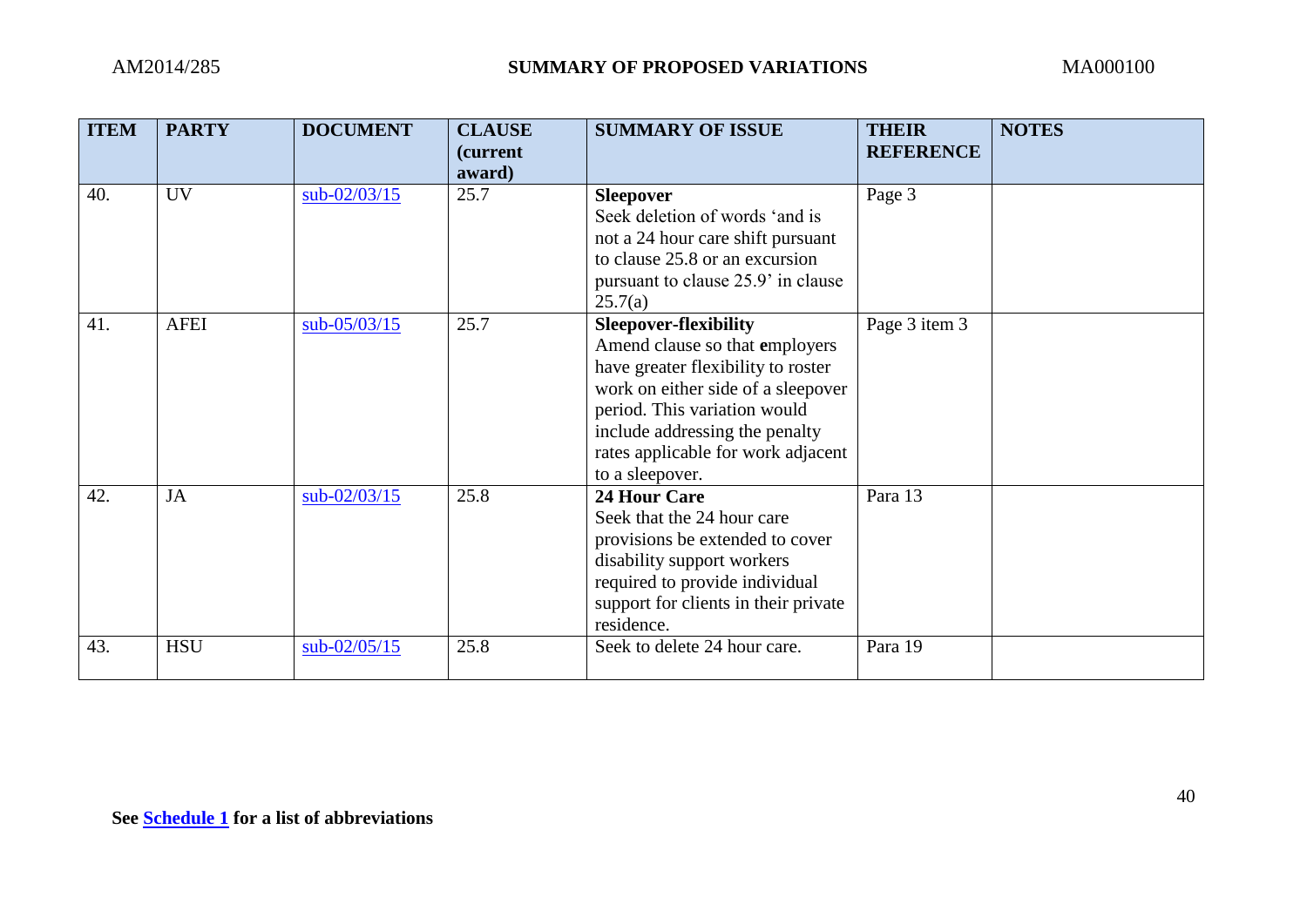| ITEM | PARTY | DOCUMENT | CLAUSE (current award) | SUMMARY OF ISSUE | THEIR REFERENCE | NOTES |
|---|---|---|---|---|---|---|
| 40. | UV | sub-02/03/15 | 25.7 | **Sleepover** Seek deletion of words 'and is not a 24 hour care shift pursuant to clause 25.8 or an excursion pursuant to clause 25.9' in clause 25.7(a) | Page 3 | |
| 41. | AFEI | sub-05/03/15 | 25.7 | **Sleepover-flexibility** Amend clause so that **e**mployers have greater flexibility to roster work on either side of a sleepover period. This variation would include addressing the penalty rates applicable for work adjacent to a sleepover. | Page 3 item 3 | |
| 42. | JA | sub-02/03/15 | 25.8 | **24 Hour Care** Seek that the 24 hour care provisions be extended to cover disability support workers required to provide individual support for clients in their private residence. | Para 13 | |
| 43. | HSU | sub-02/05/15 | 25.8 | Seek to delete 24 hour care. | Para 19 | |

**See Schedule 1 for a list of abbreviations**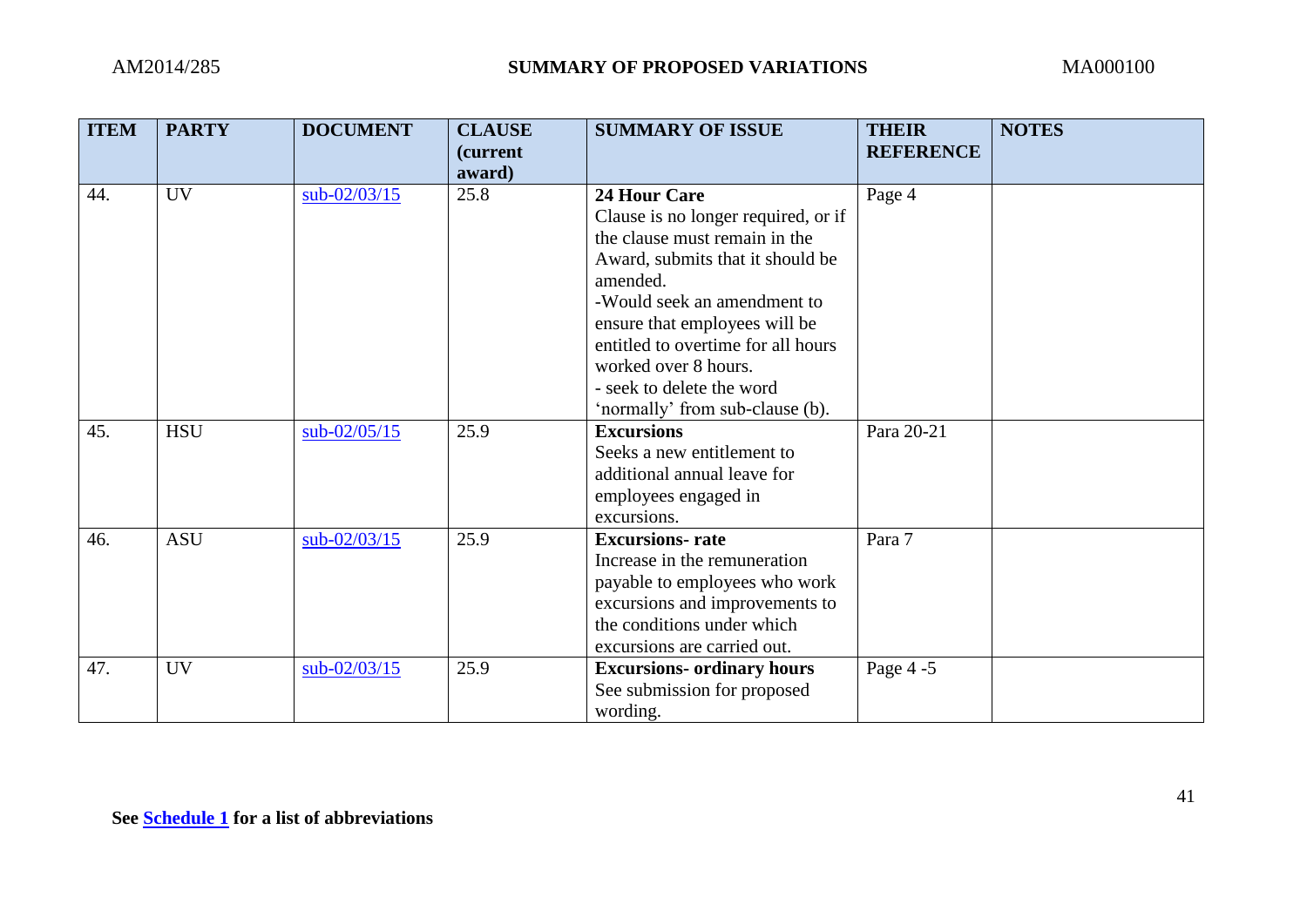| ITEM | PARTY | DOCUMENT | CLAUSE (current award) | SUMMARY OF ISSUE | THEIR REFERENCE | NOTES |
|---|---|---|---|---|---|---|
| 44. | UV | sub-02/03/15 | 25.8 | **24 Hour Care**<br>Clause is no longer required, or if the clause must remain in the Award, submits that it should be amended.<br>-Would seek an amendment to ensure that employees will be entitled to overtime for all hours worked over 8 hours.<br>- seek to delete the word 'normally' from sub-clause (b). | Page 4 | |
| 45. | HSU | sub-02/05/15 | 25.9 | **Excursions**<br>Seeks a new entitlement to additional annual leave for employees engaged in excursions. | Para 20-21 | |
| 46. | ASU | sub-02/03/15 | 25.9 | **Excursions- rate**<br>Increase in the remuneration payable to employees who work excursions and improvements to the conditions under which excursions are carried out. | Para 7 | |
| 47. | UV | sub-02/03/15 | 25.9 | **Excursions- ordinary hours**<br>See submission for proposed wording. | Page 4 -5 | |

**See Schedule 1 for a list of abbreviations**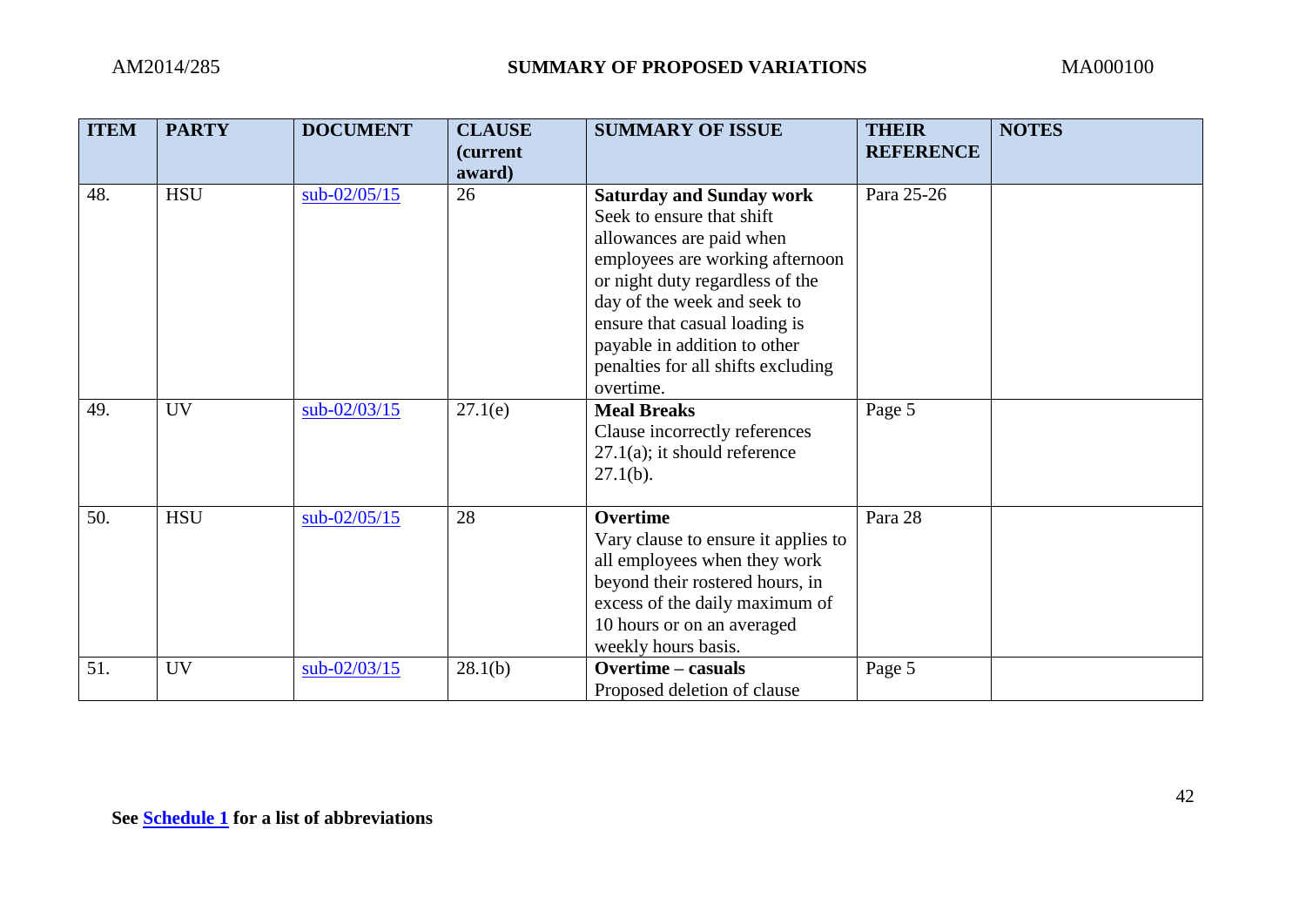| ITEM | PARTY | DOCUMENT | CLAUSE (current award) | SUMMARY OF ISSUE | THEIR REFERENCE | NOTES |
|---|---|---|---|---|---|---|
| 48. | HSU | sub-02/05/15 | 26 | **Saturday and Sunday work** Seek to ensure that shift allowances are paid when employees are working afternoon or night duty regardless of the day of the week and seek to ensure that casual loading is payable in addition to other penalties for all shifts excluding overtime. | Para 25-26 | |
| 49. | UV | sub-02/03/15 | 27.1(e) | **Meal Breaks** Clause incorrectly references 27.1(a); it should reference 27.1(b). | Page 5 | |
| 50. | HSU | sub-02/05/15 | 28 | **Overtime** Vary clause to ensure it applies to all employees when they work beyond their rostered hours, in excess of the daily maximum of 10 hours or on an averaged weekly hours basis. | Para 28 | |
| 51. | UV | sub-02/03/15 | 28.1(b) | **Overtime – casuals** Proposed deletion of clause | Page 5 | |

**See Schedule 1 for a list of abbreviations**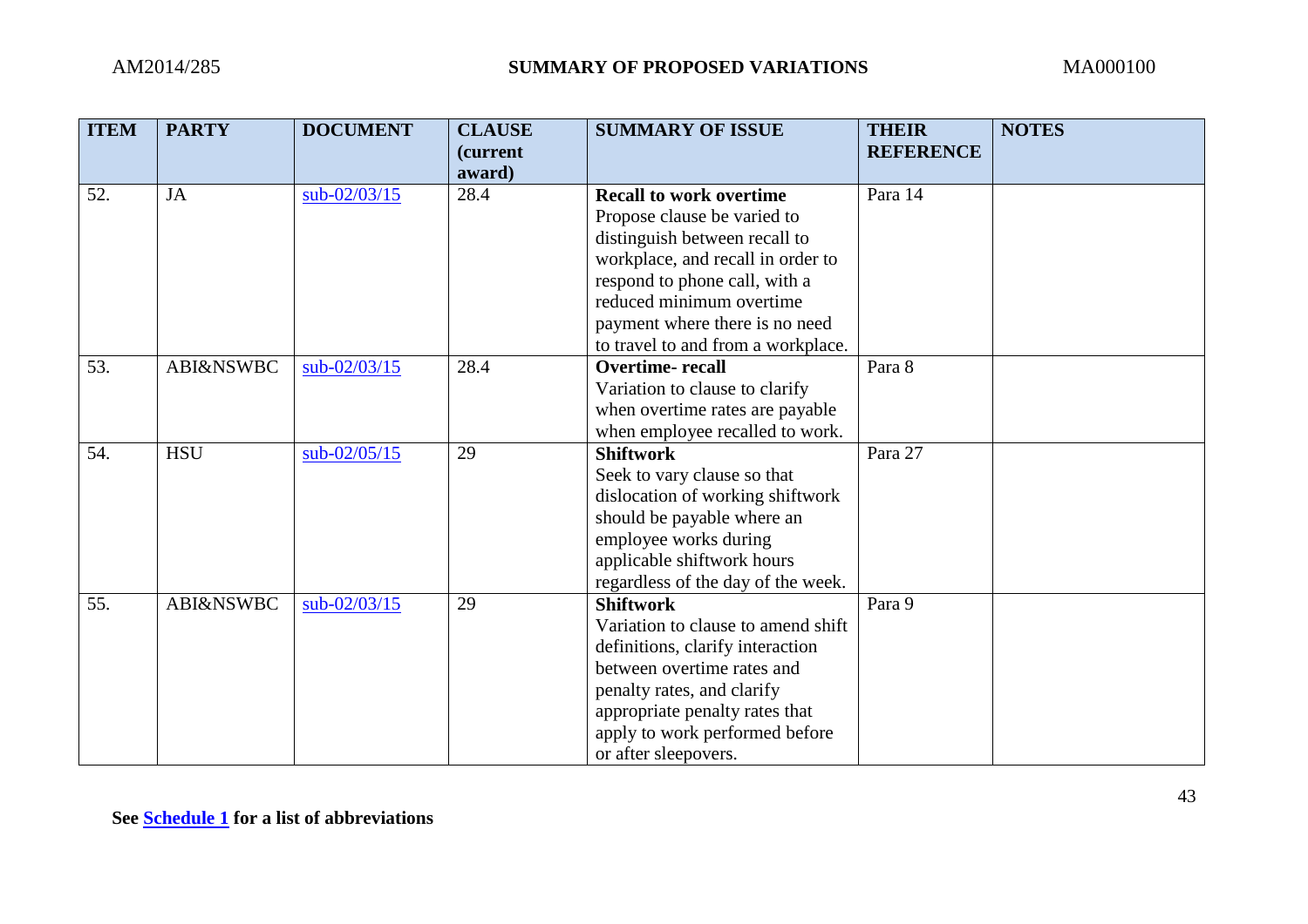| ITEM | PARTY | DOCUMENT | CLAUSE (current award) | SUMMARY OF ISSUE | THEIR REFERENCE | NOTES |
|---|---|---|---|---|---|---|
| 52. | JA | sub-02/03/15 | 28.4 | **Recall to work overtime** Propose clause be varied to distinguish between recall to workplace, and recall in order to respond to phone call, with a reduced minimum overtime payment where there is no need to travel to and from a workplace. | Para 14 | |
| 53. | ABI&NSWBC | sub-02/03/15 | 28.4 | **Overtime- recall** Variation to clause to clarify when overtime rates are payable when employee recalled to work. | Para 8 | |
| 54. | HSU | sub-02/05/15 | 29 | **Shiftwork** Seek to vary clause so that dislocation of working shiftwork should be payable where an employee works during applicable shiftwork hours regardless of the day of the week. | Para 27 | |
| 55. | ABI&NSWBC | sub-02/03/15 | 29 | **Shiftwork** Variation to clause to amend shift definitions, clarify interaction between overtime rates and penalty rates, and clarify appropriate penalty rates that apply to work performed before or after sleepovers. | Para 9 | |

**See Schedule 1 for a list of abbreviations**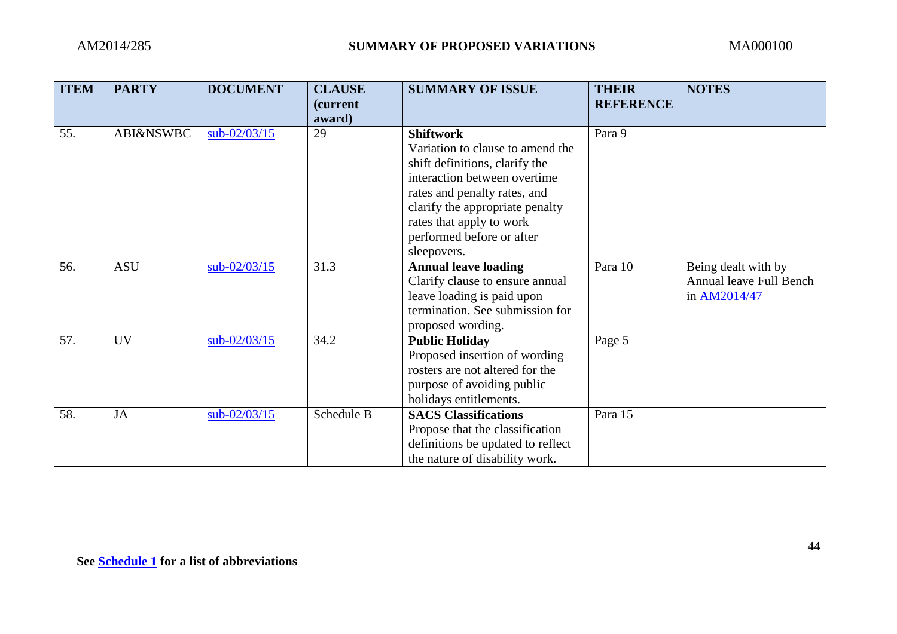| ITEM | PARTY | DOCUMENT | CLAUSE (current award) | SUMMARY OF ISSUE | THEIR REFERENCE | NOTES |
|---|---|---|---|---|---|---|
| 55. | ABI&NSWBC | sub-02/03/15 | 29 | **Shiftwork** Variation to clause to amend the shift definitions, clarify the interaction between overtime rates and penalty rates, and clarify the appropriate penalty rates that apply to work performed before or after sleepovers. | Para 9 | |
| 56. | ASU | sub-02/03/15 | 31.3 | **Annual leave loading** Clarify clause to ensure annual leave loading is paid upon termination. See submission for proposed wording. | Para 10 | Being dealt with by Annual leave Full Bench in AM2014/47 |
| 57. | UV | sub-02/03/15 | 34.2 | **Public Holiday** Proposed insertion of wording rosters are not altered for the purpose of avoiding public holidays entitlements. | Page 5 | |
| 58. | JA | sub-02/03/15 | Schedule B | **SACS Classifications** Propose that the classification definitions be updated to reflect the nature of disability work. | Para 15 | |

**See Schedule 1 for a list of abbreviations**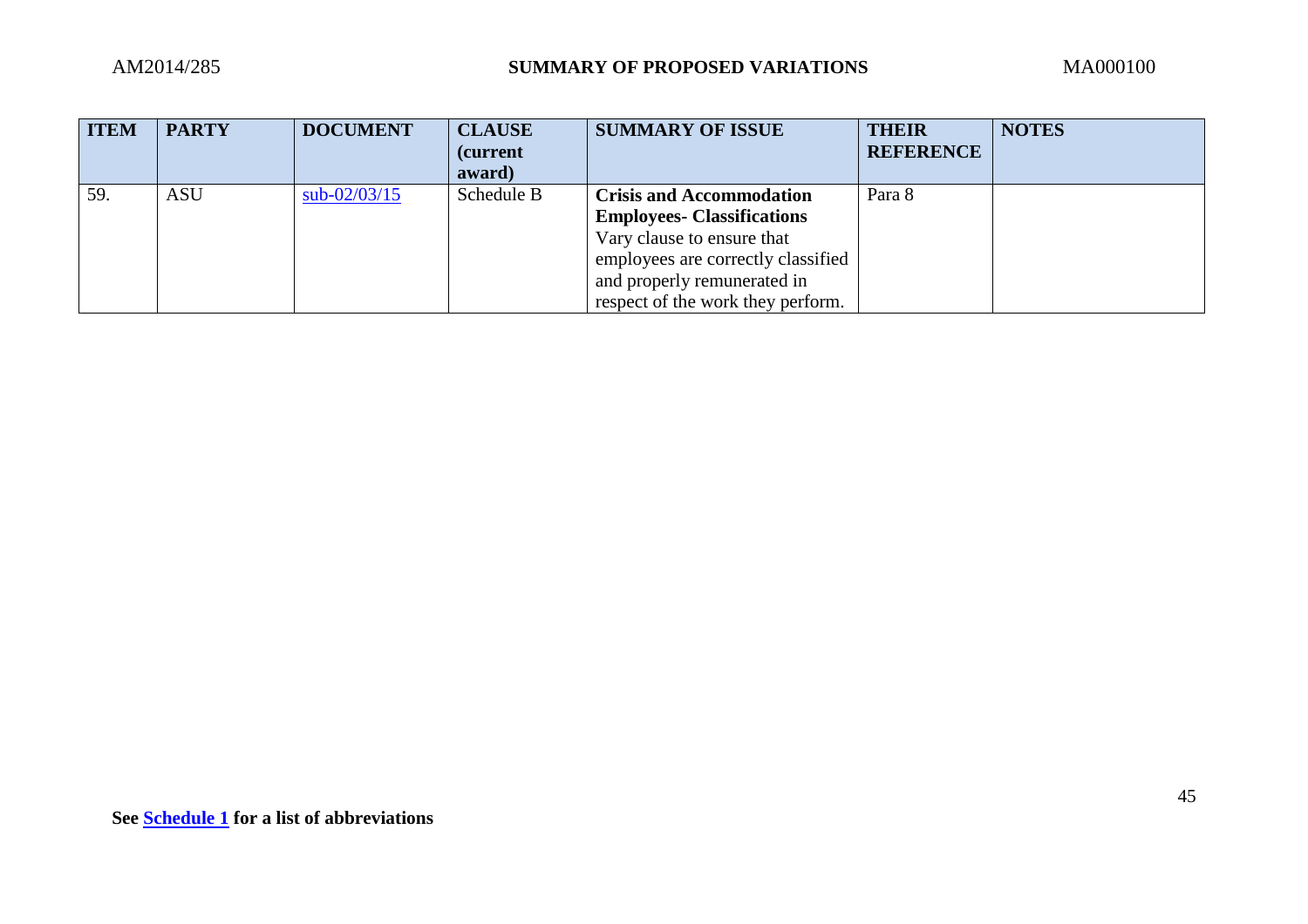| ITEM | PARTY | DOCUMENT | CLAUSE (current award) | SUMMARY OF ISSUE | THEIR REFERENCE | NOTES |
|---|---|---|---|---|---|---|
| 59. | ASU | sub-02/03/15 | Schedule B | **Crisis and Accommodation Employees- Classifications** Vary clause to ensure that employees are correctly classified and properly remunerated in respect of the work they perform. | Para 8 | |

**See Schedule 1 for a list of abbreviations**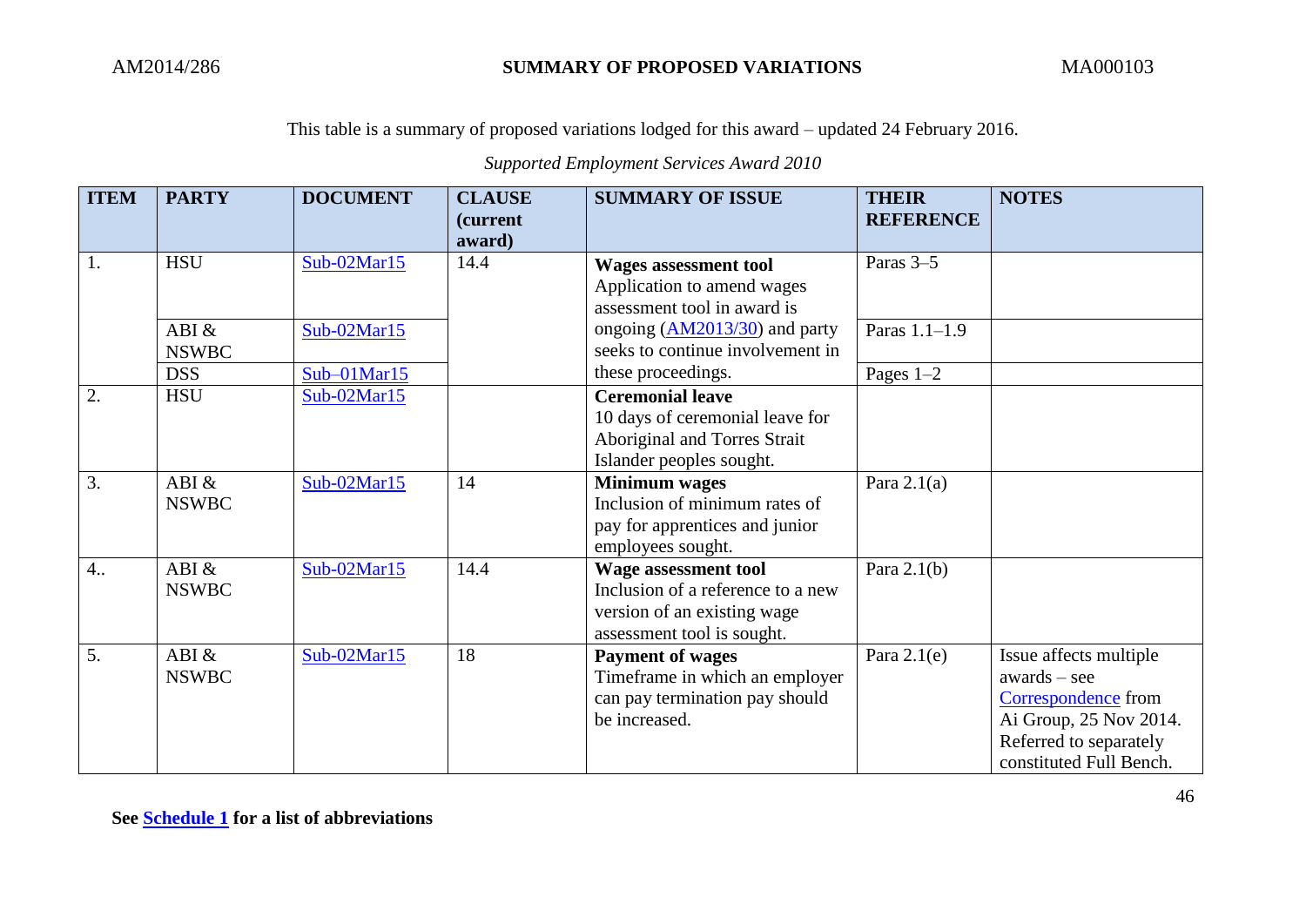This table is a summary of proposed variations lodged for this award – updated 24 February 2016.

*Supported Employment Services Award 2010*

| ITEM | PARTY | DOCUMENT | CLAUSE (current award) | SUMMARY OF ISSUE | THEIR REFERENCE | NOTES |
|---|---|---|---|---|---|---|
| 1. | HSU | Sub-02Mar15 | 14.4 | **Wages assessment tool** Application to amend wages assessment tool in award is ongoing (AM2013/30) and party seeks to continue involvement in these proceedings. | Paras 3–5 | |
| | ABI & NSWBC | Sub-02Mar15 | | | Paras 1.1–1.9 | |
| | DSS | Sub–01Mar15 | | | Pages 1–2 | |
| 2. | HSU | Sub-02Mar15 | | **Ceremonial leave** 10 days of ceremonial leave for Aboriginal and Torres Strait Islander peoples sought. | | |
| 3. | ABI & NSWBC | Sub-02Mar15 | 14 | **Minimum wages** Inclusion of minimum rates of pay for apprentices and junior employees sought. | Para 2.1(a) | |
| 4.. | ABI & NSWBC | Sub-02Mar15 | 14.4 | **Wage assessment tool** Inclusion of a reference to a new version of an existing wage assessment tool is sought. | Para 2.1(b) | |
| 5. | ABI & NSWBC | Sub-02Mar15 | 18 | **Payment of wages** Timeframe in which an employer can pay termination pay should be increased. | Para 2.1(e) | Issue affects multiple awards – see Correspondence from Ai Group, 25 Nov 2014. Referred to separately constituted Full Bench. |

**See Schedule 1 for a list of abbreviations**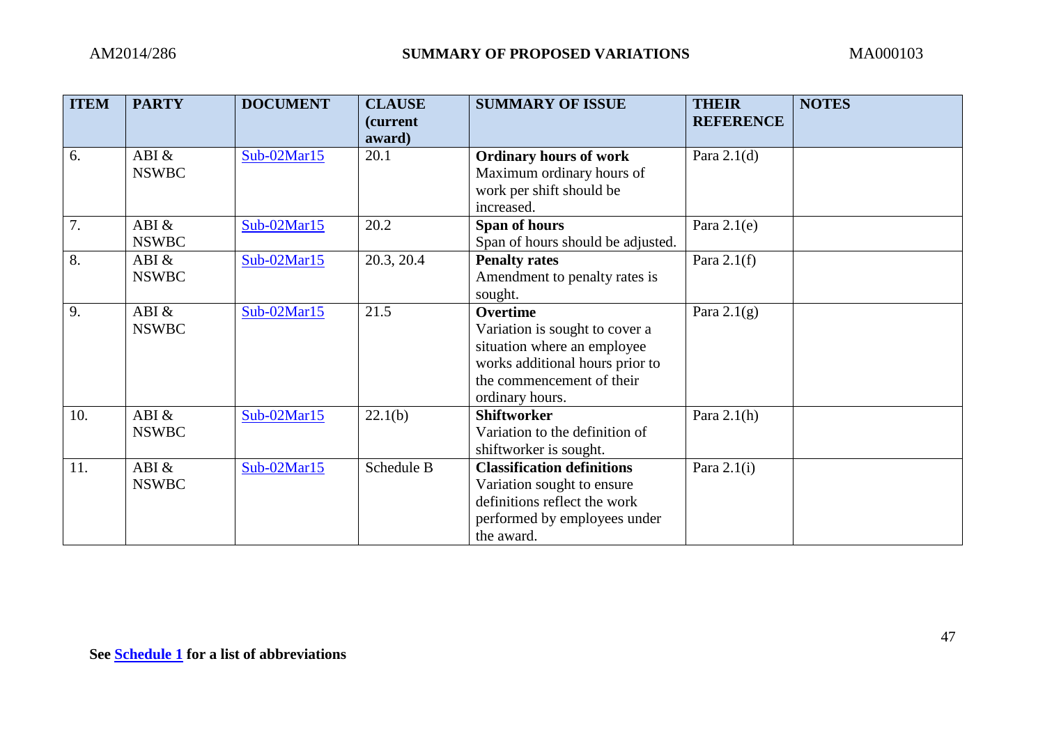| ITEM | PARTY | DOCUMENT | CLAUSE (current award) | SUMMARY OF ISSUE | THEIR REFERENCE | NOTES |
|---|---|---|---|---|---|---|
| 6. | ABI & NSWBC | Sub-02Mar15 | 20.1 | **Ordinary hours of work** Maximum ordinary hours of work per shift should be increased. | Para 2.1(d) | |
| 7. | ABI & NSWBC | Sub-02Mar15 | 20.2 | **Span of hours** Span of hours should be adjusted. | Para 2.1(e) | |
| 8. | ABI & NSWBC | Sub-02Mar15 | 20.3, 20.4 | **Penalty rates** Amendment to penalty rates is sought. | Para 2.1(f) | |
| 9. | ABI & NSWBC | Sub-02Mar15 | 21.5 | **Overtime** Variation is sought to cover a situation where an employee works additional hours prior to the commencement of their ordinary hours. | Para 2.1(g) | |
| 10. | ABI & NSWBC | Sub-02Mar15 | 22.1(b) | **Shiftworker** Variation to the definition of shiftworker is sought. | Para 2.1(h) | |
| 11. | ABI & NSWBC | Sub-02Mar15 | Schedule B | **Classification definitions** Variation sought to ensure definitions reflect the work performed by employees under the award. | Para 2.1(i) | |

**See Schedule 1 for a list of abbreviations**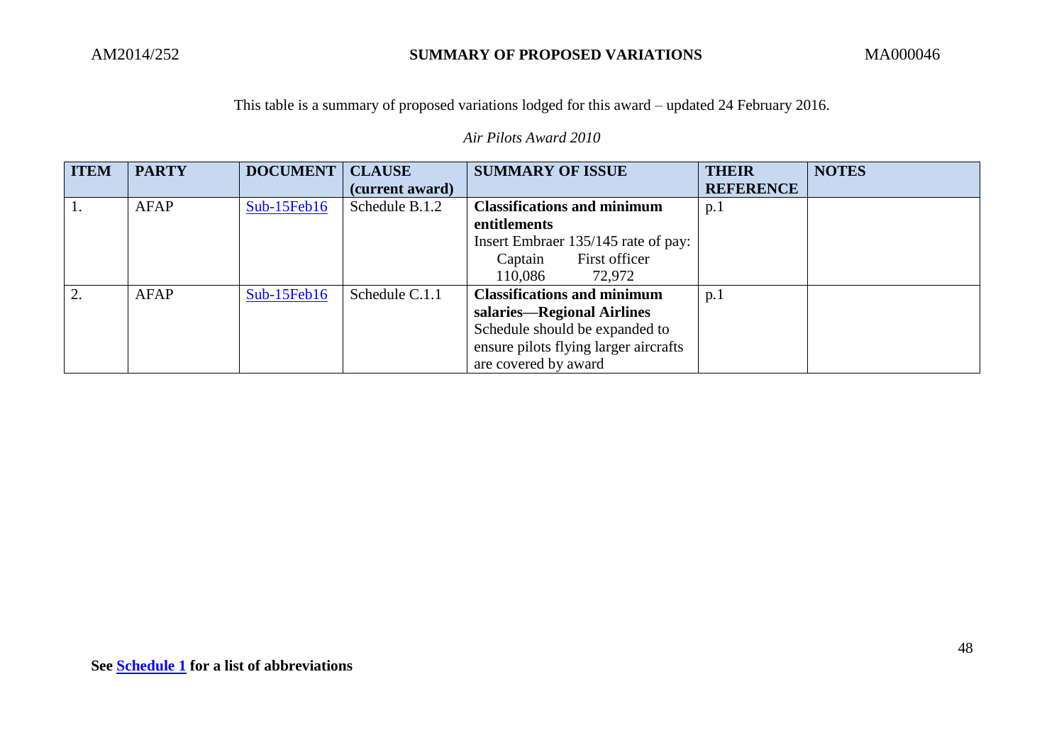AM2014/252 **SUMMARY OF PROPOSED VARIATIONS** MA000046

This table is a summary of proposed variations lodged for this award – updated 24 February 2016.

*Air Pilots Award 2010*

| ITEM | PARTY | DOCUMENT | CLAUSE (current award) | SUMMARY OF ISSUE | THEIR REFERENCE | NOTES |
|---|---|---|---|---|---|---|
| 1. | AFAP | Sub-15Feb16 | Schedule B.1.2 | **Classifications and minimum entitlements** Insert Embraer 135/145 rate of pay: Captain 110,086 First officer 72,972 | p.1 | |
| 2. | AFAP | Sub-15Feb16 | Schedule C.1.1 | **Classifications and minimum salaries—Regional Airlines** Schedule should be expanded to ensure pilots flying larger aircrafts are covered by award | p.1 | |

**See Schedule 1 for a list of abbreviations**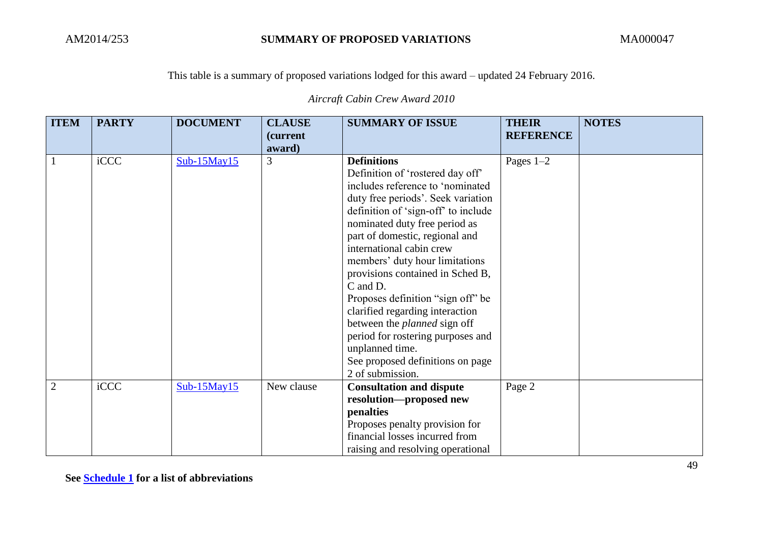This table is a summary of proposed variations lodged for this award – updated 24 February 2016.

*Aircraft Cabin Crew Award 2010*

| ITEM | PARTY | DOCUMENT | CLAUSE (current award) | SUMMARY OF ISSUE | THEIR REFERENCE | NOTES |
|---|---|---|---|---|---|---|
| 1 | iCCC | Sub-15May15 | 3 | **Definitions**<br>Definition of 'rostered day off' includes reference to 'nominated duty free periods'. Seek variation definition of 'sign-off' to include nominated duty free period as part of domestic, regional and international cabin crew members' duty hour limitations provisions contained in Sched B, C and D.<br>Proposes definition "sign off" be clarified regarding interaction between the *planned* sign off period for rostering purposes and unplanned time.<br>See proposed definitions on page 2 of submission. | Pages 1–2 | |
| 2 | iCCC | Sub-15May15 | New clause | **Consultation and dispute resolution—proposed new penalties**<br>Proposes penalty provision for financial losses incurred from raising and resolving operational | Page 2 | |

**See Schedule 1 for a list of abbreviations**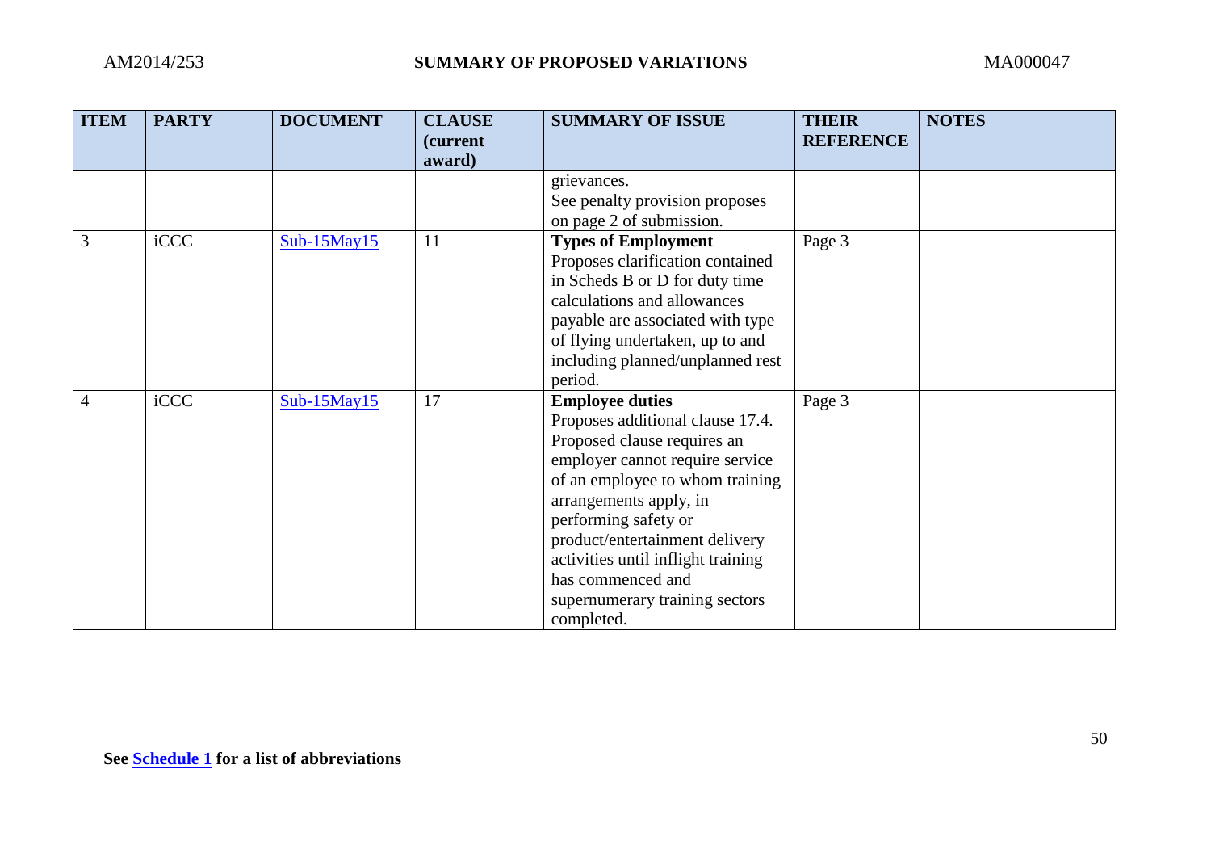| ITEM | PARTY | DOCUMENT | CLAUSE (current award) | SUMMARY OF ISSUE | THEIR REFERENCE | NOTES |
|---|---|---|---|---|---|---|
| | | | | grievances. See penalty provision proposes on page 2 of submission. | | |
| 3 | iCCC | Sub-15May15 | 11 | **Types of Employment** Proposes clarification contained in Scheds B or D for duty time calculations and allowances payable are associated with type of flying undertaken, up to and including planned/unplanned rest period. | Page 3 | |
| 4 | iCCC | Sub-15May15 | 17 | **Employee duties** Proposes additional clause 17.4. Proposed clause requires an employer cannot require service of an employee to whom training arrangements apply, in performing safety or product/entertainment delivery activities until inflight training has commenced and supernumerary training sectors completed. | Page 3 | |

**See Schedule 1 for a list of abbreviations**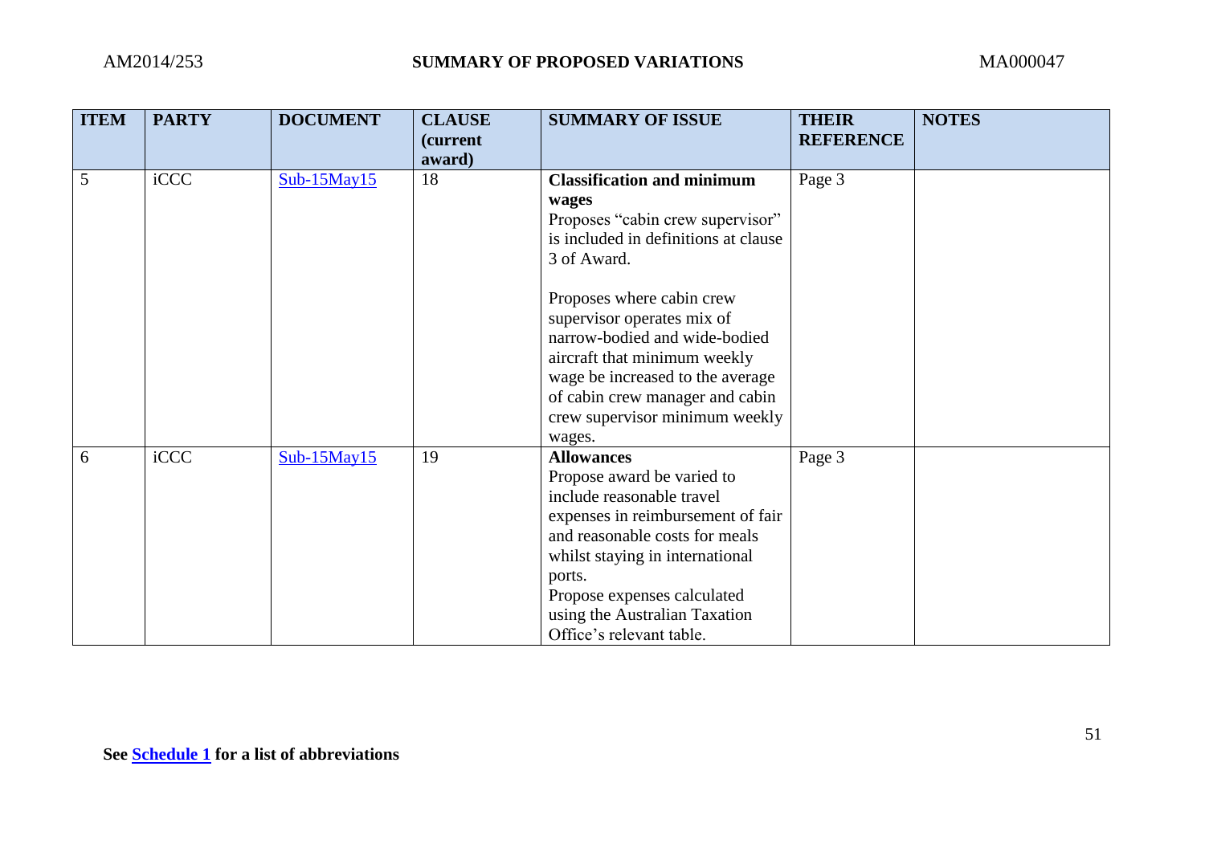| ITEM | PARTY | DOCUMENT | CLAUSE (current award) | SUMMARY OF ISSUE | THEIR REFERENCE | NOTES |
|---|---|---|---|---|---|---|
| 5 | iCCC | Sub-15May15 | 18 | **Classification and minimum wages**<br>Proposes "cabin crew supervisor" is included in definitions at clause 3 of Award.<br><br>Proposes where cabin crew supervisor operates mix of narrow-bodied and wide-bodied aircraft that minimum weekly wage be increased to the average of cabin crew manager and cabin crew supervisor minimum weekly wages. | Page 3 | |
| 6 | iCCC | Sub-15May15 | 19 | **Allowances**<br>Propose award be varied to include reasonable travel expenses in reimbursement of fair and reasonable costs for meals whilst staying in international ports.<br>Propose expenses calculated using the Australian Taxation Office's relevant table. | Page 3 | |

**See Schedule 1 for a list of abbreviations**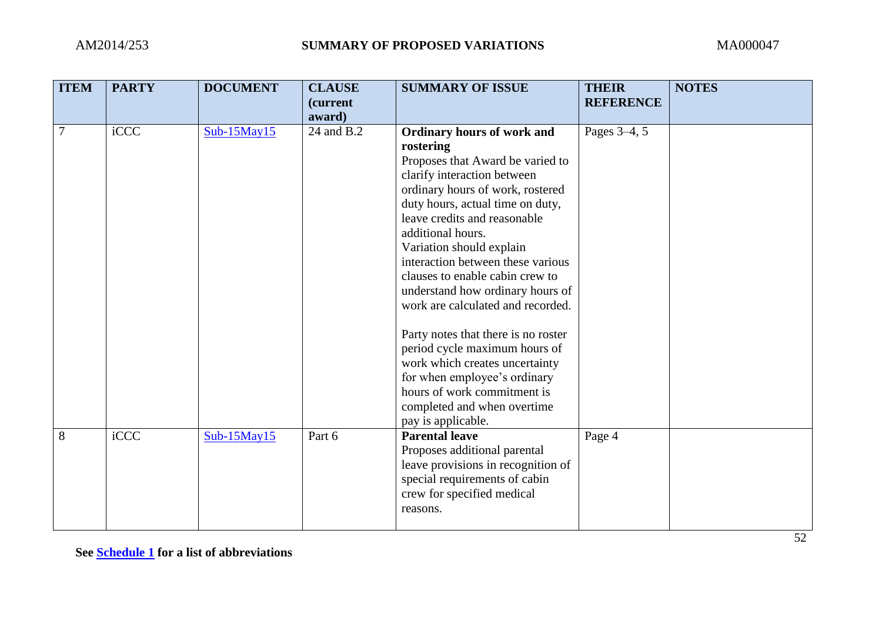| ITEM | PARTY | DOCUMENT | CLAUSE (current award) | SUMMARY OF ISSUE | THEIR REFERENCE | NOTES |
|---|---|---|---|---|---|---|
| 7 | iCCC | Sub-15May15 | 24 and B.2 | **Ordinary hours of work and rostering** Proposes that Award be varied to clarify interaction between ordinary hours of work, rostered duty hours, actual time on duty, leave credits and reasonable additional hours. Variation should explain interaction between these various clauses to enable cabin crew to understand how ordinary hours of work are calculated and recorded.<br><br>Party notes that there is no roster period cycle maximum hours of work which creates uncertainty for when employee's ordinary hours of work commitment is completed and when overtime pay is applicable. | Pages 3–4, 5 | |
| 8 | iCCC | Sub-15May15 | Part 6 | **Parental leave** Proposes additional parental leave provisions in recognition of special requirements of cabin crew for specified medical reasons. | Page 4 | |

**See Schedule 1 for a list of abbreviations**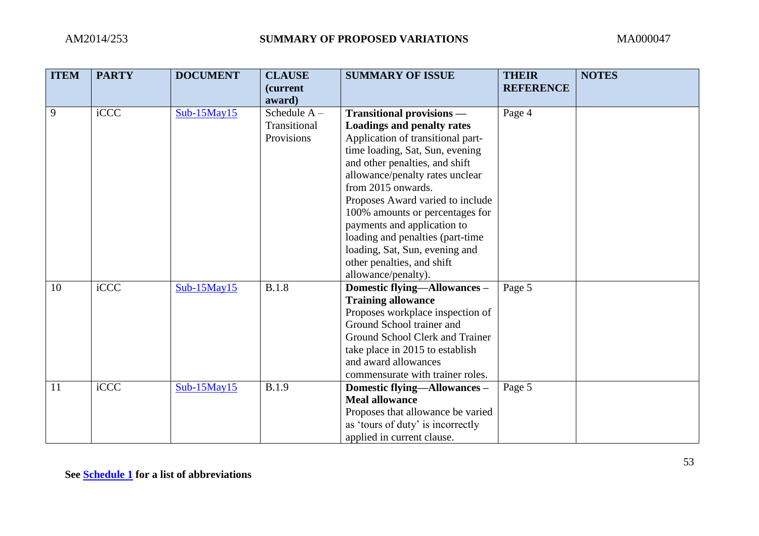| ITEM | PARTY | DOCUMENT | CLAUSE (current award) | SUMMARY OF ISSUE | THEIR REFERENCE | NOTES |
|---|---|---|---|---|---|---|
| 9 | iCCC | Sub-15May15 | Schedule A – Transitional Provisions | **Transitional provisions — Loadings and penalty rates** Application of transitional part-time loading, Sat, Sun, evening and other penalties, and shift allowance/penalty rates unclear from 2015 onwards. Proposes Award varied to include 100% amounts or percentages for payments and application to loading and penalties (part-time loading, Sat, Sun, evening and other penalties, and shift allowance/penalty). | Page 4 | |
| 10 | iCCC | Sub-15May15 | B.1.8 | **Domestic flying—Allowances – Training allowance** Proposes workplace inspection of Ground School trainer and Ground School Clerk and Trainer take place in 2015 to establish and award allowances commensurate with trainer roles. | Page 5 | |
| 11 | iCCC | Sub-15May15 | B.1.9 | **Domestic flying—Allowances – Meal allowance** Proposes that allowance be varied as 'tours of duty' is incorrectly applied in current clause. | Page 5 | |

**See Schedule 1 for a list of abbreviations**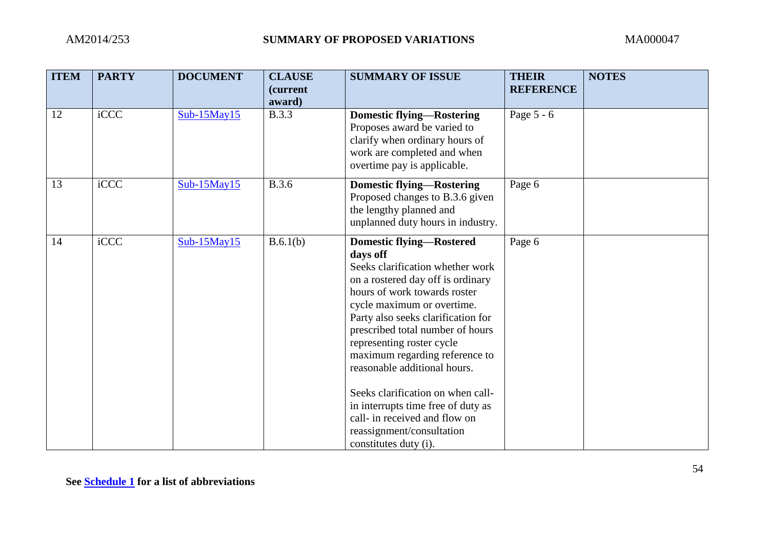| ITEM | PARTY | DOCUMENT | CLAUSE (current award) | SUMMARY OF ISSUE | THEIR REFERENCE | NOTES |
|---|---|---|---|---|---|---|
| 12 | iCCC | Sub-15May15 | B.3.3 | **Domestic flying—Rostering** Proposes award be varied to clarify when ordinary hours of work are completed and when overtime pay is applicable. | Page 5 - 6 | |
| 13 | iCCC | Sub-15May15 | B.3.6 | **Domestic flying—Rostering** Proposed changes to B.3.6 given the lengthy planned and unplanned duty hours in industry. | Page 6 | |
| 14 | iCCC | Sub-15May15 | B.6.1(b) | **Domestic flying—Rostered days off** Seeks clarification whether work on a rostered day off is ordinary hours of work towards roster cycle maximum or overtime. Party also seeks clarification for prescribed total number of hours representing roster cycle maximum regarding reference to reasonable additional hours.<br><br>Seeks clarification on when call-in interrupts time free of duty as call- in received and flow on reassignment/consultation constitutes duty (i). | Page 6 | |

**See Schedule 1 for a list of abbreviations**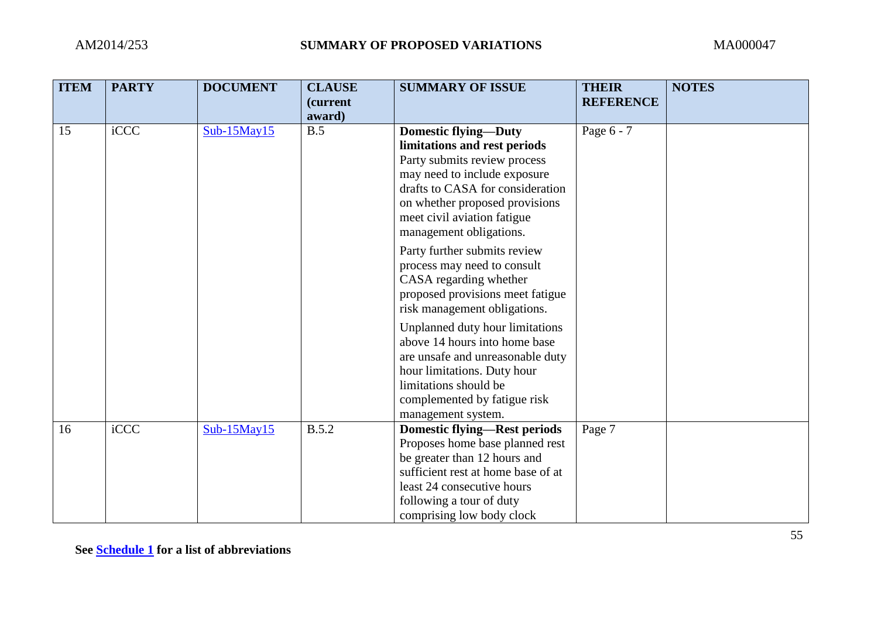| ITEM | PARTY | DOCUMENT | CLAUSE (current award) | SUMMARY OF ISSUE | THEIR REFERENCE | NOTES |
|---|---|---|---|---|---|---|
| 15 | iCCC | Sub-15May15 | B.5 | **Domestic flying—Duty limitations and rest periods** Party submits review process may need to include exposure drafts to CASA for consideration on whether proposed provisions meet civil aviation fatigue management obligations.<br><br>Party further submits review process may need to consult CASA regarding whether proposed provisions meet fatigue risk management obligations.<br><br>Unplanned duty hour limitations above 14 hours into home base are unsafe and unreasonable duty hour limitations. Duty hour limitations should be complemented by fatigue risk management system. | Page 6 - 7 | |
| 16 | iCCC | Sub-15May15 | B.5.2 | **Domestic flying—Rest periods** Proposes home base planned rest be greater than 12 hours and sufficient rest at home base of at least 24 consecutive hours following a tour of duty comprising low body clock | Page 7 | |

**See Schedule 1 for a list of abbreviations**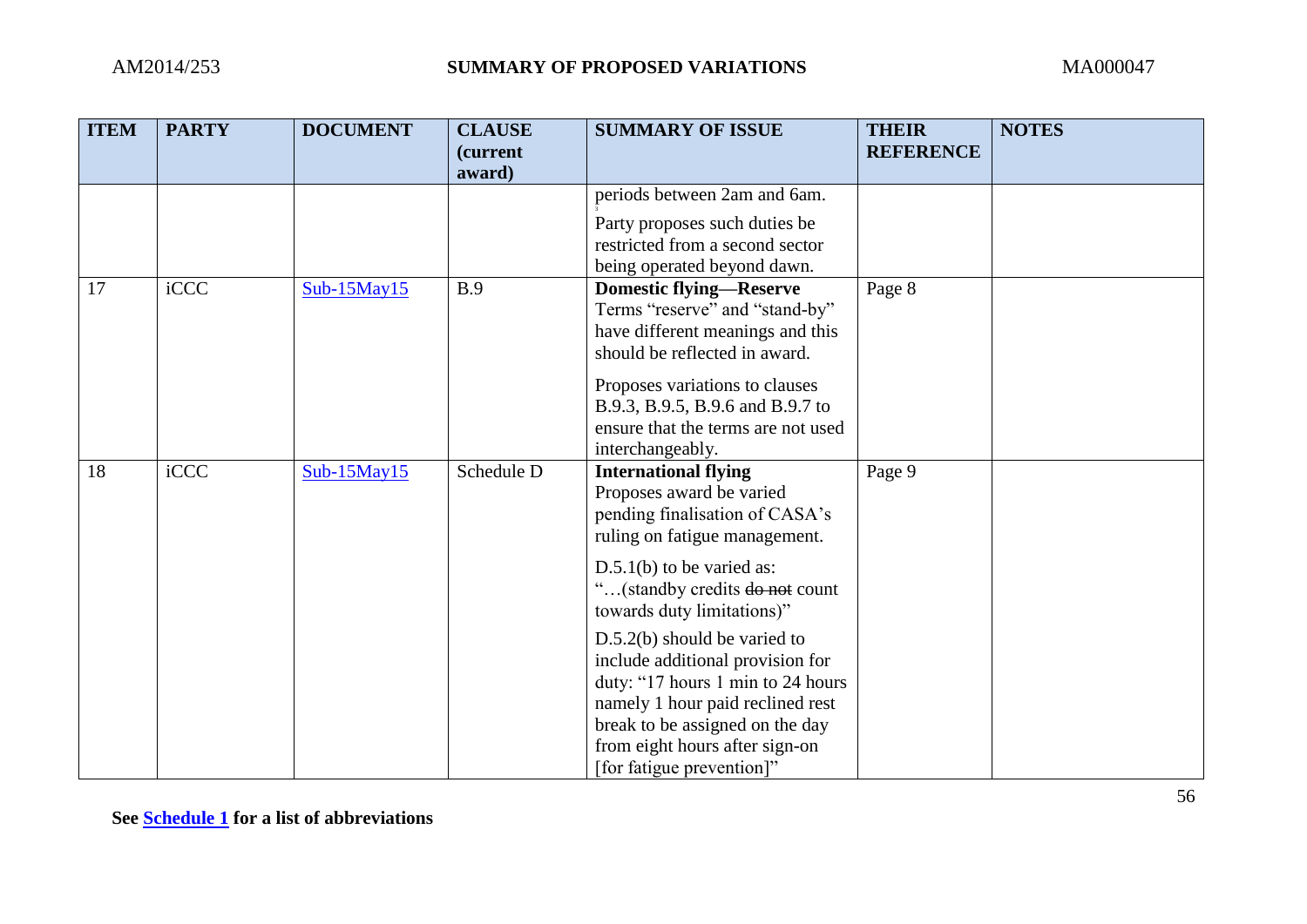| ITEM | PARTY | DOCUMENT | CLAUSE (current award) | SUMMARY OF ISSUE | THEIR REFERENCE | NOTES |
|---|---|---|---|---|---|---|
| | | | | periods between 2am and 6am.<br><br>Party proposes such duties be restricted from a second sector being operated beyond dawn. | | |
| 17 | iCCC | Sub-15May15 | B.9 | **Domestic flying—Reserve**<br>Terms "reserve" and "stand-by" have different meanings and this should be reflected in award.<br><br>Proposes variations to clauses B.9.3, B.9.5, B.9.6 and B.9.7 to ensure that the terms are not used interchangeably. | Page 8 | |
| 18 | iCCC | Sub-15May15 | Schedule D | **International flying**<br>Proposes award be varied pending finalisation of CASA's ruling on fatigue management.<br><br>D.5.1(b) to be varied as: "…(standby credits ~~do not~~ count towards duty limitations)"<br><br>D.5.2(b) should be varied to include additional provision for duty: "17 hours 1 min to 24 hours namely 1 hour paid reclined rest break to be assigned on the day from eight hours after sign-on [for fatigue prevention]" | Page 9 | |

**See Schedule 1 for a list of abbreviations**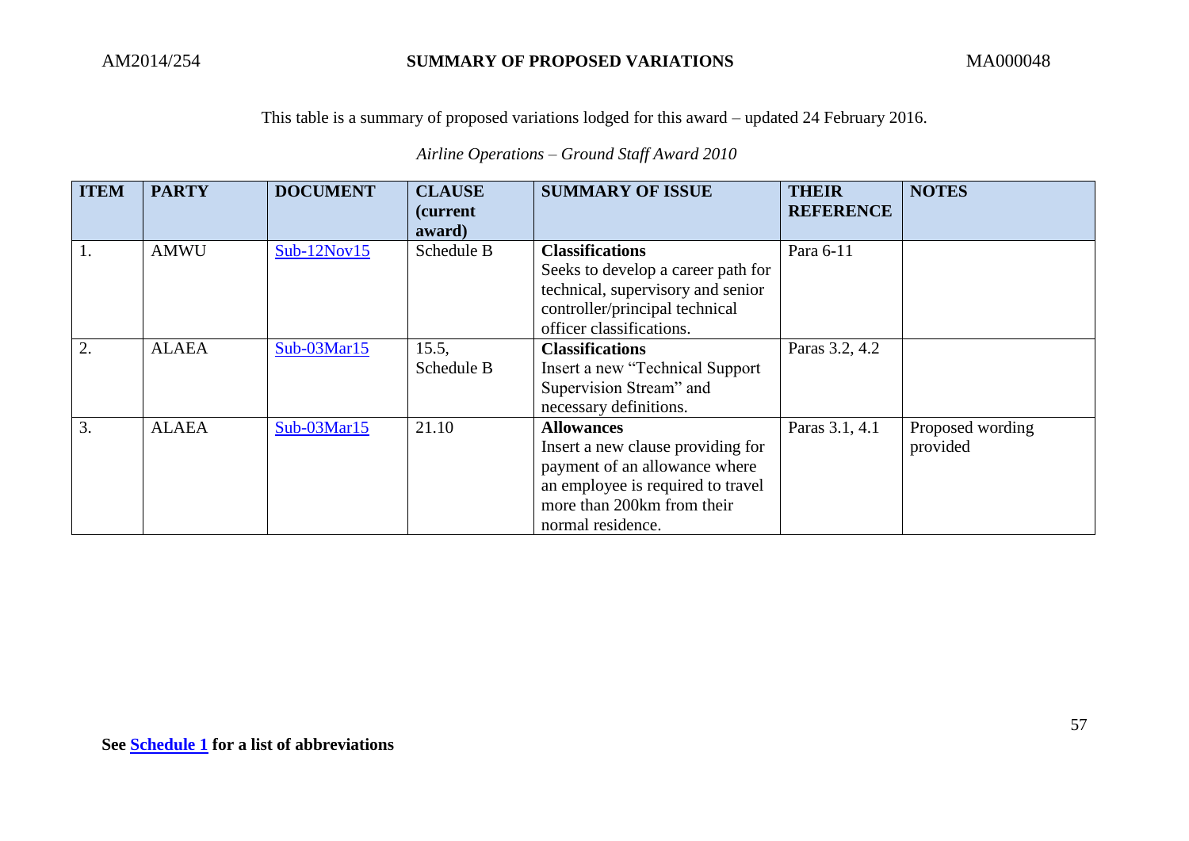AM2014/254 **SUMMARY OF PROPOSED VARIATIONS** MA000048

This table is a summary of proposed variations lodged for this award – updated 24 February 2016.

*Airline Operations – Ground Staff Award 2010*

| ITEM | PARTY | DOCUMENT | CLAUSE (current award) | SUMMARY OF ISSUE | THEIR REFERENCE | NOTES |
|---|---|---|---|---|---|---|
| 1. | AMWU | Sub-12Nov15 | Schedule B | **Classifications** Seeks to develop a career path for technical, supervisory and senior controller/principal technical officer classifications. | Para 6-11 | |
| 2. | ALAEA | Sub-03Mar15 | 15.5, Schedule B | **Classifications** Insert a new "Technical Support Supervision Stream" and necessary definitions. | Paras 3.2, 4.2 | |
| 3. | ALAEA | Sub-03Mar15 | 21.10 | **Allowances** Insert a new clause providing for payment of an allowance where an employee is required to travel more than 200km from their normal residence. | Paras 3.1, 4.1 | Proposed wording provided |

**See Schedule 1 for a list of abbreviations**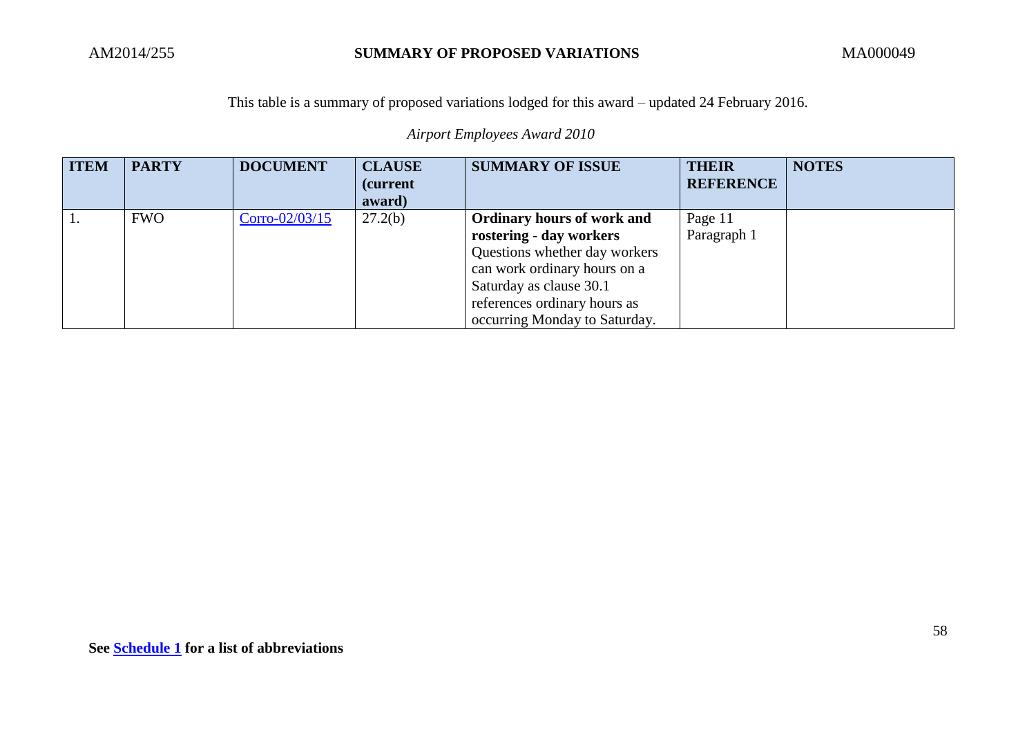This table is a summary of proposed variations lodged for this award – updated 24 February 2016.

*Airport Employees Award 2010*

| ITEM | PARTY | DOCUMENT | CLAUSE (current award) | SUMMARY OF ISSUE | THEIR REFERENCE | NOTES |
|---|---|---|---|---|---|---|
| 1. | FWO | Corro-02/03/15 | 27.2(b) | **Ordinary hours of work and rostering - day workers** Questions whether day workers can work ordinary hours on a Saturday as clause 30.1 references ordinary hours as occurring Monday to Saturday. | Page 11 Paragraph 1 | |

**See Schedule 1 for a list of abbreviations**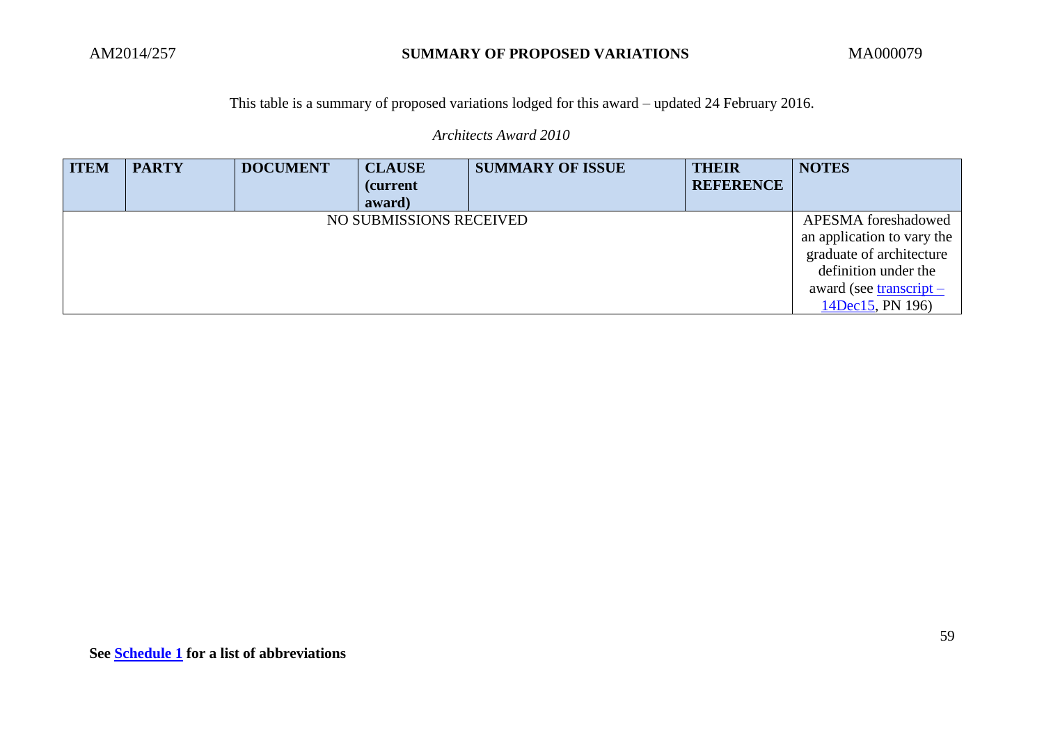AM2014/257 **SUMMARY OF PROPOSED VARIATIONS** MA000079

This table is a summary of proposed variations lodged for this award – updated 24 February 2016.

*Architects Award 2010*

| ITEM | PARTY | DOCUMENT | CLAUSE (current award) | SUMMARY OF ISSUE | THEIR REFERENCE | NOTES |
|---|---|---|---|---|---|---|
| NO SUBMISSIONS RECEIVED | | | | | | APESMA foreshadowed an application to vary the graduate of architecture definition under the award (see transcript – 14Dec15, PN 196) |

**See Schedule 1 for a list of abbreviations**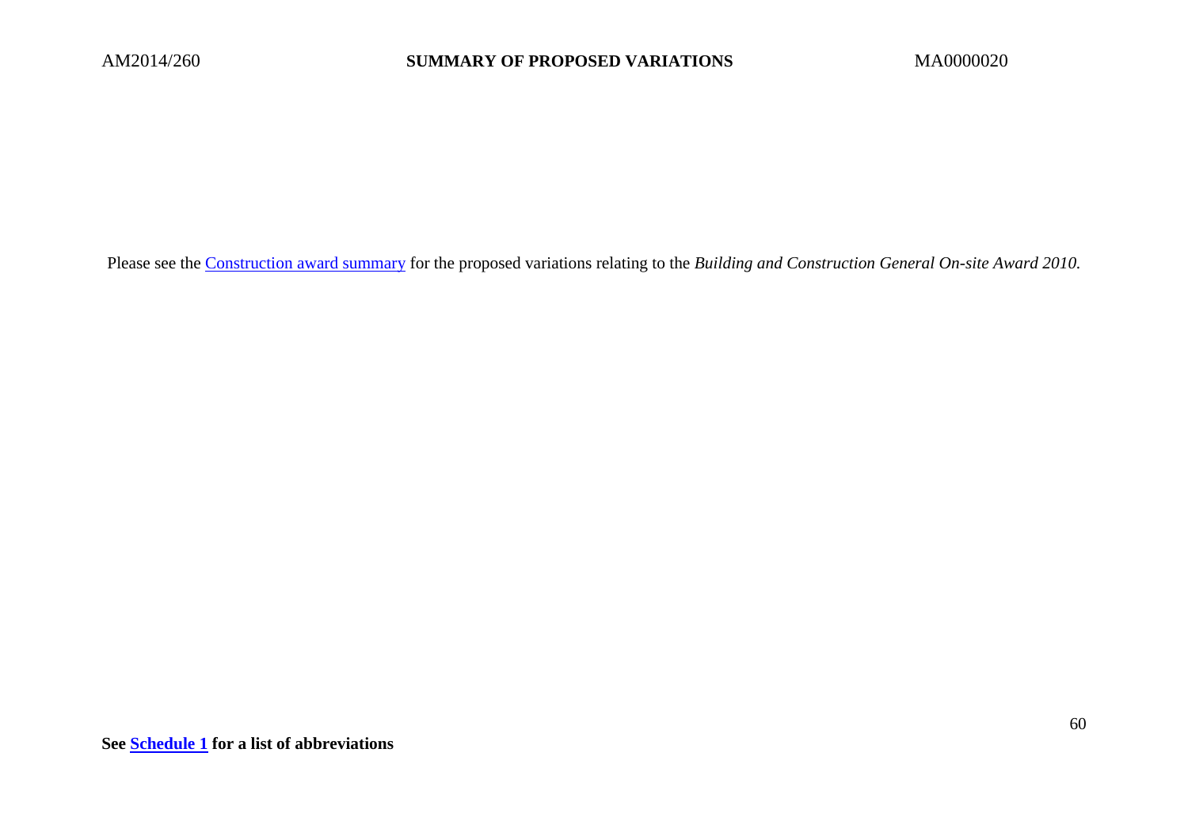Please see the Construction award summary for the proposed variations relating to the *Building and Construction General On-site Award 2010.*

**See Schedule 1 for a list of abbreviations**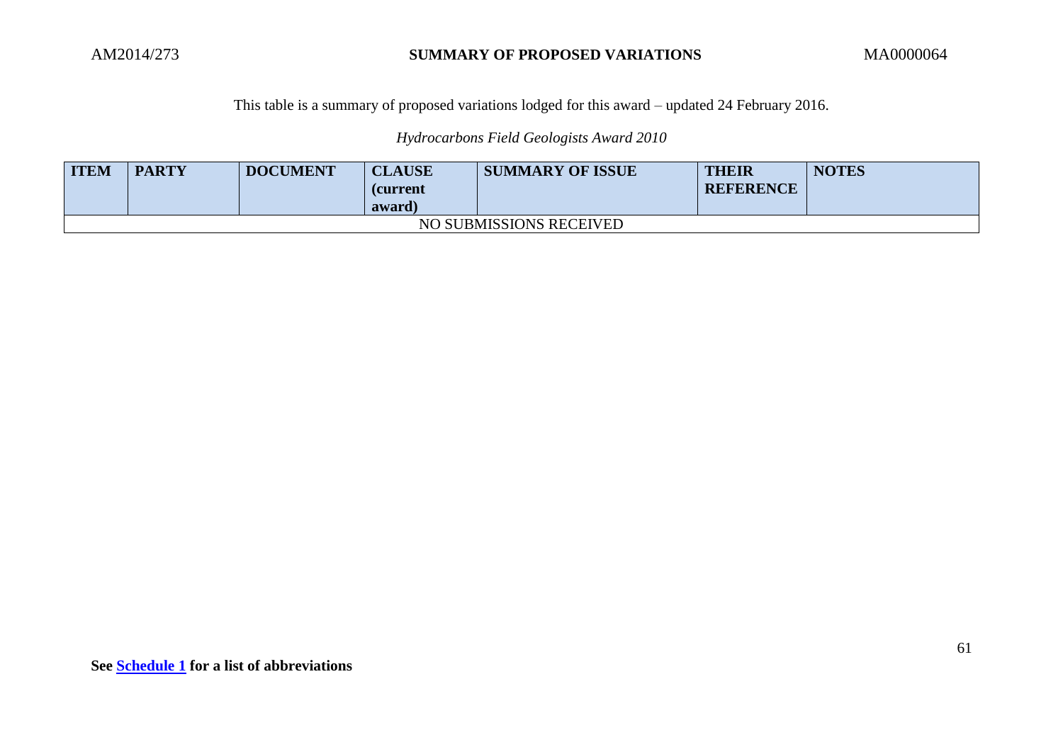This table is a summary of proposed variations lodged for this award – updated 24 February 2016.

*Hydrocarbons Field Geologists Award 2010*

| ITEM | PARTY | DOCUMENT | CLAUSE (current award) | SUMMARY OF ISSUE | THEIR REFERENCE | NOTES |
|---|---|---|---|---|---|---|
| NO SUBMISSIONS RECEIVED | | | | | | |

**See Schedule 1 for a list of abbreviations**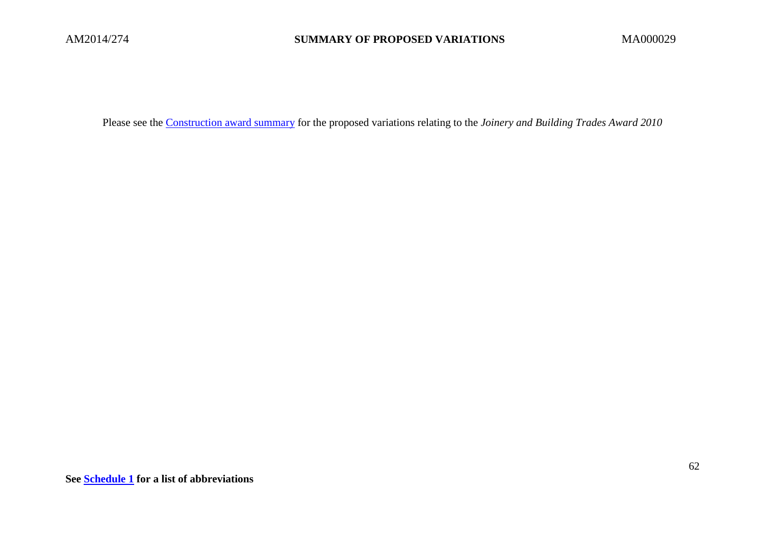Please see the [Construction award summary] for the proposed variations relating to the *Joinery and Building Trades Award 2010*

**See [Schedule 1] for a list of abbreviations**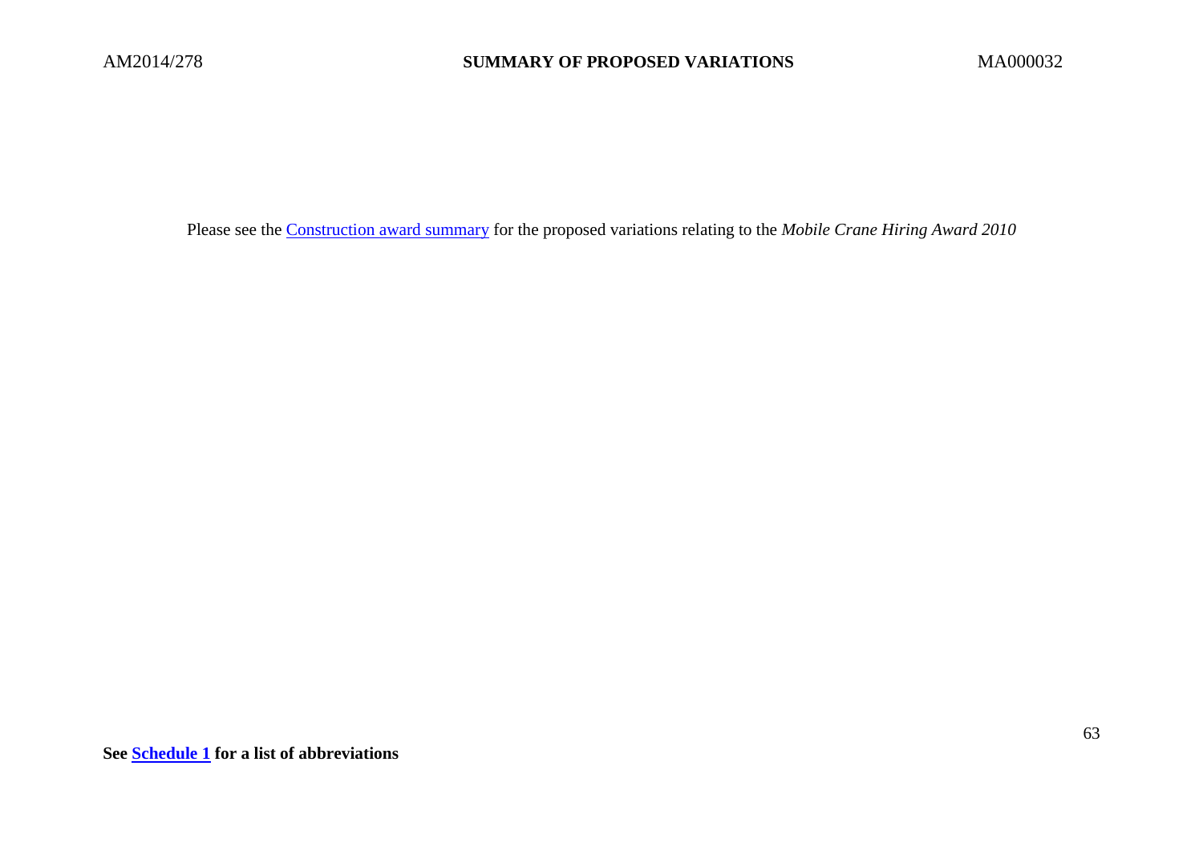Please see the [Construction award summary] for the proposed variations relating to the *Mobile Crane Hiring Award 2010*

**See [Schedule 1] for a list of abbreviations**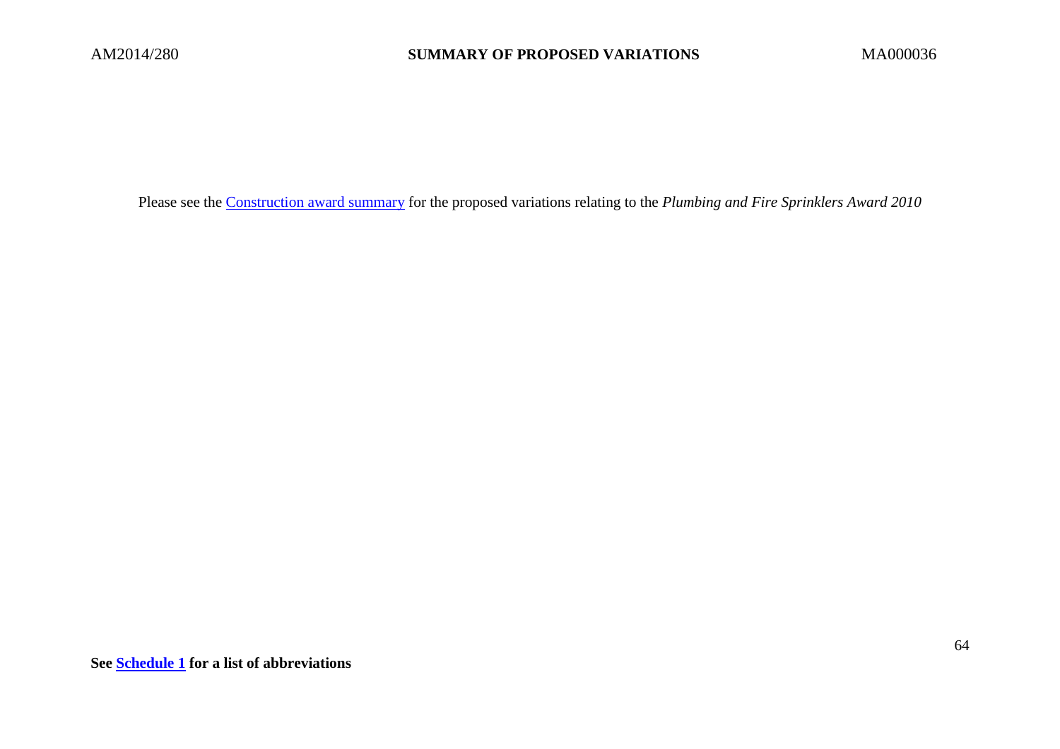Please see the [Construction award summary] for the proposed variations relating to the *Plumbing and Fire Sprinklers Award 2010*

**See [Schedule 1] for a list of abbreviations**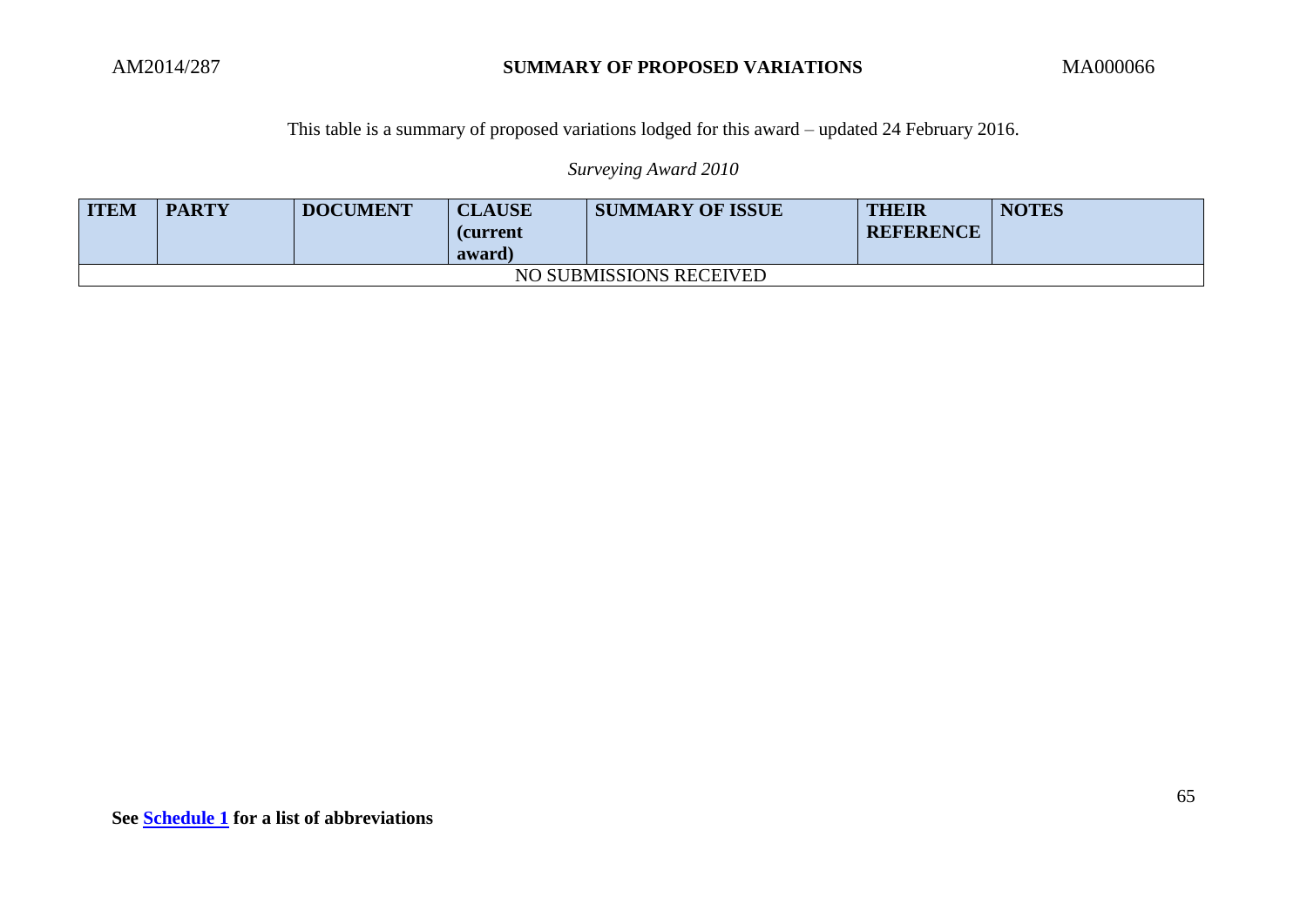This table is a summary of proposed variations lodged for this award – updated 24 February 2016.

*Surveying Award 2010*

| ITEM | PARTY | DOCUMENT | CLAUSE (current award) | SUMMARY OF ISSUE | THEIR REFERENCE | NOTES |
|---|---|---|---|---|---|---|
| NO SUBMISSIONS RECEIVED | | | | | | |

**See Schedule 1 for a list of abbreviations**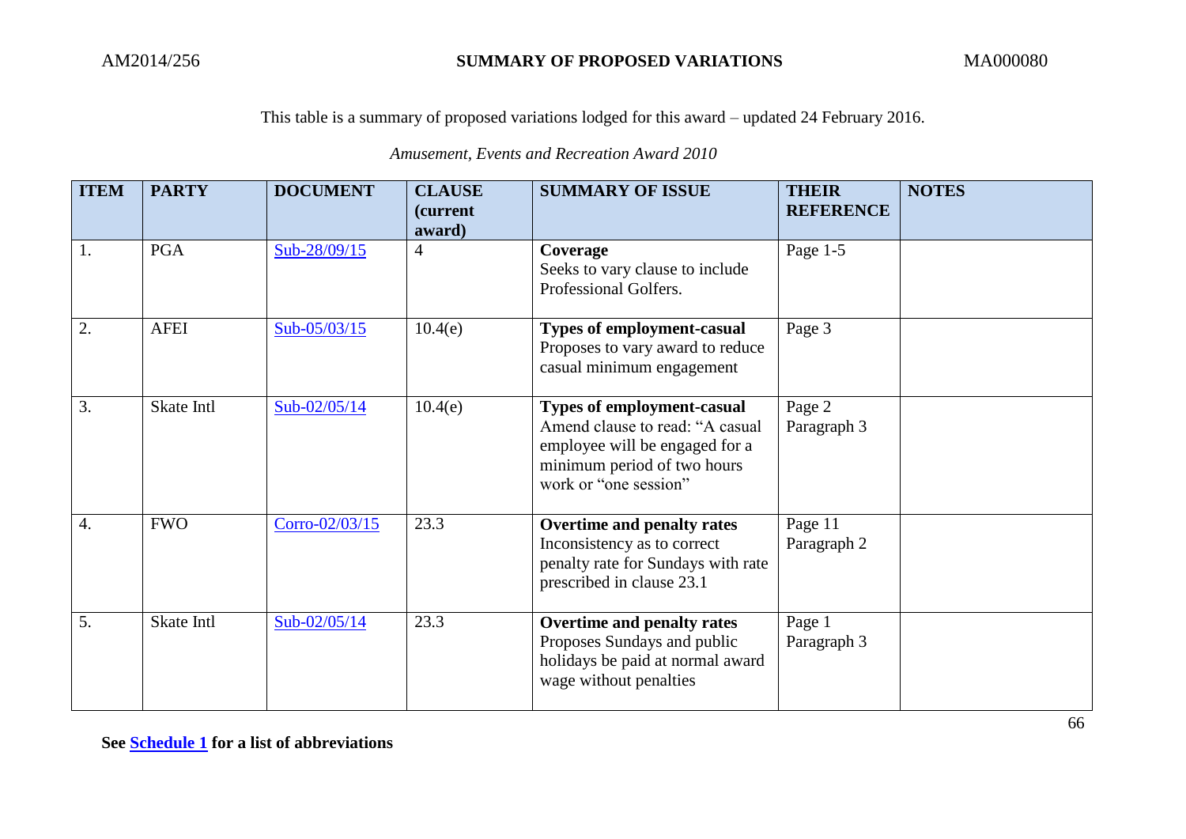**SUMMARY OF PROPOSED VARIATIONS**

This table is a summary of proposed variations lodged for this award – updated 24 February 2016.

*Amusement, Events and Recreation Award 2010*

| ITEM | PARTY | DOCUMENT | CLAUSE (current award) | SUMMARY OF ISSUE | THEIR REFERENCE | NOTES |
|---|---|---|---|---|---|---|
| 1. | PGA | Sub-28/09/15 | 4 | **Coverage** Seeks to vary clause to include Professional Golfers. | Page 1-5 | |
| 2. | AFEI | Sub-05/03/15 | 10.4(e) | **Types of employment-casual** Proposes to vary award to reduce casual minimum engagement | Page 3 | |
| 3. | Skate Intl | Sub-02/05/14 | 10.4(e) | **Types of employment-casual** Amend clause to read: "A casual employee will be engaged for a minimum period of two hours work or "one session" | Page 2 Paragraph 3 | |
| 4. | FWO | Corro-02/03/15 | 23.3 | **Overtime and penalty rates** Inconsistency as to correct penalty rate for Sundays with rate prescribed in clause 23.1 | Page 11 Paragraph 2 | |
| 5. | Skate Intl | Sub-02/05/14 | 23.3 | **Overtime and penalty rates** Proposes Sundays and public holidays be paid at normal award wage without penalties | Page 1 Paragraph 3 | |

**See Schedule 1 for a list of abbreviations**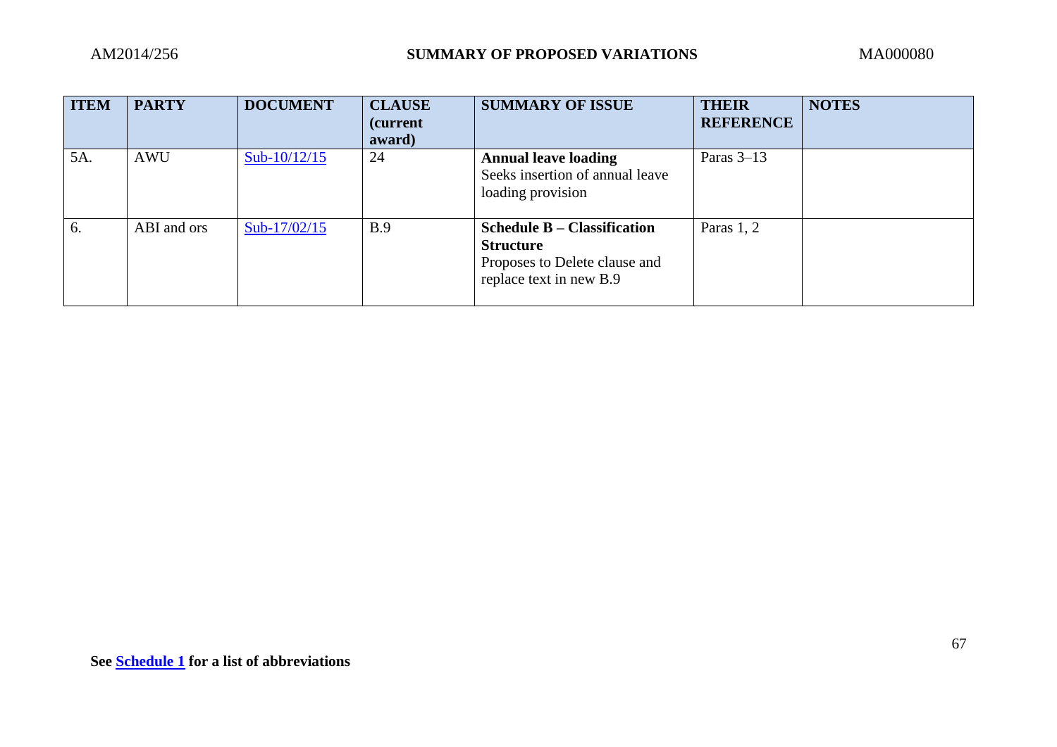| ITEM | PARTY | DOCUMENT | CLAUSE (current award) | SUMMARY OF ISSUE | THEIR REFERENCE | NOTES |
|---|---|---|---|---|---|---|
| 5A. | AWU | Sub-10/12/15 | 24 | **Annual leave loading** Seeks insertion of annual leave loading provision | Paras 3–13 | |
| 6. | ABI and ors | Sub-17/02/15 | B.9 | **Schedule B – Classification Structure** Proposes to Delete clause and replace text in new B.9 | Paras 1, 2 | |

**See Schedule 1 for a list of abbreviations**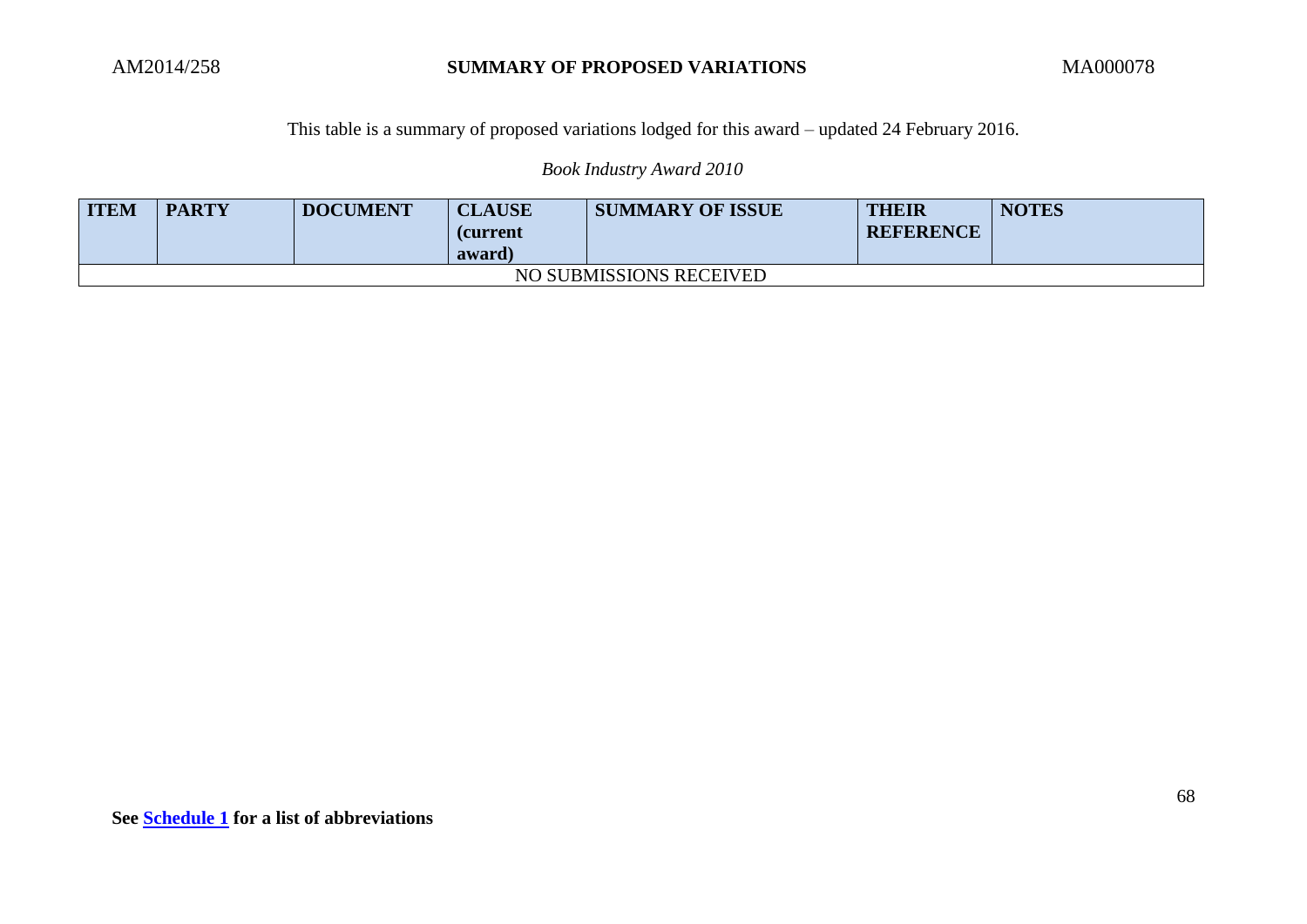AM2014/258 **SUMMARY OF PROPOSED VARIATIONS** MA000078

This table is a summary of proposed variations lodged for this award – updated 24 February 2016.

*Book Industry Award 2010*

| ITEM | PARTY | DOCUMENT | CLAUSE (current award) | SUMMARY OF ISSUE | THEIR REFERENCE | NOTES |
|---|---|---|---|---|---|---|
| NO SUBMISSIONS RECEIVED | | | | | | |

**See Schedule 1 for a list of abbreviations**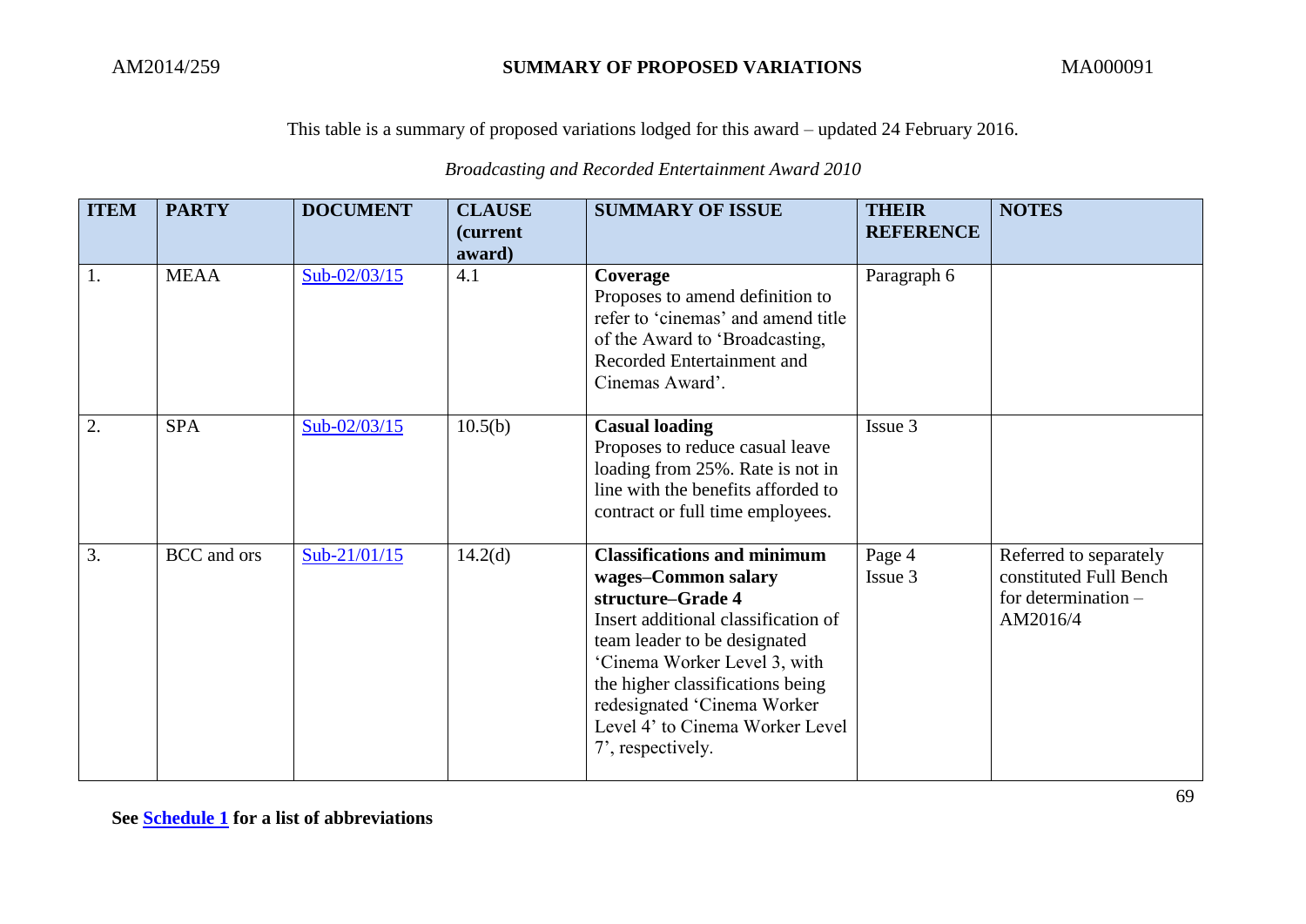AM2014/259 **SUMMARY OF PROPOSED VARIATIONS** MA000091

This table is a summary of proposed variations lodged for this award – updated 24 February 2016.

*Broadcasting and Recorded Entertainment Award 2010*

| ITEM | PARTY | DOCUMENT | CLAUSE (current award) | SUMMARY OF ISSUE | THEIR REFERENCE | NOTES |
|---|---|---|---|---|---|---|
| 1. | MEAA | Sub-02/03/15 | 4.1 | **Coverage** Proposes to amend definition to refer to 'cinemas' and amend title of the Award to 'Broadcasting, Recorded Entertainment and Cinemas Award'. | Paragraph 6 | |
| 2. | SPA | Sub-02/03/15 | 10.5(b) | **Casual loading** Proposes to reduce casual leave loading from 25%. Rate is not in line with the benefits afforded to contract or full time employees. | Issue 3 | |
| 3. | BCC and ors | Sub-21/01/15 | 14.2(d) | **Classifications and minimum wages–Common salary structure–Grade 4** Insert additional classification of team leader to be designated 'Cinema Worker Level 3, with the higher classifications being redesignated 'Cinema Worker Level 4' to Cinema Worker Level 7', respectively. | Page 4 Issue 3 | Referred to separately constituted Full Bench for determination – AM2016/4 |

See **Schedule 1** for a list of abbreviations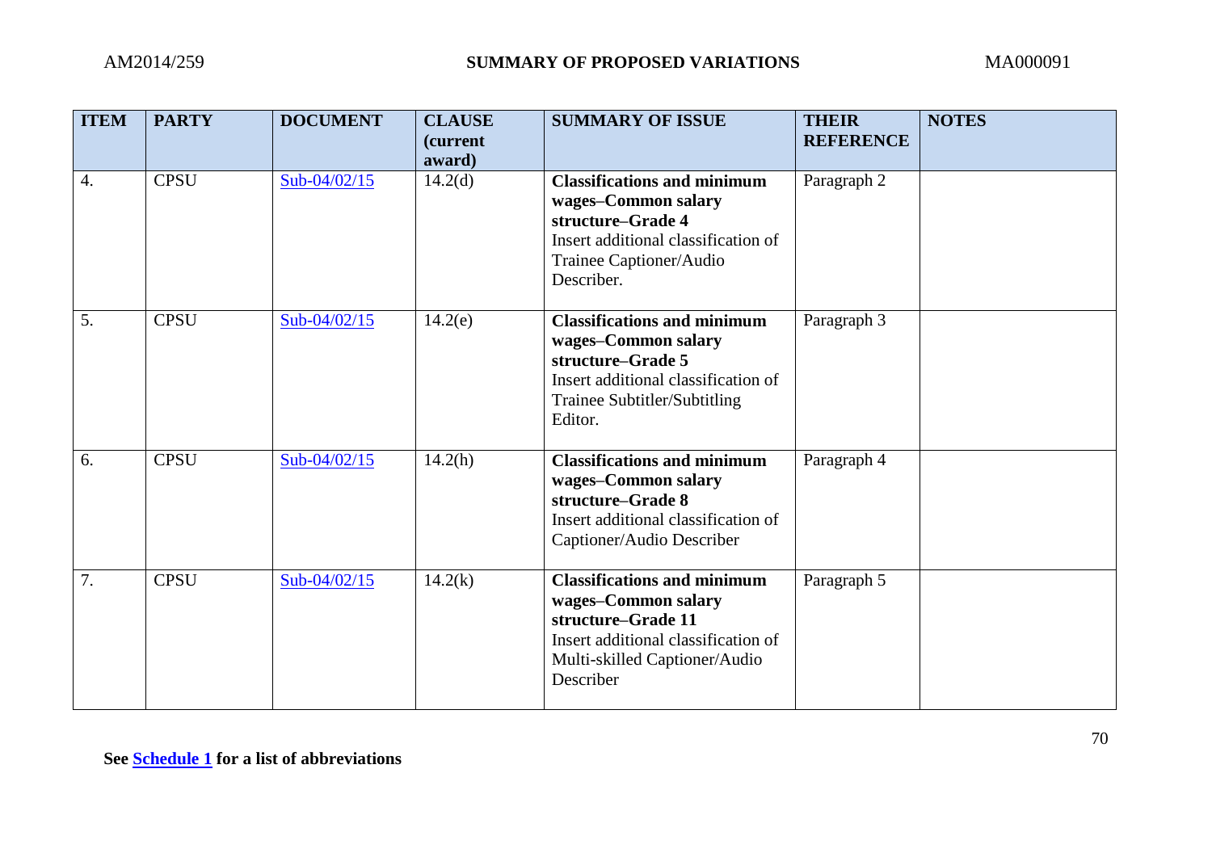| ITEM | PARTY | DOCUMENT | CLAUSE (current award) | SUMMARY OF ISSUE | THEIR REFERENCE | NOTES |
|---|---|---|---|---|---|---|
| 4. | CPSU | Sub-04/02/15 | 14.2(d) | **Classifications and minimum wages–Common salary structure–Grade 4** Insert additional classification of Trainee Captioner/Audio Describer. | Paragraph 2 | |
| 5. | CPSU | Sub-04/02/15 | 14.2(e) | **Classifications and minimum wages–Common salary structure–Grade 5** Insert additional classification of Trainee Subtitler/Subtitling Editor. | Paragraph 3 | |
| 6. | CPSU | Sub-04/02/15 | 14.2(h) | **Classifications and minimum wages–Common salary structure–Grade 8** Insert additional classification of Captioner/Audio Describer | Paragraph 4 | |
| 7. | CPSU | Sub-04/02/15 | 14.2(k) | **Classifications and minimum wages–Common salary structure–Grade 11** Insert additional classification of Multi-skilled Captioner/Audio Describer | Paragraph 5 | |

**See Schedule 1 for a list of abbreviations**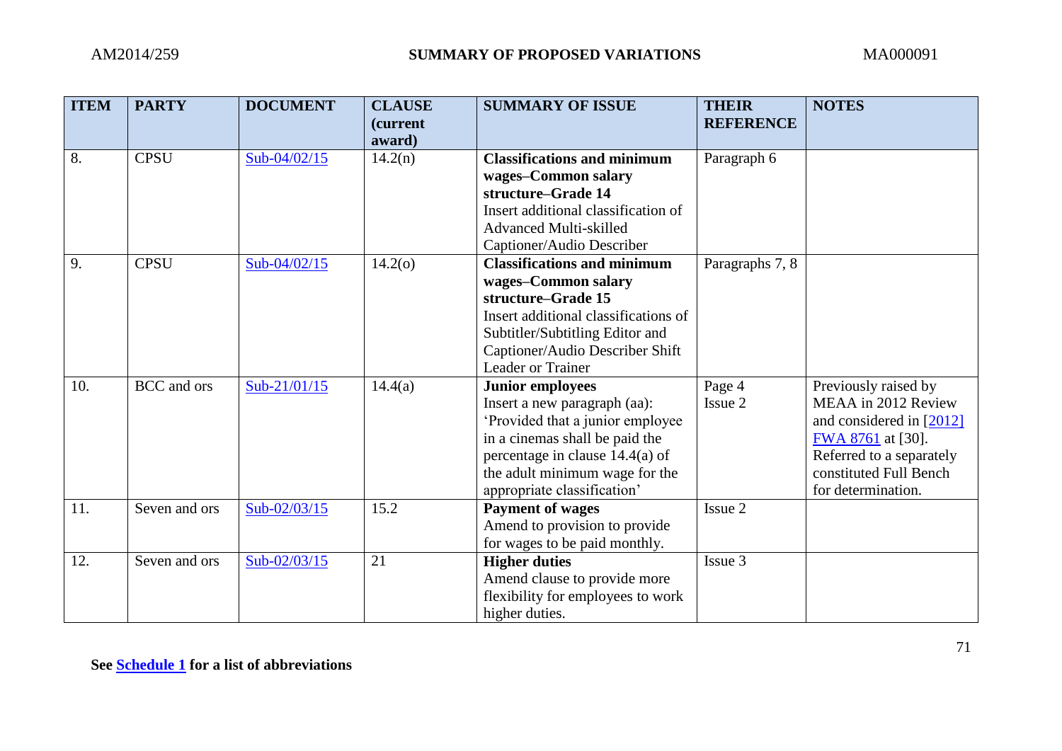| ITEM | PARTY | DOCUMENT | CLAUSE (current award) | SUMMARY OF ISSUE | THEIR REFERENCE | NOTES |
|---|---|---|---|---|---|---|
| 8. | CPSU | Sub-04/02/15 | 14.2(n) | **Classifications and minimum wages–Common salary structure–Grade 14** Insert additional classification of Advanced Multi-skilled Captioner/Audio Describer | Paragraph 6 | |
| 9. | CPSU | Sub-04/02/15 | 14.2(o) | **Classifications and minimum wages–Common salary structure–Grade 15** Insert additional classifications of Subtitler/Subtitling Editor and Captioner/Audio Describer Shift Leader or Trainer | Paragraphs 7, 8 | |
| 10. | BCC and ors | Sub-21/01/15 | 14.4(a) | **Junior employees** Insert a new paragraph (aa): 'Provided that a junior employee in a cinemas shall be paid the percentage in clause 14.4(a) of the adult minimum wage for the appropriate classification' | Page 4 Issue 2 | Previously raised by MEAA in 2012 Review and considered in [2012] FWA 8761 at [30]. Referred to a separately constituted Full Bench for determination. |
| 11. | Seven and ors | Sub-02/03/15 | 15.2 | **Payment of wages** Amend to provision to provide for wages to be paid monthly. | Issue 2 | |
| 12. | Seven and ors | Sub-02/03/15 | 21 | **Higher duties** Amend clause to provide more flexibility for employees to work higher duties. | Issue 3 | |

**See Schedule 1 for a list of abbreviations**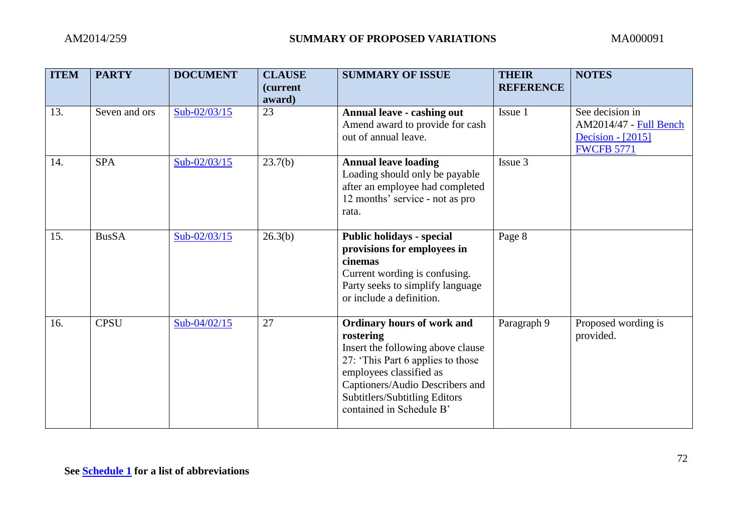| ITEM | PARTY | DOCUMENT | CLAUSE (current award) | SUMMARY OF ISSUE | THEIR REFERENCE | NOTES |
|---|---|---|---|---|---|---|
| 13. | Seven and ors | Sub-02/03/15 | 23 | **Annual leave - cashing out** Amend award to provide for cash out of annual leave. | Issue 1 | See decision in AM2014/47 - Full Bench Decision - [2015] FWCFB 5771 |
| 14. | SPA | Sub-02/03/15 | 23.7(b) | **Annual leave loading** Loading should only be payable after an employee had completed 12 months' service - not as pro rata. | Issue 3 | |
| 15. | BusSA | Sub-02/03/15 | 26.3(b) | **Public holidays - special provisions for employees in cinemas** Current wording is confusing. Party seeks to simplify language or include a definition. | Page 8 | |
| 16. | CPSU | Sub-04/02/15 | 27 | **Ordinary hours of work and rostering** Insert the following above clause 27: 'This Part 6 applies to those employees classified as Captioners/Audio Describers and Subtitlers/Subtitling Editors contained in Schedule B' | Paragraph 9 | Proposed wording is provided. |

**See Schedule 1 for a list of abbreviations**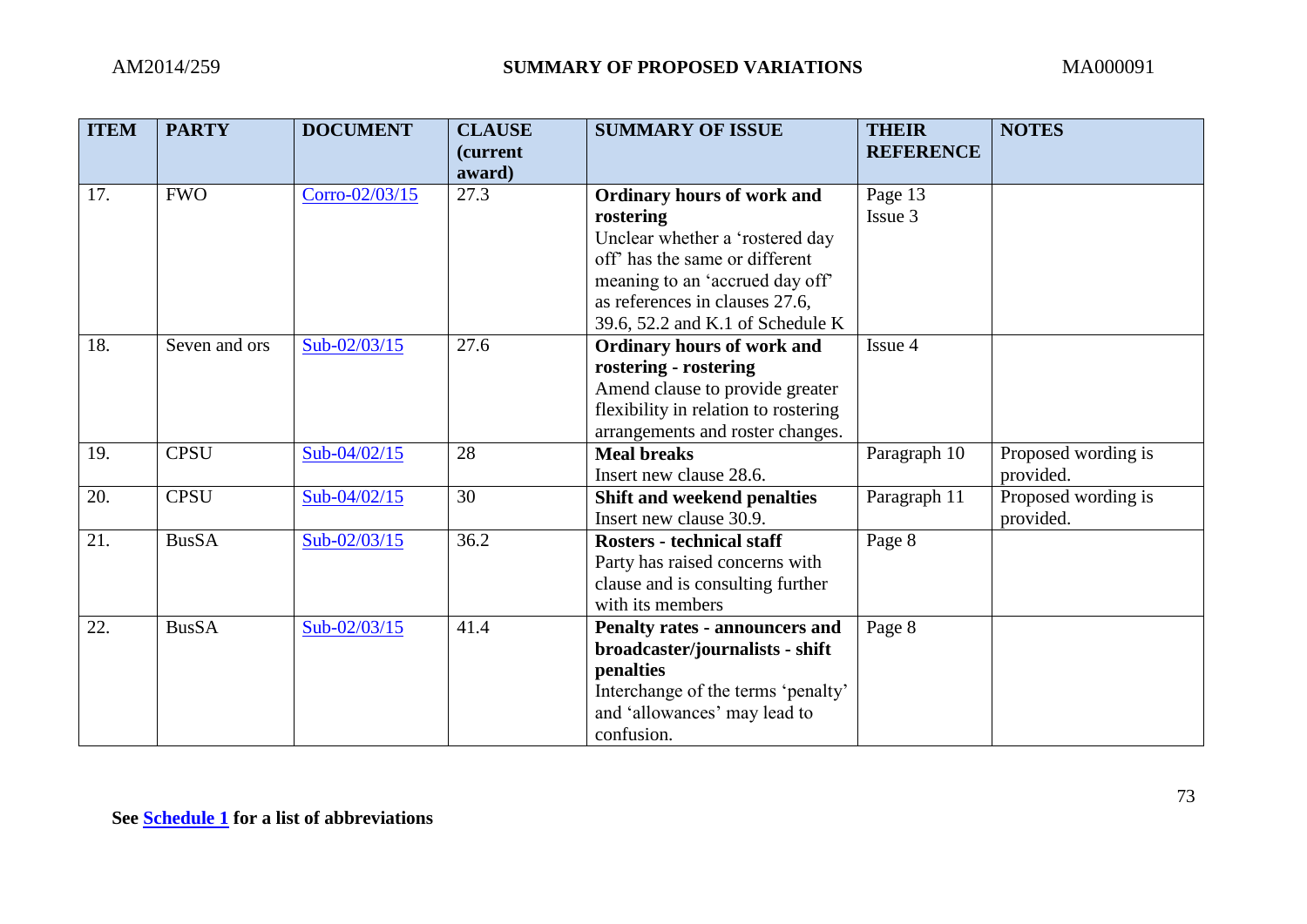| ITEM | PARTY | DOCUMENT | CLAUSE (current award) | SUMMARY OF ISSUE | THEIR REFERENCE | NOTES |
|---|---|---|---|---|---|---|
| 17. | FWO | Corro-02/03/15 | 27.3 | **Ordinary hours of work and rostering** Unclear whether a 'rostered day off' has the same or different meaning to an 'accrued day off' as references in clauses 27.6, 39.6, 52.2 and K.1 of Schedule K | Page 13 Issue 3 | |
| 18. | Seven and ors | Sub-02/03/15 | 27.6 | **Ordinary hours of work and rostering - rostering** Amend clause to provide greater flexibility in relation to rostering arrangements and roster changes. | Issue 4 | |
| 19. | CPSU | Sub-04/02/15 | 28 | **Meal breaks** Insert new clause 28.6. | Paragraph 10 | Proposed wording is provided. |
| 20. | CPSU | Sub-04/02/15 | 30 | **Shift and weekend penalties** Insert new clause 30.9. | Paragraph 11 | Proposed wording is provided. |
| 21. | BusSA | Sub-02/03/15 | 36.2 | **Rosters - technical staff** Party has raised concerns with clause and is consulting further with its members | Page 8 | |
| 22. | BusSA | Sub-02/03/15 | 41.4 | **Penalty rates - announcers and broadcaster/journalists - shift penalties** Interchange of the terms 'penalty' and 'allowances' may lead to confusion. | Page 8 | |

**See Schedule 1 for a list of abbreviations**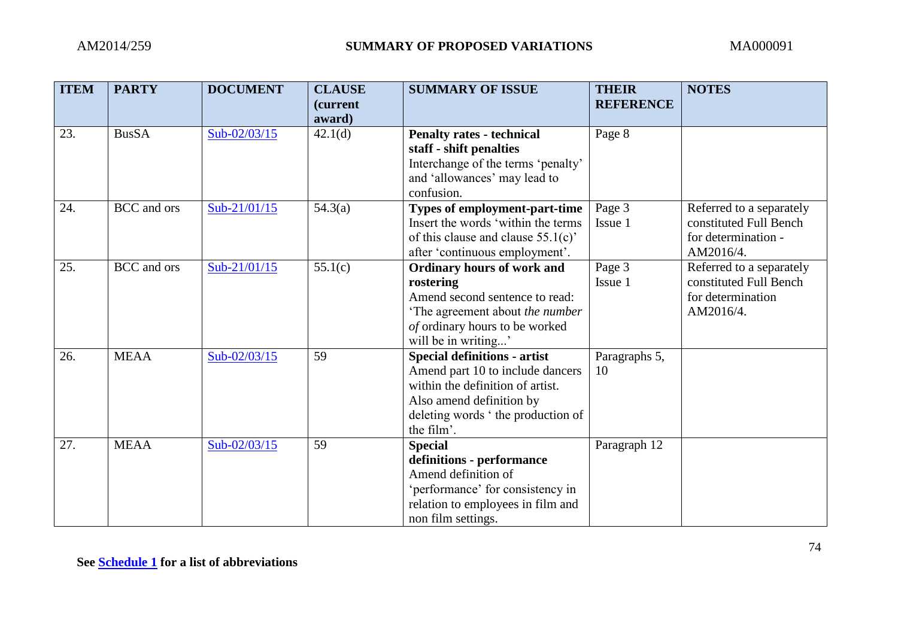| ITEM | PARTY | DOCUMENT | CLAUSE (current award) | SUMMARY OF ISSUE | THEIR REFERENCE | NOTES |
|---|---|---|---|---|---|---|
| 23. | BusSA | Sub-02/03/15 | 42.1(d) | **Penalty rates - technical staff - shift penalties** Interchange of the terms 'penalty' and 'allowances' may lead to confusion. | Page 8 | |
| 24. | BCC and ors | Sub-21/01/15 | 54.3(a) | **Types of employment-part-time** Insert the words 'within the terms of this clause and clause 55.1(c)' after 'continuous employment'. | Page 3 Issue 1 | Referred to a separately constituted Full Bench for determination - AM2016/4. |
| 25. | BCC and ors | Sub-21/01/15 | 55.1(c) | **Ordinary hours of work and rostering** Amend second sentence to read: 'The agreement about *the number of* ordinary hours to be worked will be in writing...' | Page 3 Issue 1 | Referred to a separately constituted Full Bench for determination AM2016/4. |
| 26. | MEAA | Sub-02/03/15 | 59 | **Special definitions - artist** Amend part 10 to include dancers within the definition of artist. Also amend definition by deleting words ' the production of the film'. | Paragraphs 5, 10 | |
| 27. | MEAA | Sub-02/03/15 | 59 | **Special definitions - performance** Amend definition of 'performance' for consistency in relation to employees in film and non film settings. | Paragraph 12 | |

**See Schedule 1 for a list of abbreviations**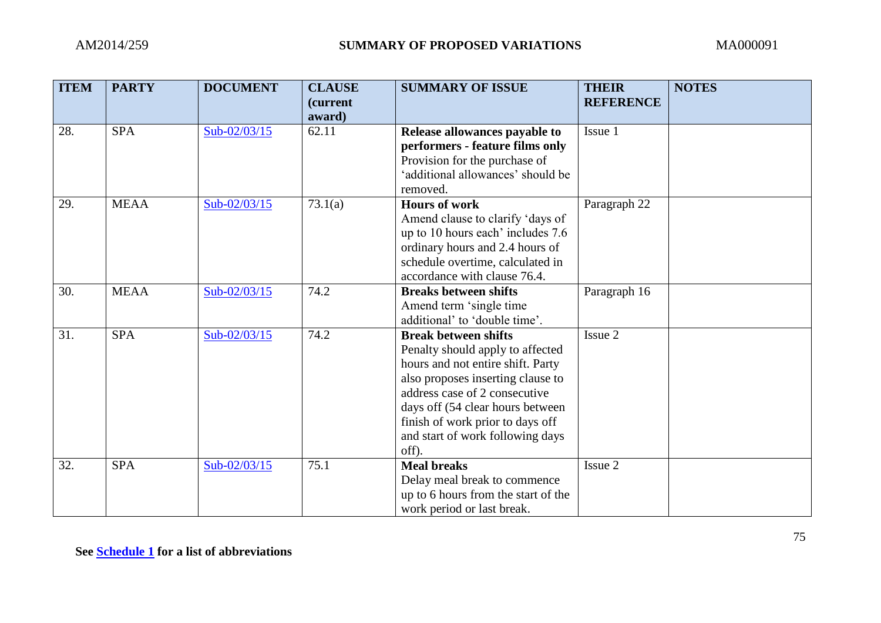| ITEM | PARTY | DOCUMENT | CLAUSE (current award) | SUMMARY OF ISSUE | THEIR REFERENCE | NOTES |
|---|---|---|---|---|---|---|
| 28. | SPA | Sub-02/03/15 | 62.11 | **Release allowances payable to performers - feature films only** Provision for the purchase of 'additional allowances' should be removed. | Issue 1 | |
| 29. | MEAA | Sub-02/03/15 | 73.1(a) | **Hours of work** Amend clause to clarify 'days of up to 10 hours each' includes 7.6 ordinary hours and 2.4 hours of schedule overtime, calculated in accordance with clause 76.4. | Paragraph 22 | |
| 30. | MEAA | Sub-02/03/15 | 74.2 | **Breaks between shifts** Amend term 'single time additional' to 'double time'. | Paragraph 16 | |
| 31. | SPA | Sub-02/03/15 | 74.2 | **Break between shifts** Penalty should apply to affected hours and not entire shift. Party also proposes inserting clause to address case of 2 consecutive days off (54 clear hours between finish of work prior to days off and start of work following days off). | Issue 2 | |
| 32. | SPA | Sub-02/03/15 | 75.1 | **Meal breaks** Delay meal break to commence up to 6 hours from the start of the work period or last break. | Issue 2 | |

**See Schedule 1 for a list of abbreviations**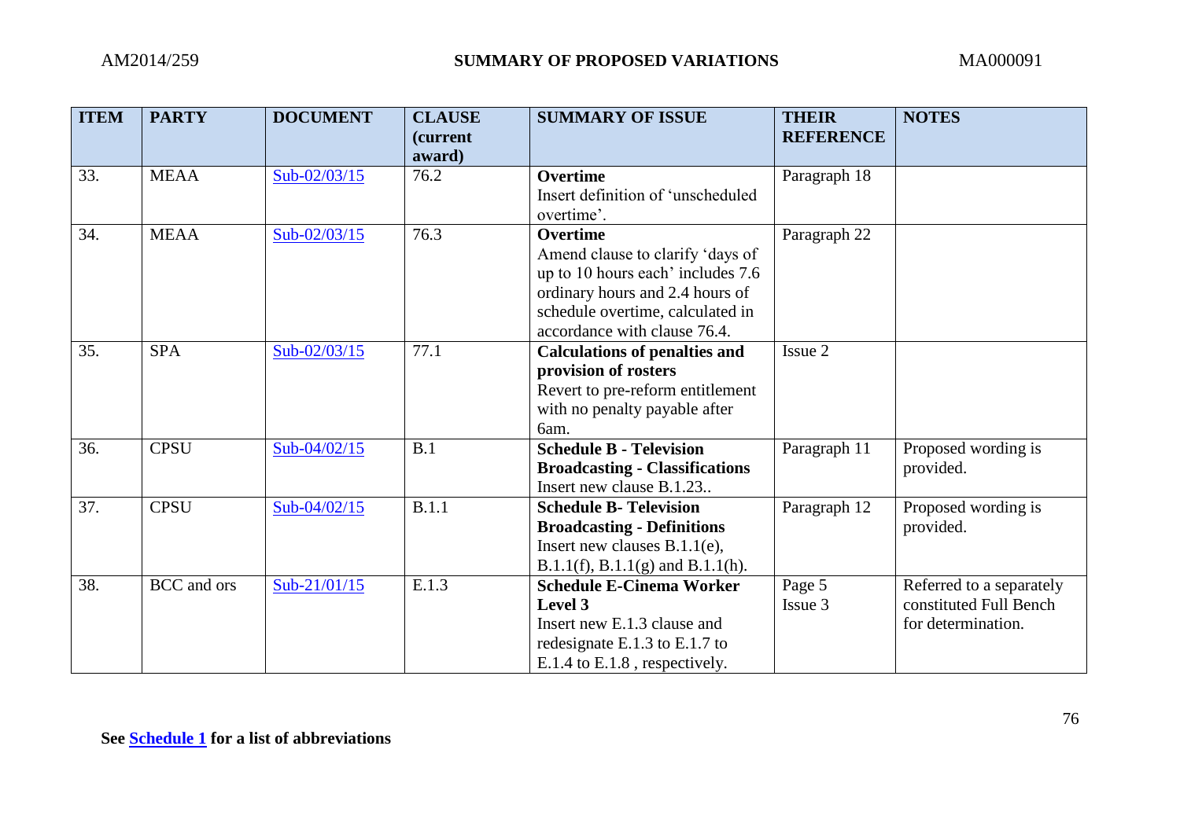| ITEM | PARTY | DOCUMENT | CLAUSE (current award) | SUMMARY OF ISSUE | THEIR REFERENCE | NOTES |
|---|---|---|---|---|---|---|
| 33. | MEAA | Sub-02/03/15 | 76.2 | **Overtime** Insert definition of 'unscheduled overtime'. | Paragraph 18 | |
| 34. | MEAA | Sub-02/03/15 | 76.3 | **Overtime** Amend clause to clarify 'days of up to 10 hours each' includes 7.6 ordinary hours and 2.4 hours of schedule overtime, calculated in accordance with clause 76.4. | Paragraph 22 | |
| 35. | SPA | Sub-02/03/15 | 77.1 | **Calculations of penalties and provision of rosters** Revert to pre-reform entitlement with no penalty payable after 6am. | Issue 2 | |
| 36. | CPSU | Sub-04/02/15 | B.1 | **Schedule B - Television Broadcasting - Classifications** Insert new clause B.1.23.. | Paragraph 11 | Proposed wording is provided. |
| 37. | CPSU | Sub-04/02/15 | B.1.1 | **Schedule B- Television Broadcasting - Definitions** Insert new clauses B.1.1(e), B.1.1(f), B.1.1(g) and B.1.1(h). | Paragraph 12 | Proposed wording is provided. |
| 38. | BCC and ors | Sub-21/01/15 | E.1.3 | **Schedule E-Cinema Worker Level 3** Insert new E.1.3 clause and redesignate E.1.3 to E.1.7 to E.1.4 to E.1.8 , respectively. | Page 5 Issue 3 | Referred to a separately constituted Full Bench for determination. |

**See Schedule 1 for a list of abbreviations**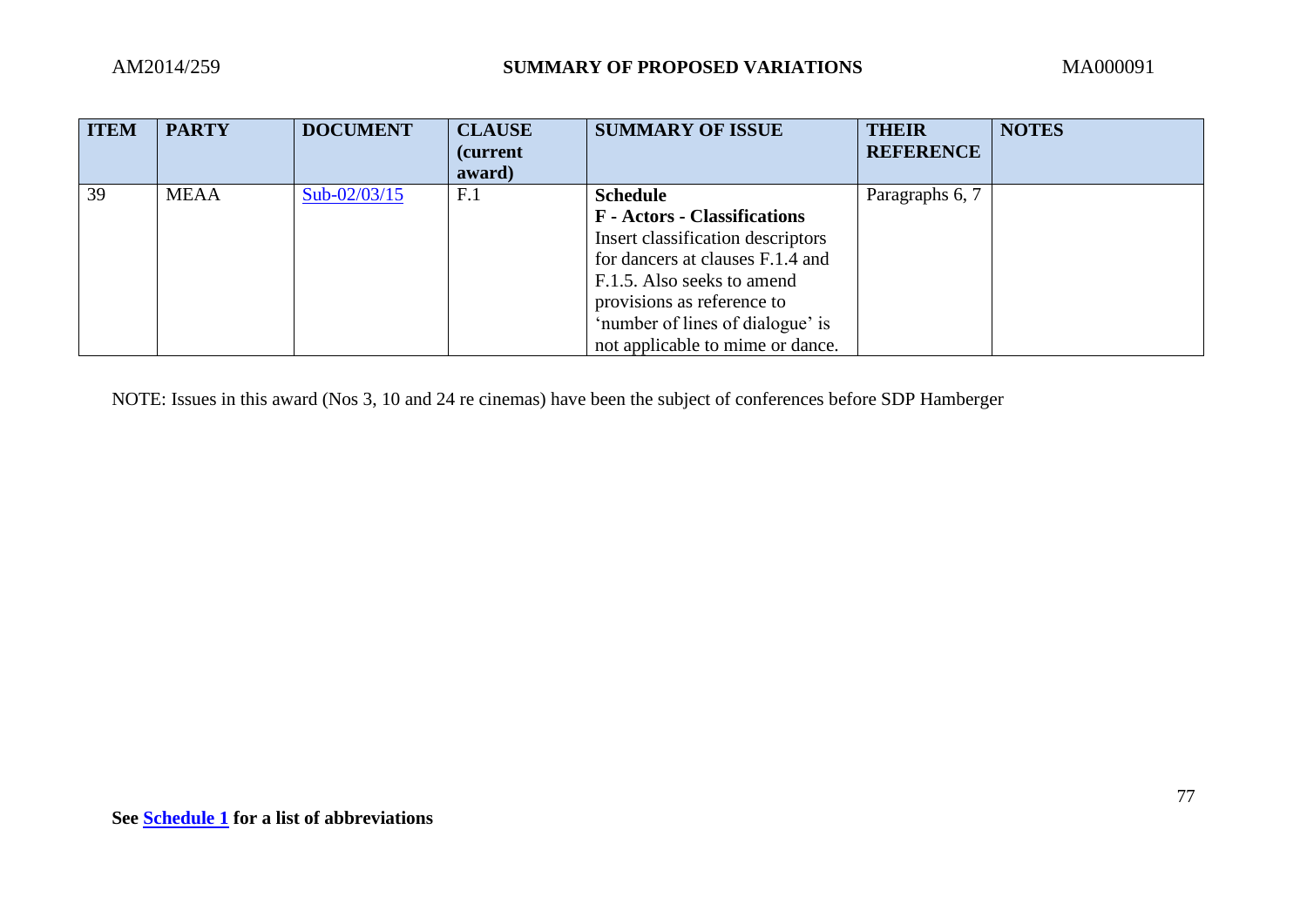| ITEM | PARTY | DOCUMENT | CLAUSE (current award) | SUMMARY OF ISSUE | THEIR REFERENCE | NOTES |
|---|---|---|---|---|---|---|
| 39 | MEAA | Sub-02/03/15 | F.1 | **Schedule F - Actors - Classifications** Insert classification descriptors for dancers at clauses F.1.4 and F.1.5. Also seeks to amend provisions as reference to 'number of lines of dialogue' is not applicable to mime or dance. | Paragraphs 6, 7 | |

NOTE: Issues in this award (Nos 3, 10 and 24 re cinemas) have been the subject of conferences before SDP Hamberger

**See Schedule 1 for a list of abbreviations**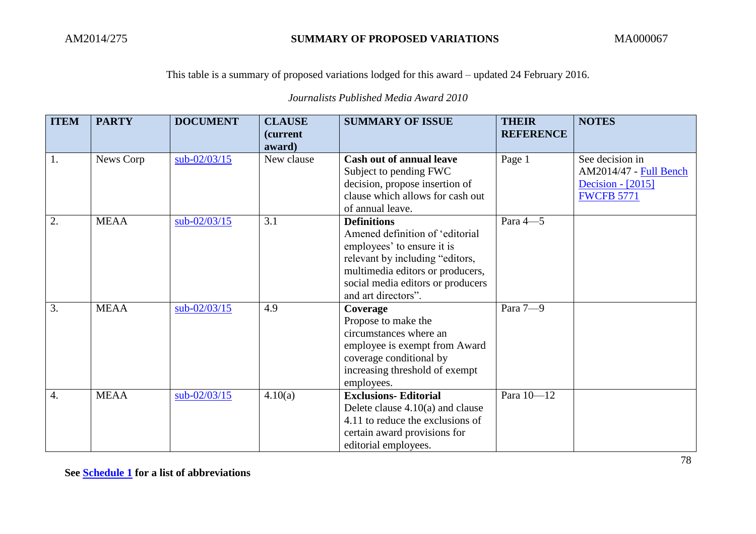This table is a summary of proposed variations lodged for this award – updated 24 February 2016.

*Journalists Published Media Award 2010*

| ITEM | PARTY | DOCUMENT | CLAUSE (current award) | SUMMARY OF ISSUE | THEIR REFERENCE | NOTES |
|---|---|---|---|---|---|---|
| 1. | News Corp | sub-02/03/15 | New clause | **Cash out of annual leave** Subject to pending FWC decision, propose insertion of clause which allows for cash out of annual leave. | Page 1 | See decision in AM2014/47 - Full Bench Decision - [2015] FWCFB 5771 |
| 2. | MEAA | sub-02/03/15 | 3.1 | **Definitions** Amened definition of 'editorial employees' to ensure it is relevant by including "editors, multimedia editors or producers, social media editors or producers and art directors". | Para 4—5 | |
| 3. | MEAA | sub-02/03/15 | 4.9 | **Coverage** Propose to make the circumstances where an employee is exempt from Award coverage conditional by increasing threshold of exempt employees. | Para 7—9 | |
| 4. | MEAA | sub-02/03/15 | 4.10(a) | **Exclusions- Editorial** Delete clause 4.10(a) and clause 4.11 to reduce the exclusions of certain award provisions for editorial employees. | Para 10—12 | |

**See Schedule 1 for a list of abbreviations**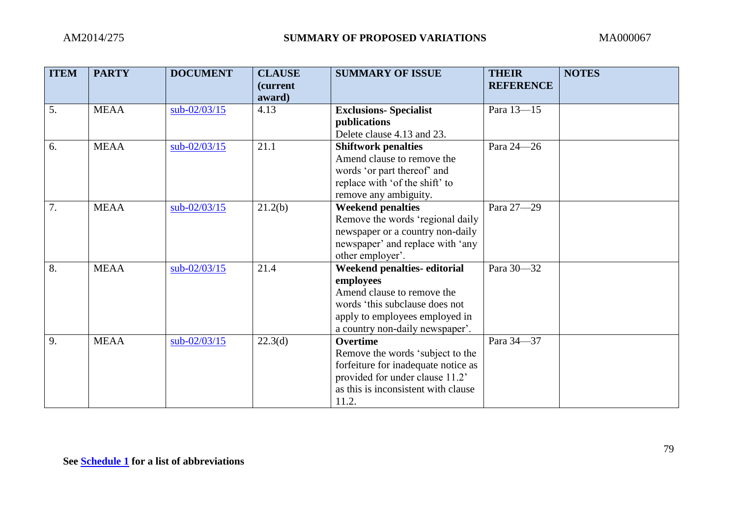| ITEM | PARTY | DOCUMENT | CLAUSE (current award) | SUMMARY OF ISSUE | THEIR REFERENCE | NOTES |
|---|---|---|---|---|---|---|
| 5. | MEAA | sub-02/03/15 | 4.13 | **Exclusions- Specialist publications** Delete clause 4.13 and 23. | Para 13—15 | |
| 6. | MEAA | sub-02/03/15 | 21.1 | **Shiftwork penalties** Amend clause to remove the words 'or part thereof' and replace with 'of the shift' to remove any ambiguity. | Para 24—26 | |
| 7. | MEAA | sub-02/03/15 | 21.2(b) | **Weekend penalties** Remove the words 'regional daily newspaper or a country non-daily newspaper' and replace with 'any other employer'. | Para 27—29 | |
| 8. | MEAA | sub-02/03/15 | 21.4 | **Weekend penalties- editorial employees** Amend clause to remove the words 'this subclause does not apply to employees employed in a country non-daily newspaper'. | Para 30—32 | |
| 9. | MEAA | sub-02/03/15 | 22.3(d) | **Overtime** Remove the words 'subject to the forfeiture for inadequate notice as provided for under clause 11.2' as this is inconsistent with clause 11.2. | Para 34—37 | |

**See Schedule 1 for a list of abbreviations**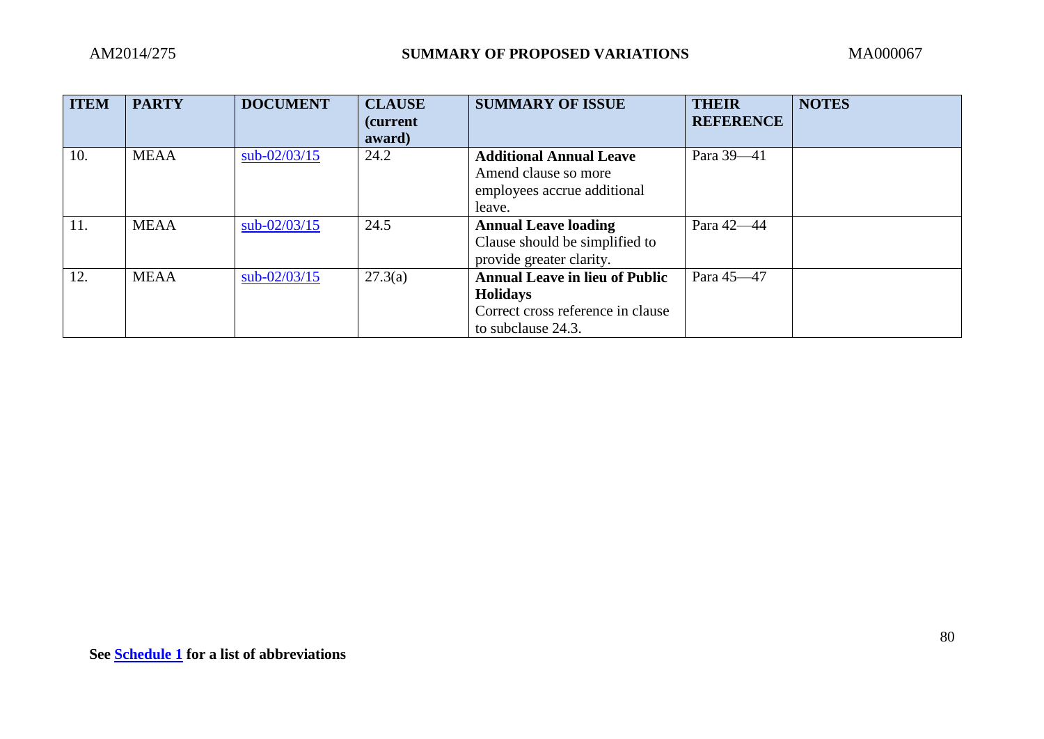| ITEM | PARTY | DOCUMENT | CLAUSE (current award) | SUMMARY OF ISSUE | THEIR REFERENCE | NOTES |
|---|---|---|---|---|---|---|
| 10. | MEAA | sub-02/03/15 | 24.2 | **Additional Annual Leave** Amend clause so more employees accrue additional leave. | Para 39—41 | |
| 11. | MEAA | sub-02/03/15 | 24.5 | **Annual Leave loading** Clause should be simplified to provide greater clarity. | Para 42—44 | |
| 12. | MEAA | sub-02/03/15 | 27.3(a) | **Annual Leave in lieu of Public Holidays** Correct cross reference in clause to subclause 24.3. | Para 45—47 | |

**See Schedule 1 for a list of abbreviations**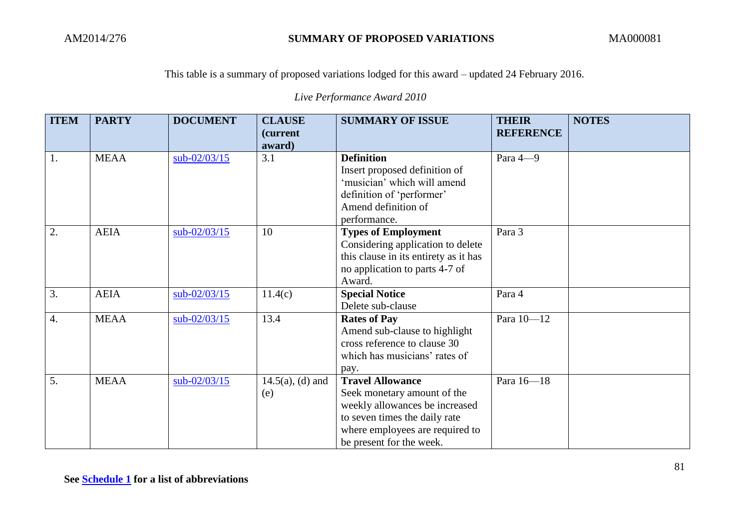This table is a summary of proposed variations lodged for this award – updated 24 February 2016.

*Live Performance Award 2010*

| ITEM | PARTY | DOCUMENT | CLAUSE (current award) | SUMMARY OF ISSUE | THEIR REFERENCE | NOTES |
|---|---|---|---|---|---|---|
| 1. | MEAA | sub-02/03/15 | 3.1 | **Definition** Insert proposed definition of 'musician' which will amend definition of 'performer' Amend definition of performance. | Para 4—9 | |
| 2. | AEIA | sub-02/03/15 | 10 | **Types of Employment** Considering application to delete this clause in its entirety as it has no application to parts 4-7 of Award. | Para 3 | |
| 3. | AEIA | sub-02/03/15 | 11.4(c) | **Special Notice** Delete sub-clause | Para 4 | |
| 4. | MEAA | sub-02/03/15 | 13.4 | **Rates of Pay** Amend sub-clause to highlight cross reference to clause 30 which has musicians' rates of pay. | Para 10—12 | |
| 5. | MEAA | sub-02/03/15 | 14.5(a), (d) and (e) | **Travel Allowance** Seek monetary amount of the weekly allowances be increased to seven times the daily rate where employees are required to be present for the week. | Para 16—18 | |

**See Schedule 1 for a list of abbreviations**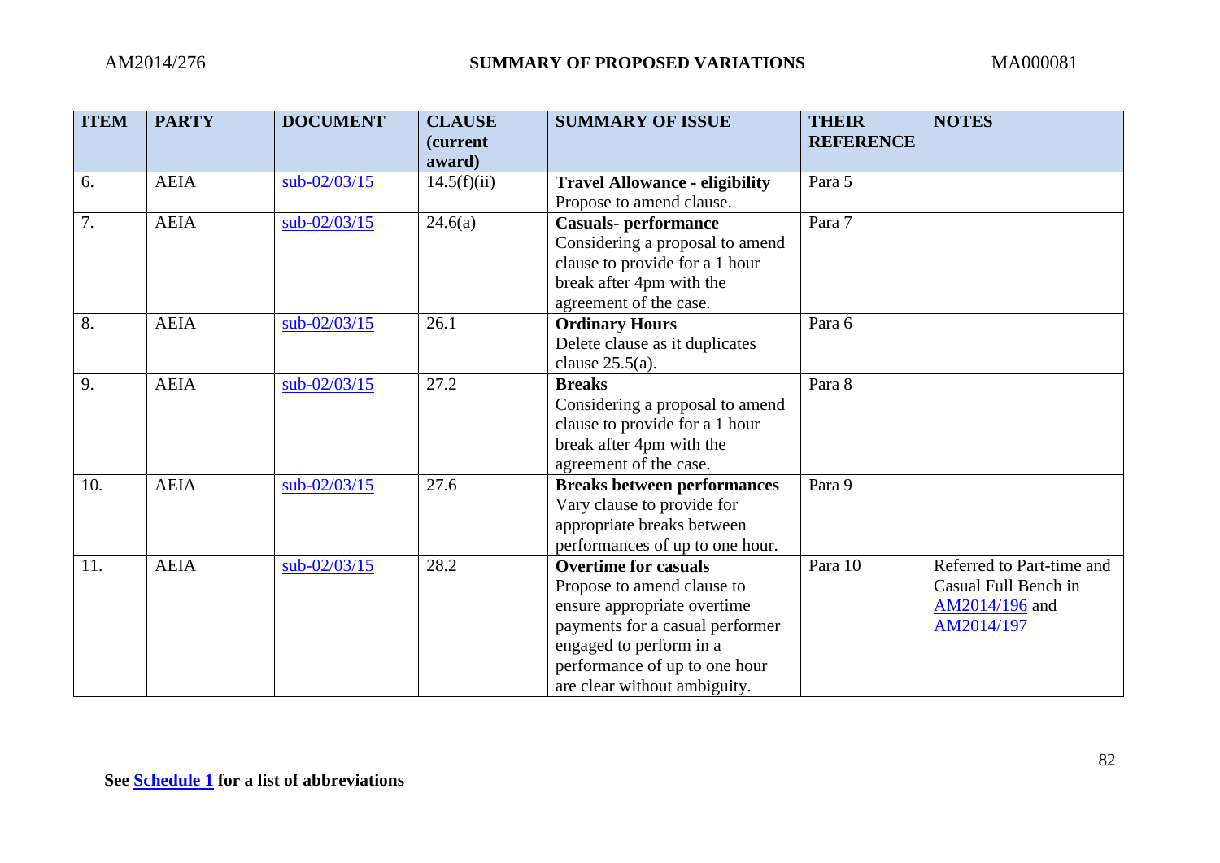| ITEM | PARTY | DOCUMENT | CLAUSE (current award) | SUMMARY OF ISSUE | THEIR REFERENCE | NOTES |
|---|---|---|---|---|---|---|
| 6. | AEIA | sub-02/03/15 | 14.5(f)(ii) | **Travel Allowance - eligibility** Propose to amend clause. | Para 5 | |
| 7. | AEIA | sub-02/03/15 | 24.6(a) | **Casuals- performance** Considering a proposal to amend clause to provide for a 1 hour break after 4pm with the agreement of the case. | Para 7 | |
| 8. | AEIA | sub-02/03/15 | 26.1 | **Ordinary Hours** Delete clause as it duplicates clause 25.5(a). | Para 6 | |
| 9. | AEIA | sub-02/03/15 | 27.2 | **Breaks** Considering a proposal to amend clause to provide for a 1 hour break after 4pm with the agreement of the case. | Para 8 | |
| 10. | AEIA | sub-02/03/15 | 27.6 | **Breaks between performances** Vary clause to provide for appropriate breaks between performances of up to one hour. | Para 9 | |
| 11. | AEIA | sub-02/03/15 | 28.2 | **Overtime for casuals** Propose to amend clause to ensure appropriate overtime payments for a casual performer engaged to perform in a performance of up to one hour are clear without ambiguity. | Para 10 | Referred to Part-time and Casual Full Bench in AM2014/196 and AM2014/197 |

**See Schedule 1 for a list of abbreviations**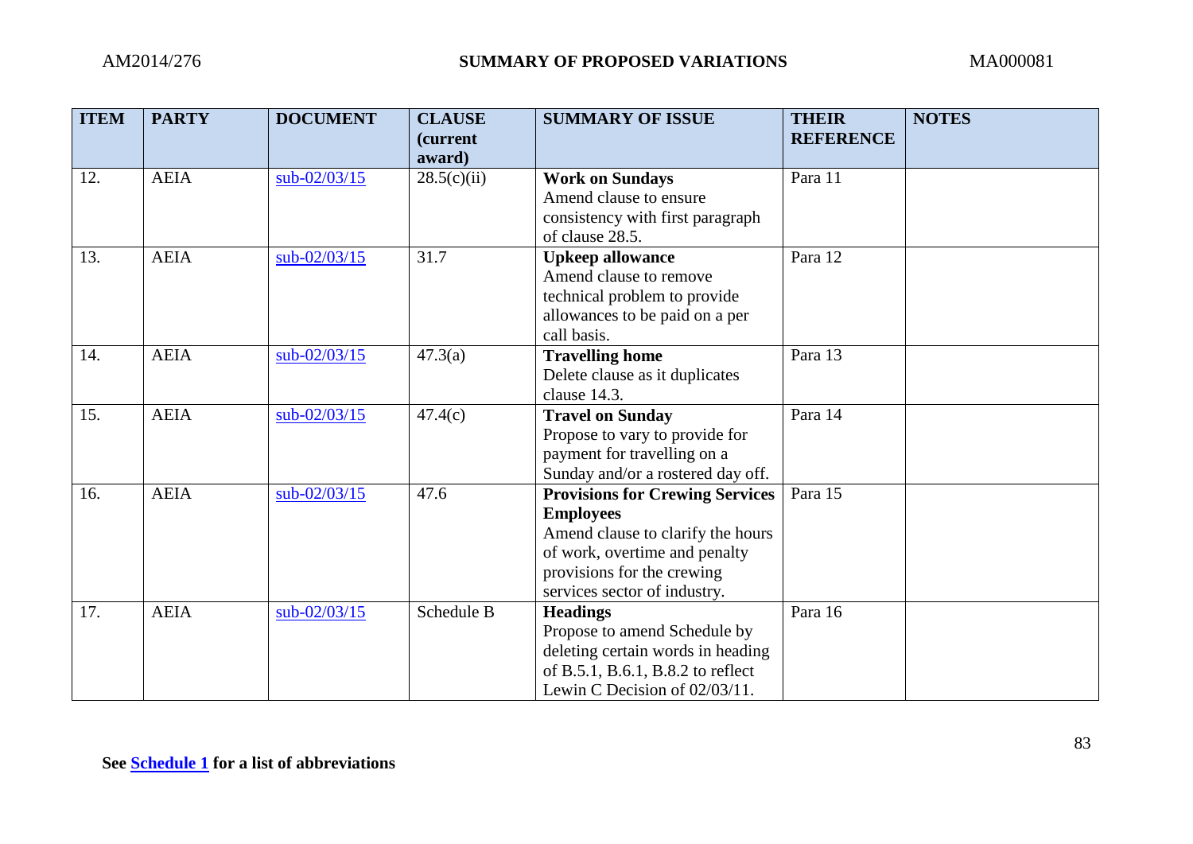| ITEM | PARTY | DOCUMENT | CLAUSE (current award) | SUMMARY OF ISSUE | THEIR REFERENCE | NOTES |
|---|---|---|---|---|---|---|
| 12. | AEIA | sub-02/03/15 | 28.5(c)(ii) | **Work on Sundays** Amend clause to ensure consistency with first paragraph of clause 28.5. | Para 11 | |
| 13. | AEIA | sub-02/03/15 | 31.7 | **Upkeep allowance** Amend clause to remove technical problem to provide allowances to be paid on a per call basis. | Para 12 | |
| 14. | AEIA | sub-02/03/15 | 47.3(a) | **Travelling home** Delete clause as it duplicates clause 14.3. | Para 13 | |
| 15. | AEIA | sub-02/03/15 | 47.4(c) | **Travel on Sunday** Propose to vary to provide for payment for travelling on a Sunday and/or a rostered day off. | Para 14 | |
| 16. | AEIA | sub-02/03/15 | 47.6 | **Provisions for Crewing Services Employees** Amend clause to clarify the hours of work, overtime and penalty provisions for the crewing services sector of industry. | Para 15 | |
| 17. | AEIA | sub-02/03/15 | Schedule B | **Headings** Propose to amend Schedule by deleting certain words in heading of B.5.1, B.6.1, B.8.2 to reflect Lewin C Decision of 02/03/11. | Para 16 | |

**See Schedule 1 for a list of abbreviations**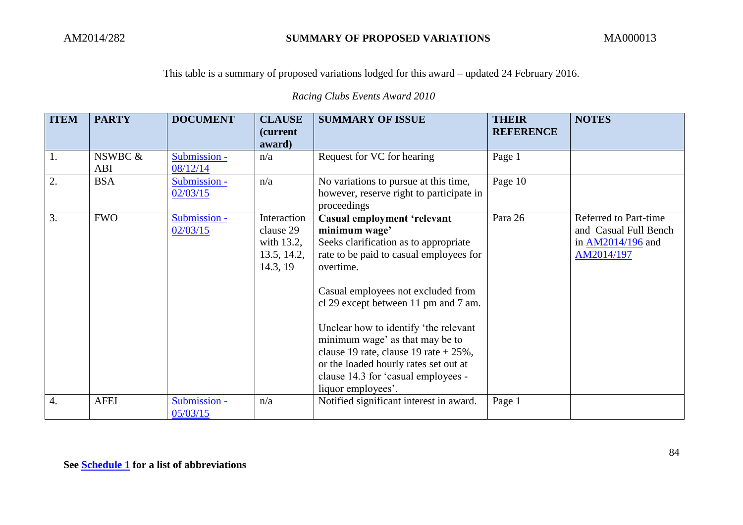This table is a summary of proposed variations lodged for this award – updated 24 February 2016.

*Racing Clubs Events Award 2010*

| ITEM | PARTY | DOCUMENT | CLAUSE (current award) | SUMMARY OF ISSUE | THEIR REFERENCE | NOTES |
|---|---|---|---|---|---|---|
| 1. | NSWBC & ABI | Submission - 08/12/14 | n/a | Request for VC for hearing | Page 1 | |
| 2. | BSA | Submission - 02/03/15 | n/a | No variations to pursue at this time, however, reserve right to participate in proceedings | Page 10 | |
| 3. | FWO | Submission - 02/03/15 | Interaction clause 29 with 13.2, 13.5, 14.2, 14.3, 19 | **Casual employment 'relevant minimum wage'**<br>Seeks clarification as to appropriate rate to be paid to casual employees for overtime.<br><br>Casual employees not excluded from cl 29 except between 11 pm and 7 am.<br><br>Unclear how to identify 'the relevant minimum wage' as that may be to clause 19 rate, clause 19 rate + 25%, or the loaded hourly rates set out at clause 14.3 for 'casual employees - liquor employees'. | Para 26 | Referred to Part-time and Casual Full Bench in AM2014/196 and AM2014/197 |
| 4. | AFEI | Submission - 05/03/15 | n/a | Notified significant interest in award. | Page 1 | |

**See Schedule 1 for a list of abbreviations**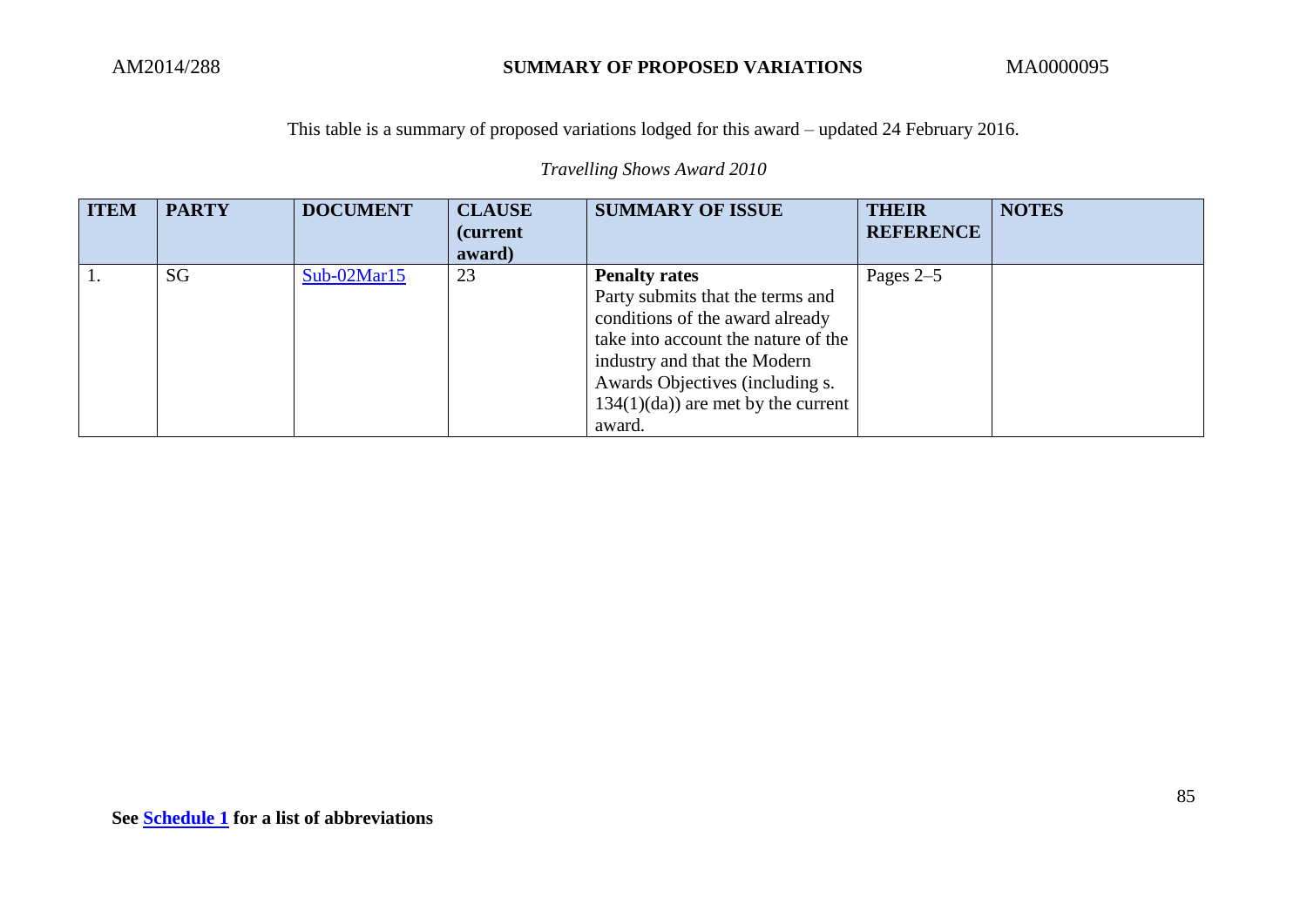This table is a summary of proposed variations lodged for this award – updated 24 February 2016.

*Travelling Shows Award 2010*

| ITEM | PARTY | DOCUMENT | CLAUSE (current award) | SUMMARY OF ISSUE | THEIR REFERENCE | NOTES |
|---|---|---|---|---|---|---|
| 1. | SG | Sub-02Mar15 | 23 | **Penalty rates** Party submits that the terms and conditions of the award already take into account the nature of the industry and that the Modern Awards Objectives (including s. 134(1)(da)) are met by the current award. | Pages 2–5 | |

**See Schedule 1 for a list of abbreviations**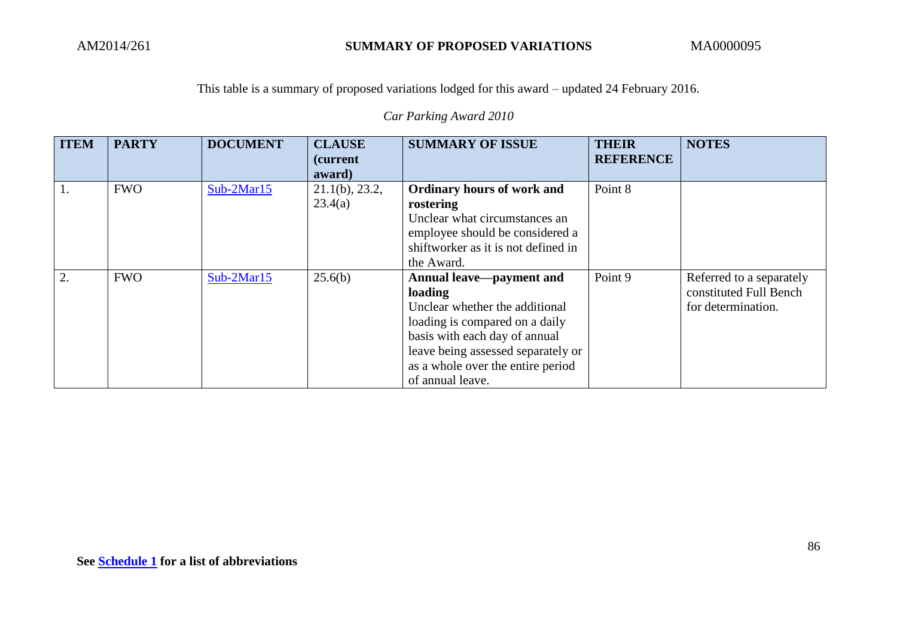This table is a summary of proposed variations lodged for this award – updated 24 February 2016.

*Car Parking Award 2010*

| ITEM | PARTY | DOCUMENT | CLAUSE (current award) | SUMMARY OF ISSUE | THEIR REFERENCE | NOTES |
|---|---|---|---|---|---|---|
| 1. | FWO | Sub-2Mar15 | 21.1(b), 23.2, 23.4(a) | **Ordinary hours of work and rostering** Unclear what circumstances an employee should be considered a shiftworker as it is not defined in the Award. | Point 8 | |
| 2. | FWO | Sub-2Mar15 | 25.6(b) | **Annual leave—payment and loading** Unclear whether the additional loading is compared on a daily basis with each day of annual leave being assessed separately or as a whole over the entire period of annual leave. | Point 9 | Referred to a separately constituted Full Bench for determination. |

**See Schedule 1 for a list of abbreviations**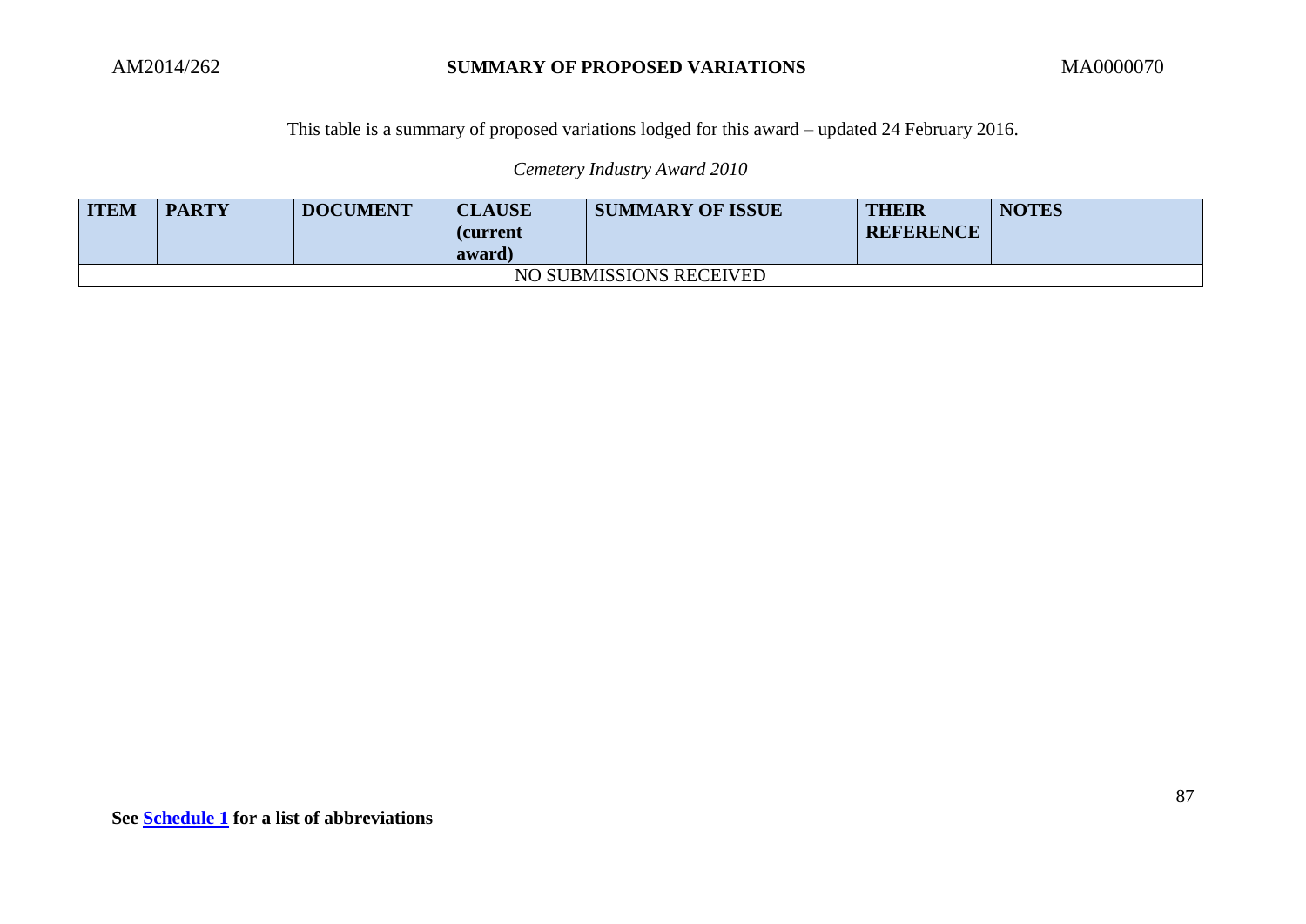AM2014/262 **SUMMARY OF PROPOSED VARIATIONS** MA0000070

This table is a summary of proposed variations lodged for this award – updated 24 February 2016.

*Cemetery Industry Award 2010*

| ITEM | PARTY | DOCUMENT | CLAUSE (current award) | SUMMARY OF ISSUE | THEIR REFERENCE | NOTES |
|---|---|---|---|---|---|---|
| NO SUBMISSIONS RECEIVED | | | | | | |

**See Schedule 1 for a list of abbreviations**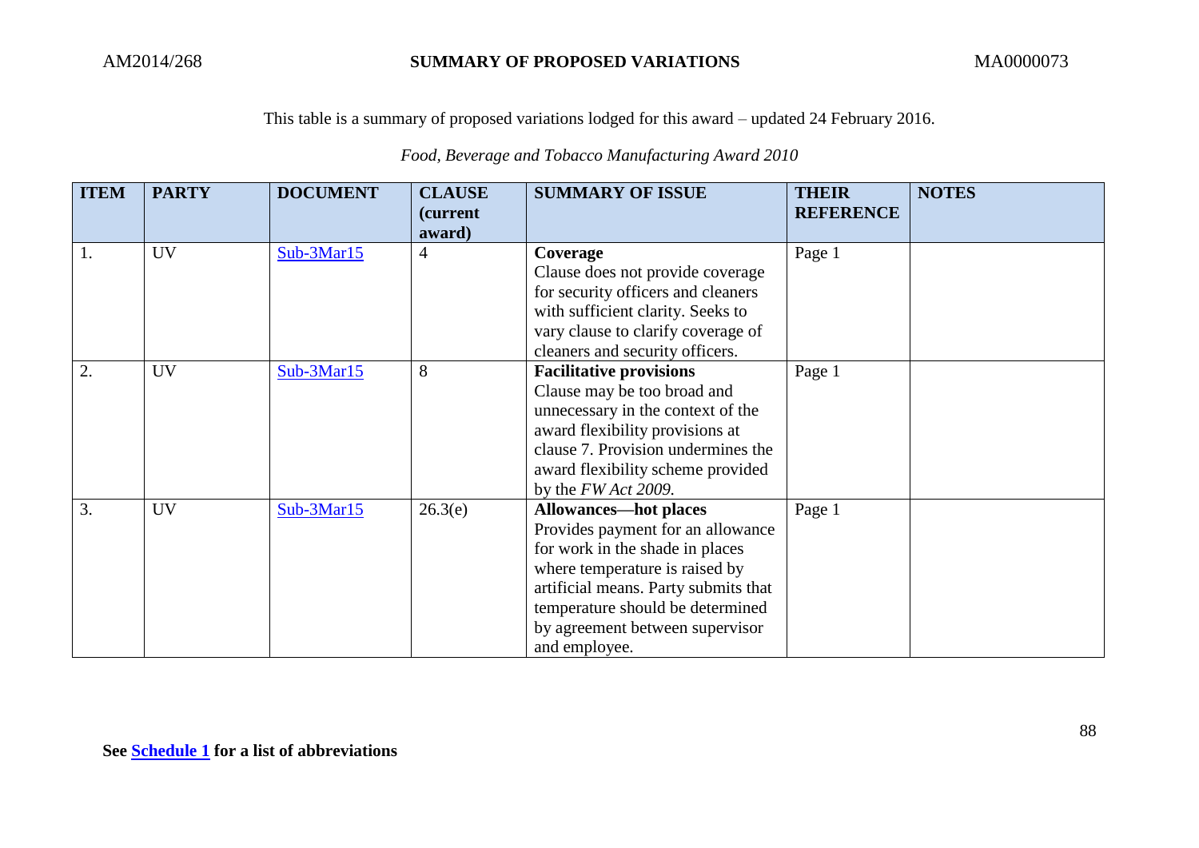This table is a summary of proposed variations lodged for this award – updated 24 February 2016.

*Food, Beverage and Tobacco Manufacturing Award 2010*

| ITEM | PARTY | DOCUMENT | CLAUSE (current award) | SUMMARY OF ISSUE | THEIR REFERENCE | NOTES |
|---|---|---|---|---|---|---|
| 1. | UV | Sub-3Mar15 | 4 | **Coverage** Clause does not provide coverage for security officers and cleaners with sufficient clarity. Seeks to vary clause to clarify coverage of cleaners and security officers. | Page 1 | |
| 2. | UV | Sub-3Mar15 | 8 | **Facilitative provisions** Clause may be too broad and unnecessary in the context of the award flexibility provisions at clause 7. Provision undermines the award flexibility scheme provided by the *FW Act 2009.* | Page 1 | |
| 3. | UV | Sub-3Mar15 | 26.3(e) | **Allowances—hot places** Provides payment for an allowance for work in the shade in places where temperature is raised by artificial means. Party submits that temperature should be determined by agreement between supervisor and employee. | Page 1 | |

**See Schedule 1 for a list of abbreviations**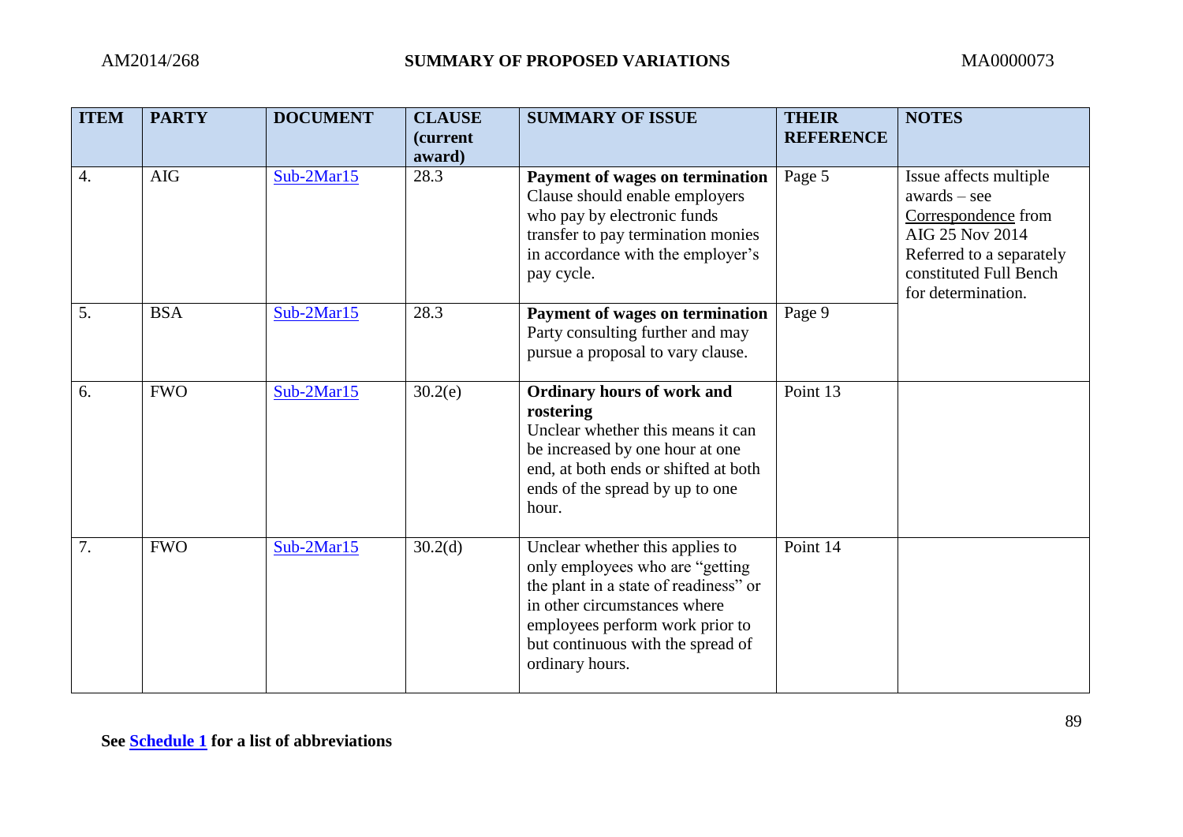| ITEM | PARTY | DOCUMENT | CLAUSE (current award) | SUMMARY OF ISSUE | THEIR REFERENCE | NOTES |
|---|---|---|---|---|---|---|
| 4. | AIG | Sub-2Mar15 | 28.3 | **Payment of wages on termination** Clause should enable employers who pay by electronic funds transfer to pay termination monies in accordance with the employer's pay cycle. | Page 5 | Issue affects multiple awards – see Correspondence from AIG 25 Nov 2014 Referred to a separately constituted Full Bench for determination. |
| 5. | BSA | Sub-2Mar15 | 28.3 | **Payment of wages on termination** Party consulting further and may pursue a proposal to vary clause. | Page 9 | |
| 6. | FWO | Sub-2Mar15 | 30.2(e) | **Ordinary hours of work and rostering** Unclear whether this means it can be increased by one hour at one end, at both ends or shifted at both ends of the spread by up to one hour. | Point 13 | |
| 7. | FWO | Sub-2Mar15 | 30.2(d) | Unclear whether this applies to only employees who are "getting the plant in a state of readiness" or in other circumstances where employees perform work prior to but continuous with the spread of ordinary hours. | Point 14 | |

**See Schedule 1 for a list of abbreviations**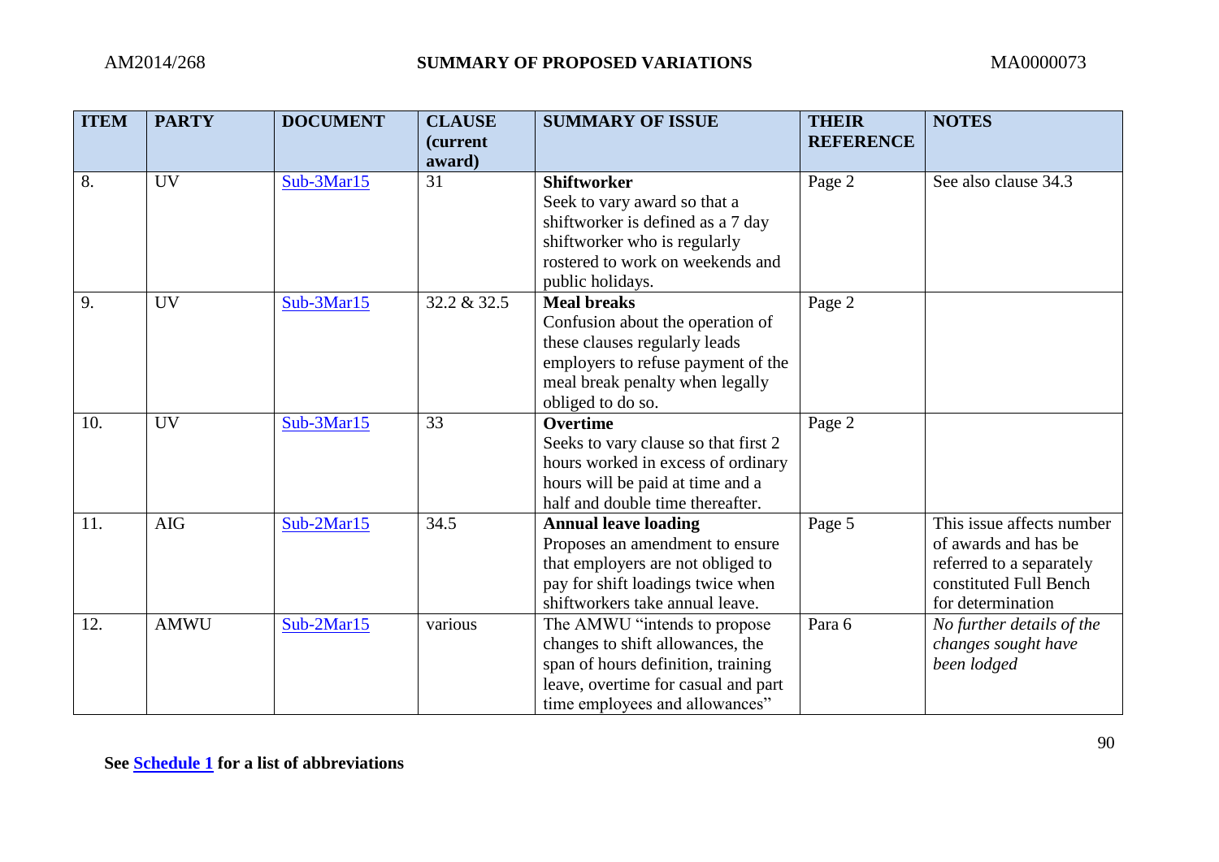| ITEM | PARTY | DOCUMENT | CLAUSE (current award) | SUMMARY OF ISSUE | THEIR REFERENCE | NOTES |
|---|---|---|---|---|---|---|
| 8. | UV | Sub-3Mar15 | 31 | **Shiftworker** Seek to vary award so that a shiftworker is defined as a 7 day shiftworker who is regularly rostered to work on weekends and public holidays. | Page 2 | See also clause 34.3 |
| 9. | UV | Sub-3Mar15 | 32.2 & 32.5 | **Meal breaks** Confusion about the operation of these clauses regularly leads employers to refuse payment of the meal break penalty when legally obliged to do so. | Page 2 | |
| 10. | UV | Sub-3Mar15 | 33 | **Overtime** Seeks to vary clause so that first 2 hours worked in excess of ordinary hours will be paid at time and a half and double time thereafter. | Page 2 | |
| 11. | AIG | Sub-2Mar15 | 34.5 | **Annual leave loading** Proposes an amendment to ensure that employers are not obliged to pay for shift loadings twice when shiftworkers take annual leave. | Page 5 | This issue affects number of awards and has be referred to a separately constituted Full Bench for determination |
| 12. | AMWU | Sub-2Mar15 | various | The AMWU "intends to propose changes to shift allowances, the span of hours definition, training leave, overtime for casual and part time employees and allowances" | Para 6 | *No further details of the changes sought have been lodged* |

**See Schedule 1 for a list of abbreviations**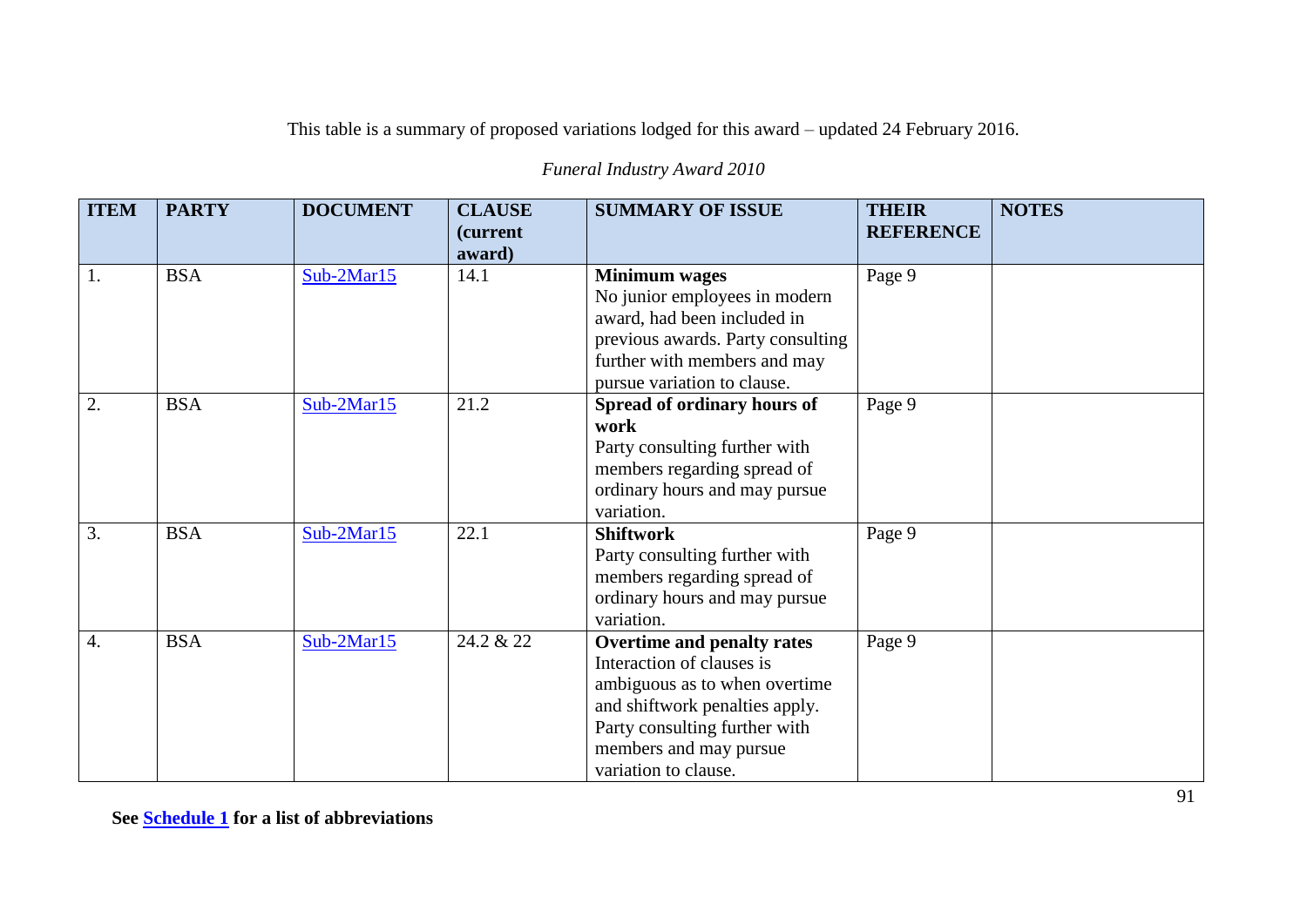This table is a summary of proposed variations lodged for this award – updated 24 February 2016.

*Funeral Industry Award 2010*

| ITEM | PARTY | DOCUMENT | CLAUSE (current award) | SUMMARY OF ISSUE | THEIR REFERENCE | NOTES |
|---|---|---|---|---|---|---|
| 1. | BSA | Sub-2Mar15 | 14.1 | **Minimum wages** No junior employees in modern award, had been included in previous awards. Party consulting further with members and may pursue variation to clause. | Page 9 | |
| 2. | BSA | Sub-2Mar15 | 21.2 | **Spread of ordinary hours of work** Party consulting further with members regarding spread of ordinary hours and may pursue variation. | Page 9 | |
| 3. | BSA | Sub-2Mar15 | 22.1 | **Shiftwork** Party consulting further with members regarding spread of ordinary hours and may pursue variation. | Page 9 | |
| 4. | BSA | Sub-2Mar15 | 24.2 & 22 | **Overtime and penalty rates** Interaction of clauses is ambiguous as to when overtime and shiftwork penalties apply. Party consulting further with members and may pursue variation to clause. | Page 9 | |

**See Schedule 1 for a list of abbreviations**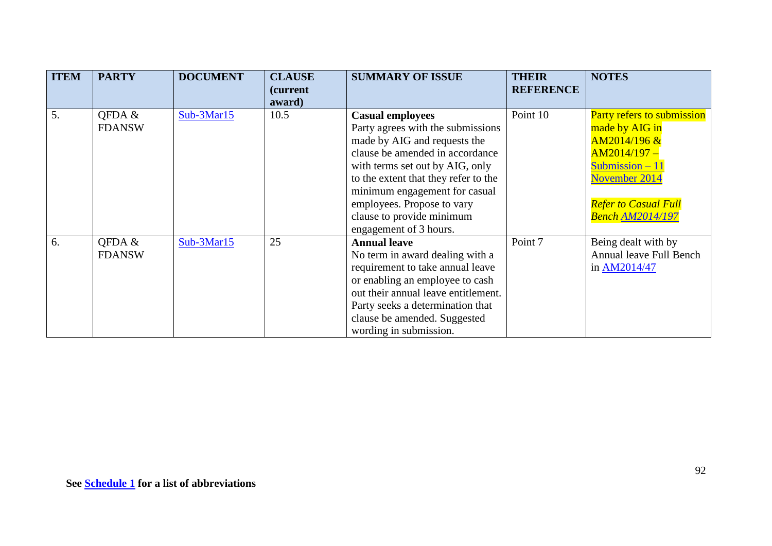| ITEM | PARTY | DOCUMENT | CLAUSE (current award) | SUMMARY OF ISSUE | THEIR REFERENCE | NOTES |
|---|---|---|---|---|---|---|
| 5. | QFDA & FDANSW | Sub-3Mar15 | 10.5 | **Casual employees** Party agrees with the submissions made by AIG and requests the clause be amended in accordance with terms set out by AIG, only to the extent that they refer to the minimum engagement for casual employees. Propose to vary clause to provide minimum engagement of 3 hours. | Point 10 | Party refers to submission made by AIG in AM2014/196 & AM2014/197 – Submission – 11 November 2014<br><br>*Refer to Casual Full Bench AM2014/197* |
| 6. | QFDA & FDANSW | Sub-3Mar15 | 25 | **Annual leave** No term in award dealing with a requirement to take annual leave or enabling an employee to cash out their annual leave entitlement. Party seeks a determination that clause be amended. Suggested wording in submission. | Point 7 | Being dealt with by Annual leave Full Bench in AM2014/47 |

**See Schedule 1 for a list of abbreviations**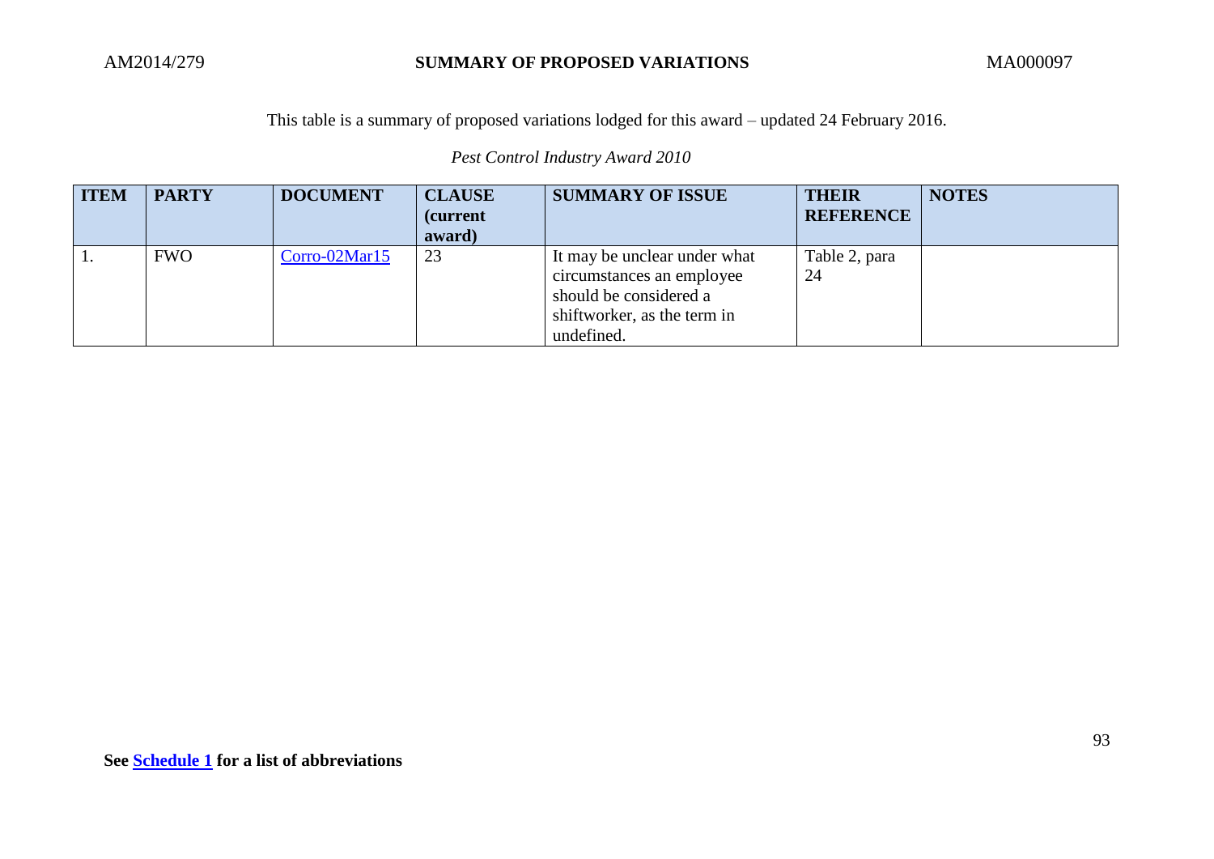This table is a summary of proposed variations lodged for this award – updated 24 February 2016.

*Pest Control Industry Award 2010*

| ITEM | PARTY | DOCUMENT | CLAUSE (current award) | SUMMARY OF ISSUE | THEIR REFERENCE | NOTES |
|---|---|---|---|---|---|---|
| 1. | FWO | Corro-02Mar15 | 23 | It may be unclear under what circumstances an employee should be considered a shiftworker, as the term in undefined. | Table 2, para 24 | |

**See Schedule 1 for a list of abbreviations**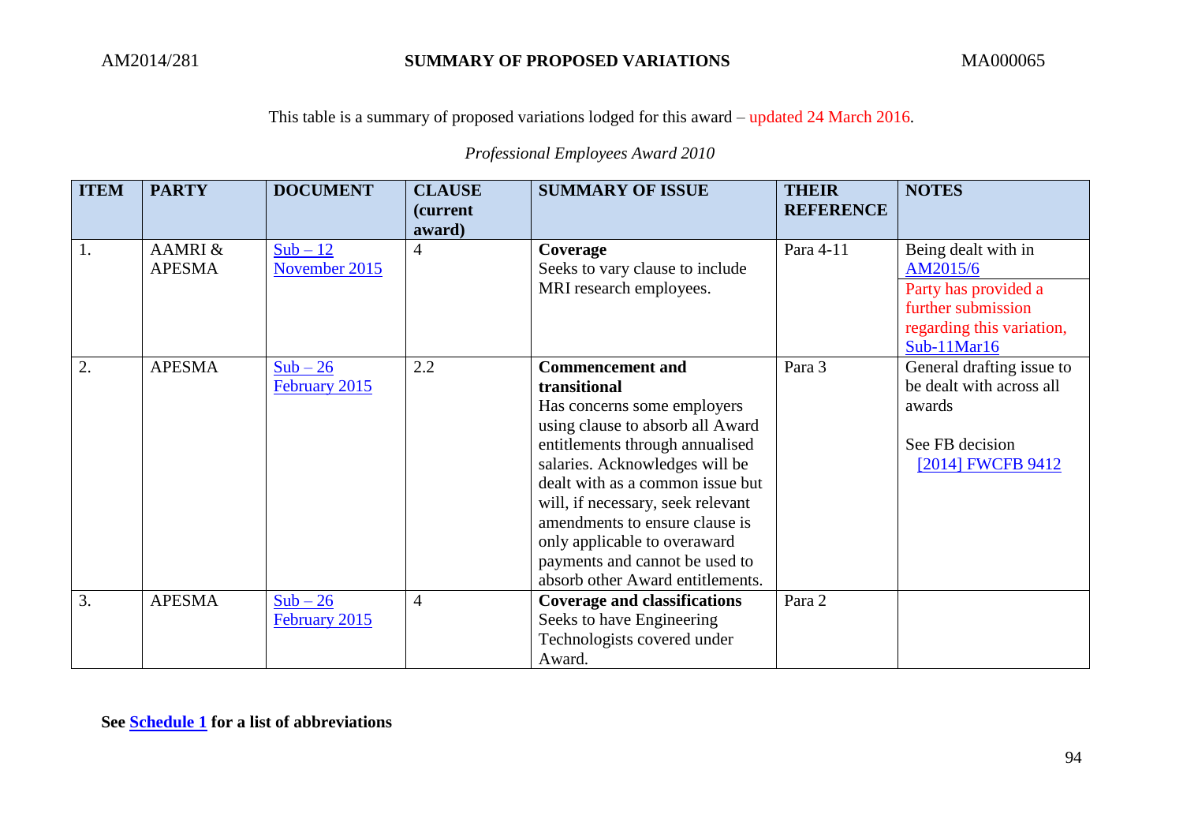This table is a summary of proposed variations lodged for this award – updated 24 March 2016.

*Professional Employees Award 2010*

| ITEM | PARTY | DOCUMENT | CLAUSE (current award) | SUMMARY OF ISSUE | THEIR REFERENCE | NOTES |
|---|---|---|---|---|---|---|
| 1. | AAMRI & APESMA | Sub – 12 November 2015 | 4 | **Coverage** Seeks to vary clause to include MRI research employees. | Para 4-11 | Being dealt with in AM2015/6 Party has provided a further submission regarding this variation, Sub-11Mar16 |
| 2. | APESMA | Sub – 26 February 2015 | 2.2 | **Commencement and transitional** Has concerns some employers using clause to absorb all Award entitlements through annualised salaries. Acknowledges will be dealt with as a common issue but will, if necessary, seek relevant amendments to ensure clause is only applicable to overaward payments and cannot be used to absorb other Award entitlements. | Para 3 | General drafting issue to be dealt with across all awards See FB decision [2014] FWCFB 9412 |
| 3. | APESMA | Sub – 26 February 2015 | 4 | **Coverage and classifications** Seeks to have Engineering Technologists covered under Award. | Para 2 | |

**See Schedule 1 for a list of abbreviations**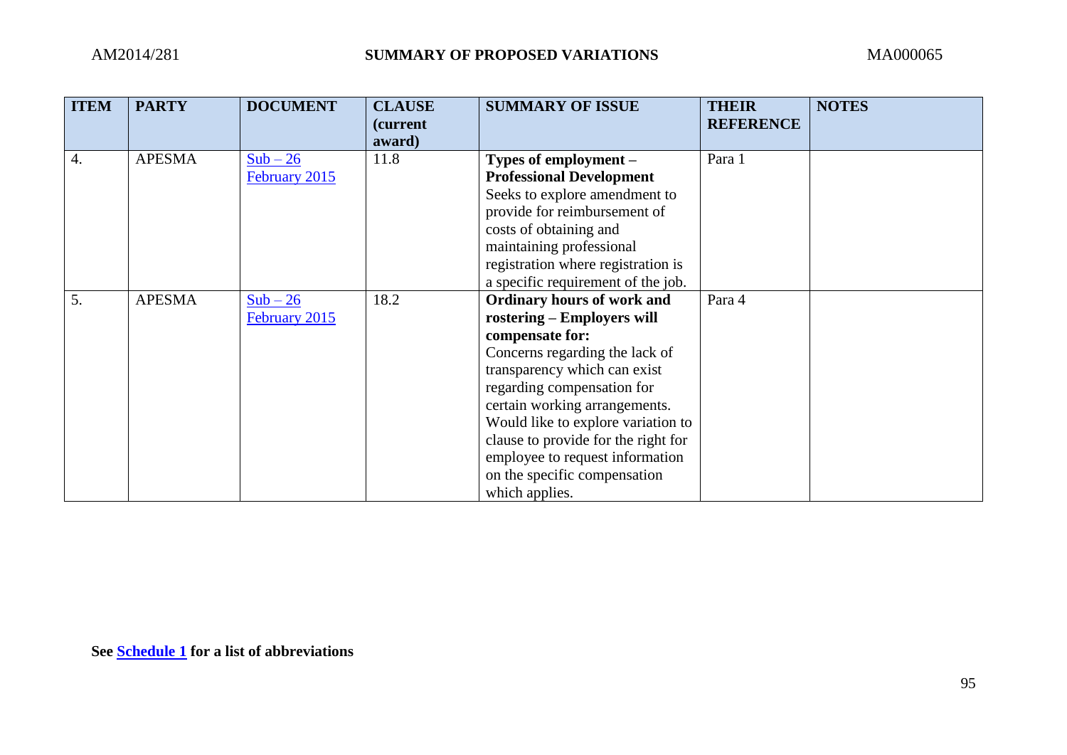| ITEM | PARTY | DOCUMENT | CLAUSE (current award) | SUMMARY OF ISSUE | THEIR REFERENCE | NOTES |
|---|---|---|---|---|---|---|
| 4. | APESMA | Sub – 26 February 2015 | 11.8 | **Types of employment – Professional Development** Seeks to explore amendment to provide for reimbursement of costs of obtaining and maintaining professional registration where registration is a specific requirement of the job. | Para 1 | |
| 5. | APESMA | Sub – 26 February 2015 | 18.2 | **Ordinary hours of work and rostering – Employers will compensate for:** Concerns regarding the lack of transparency which can exist regarding compensation for certain working arrangements. Would like to explore variation to clause to provide for the right for employee to request information on the specific compensation which applies. | Para 4 | |

**See Schedule 1 for a list of abbreviations**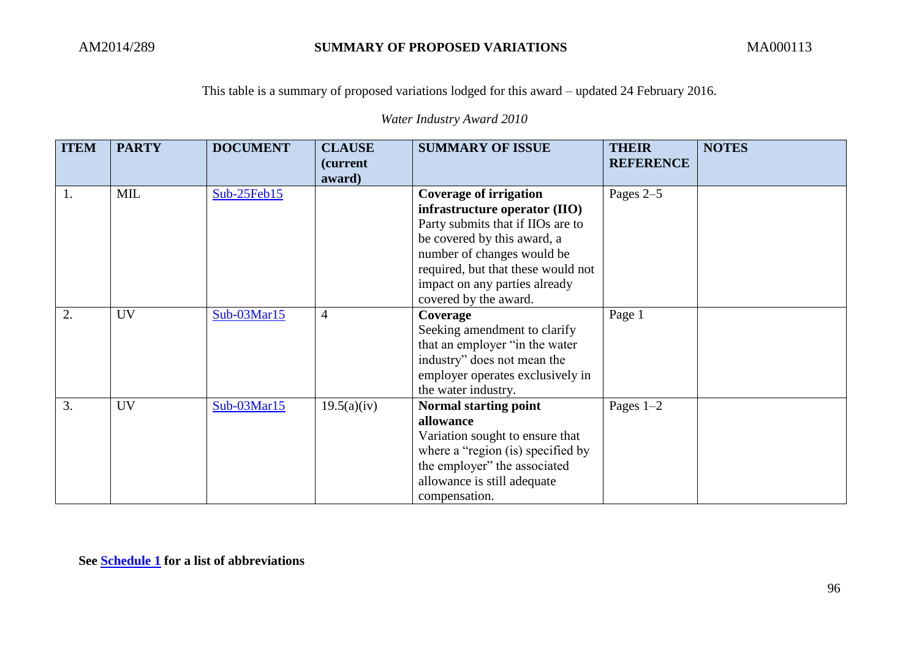This table is a summary of proposed variations lodged for this award – updated 24 February 2016.

*Water Industry Award 2010*

| ITEM | PARTY | DOCUMENT | CLAUSE (current award) | SUMMARY OF ISSUE | THEIR REFERENCE | NOTES |
|---|---|---|---|---|---|---|
| 1. | MIL | Sub-25Feb15 | | **Coverage of irrigation infrastructure operator (IIO)** Party submits that if IIOs are to be covered by this award, a number of changes would be required, but that these would not impact on any parties already covered by the award. | Pages 2–5 | |
| 2. | UV | Sub-03Mar15 | 4 | **Coverage** Seeking amendment to clarify that an employer "in the water industry" does not mean the employer operates exclusively in the water industry. | Page 1 | |
| 3. | UV | Sub-03Mar15 | 19.5(a)(iv) | **Normal starting point allowance** Variation sought to ensure that where a "region (is) specified by the employer" the associated allowance is still adequate compensation. | Pages 1–2 | |

**See Schedule 1 for a list of abbreviations**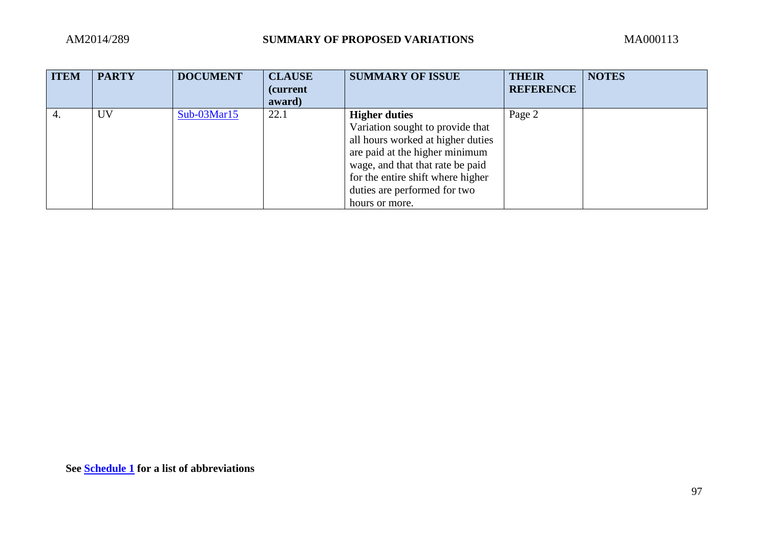| ITEM | PARTY | DOCUMENT | CLAUSE (current award) | SUMMARY OF ISSUE | THEIR REFERENCE | NOTES |
|---|---|---|---|---|---|---|
| 4. | UV | Sub-03Mar15 | 22.1 | **Higher duties** Variation sought to provide that all hours worked at higher duties are paid at the higher minimum wage, and that that rate be paid for the entire shift where higher duties are performed for two hours or more. | Page 2 | |

**See Schedule 1 for a list of abbreviations**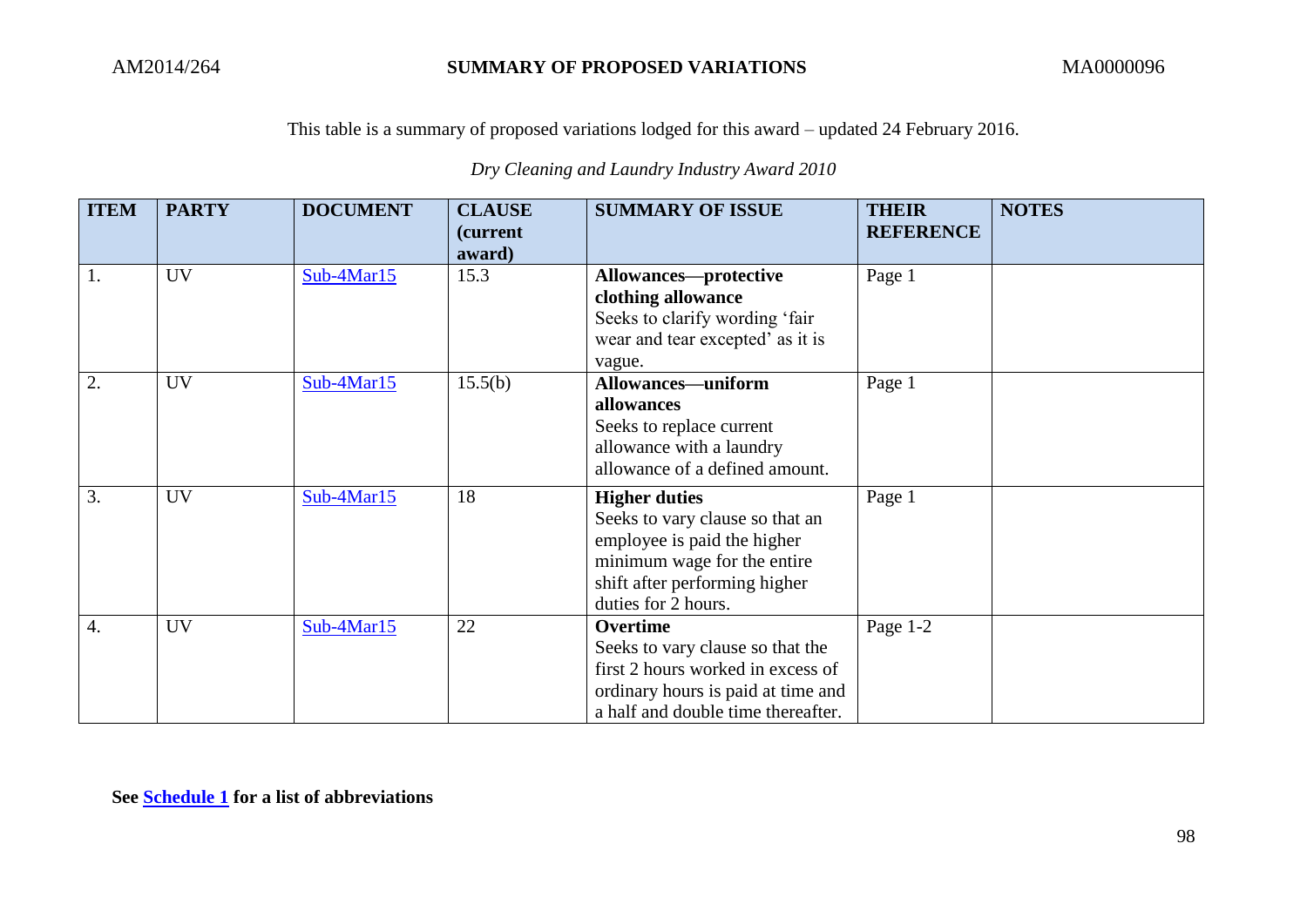AM2014/264 **SUMMARY OF PROPOSED VARIATIONS** MA0000096

This table is a summary of proposed variations lodged for this award – updated 24 February 2016.

*Dry Cleaning and Laundry Industry Award 2010*

| ITEM | PARTY | DOCUMENT | CLAUSE (current award) | SUMMARY OF ISSUE | THEIR REFERENCE | NOTES |
|---|---|---|---|---|---|---|
| 1. | UV | Sub-4Mar15 | 15.3 | **Allowances—protective clothing allowance** Seeks to clarify wording 'fair wear and tear excepted' as it is vague. | Page 1 | |
| 2. | UV | Sub-4Mar15 | 15.5(b) | **Allowances—uniform allowances** Seeks to replace current allowance with a laundry allowance of a defined amount. | Page 1 | |
| 3. | UV | Sub-4Mar15 | 18 | **Higher duties** Seeks to vary clause so that an employee is paid the higher minimum wage for the entire shift after performing higher duties for 2 hours. | Page 1 | |
| 4. | UV | Sub-4Mar15 | 22 | **Overtime** Seeks to vary clause so that the first 2 hours worked in excess of ordinary hours is paid at time and a half and double time thereafter. | Page 1-2 | |

**See Schedule 1 for a list of abbreviations**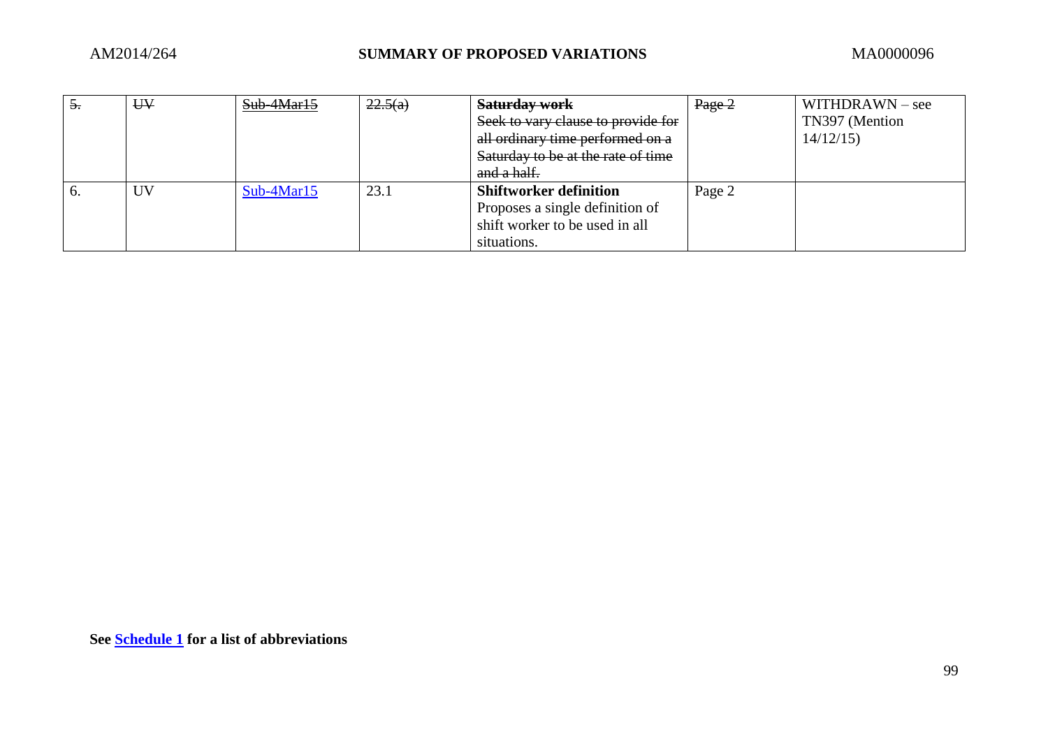| ~~5.~~ | ~~UV~~ | ~~Sub-4Mar15~~ | ~~22.5(a)~~ | ~~**Saturday work**~~ ~~Seek to vary clause to provide for all ordinary time performed on a Saturday to be at the rate of time and a half.~~ | ~~Page 2~~ | WITHDRAWN – see TN397 (Mention 14/12/15) |
|---|---|---|---|---|---|---|
| 6. | UV | Sub-4Mar15 | 23.1 | **Shiftworker definition** Proposes a single definition of shift worker to be used in all situations. | Page 2 | |

**See Schedule 1 for a list of abbreviations**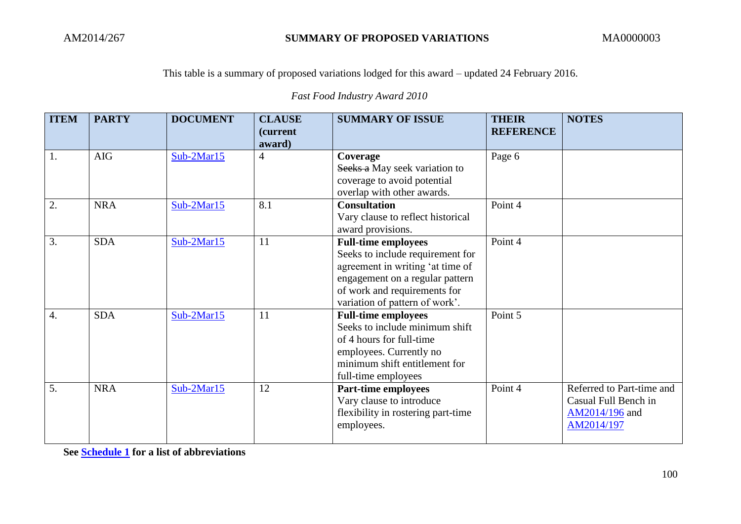AM2014/267 **SUMMARY OF PROPOSED VARIATIONS** MA0000003

This table is a summary of proposed variations lodged for this award – updated 24 February 2016.

*Fast Food Industry Award 2010*

| ITEM | PARTY | DOCUMENT | CLAUSE (current award) | SUMMARY OF ISSUE | THEIR REFERENCE | NOTES |
|---|---|---|---|---|---|---|
| 1. | AIG | Sub-2Mar15 | 4 | **Coverage**<br>~~Seeks a~~ May seek variation to coverage to avoid potential overlap with other awards. | Page 6 | |
| 2. | NRA | Sub-2Mar15 | 8.1 | **Consultation**<br>Vary clause to reflect historical award provisions. | Point 4 | |
| 3. | SDA | Sub-2Mar15 | 11 | **Full-time employees**<br>Seeks to include requirement for agreement in writing 'at time of engagement on a regular pattern of work and requirements for variation of pattern of work'. | Point 4 | |
| 4. | SDA | Sub-2Mar15 | 11 | **Full-time employees**<br>Seeks to include minimum shift of 4 hours for full-time employees. Currently no minimum shift entitlement for full-time employees | Point 5 | |
| 5. | NRA | Sub-2Mar15 | 12 | **Part-time employees**<br>Vary clause to introduce flexibility in rostering part-time employees. | Point 4 | Referred to Part-time and Casual Full Bench in AM2014/196 and AM2014/197 |

**See Schedule 1 for a list of abbreviations**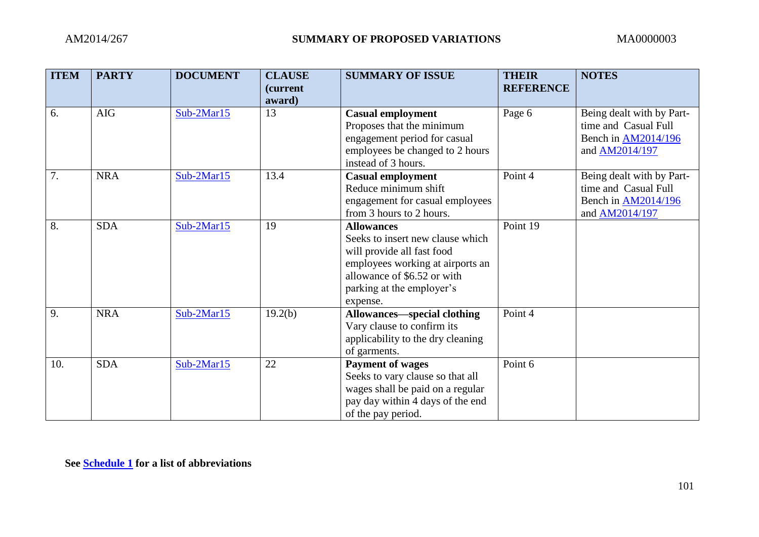| ITEM | PARTY | DOCUMENT | CLAUSE (current award) | SUMMARY OF ISSUE | THEIR REFERENCE | NOTES |
|---|---|---|---|---|---|---|
| 6. | AIG | Sub-2Mar15 | 13 | **Casual employment** Proposes that the minimum engagement period for casual employees be changed to 2 hours instead of 3 hours. | Page 6 | Being dealt with by Part-time and Casual Full Bench in AM2014/196 and AM2014/197 |
| 7. | NRA | Sub-2Mar15 | 13.4 | **Casual employment** Reduce minimum shift engagement for casual employees from 3 hours to 2 hours. | Point 4 | Being dealt with by Part-time and Casual Full Bench in AM2014/196 and AM2014/197 |
| 8. | SDA | Sub-2Mar15 | 19 | **Allowances** Seeks to insert new clause which will provide all fast food employees working at airports an allowance of $6.52 or with parking at the employer's expense. | Point 19 | |
| 9. | NRA | Sub-2Mar15 | 19.2(b) | **Allowances—special clothing** Vary clause to confirm its applicability to the dry cleaning of garments. | Point 4 | |
| 10. | SDA | Sub-2Mar15 | 22 | **Payment of wages** Seeks to vary clause so that all wages shall be paid on a regular pay day within 4 days of the end of the pay period. | Point 6 | |

**See Schedule 1 for a list of abbreviations**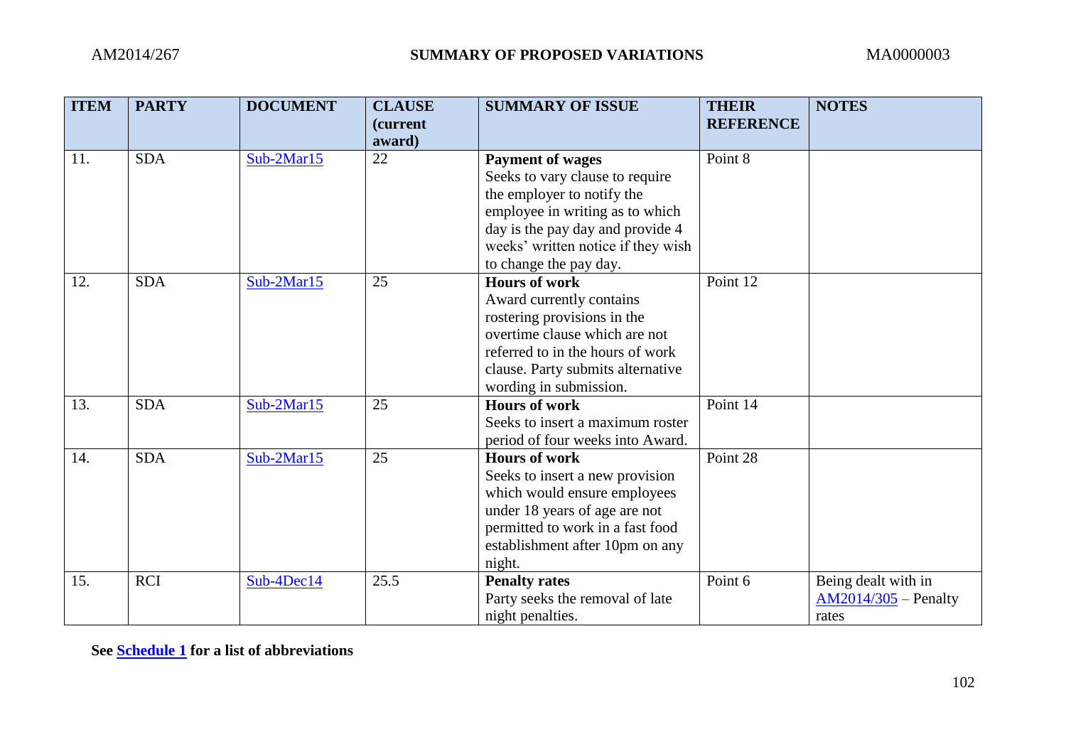| ITEM | PARTY | DOCUMENT | CLAUSE (current award) | SUMMARY OF ISSUE | THEIR REFERENCE | NOTES |
|---|---|---|---|---|---|---|
| 11. | SDA | Sub-2Mar15 | 22 | **Payment of wages** Seeks to vary clause to require the employer to notify the employee in writing as to which day is the pay day and provide 4 weeks' written notice if they wish to change the pay day. | Point 8 | |
| 12. | SDA | Sub-2Mar15 | 25 | **Hours of work** Award currently contains rostering provisions in the overtime clause which are not referred to in the hours of work clause. Party submits alternative wording in submission. | Point 12 | |
| 13. | SDA | Sub-2Mar15 | 25 | **Hours of work** Seeks to insert a maximum roster period of four weeks into Award. | Point 14 | |
| 14. | SDA | Sub-2Mar15 | 25 | **Hours of work** Seeks to insert a new provision which would ensure employees under 18 years of age are not permitted to work in a fast food establishment after 10pm on any night. | Point 28 | |
| 15. | RCI | Sub-4Dec14 | 25.5 | **Penalty rates** Party seeks the removal of late night penalties. | Point 6 | Being dealt with in AM2014/305 – Penalty rates |

**See Schedule 1 for a list of abbreviations**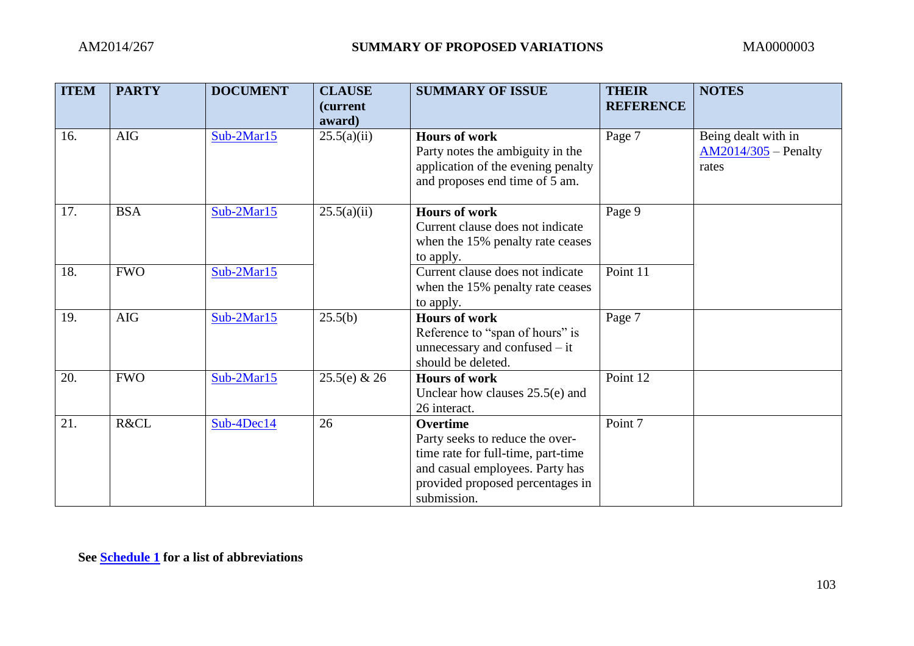| ITEM | PARTY | DOCUMENT | CLAUSE (current award) | SUMMARY OF ISSUE | THEIR REFERENCE | NOTES |
|---|---|---|---|---|---|---|
| 16. | AIG | Sub-2Mar15 | 25.5(a)(ii) | **Hours of work** Party notes the ambiguity in the application of the evening penalty and proposes end time of 5 am. | Page 7 | Being dealt with in AM2014/305 – Penalty rates |
| 17. | BSA | Sub-2Mar15 | 25.5(a)(ii) | **Hours of work** Current clause does not indicate when the 15% penalty rate ceases to apply. | Page 9 | |
| 18. | FWO | Sub-2Mar15 | | Current clause does not indicate when the 15% penalty rate ceases to apply. | Point 11 | |
| 19. | AIG | Sub-2Mar15 | 25.5(b) | **Hours of work** Reference to "span of hours" is unnecessary and confused – it should be deleted. | Page 7 | |
| 20. | FWO | Sub-2Mar15 | 25.5(e) & 26 | **Hours of work** Unclear how clauses 25.5(e) and 26 interact. | Point 12 | |
| 21. | R&CL | Sub-4Dec14 | 26 | **Overtime** Party seeks to reduce the over-time rate for full-time, part-time and casual employees. Party has provided proposed percentages in submission. | Point 7 | |

**See Schedule 1 for a list of abbreviations**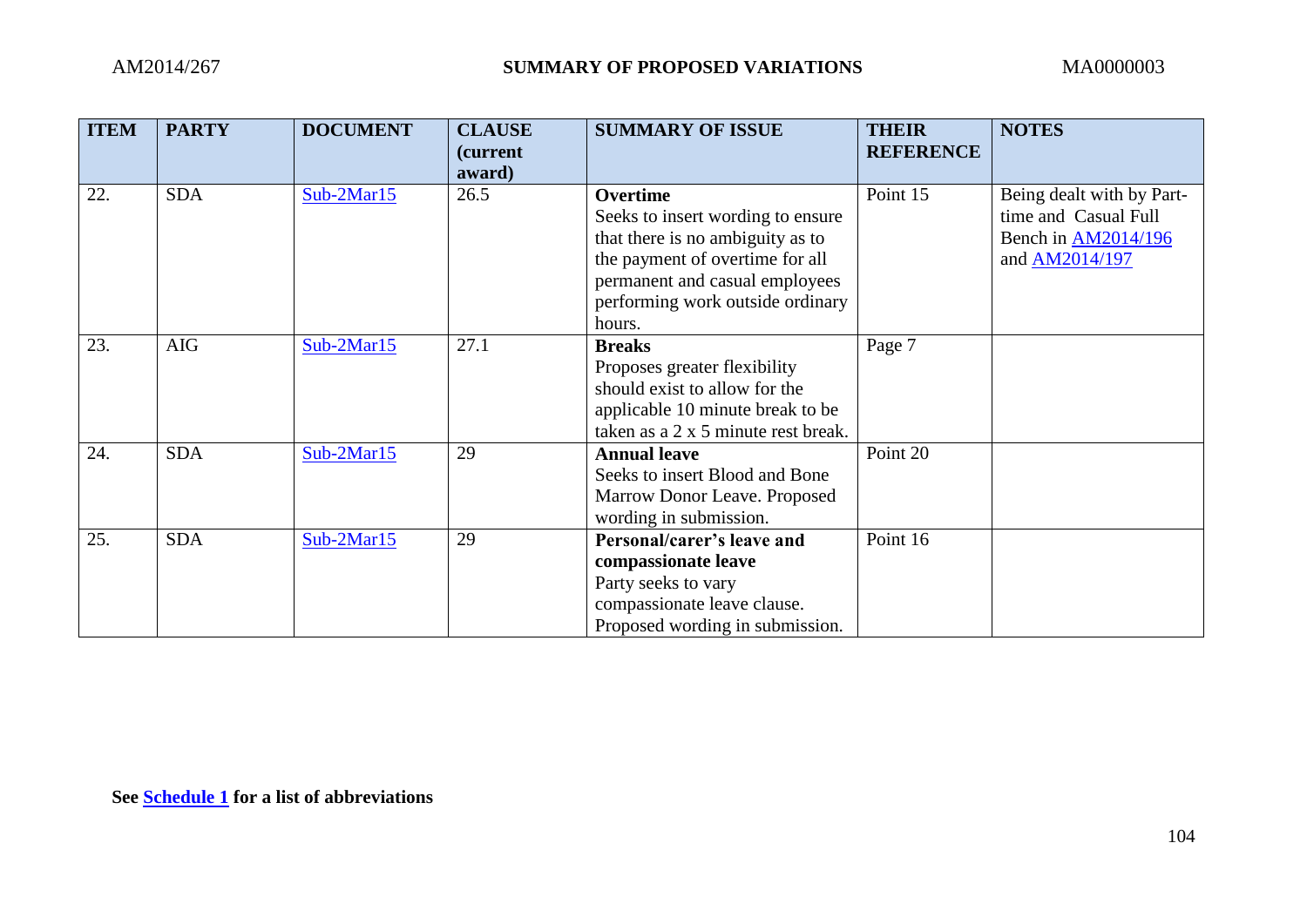| ITEM | PARTY | DOCUMENT | CLAUSE (current award) | SUMMARY OF ISSUE | THEIR REFERENCE | NOTES |
|---|---|---|---|---|---|---|
| 22. | SDA | Sub-2Mar15 | 26.5 | **Overtime** Seeks to insert wording to ensure that there is no ambiguity as to the payment of overtime for all permanent and casual employees performing work outside ordinary hours. | Point 15 | Being dealt with by Part-time and Casual Full Bench in AM2014/196 and AM2014/197 |
| 23. | AIG | Sub-2Mar15 | 27.1 | **Breaks** Proposes greater flexibility should exist to allow for the applicable 10 minute break to be taken as a 2 x 5 minute rest break. | Page 7 | |
| 24. | SDA | Sub-2Mar15 | 29 | **Annual leave** Seeks to insert Blood and Bone Marrow Donor Leave. Proposed wording in submission. | Point 20 | |
| 25. | SDA | Sub-2Mar15 | 29 | **Personal/carer's leave and compassionate leave** Party seeks to vary compassionate leave clause. Proposed wording in submission. | Point 16 | |

**See Schedule 1 for a list of abbreviations**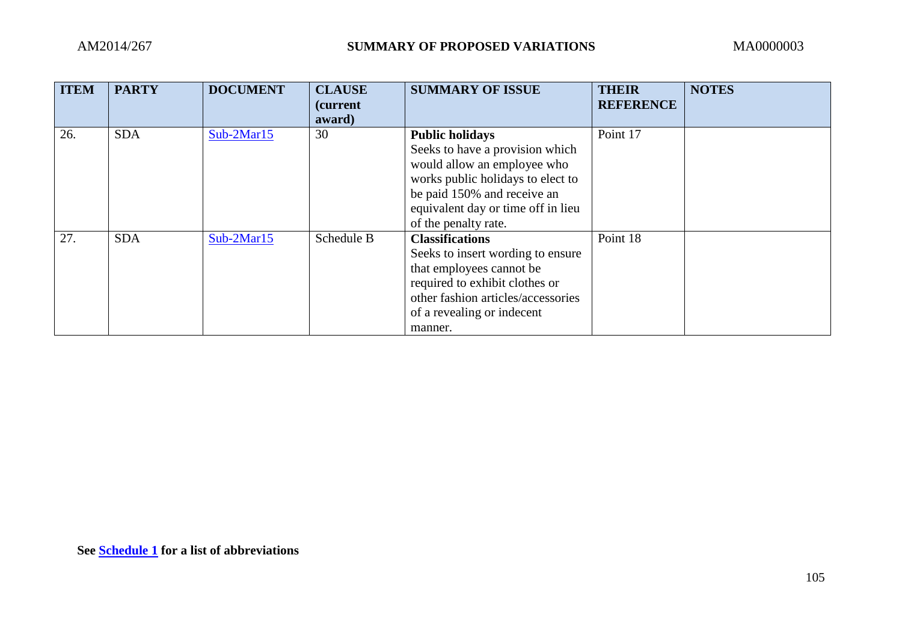| ITEM | PARTY | DOCUMENT | CLAUSE (current award) | SUMMARY OF ISSUE | THEIR REFERENCE | NOTES |
|---|---|---|---|---|---|---|
| 26. | SDA | Sub-2Mar15 | 30 | **Public holidays** Seeks to have a provision which would allow an employee who works public holidays to elect to be paid 150% and receive an equivalent day or time off in lieu of the penalty rate. | Point 17 | |
| 27. | SDA | Sub-2Mar15 | Schedule B | **Classifications** Seeks to insert wording to ensure that employees cannot be required to exhibit clothes or other fashion articles/accessories of a revealing or indecent manner. | Point 18 | |

**See Schedule 1 for a list of abbreviations**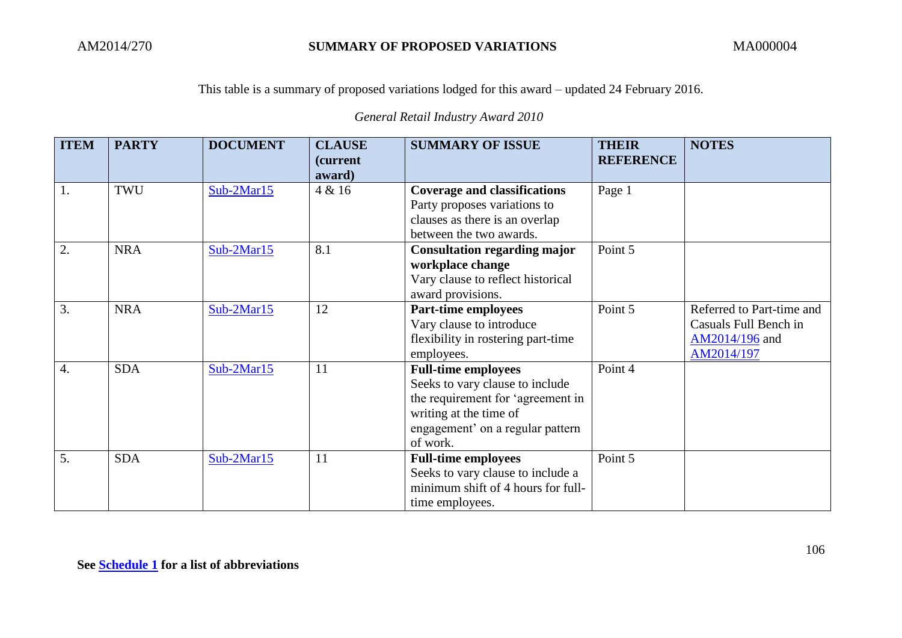This table is a summary of proposed variations lodged for this award – updated 24 February 2016.

*General Retail Industry Award 2010*

| ITEM | PARTY | DOCUMENT | CLAUSE (current award) | SUMMARY OF ISSUE | THEIR REFERENCE | NOTES |
|---|---|---|---|---|---|---|
| 1. | TWU | Sub-2Mar15 | 4 & 16 | **Coverage and classifications** Party proposes variations to clauses as there is an overlap between the two awards. | Page 1 | |
| 2. | NRA | Sub-2Mar15 | 8.1 | **Consultation regarding major workplace change** Vary clause to reflect historical award provisions. | Point 5 | |
| 3. | NRA | Sub-2Mar15 | 12 | **Part-time employees** Vary clause to introduce flexibility in rostering part-time employees. | Point 5 | Referred to Part-time and Casuals Full Bench in AM2014/196 and AM2014/197 |
| 4. | SDA | Sub-2Mar15 | 11 | **Full-time employees** Seeks to vary clause to include the requirement for 'agreement in writing at the time of engagement' on a regular pattern of work. | Point 4 | |
| 5. | SDA | Sub-2Mar15 | 11 | **Full-time employees** Seeks to vary clause to include a minimum shift of 4 hours for full-time employees. | Point 5 | |

**See Schedule 1 for a list of abbreviations**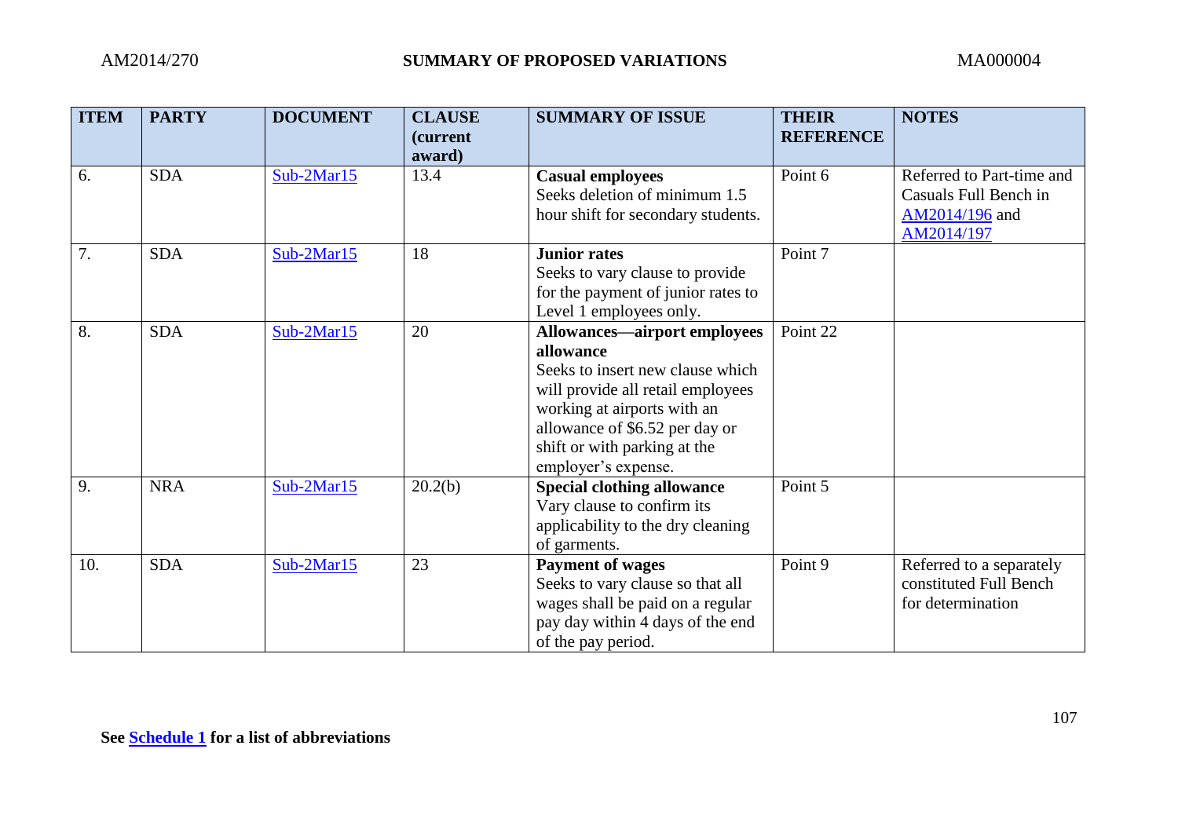| ITEM | PARTY | DOCUMENT | CLAUSE (current award) | SUMMARY OF ISSUE | THEIR REFERENCE | NOTES |
|---|---|---|---|---|---|---|
| 6. | SDA | Sub-2Mar15 | 13.4 | **Casual employees** Seeks deletion of minimum 1.5 hour shift for secondary students. | Point 6 | Referred to Part-time and Casuals Full Bench in AM2014/196 and AM2014/197 |
| 7. | SDA | Sub-2Mar15 | 18 | **Junior rates** Seeks to vary clause to provide for the payment of junior rates to Level 1 employees only. | Point 7 | |
| 8. | SDA | Sub-2Mar15 | 20 | **Allowances—airport employees allowance** Seeks to insert new clause which will provide all retail employees working at airports with an allowance of $6.52 per day or shift or with parking at the employer's expense. | Point 22 | |
| 9. | NRA | Sub-2Mar15 | 20.2(b) | **Special clothing allowance** Vary clause to confirm its applicability to the dry cleaning of garments. | Point 5 | |
| 10. | SDA | Sub-2Mar15 | 23 | **Payment of wages** Seeks to vary clause so that all wages shall be paid on a regular pay day within 4 days of the end of the pay period. | Point 9 | Referred to a separately constituted Full Bench for determination |

**See Schedule 1 for a list of abbreviations**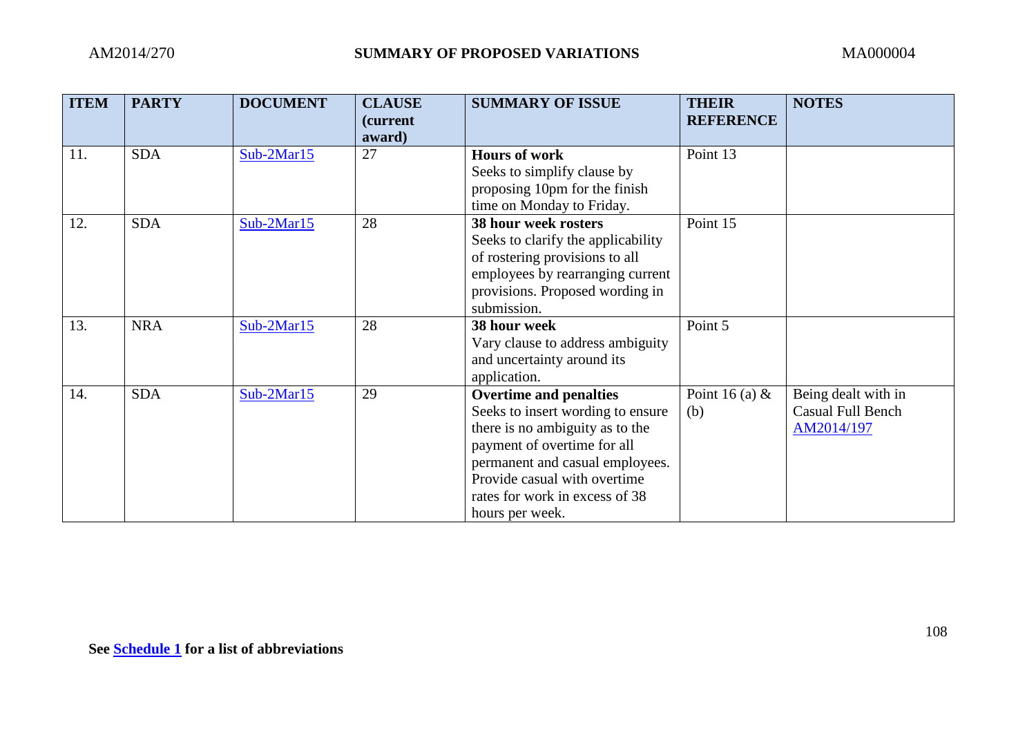| ITEM | PARTY | DOCUMENT | CLAUSE (current award) | SUMMARY OF ISSUE | THEIR REFERENCE | NOTES |
|---|---|---|---|---|---|---|
| 11. | SDA | Sub-2Mar15 | 27 | **Hours of work** Seeks to simplify clause by proposing 10pm for the finish time on Monday to Friday. | Point 13 | |
| 12. | SDA | Sub-2Mar15 | 28 | **38 hour week rosters** Seeks to clarify the applicability of rostering provisions to all employees by rearranging current provisions. Proposed wording in submission. | Point 15 | |
| 13. | NRA | Sub-2Mar15 | 28 | **38 hour week** Vary clause to address ambiguity and uncertainty around its application. | Point 5 | |
| 14. | SDA | Sub-2Mar15 | 29 | **Overtime and penalties** Seeks to insert wording to ensure there is no ambiguity as to the payment of overtime for all permanent and casual employees. Provide casual with overtime rates for work in excess of 38 hours per week. | Point 16 (a) & (b) | Being dealt with in Casual Full Bench AM2014/197 |

**See Schedule 1 for a list of abbreviations**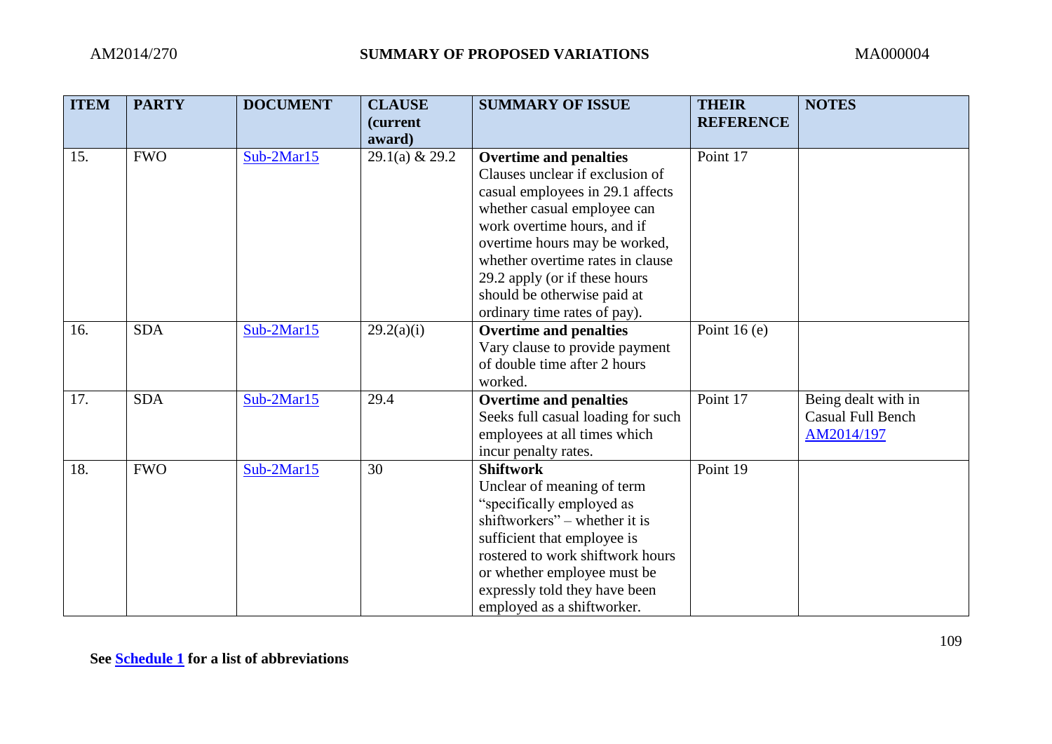| ITEM | PARTY | DOCUMENT | CLAUSE (current award) | SUMMARY OF ISSUE | THEIR REFERENCE | NOTES |
|---|---|---|---|---|---|---|
| 15. | FWO | Sub-2Mar15 | 29.1(a) & 29.2 | **Overtime and penalties** Clauses unclear if exclusion of casual employees in 29.1 affects whether casual employee can work overtime hours, and if overtime hours may be worked, whether overtime rates in clause 29.2 apply (or if these hours should be otherwise paid at ordinary time rates of pay). | Point 17 | |
| 16. | SDA | Sub-2Mar15 | 29.2(a)(i) | **Overtime and penalties** Vary clause to provide payment of double time after 2 hours worked. | Point 16 (e) | |
| 17. | SDA | Sub-2Mar15 | 29.4 | **Overtime and penalties** Seeks full casual loading for such employees at all times which incur penalty rates. | Point 17 | Being dealt with in Casual Full Bench AM2014/197 |
| 18. | FWO | Sub-2Mar15 | 30 | **Shiftwork** Unclear of meaning of term “specifically employed as shiftworkers” – whether it is sufficient that employee is rostered to work shiftwork hours or whether employee must be expressly told they have been employed as a shiftworker. | Point 19 | |

**See Schedule 1 for a list of abbreviations**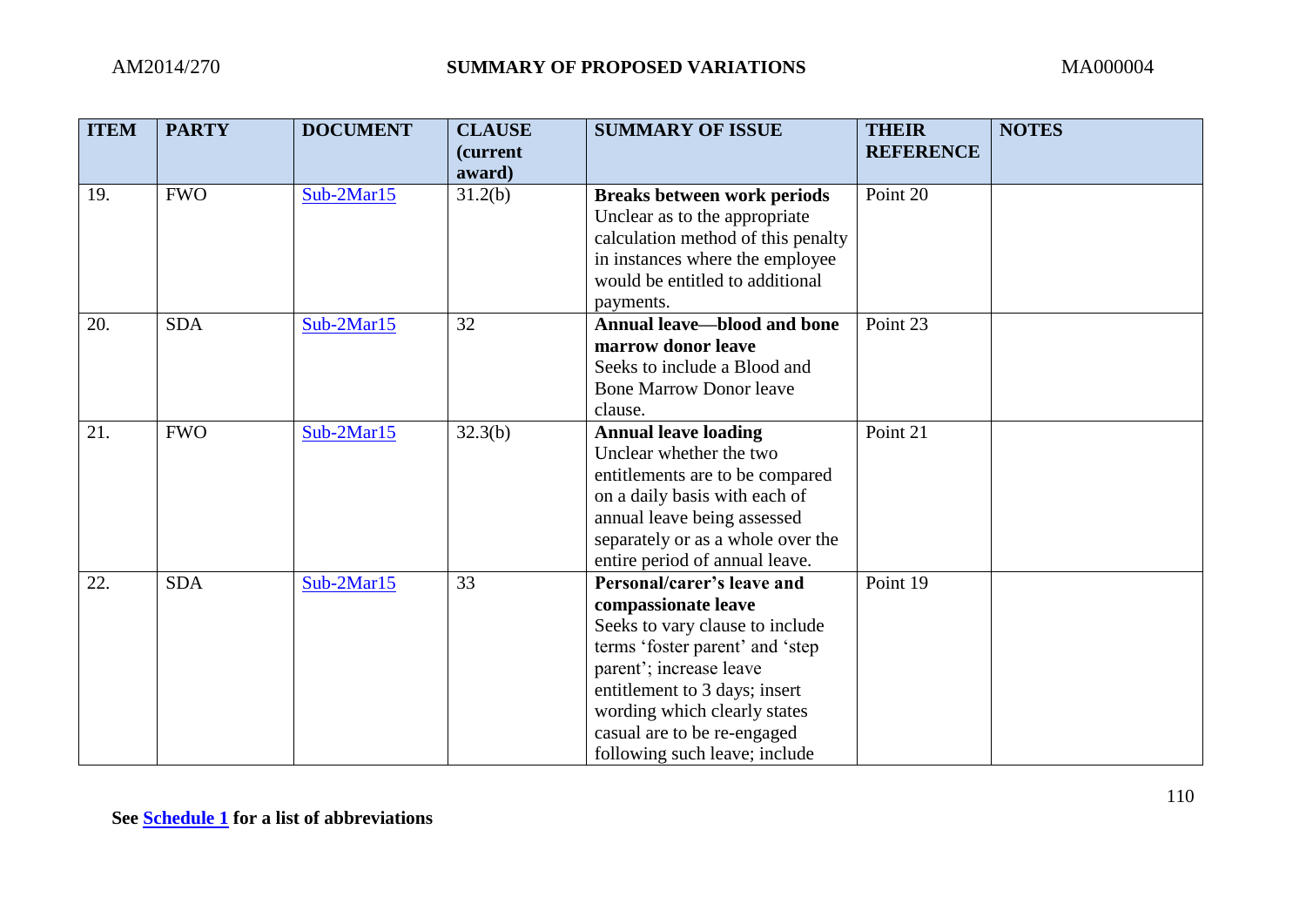| ITEM | PARTY | DOCUMENT | CLAUSE (current award) | SUMMARY OF ISSUE | THEIR REFERENCE | NOTES |
|---|---|---|---|---|---|---|
| 19. | FWO | Sub-2Mar15 | 31.2(b) | **Breaks between work periods** Unclear as to the appropriate calculation method of this penalty in instances where the employee would be entitled to additional payments. | Point 20 | |
| 20. | SDA | Sub-2Mar15 | 32 | **Annual leave—blood and bone marrow donor leave** Seeks to include a Blood and Bone Marrow Donor leave clause. | Point 23 | |
| 21. | FWO | Sub-2Mar15 | 32.3(b) | **Annual leave loading** Unclear whether the two entitlements are to be compared on a daily basis with each of annual leave being assessed separately or as a whole over the entire period of annual leave. | Point 21 | |
| 22. | SDA | Sub-2Mar15 | 33 | **Personal/carer's leave and compassionate leave** Seeks to vary clause to include terms 'foster parent' and 'step parent'; increase leave entitlement to 3 days; insert wording which clearly states casual are to be re-engaged following such leave; include | Point 19 | |

**See Schedule 1 for a list of abbreviations**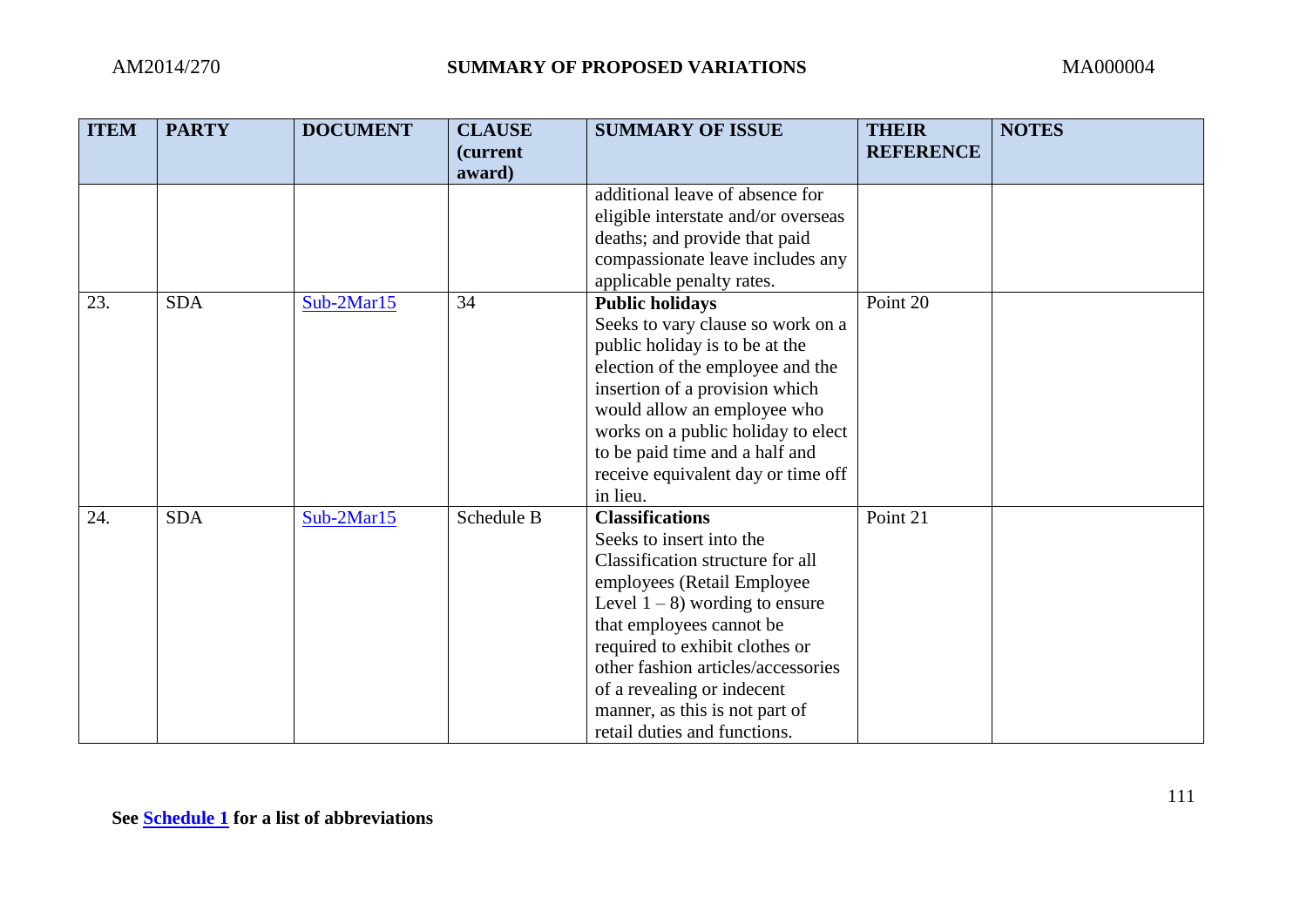| ITEM | PARTY | DOCUMENT | CLAUSE (current award) | SUMMARY OF ISSUE | THEIR REFERENCE | NOTES |
|---|---|---|---|---|---|---|
| | | | | additional leave of absence for eligible interstate and/or overseas deaths; and provide that paid compassionate leave includes any applicable penalty rates. | | |
| 23. | SDA | Sub-2Mar15 | 34 | **Public holidays** Seeks to vary clause so work on a public holiday is to be at the election of the employee and the insertion of a provision which would allow an employee who works on a public holiday to elect to be paid time and a half and receive equivalent day or time off in lieu. | Point 20 | |
| 24. | SDA | Sub-2Mar15 | Schedule B | **Classifications** Seeks to insert into the Classification structure for all employees (Retail Employee Level 1 – 8) wording to ensure that employees cannot be required to exhibit clothes or other fashion articles/accessories of a revealing or indecent manner, as this is not part of retail duties and functions. | Point 21 | |

**See Schedule 1 for a list of abbreviations**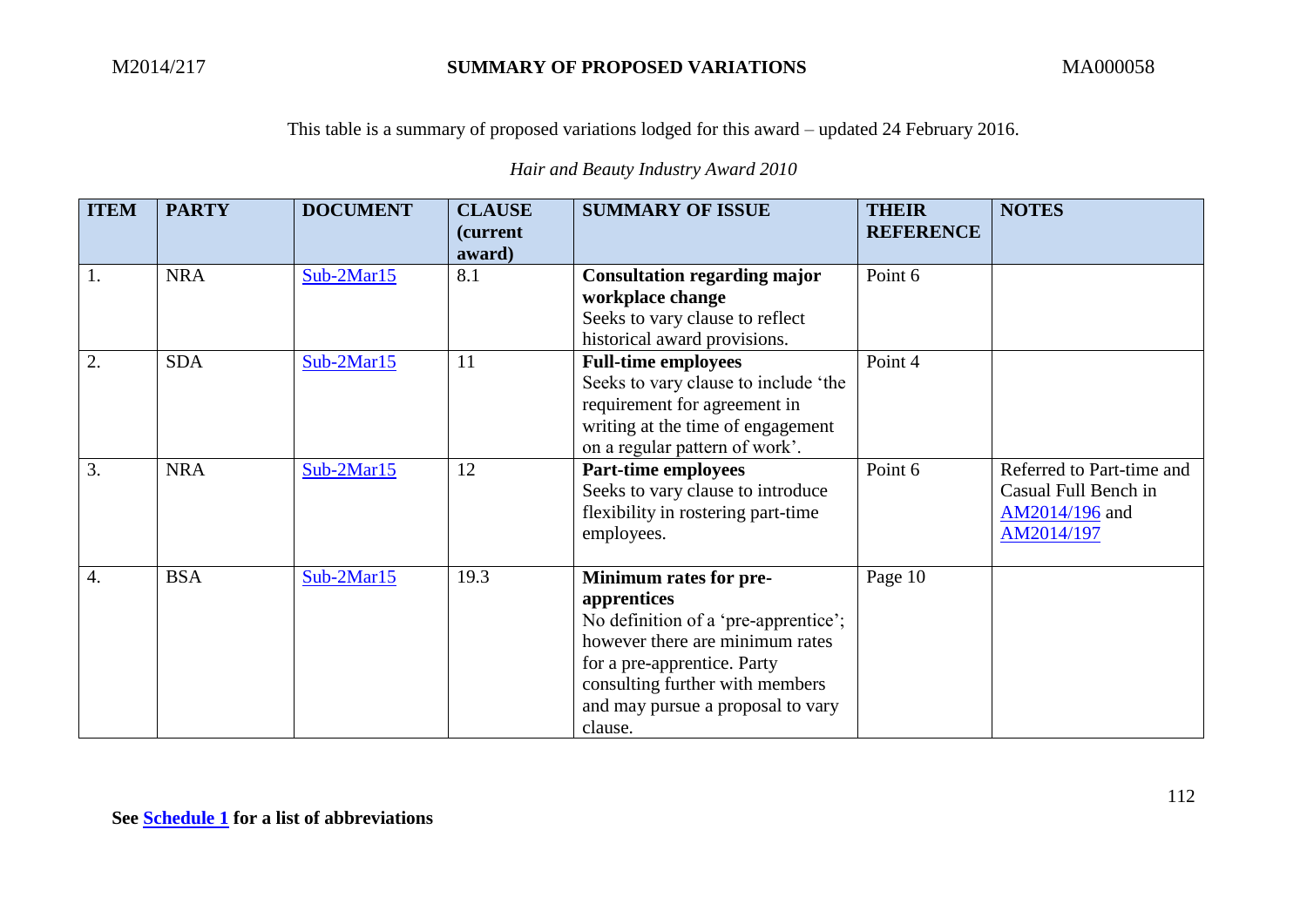M2014/217 **SUMMARY OF PROPOSED VARIATIONS** MA000058

This table is a summary of proposed variations lodged for this award – updated 24 February 2016.

*Hair and Beauty Industry Award 2010*

| ITEM | PARTY | DOCUMENT | CLAUSE (current award) | SUMMARY OF ISSUE | THEIR REFERENCE | NOTES |
|---|---|---|---|---|---|---|
| 1. | NRA | Sub-2Mar15 | 8.1 | **Consultation regarding major workplace change** Seeks to vary clause to reflect historical award provisions. | Point 6 | |
| 2. | SDA | Sub-2Mar15 | 11 | **Full-time employees** Seeks to vary clause to include 'the requirement for agreement in writing at the time of engagement on a regular pattern of work'. | Point 4 | |
| 3. | NRA | Sub-2Mar15 | 12 | **Part-time employees** Seeks to vary clause to introduce flexibility in rostering part-time employees. | Point 6 | Referred to Part-time and Casual Full Bench in AM2014/196 and AM2014/197 |
| 4. | BSA | Sub-2Mar15 | 19.3 | **Minimum rates for pre-apprentices** No definition of a 'pre-apprentice'; however there are minimum rates for a pre-apprentice. Party consulting further with members and may pursue a proposal to vary clause. | Page 10 | |

**See Schedule 1 for a list of abbreviations**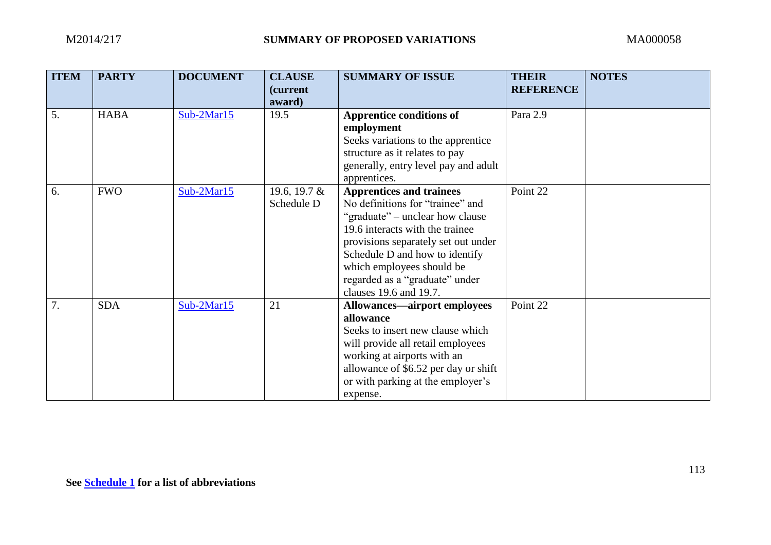| ITEM | PARTY | DOCUMENT | CLAUSE (current award) | SUMMARY OF ISSUE | THEIR REFERENCE | NOTES |
|---|---|---|---|---|---|---|
| 5. | HABA | Sub-2Mar15 | 19.5 | **Apprentice conditions of employment** Seeks variations to the apprentice structure as it relates to pay generally, entry level pay and adult apprentices. | Para 2.9 | |
| 6. | FWO | Sub-2Mar15 | 19.6, 19.7 & Schedule D | **Apprentices and trainees** No definitions for "trainee" and "graduate" – unclear how clause 19.6 interacts with the trainee provisions separately set out under Schedule D and how to identify which employees should be regarded as a "graduate" under clauses 19.6 and 19.7. | Point 22 | |
| 7. | SDA | Sub-2Mar15 | 21 | **Allowances—airport employees allowance** Seeks to insert new clause which will provide all retail employees working at airports with an allowance of $6.52 per day or shift or with parking at the employer's expense. | Point 22 | |

**See Schedule 1 for a list of abbreviations**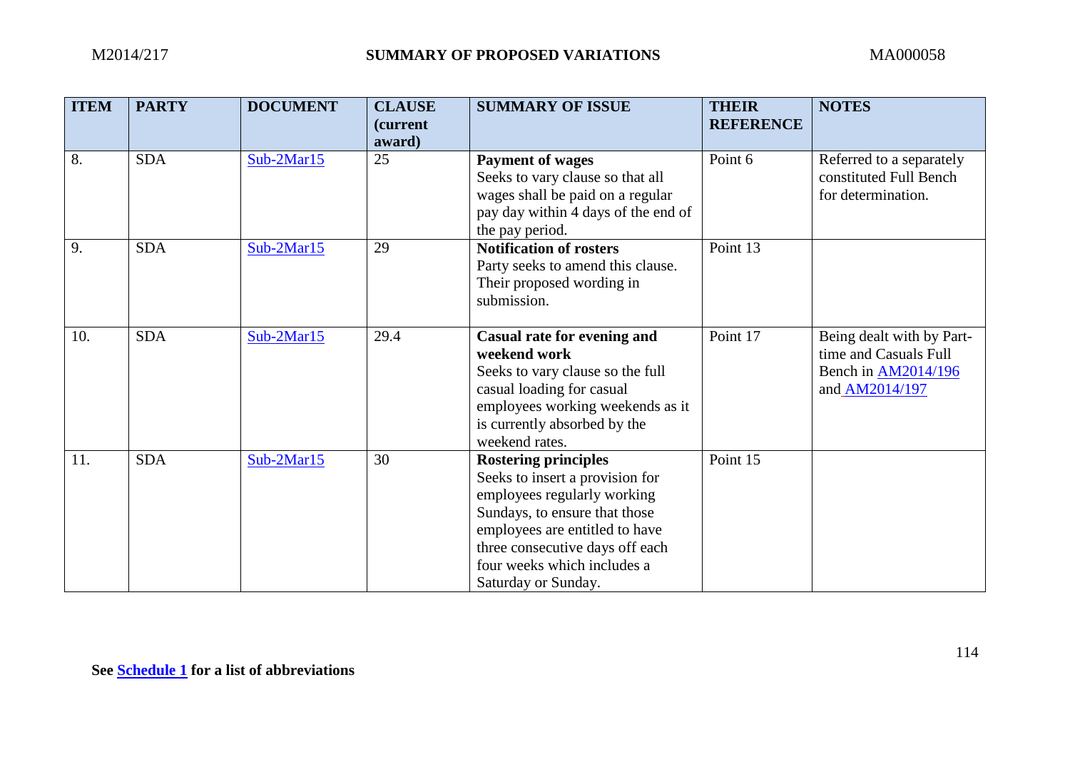| ITEM | PARTY | DOCUMENT | CLAUSE (current award) | SUMMARY OF ISSUE | THEIR REFERENCE | NOTES |
|---|---|---|---|---|---|---|
| 8. | SDA | Sub-2Mar15 | 25 | **Payment of wages** Seeks to vary clause so that all wages shall be paid on a regular pay day within 4 days of the end of the pay period. | Point 6 | Referred to a separately constituted Full Bench for determination. |
| 9. | SDA | Sub-2Mar15 | 29 | **Notification of rosters** Party seeks to amend this clause. Their proposed wording in submission. | Point 13 | |
| 10. | SDA | Sub-2Mar15 | 29.4 | **Casual rate for evening and weekend work** Seeks to vary clause so the full casual loading for casual employees working weekends as it is currently absorbed by the weekend rates. | Point 17 | Being dealt with by Part-time and Casuals Full Bench in AM2014/196 and AM2014/197 |
| 11. | SDA | Sub-2Mar15 | 30 | **Rostering principles** Seeks to insert a provision for employees regularly working Sundays, to ensure that those employees are entitled to have three consecutive days off each four weeks which includes a Saturday or Sunday. | Point 15 | |

**See Schedule 1 for a list of abbreviations**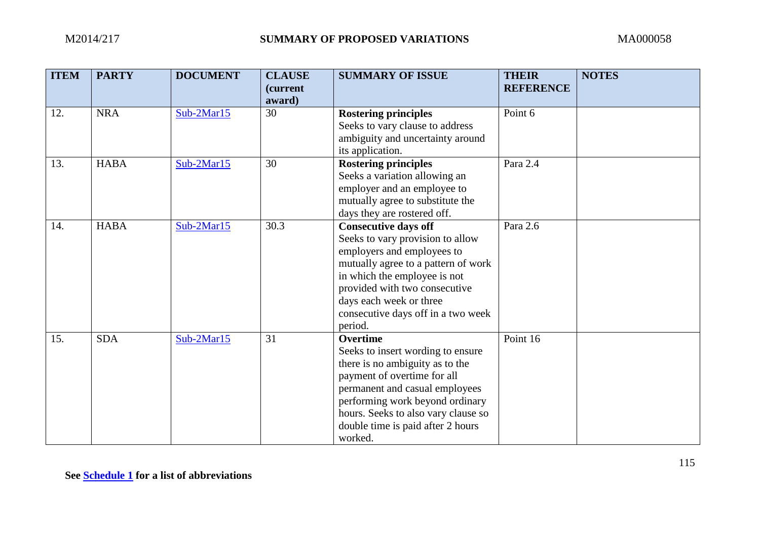| ITEM | PARTY | DOCUMENT | CLAUSE (current award) | SUMMARY OF ISSUE | THEIR REFERENCE | NOTES |
|---|---|---|---|---|---|---|
| 12. | NRA | Sub-2Mar15 | 30 | **Rostering principles** Seeks to vary clause to address ambiguity and uncertainty around its application. | Point 6 | |
| 13. | HABA | Sub-2Mar15 | 30 | **Rostering principles** Seeks a variation allowing an employer and an employee to mutually agree to substitute the days they are rostered off. | Para 2.4 | |
| 14. | HABA | Sub-2Mar15 | 30.3 | **Consecutive days off** Seeks to vary provision to allow employers and employees to mutually agree to a pattern of work in which the employee is not provided with two consecutive days each week or three consecutive days off in a two week period. | Para 2.6 | |
| 15. | SDA | Sub-2Mar15 | 31 | **Overtime** Seeks to insert wording to ensure there is no ambiguity as to the payment of overtime for all permanent and casual employees performing work beyond ordinary hours. Seeks to also vary clause so double time is paid after 2 hours worked. | Point 16 | |

**See Schedule 1 for a list of abbreviations**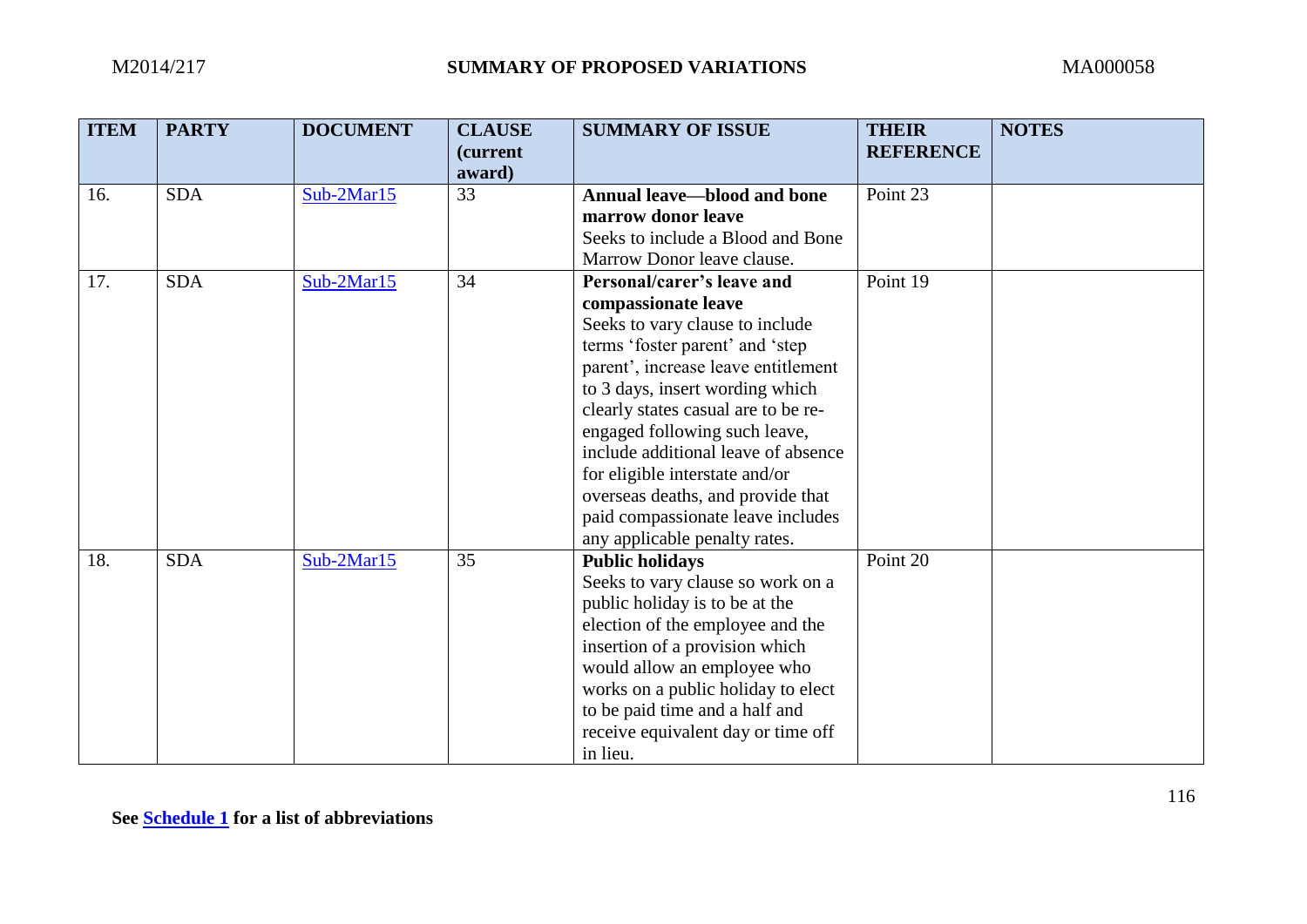| ITEM | PARTY | DOCUMENT | CLAUSE (current award) | SUMMARY OF ISSUE | THEIR REFERENCE | NOTES |
|---|---|---|---|---|---|---|
| 16. | SDA | Sub-2Mar15 | 33 | **Annual leave—blood and bone marrow donor leave** Seeks to include a Blood and Bone Marrow Donor leave clause. | Point 23 | |
| 17. | SDA | Sub-2Mar15 | 34 | **Personal/carer's leave and compassionate leave** Seeks to vary clause to include terms 'foster parent' and 'step parent', increase leave entitlement to 3 days, insert wording which clearly states casual are to be re-engaged following such leave, include additional leave of absence for eligible interstate and/or overseas deaths, and provide that paid compassionate leave includes any applicable penalty rates. | Point 19 | |
| 18. | SDA | Sub-2Mar15 | 35 | **Public holidays** Seeks to vary clause so work on a public holiday is to be at the election of the employee and the insertion of a provision which would allow an employee who works on a public holiday to elect to be paid time and a half and receive equivalent day or time off in lieu. | Point 20 | |

**See Schedule 1 for a list of abbreviations**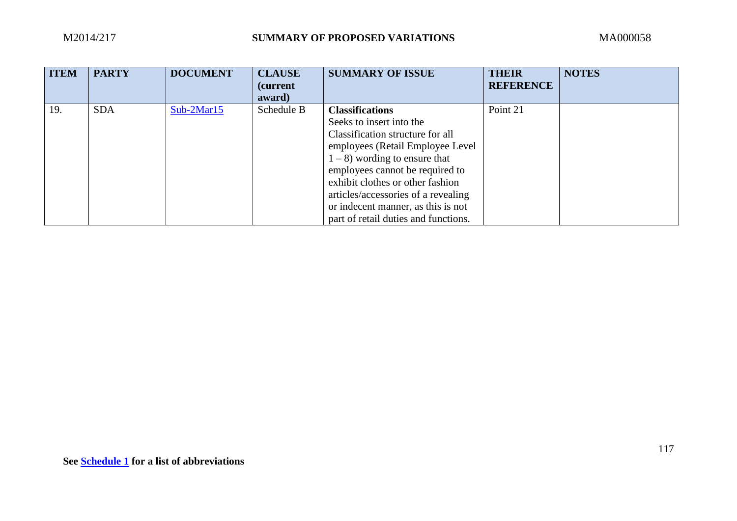| ITEM | PARTY | DOCUMENT | CLAUSE (current award) | SUMMARY OF ISSUE | THEIR REFERENCE | NOTES |
|---|---|---|---|---|---|---|
| 19. | SDA | Sub-2Mar15 | Schedule B | **Classifications** Seeks to insert into the Classification structure for all employees (Retail Employee Level 1 – 8) wording to ensure that employees cannot be required to exhibit clothes or other fashion articles/accessories of a revealing or indecent manner, as this is not part of retail duties and functions. | Point 21 | |

**See Schedule 1 for a list of abbreviations**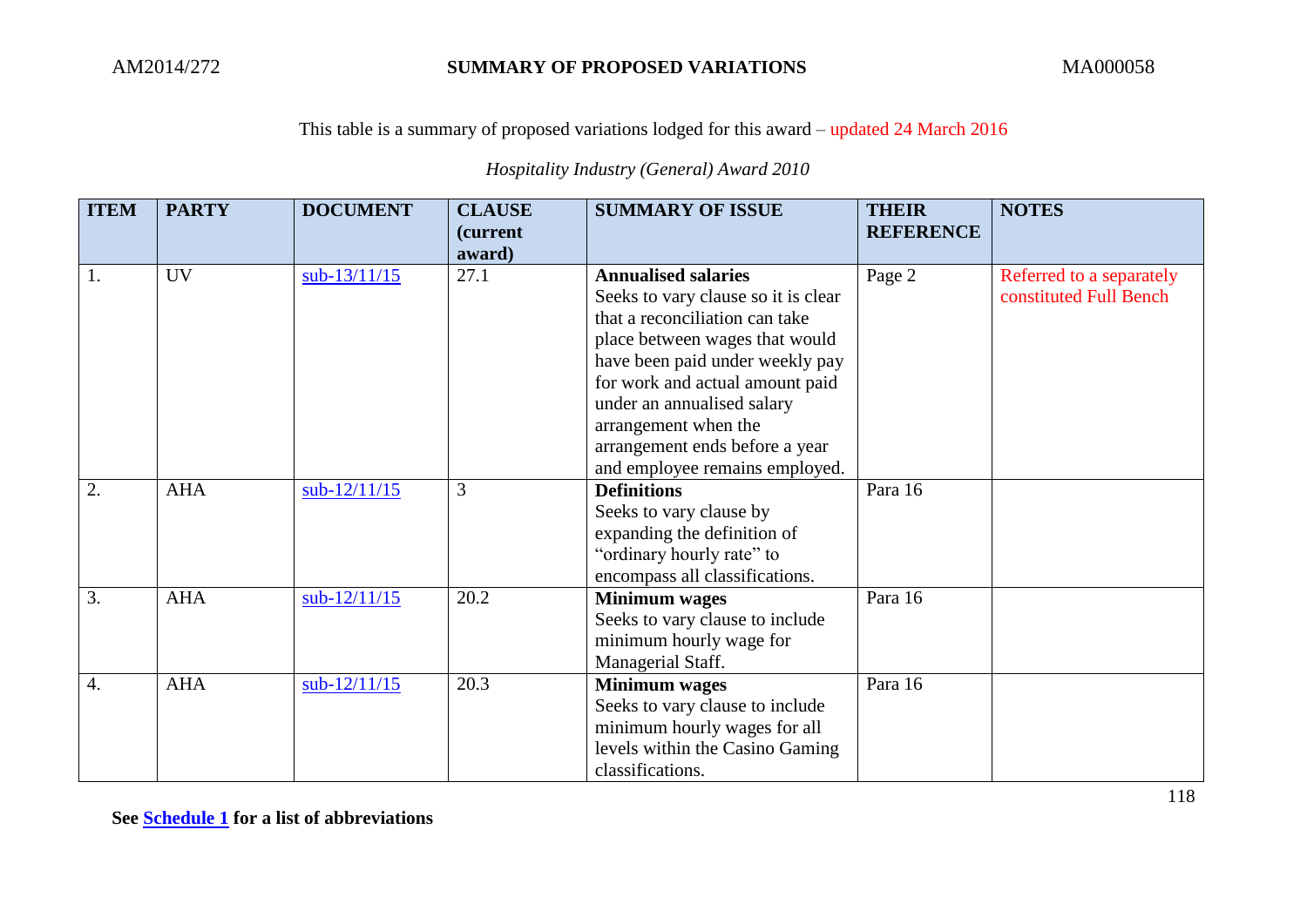This table is a summary of proposed variations lodged for this award – updated 24 March 2016

*Hospitality Industry (General) Award 2010*

| ITEM | PARTY | DOCUMENT | CLAUSE (current award) | SUMMARY OF ISSUE | THEIR REFERENCE | NOTES |
|---|---|---|---|---|---|---|
| 1. | UV | sub-13/11/15 | 27.1 | **Annualised salaries** Seeks to vary clause so it is clear that a reconciliation can take place between wages that would have been paid under weekly pay for work and actual amount paid under an annualised salary arrangement when the arrangement ends before a year and employee remains employed. | Page 2 | Referred to a separately constituted Full Bench |
| 2. | AHA | sub-12/11/15 | 3 | **Definitions** Seeks to vary clause by expanding the definition of "ordinary hourly rate" to encompass all classifications. | Para 16 | |
| 3. | AHA | sub-12/11/15 | 20.2 | **Minimum wages** Seeks to vary clause to include minimum hourly wage for Managerial Staff. | Para 16 | |
| 4. | AHA | sub-12/11/15 | 20.3 | **Minimum wages** Seeks to vary clause to include minimum hourly wages for all levels within the Casino Gaming classifications. | Para 16 | |

**See Schedule 1 for a list of abbreviations**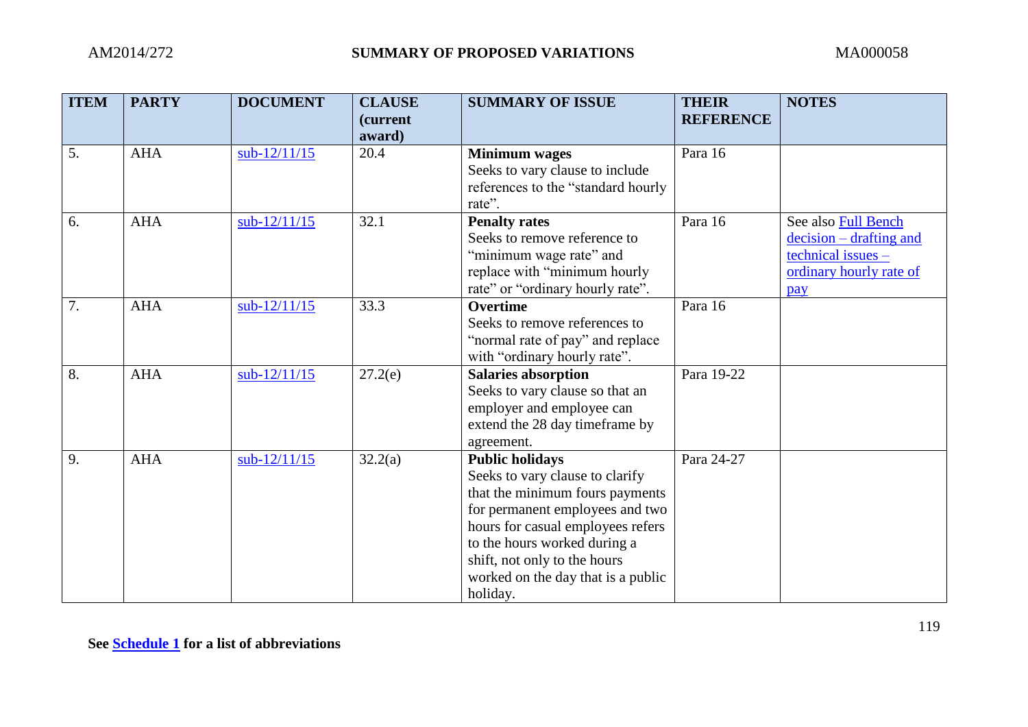| ITEM | PARTY | DOCUMENT | CLAUSE (current award) | SUMMARY OF ISSUE | THEIR REFERENCE | NOTES |
|---|---|---|---|---|---|---|
| 5. | AHA | sub-12/11/15 | 20.4 | **Minimum wages** Seeks to vary clause to include references to the “standard hourly rate”. | Para 16 | |
| 6. | AHA | sub-12/11/15 | 32.1 | **Penalty rates** Seeks to remove reference to “minimum wage rate” and replace with “minimum hourly rate” or “ordinary hourly rate”. | Para 16 | See also Full Bench decision – drafting and technical issues – ordinary hourly rate of pay |
| 7. | AHA | sub-12/11/15 | 33.3 | **Overtime** Seeks to remove references to “normal rate of pay” and replace with “ordinary hourly rate”. | Para 16 | |
| 8. | AHA | sub-12/11/15 | 27.2(e) | **Salaries absorption** Seeks to vary clause so that an employer and employee can extend the 28 day timeframe by agreement. | Para 19-22 | |
| 9. | AHA | sub-12/11/15 | 32.2(a) | **Public holidays** Seeks to vary clause to clarify that the minimum fours payments for permanent employees and two hours for casual employees refers to the hours worked during a shift, not only to the hours worked on the day that is a public holiday. | Para 24-27 | |

**See Schedule 1 for a list of abbreviations**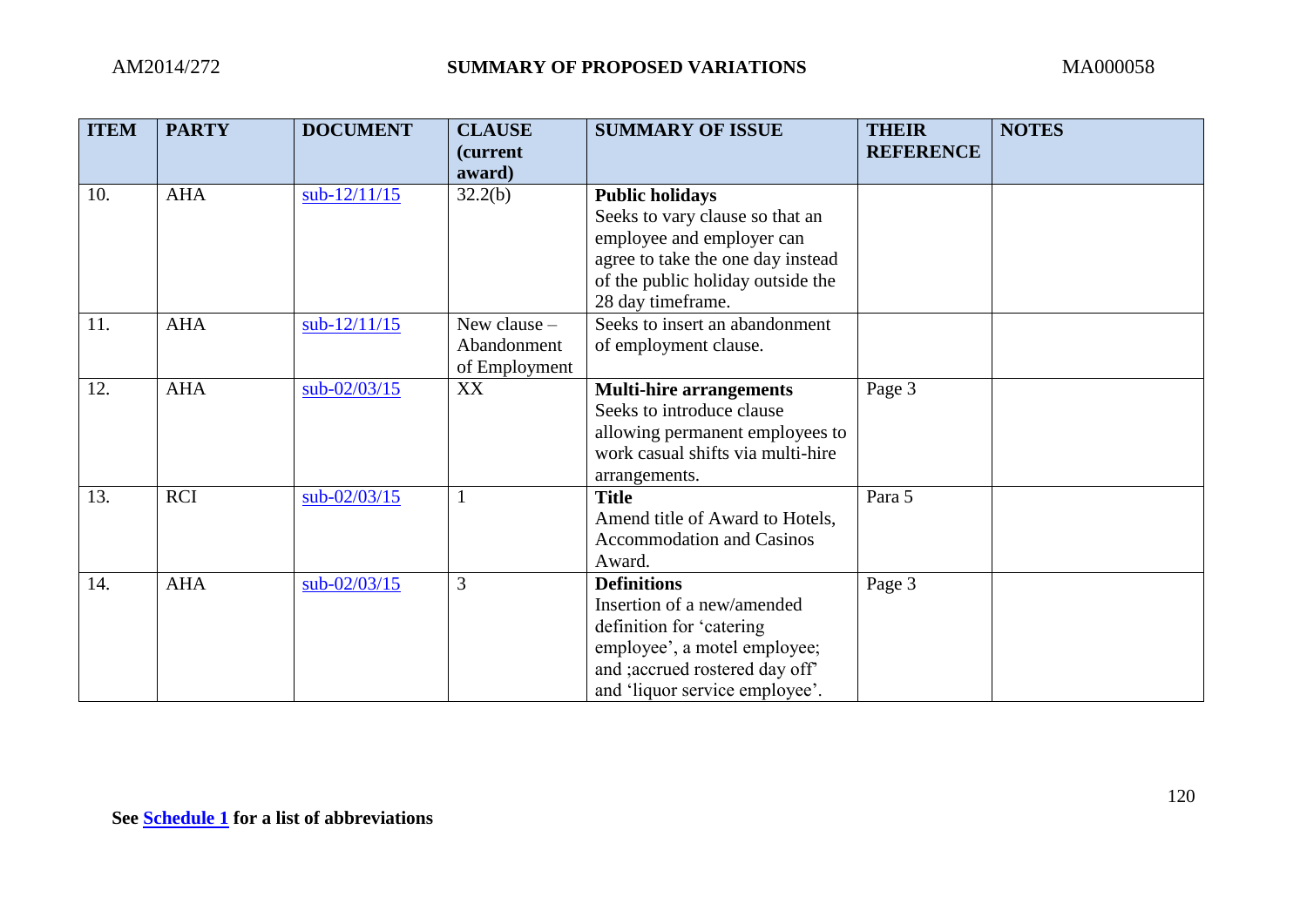| ITEM | PARTY | DOCUMENT | CLAUSE (current award) | SUMMARY OF ISSUE | THEIR REFERENCE | NOTES |
|---|---|---|---|---|---|---|
| 10. | AHA | sub-12/11/15 | 32.2(b) | **Public holidays** Seeks to vary clause so that an employee and employer can agree to take the one day instead of the public holiday outside the 28 day timeframe. | | |
| 11. | AHA | sub-12/11/15 | New clause – Abandonment of Employment | Seeks to insert an abandonment of employment clause. | | |
| 12. | AHA | sub-02/03/15 | XX | **Multi-hire arrangements** Seeks to introduce clause allowing permanent employees to work casual shifts via multi-hire arrangements. | Page 3 | |
| 13. | RCI | sub-02/03/15 | 1 | **Title** Amend title of Award to Hotels, Accommodation and Casinos Award. | Para 5 | |
| 14. | AHA | sub-02/03/15 | 3 | **Definitions** Insertion of a new/amended definition for 'catering employee', a motel employee; and ;accrued rostered day off' and 'liquor service employee'. | Page 3 | |

**See Schedule 1 for a list of abbreviations**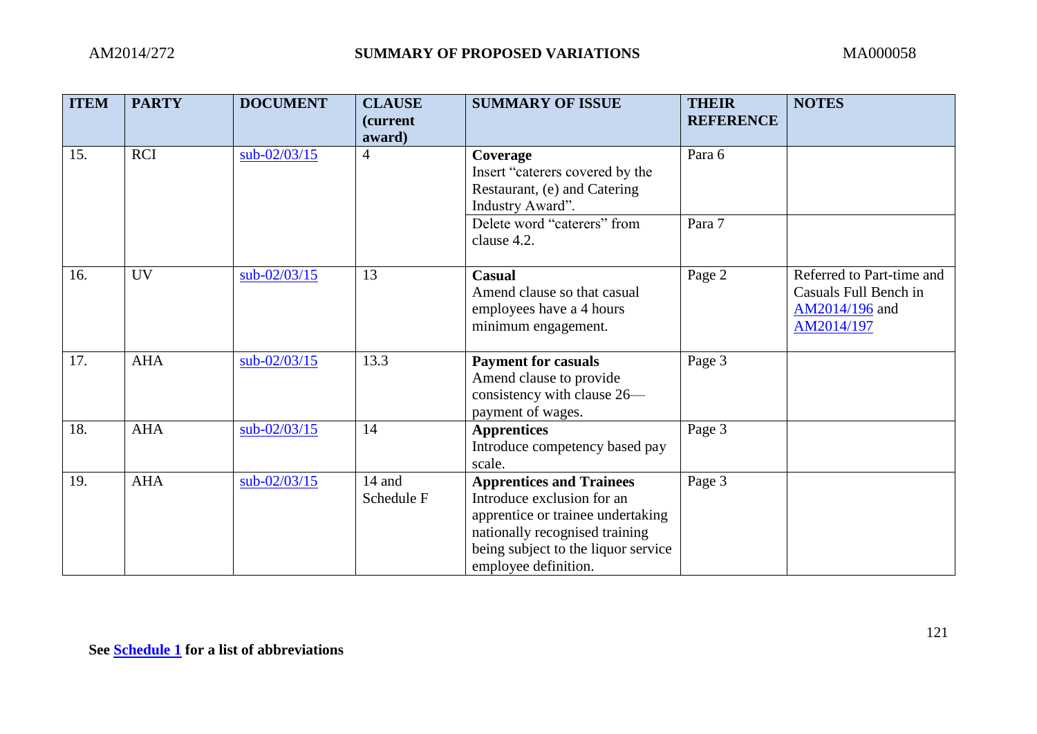| ITEM | PARTY | DOCUMENT | CLAUSE (current award) | SUMMARY OF ISSUE | THEIR REFERENCE | NOTES |
|---|---|---|---|---|---|---|
| 15. | RCI | sub-02/03/15 | 4 | **Coverage** Insert “caterers covered by the Restaurant, (e) and Catering Industry Award”. | Para 6 | |
| | | | | Delete word “caterers” from clause 4.2. | Para 7 | |
| 16. | UV | sub-02/03/15 | 13 | **Casual** Amend clause so that casual employees have a 4 hours minimum engagement. | Page 2 | Referred to Part-time and Casuals Full Bench in AM2014/196 and AM2014/197 |
| 17. | AHA | sub-02/03/15 | 13.3 | **Payment for casuals** Amend clause to provide consistency with clause 26—payment of wages. | Page 3 | |
| 18. | AHA | sub-02/03/15 | 14 | **Apprentices** Introduce competency based pay scale. | Page 3 | |
| 19. | AHA | sub-02/03/15 | 14 and Schedule F | **Apprentices and Trainees** Introduce exclusion for an apprentice or trainee undertaking nationally recognised training being subject to the liquor service employee definition. | Page 3 | |

**See Schedule 1 for a list of abbreviations**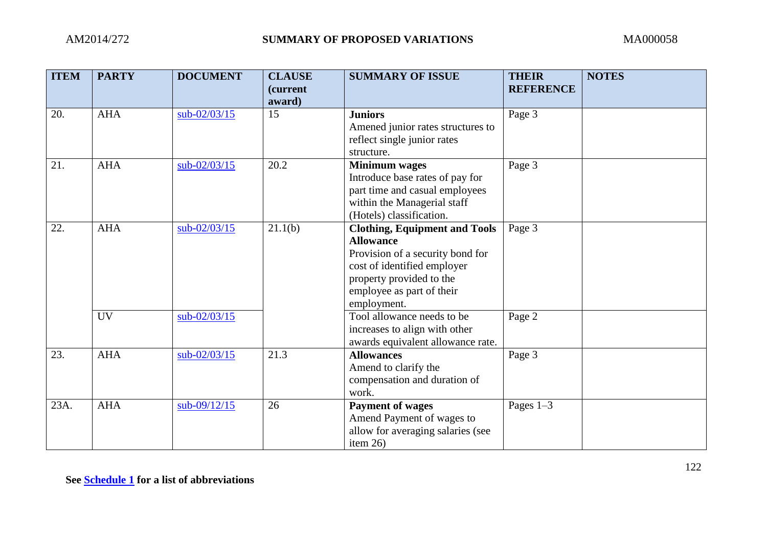| ITEM | PARTY | DOCUMENT | CLAUSE (current award) | SUMMARY OF ISSUE | THEIR REFERENCE | NOTES |
|---|---|---|---|---|---|---|
| 20. | AHA | sub-02/03/15 | 15 | **Juniors** Amened junior rates structures to reflect single junior rates structure. | Page 3 | |
| 21. | AHA | sub-02/03/15 | 20.2 | **Minimum wages** Introduce base rates of pay for part time and casual employees within the Managerial staff (Hotels) classification. | Page 3 | |
| 22. | AHA | sub-02/03/15 | 21.1(b) | **Clothing, Equipment and Tools Allowance** Provision of a security bond for cost of identified employer property provided to the employee as part of their employment. | Page 3 | |
| | UV | sub-02/03/15 | | Tool allowance needs to be increases to align with other awards equivalent allowance rate. | Page 2 | |
| 23. | AHA | sub-02/03/15 | 21.3 | **Allowances** Amend to clarify the compensation and duration of work. | Page 3 | |
| 23A. | AHA | sub-09/12/15 | 26 | **Payment of wages** Amend Payment of wages to allow for averaging salaries (see item 26) | Pages 1–3 | |

**See Schedule 1 for a list of abbreviations**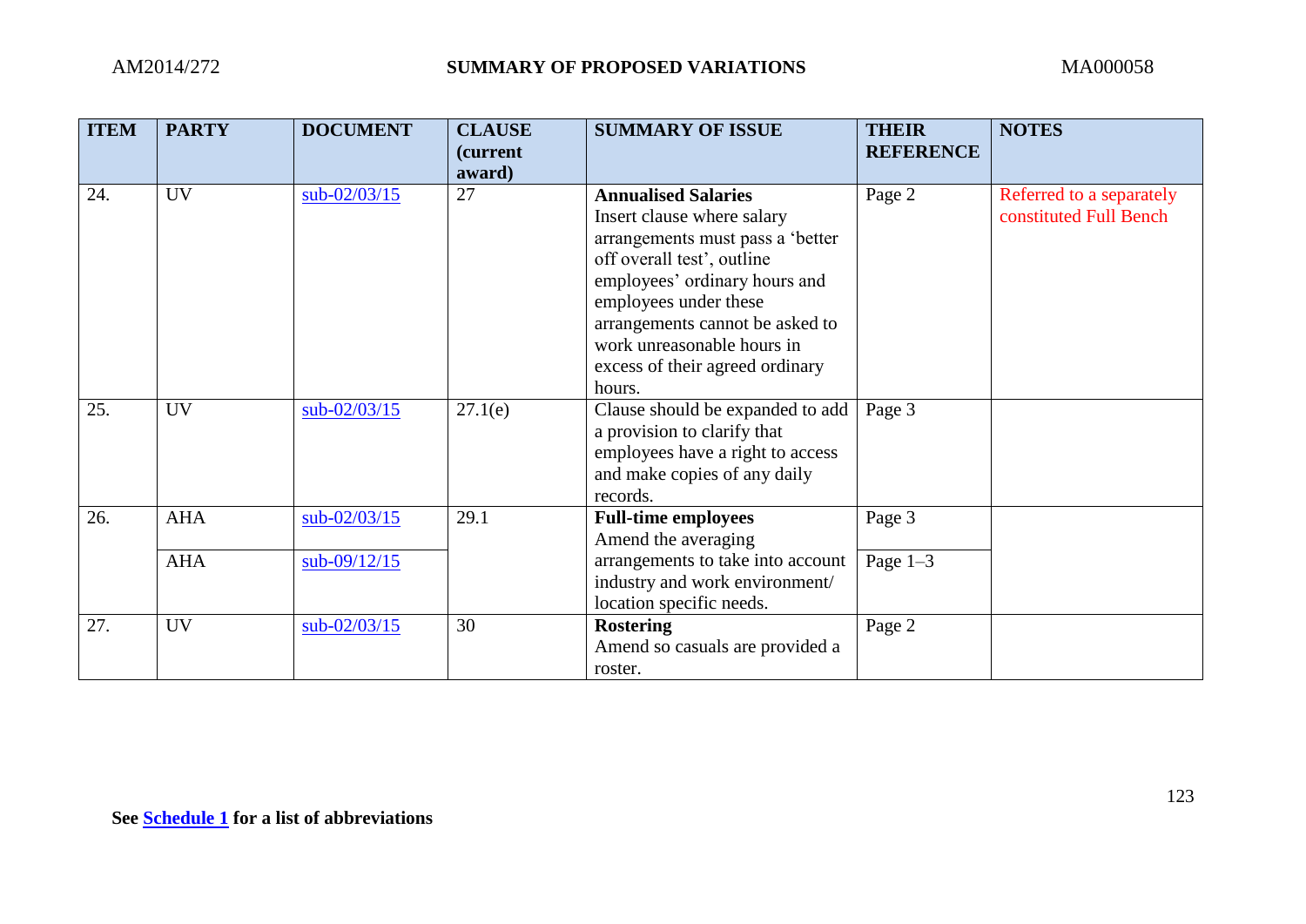| ITEM | PARTY | DOCUMENT | CLAUSE (current award) | SUMMARY OF ISSUE | THEIR REFERENCE | NOTES |
|---|---|---|---|---|---|---|
| 24. | UV | sub-02/03/15 | 27 | **Annualised Salaries** Insert clause where salary arrangements must pass a 'better off overall test', outline employees' ordinary hours and employees under these arrangements cannot be asked to work unreasonable hours in excess of their agreed ordinary hours. | Page 2 | Referred to a separately constituted Full Bench |
| 25. | UV | sub-02/03/15 | 27.1(e) | Clause should be expanded to add a provision to clarify that employees have a right to access and make copies of any daily records. | Page 3 | |
| 26. | AHA | sub-02/03/15 | 29.1 | **Full-time employees** Amend the averaging arrangements to take into account industry and work environment/ location specific needs. | Page 3 | |
| | AHA | sub-09/12/15 | | | Page 1–3 | |
| 27. | UV | sub-02/03/15 | 30 | **Rostering** Amend so casuals are provided a roster. | Page 2 | |

See **Schedule 1** for a list of abbreviations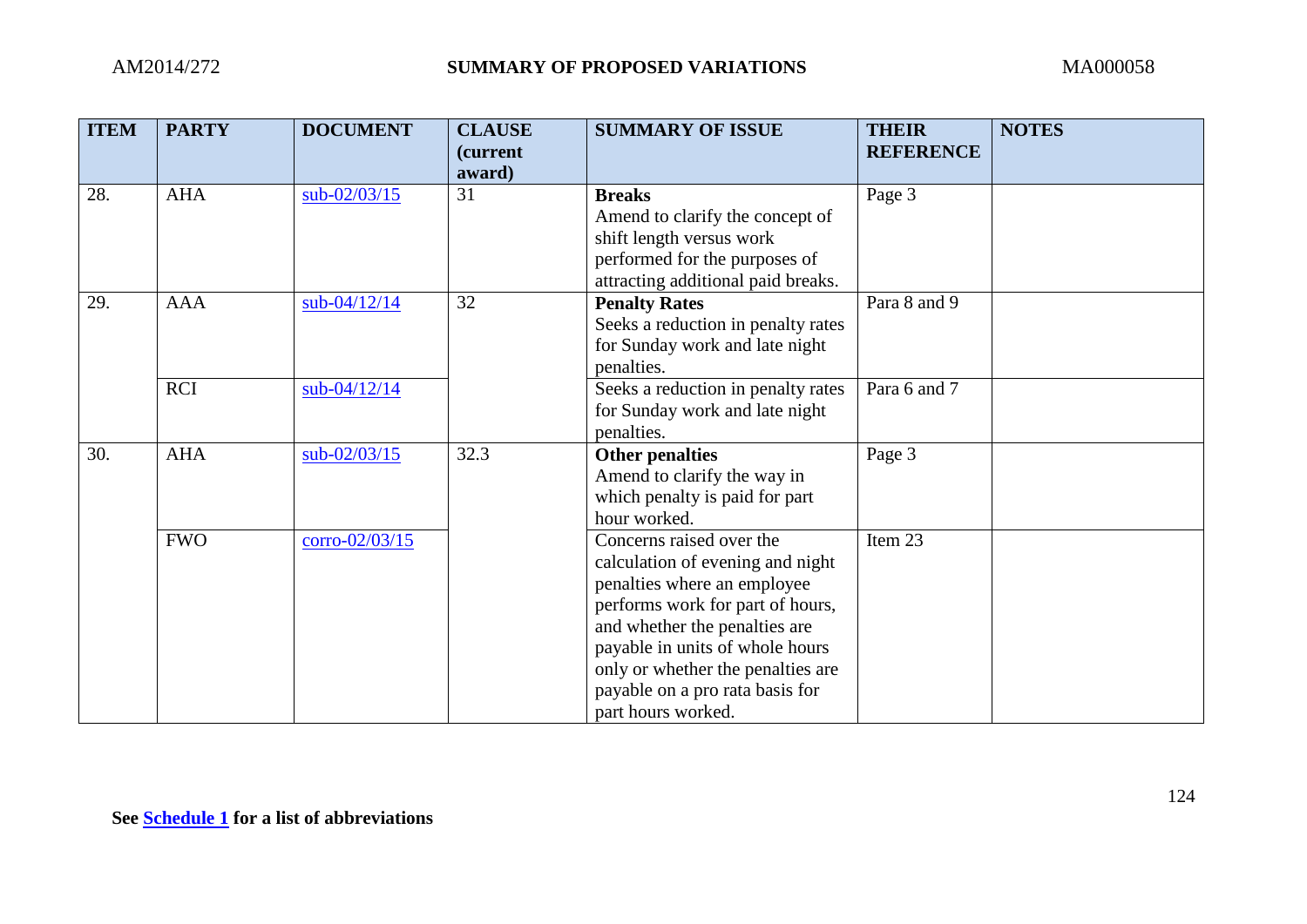| ITEM | PARTY | DOCUMENT | CLAUSE (current award) | SUMMARY OF ISSUE | THEIR REFERENCE | NOTES |
|---|---|---|---|---|---|---|
| 28. | AHA | sub-02/03/15 | 31 | **Breaks** Amend to clarify the concept of shift length versus work performed for the purposes of attracting additional paid breaks. | Page 3 | |
| 29. | AAA | sub-04/12/14 | 32 | **Penalty Rates** Seeks a reduction in penalty rates for Sunday work and late night penalties. | Para 8 and 9 | |
| | RCI | sub-04/12/14 | | Seeks a reduction in penalty rates for Sunday work and late night penalties. | Para 6 and 7 | |
| 30. | AHA | sub-02/03/15 | 32.3 | **Other penalties** Amend to clarify the way in which penalty is paid for part hour worked. | Page 3 | |
| | FWO | corro-02/03/15 | | Concerns raised over the calculation of evening and night penalties where an employee performs work for part of hours, and whether the penalties are payable in units of whole hours only or whether the penalties are payable on a pro rata basis for part hours worked. | Item 23 | |

**See Schedule 1 for a list of abbreviations**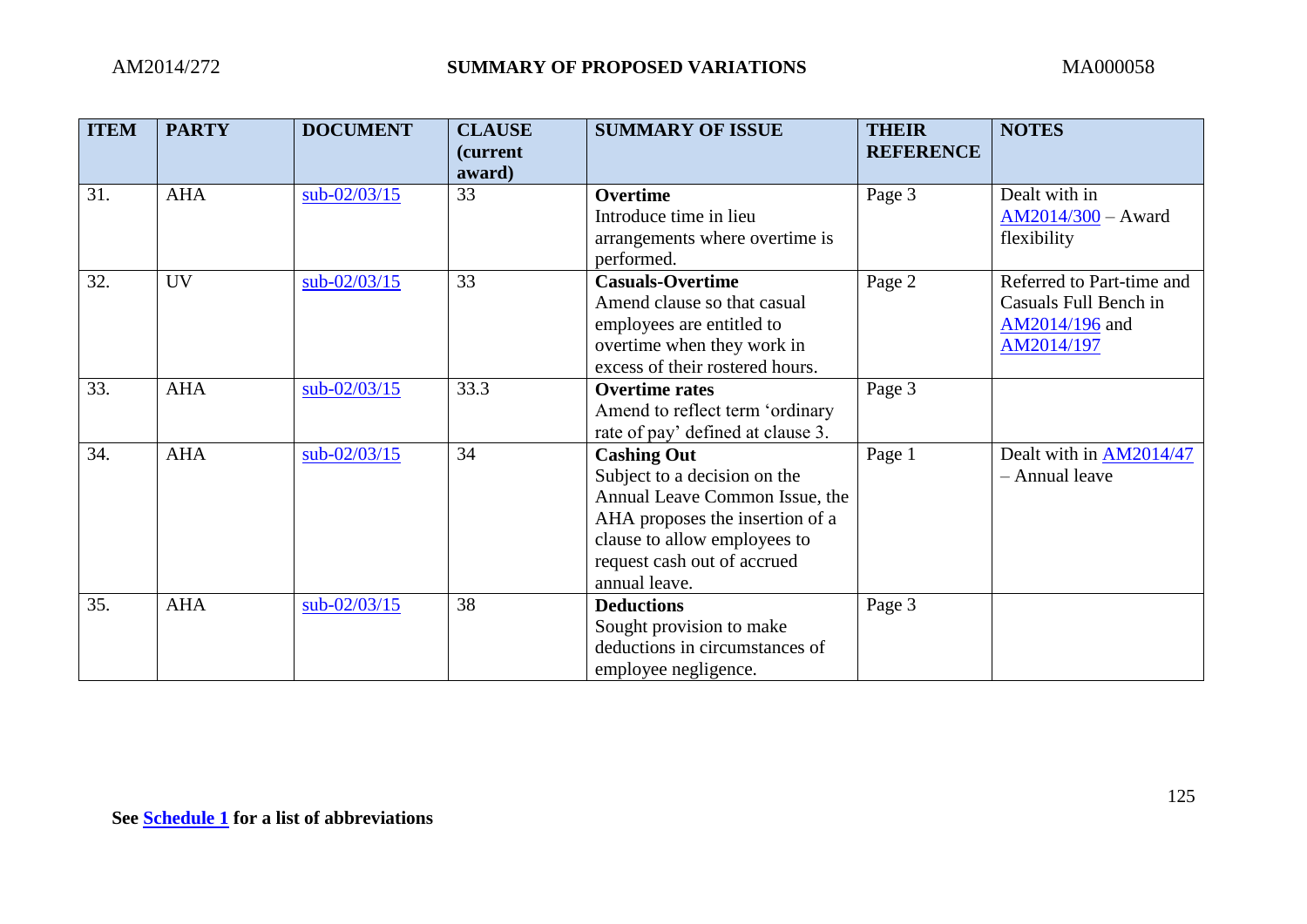| ITEM | PARTY | DOCUMENT | CLAUSE (current award) | SUMMARY OF ISSUE | THEIR REFERENCE | NOTES |
|---|---|---|---|---|---|---|
| 31. | AHA | sub-02/03/15 | 33 | **Overtime** Introduce time in lieu arrangements where overtime is performed. | Page 3 | Dealt with in AM2014/300 – Award flexibility |
| 32. | UV | sub-02/03/15 | 33 | **Casuals-Overtime** Amend clause so that casual employees are entitled to overtime when they work in excess of their rostered hours. | Page 2 | Referred to Part-time and Casuals Full Bench in AM2014/196 and AM2014/197 |
| 33. | AHA | sub-02/03/15 | 33.3 | **Overtime rates** Amend to reflect term 'ordinary rate of pay' defined at clause 3. | Page 3 | |
| 34. | AHA | sub-02/03/15 | 34 | **Cashing Out** Subject to a decision on the Annual Leave Common Issue, the AHA proposes the insertion of a clause to allow employees to request cash out of accrued annual leave. | Page 1 | Dealt with in AM2014/47 – Annual leave |
| 35. | AHA | sub-02/03/15 | 38 | **Deductions** Sought provision to make deductions in circumstances of employee negligence. | Page 3 | |

**See Schedule 1 for a list of abbreviations**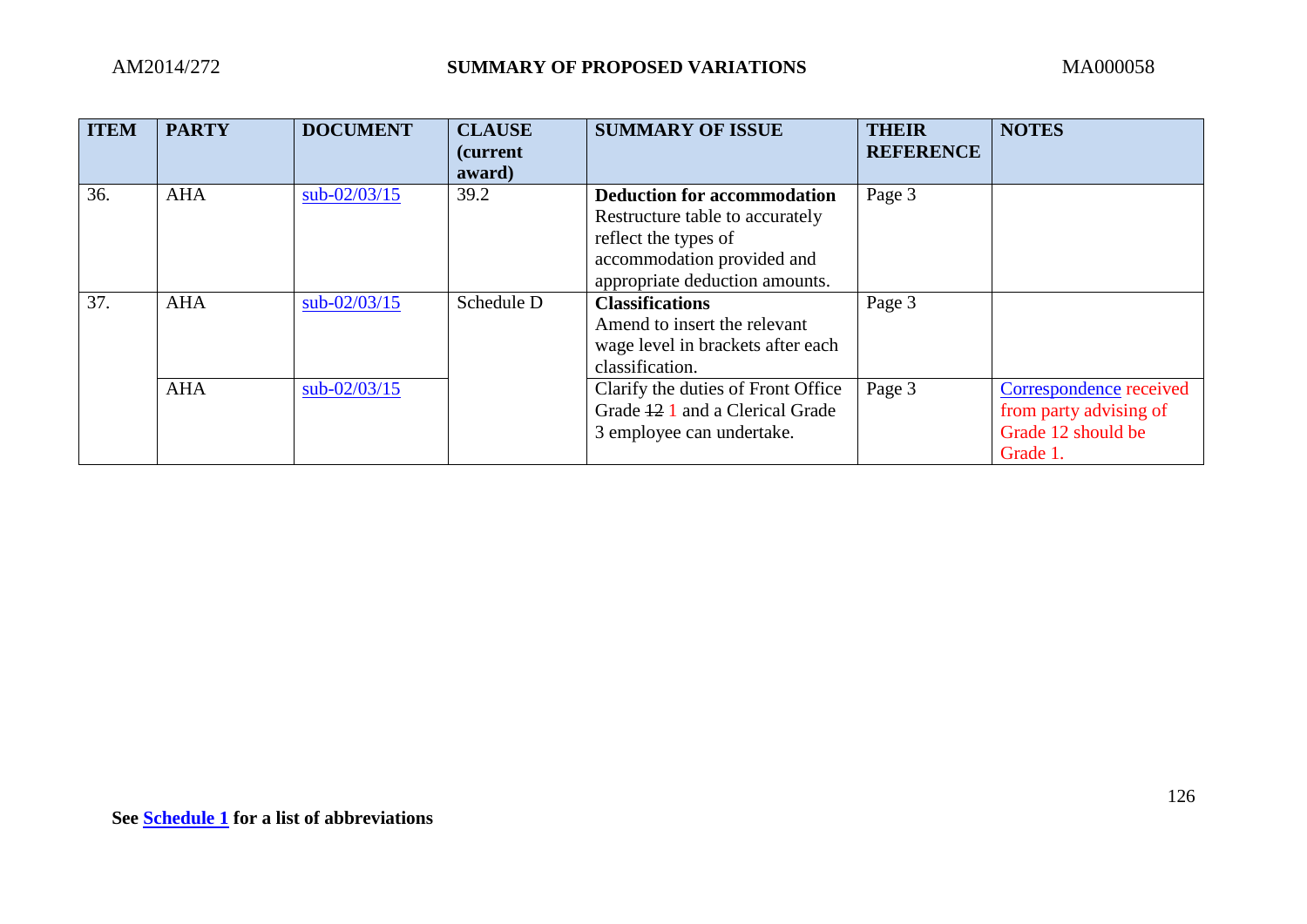| ITEM | PARTY | DOCUMENT | CLAUSE (current award) | SUMMARY OF ISSUE | THEIR REFERENCE | NOTES |
|---|---|---|---|---|---|---|
| 36. | AHA | sub-02/03/15 | 39.2 | **Deduction for accommodation** Restructure table to accurately reflect the types of accommodation provided and appropriate deduction amounts. | Page 3 | |
| 37. | AHA | sub-02/03/15 | Schedule D | **Classifications** Amend to insert the relevant wage level in brackets after each classification. | Page 3 | |
| | AHA | sub-02/03/15 | | Clarify the duties of Front Office Grade ~~12~~ 1 and a Clerical Grade 3 employee can undertake. | Page 3 | Correspondence received from party advising of Grade 12 should be Grade 1. |

**See Schedule 1 for a list of abbreviations**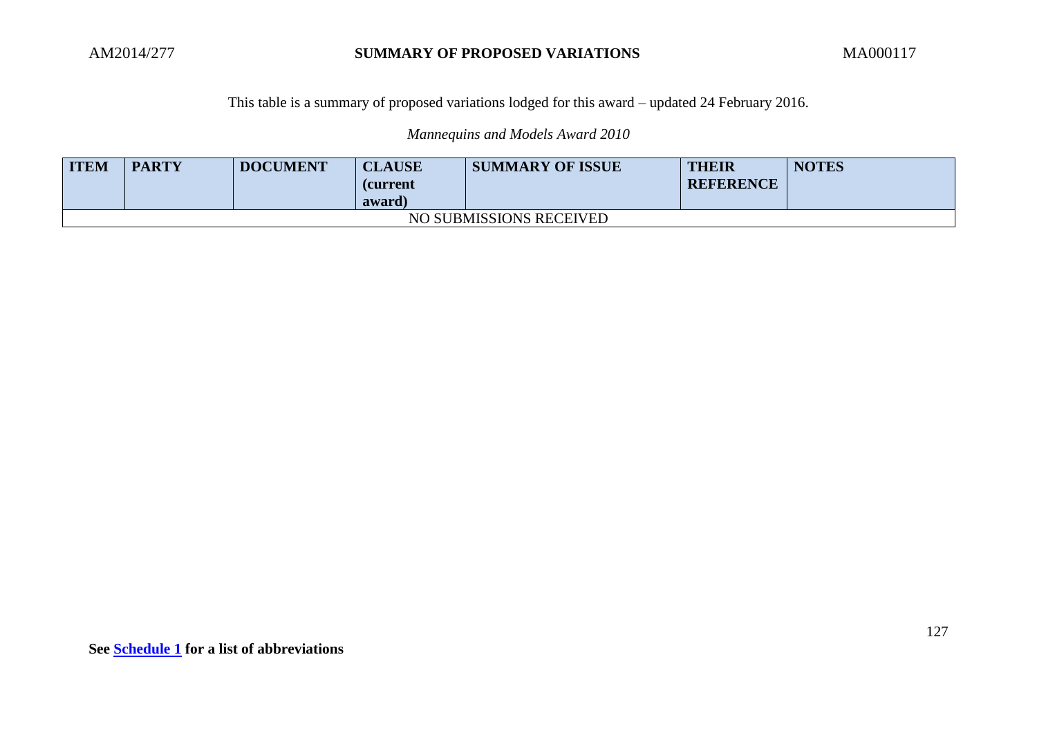AM2014/277 **SUMMARY OF PROPOSED VARIATIONS** MA000117

This table is a summary of proposed variations lodged for this award – updated 24 February 2016.

*Mannequins and Models Award 2010*

| ITEM | PARTY | DOCUMENT | CLAUSE (current award) | SUMMARY OF ISSUE | THEIR REFERENCE | NOTES |
|---|---|---|---|---|---|---|
| NO SUBMISSIONS RECEIVED | | | | | | |

**See [Schedule 1] for a list of abbreviations**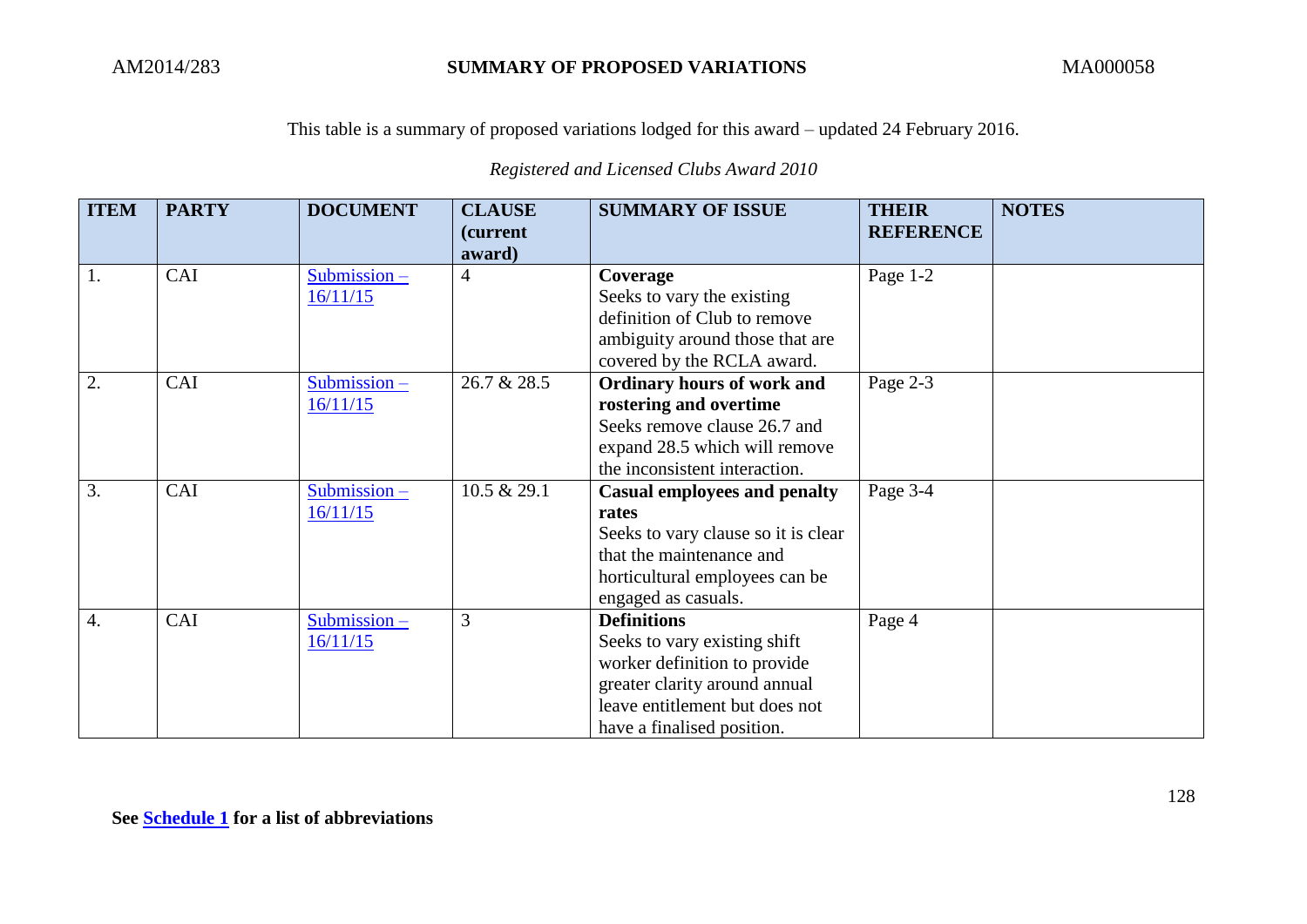This table is a summary of proposed variations lodged for this award – updated 24 February 2016.

*Registered and Licensed Clubs Award 2010*

| ITEM | PARTY | DOCUMENT | CLAUSE (current award) | SUMMARY OF ISSUE | THEIR REFERENCE | NOTES |
|---|---|---|---|---|---|---|
| 1. | CAI | Submission – 16/11/15 | 4 | **Coverage**<br>Seeks to vary the existing definition of Club to remove ambiguity around those that are covered by the RCLA award. | Page 1-2 | |
| 2. | CAI | Submission – 16/11/15 | 26.7 & 28.5 | **Ordinary hours of work and rostering and overtime**<br>Seeks remove clause 26.7 and expand 28.5 which will remove the inconsistent interaction. | Page 2-3 | |
| 3. | CAI | Submission – 16/11/15 | 10.5 & 29.1 | **Casual employees and penalty rates**<br>Seeks to vary clause so it is clear that the maintenance and horticultural employees can be engaged as casuals. | Page 3-4 | |
| 4. | CAI | Submission – 16/11/15 | 3 | **Definitions**<br>Seeks to vary existing shift worker definition to provide greater clarity around annual leave entitlement but does not have a finalised position. | Page 4 | |

**See Schedule 1 for a list of abbreviations**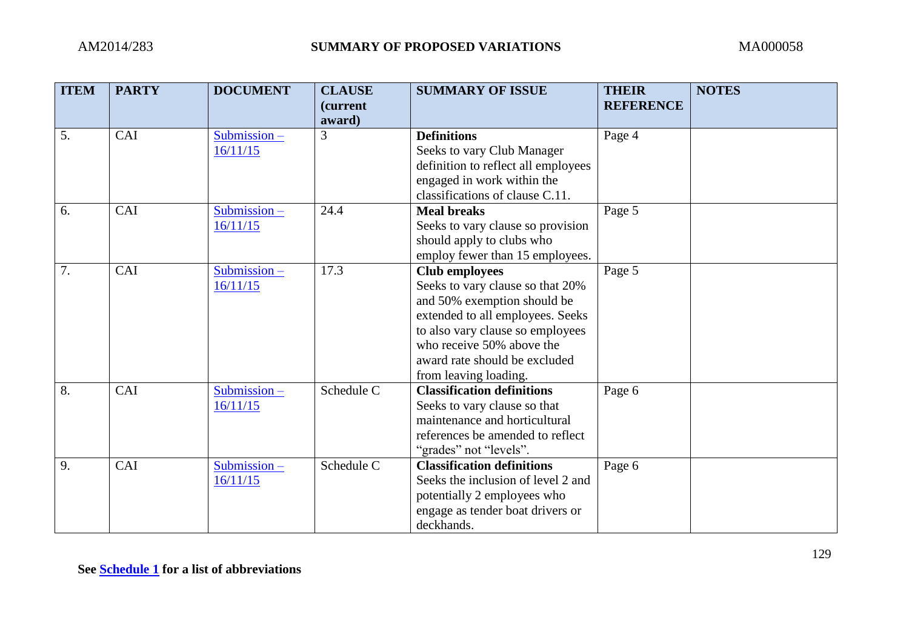| ITEM | PARTY | DOCUMENT | CLAUSE (current award) | SUMMARY OF ISSUE | THEIR REFERENCE | NOTES |
|---|---|---|---|---|---|---|
| 5. | CAI | Submission – 16/11/15 | 3 | **Definitions** Seeks to vary Club Manager definition to reflect all employees engaged in work within the classifications of clause C.11. | Page 4 | |
| 6. | CAI | Submission – 16/11/15 | 24.4 | **Meal breaks** Seeks to vary clause so provision should apply to clubs who employ fewer than 15 employees. | Page 5 | |
| 7. | CAI | Submission – 16/11/15 | 17.3 | **Club employees** Seeks to vary clause so that 20% and 50% exemption should be extended to all employees. Seeks to also vary clause so employees who receive 50% above the award rate should be excluded from leaving loading. | Page 5 | |
| 8. | CAI | Submission – 16/11/15 | Schedule C | **Classification definitions** Seeks to vary clause so that maintenance and horticultural references be amended to reflect "grades" not "levels". | Page 6 | |
| 9. | CAI | Submission – 16/11/15 | Schedule C | **Classification definitions** Seeks the inclusion of level 2 and potentially 2 employees who engage as tender boat drivers or deckhands. | Page 6 | |

**See Schedule 1 for a list of abbreviations**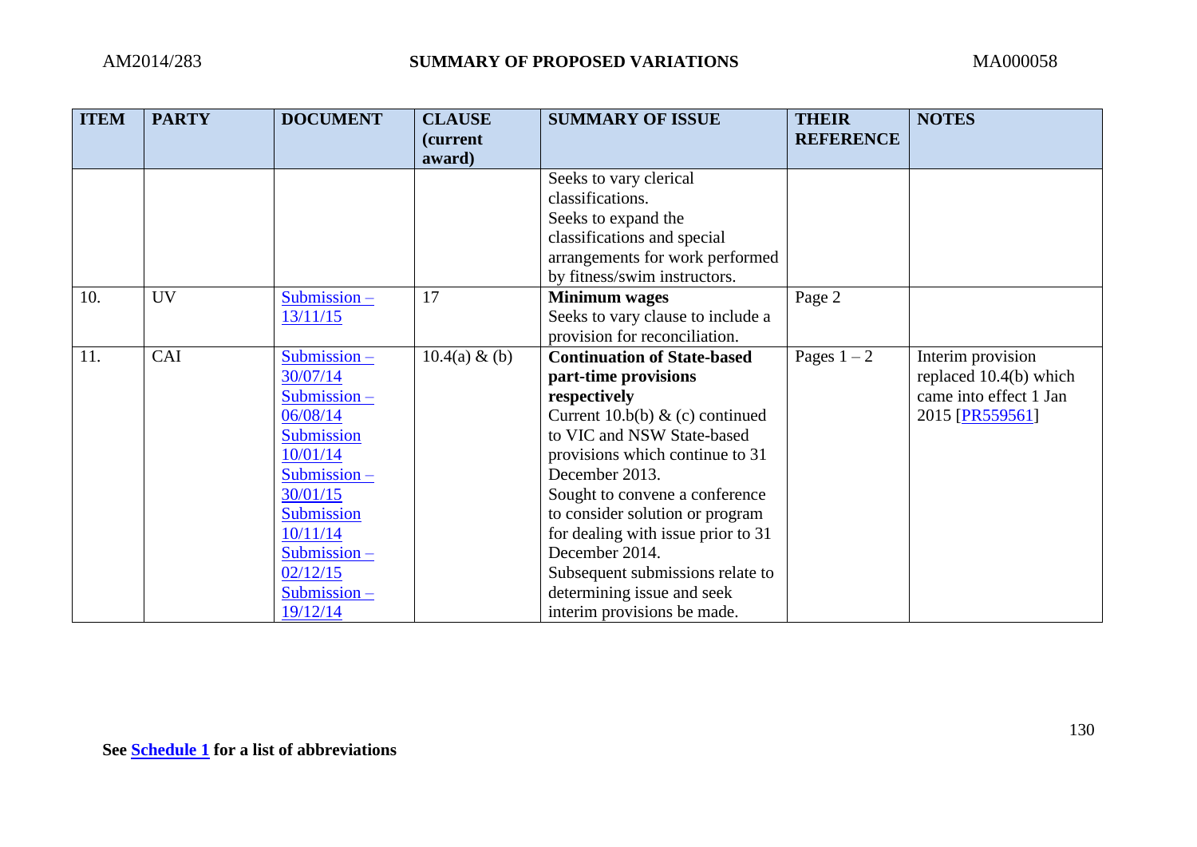| ITEM | PARTY | DOCUMENT | CLAUSE (current award) | SUMMARY OF ISSUE | THEIR REFERENCE | NOTES |
|---|---|---|---|---|---|---|
| | | | | Seeks to vary clerical classifications. Seeks to expand the classifications and special arrangements for work performed by fitness/swim instructors. | | |
| 10. | UV | Submission – 13/11/15 | 17 | **Minimum wages** Seeks to vary clause to include a provision for reconciliation. | Page 2 | |
| 11. | CAI | Submission – 30/07/14 Submission – 06/08/14 Submission 10/01/14 Submission – 30/01/15 Submission 10/11/14 Submission – 02/12/15 Submission – 19/12/14 | 10.4(a) & (b) | **Continuation of State-based part-time provisions respectively** Current 10.b(b) & (c) continued to VIC and NSW State-based provisions which continue to 31 December 2013. Sought to convene a conference to consider solution or program for dealing with issue prior to 31 December 2014. Subsequent submissions relate to determining issue and seek interim provisions be made. | Pages 1 – 2 | Interim provision replaced 10.4(b) which came into effect 1 Jan 2015 [PR559561] |

**See Schedule 1 for a list of abbreviations**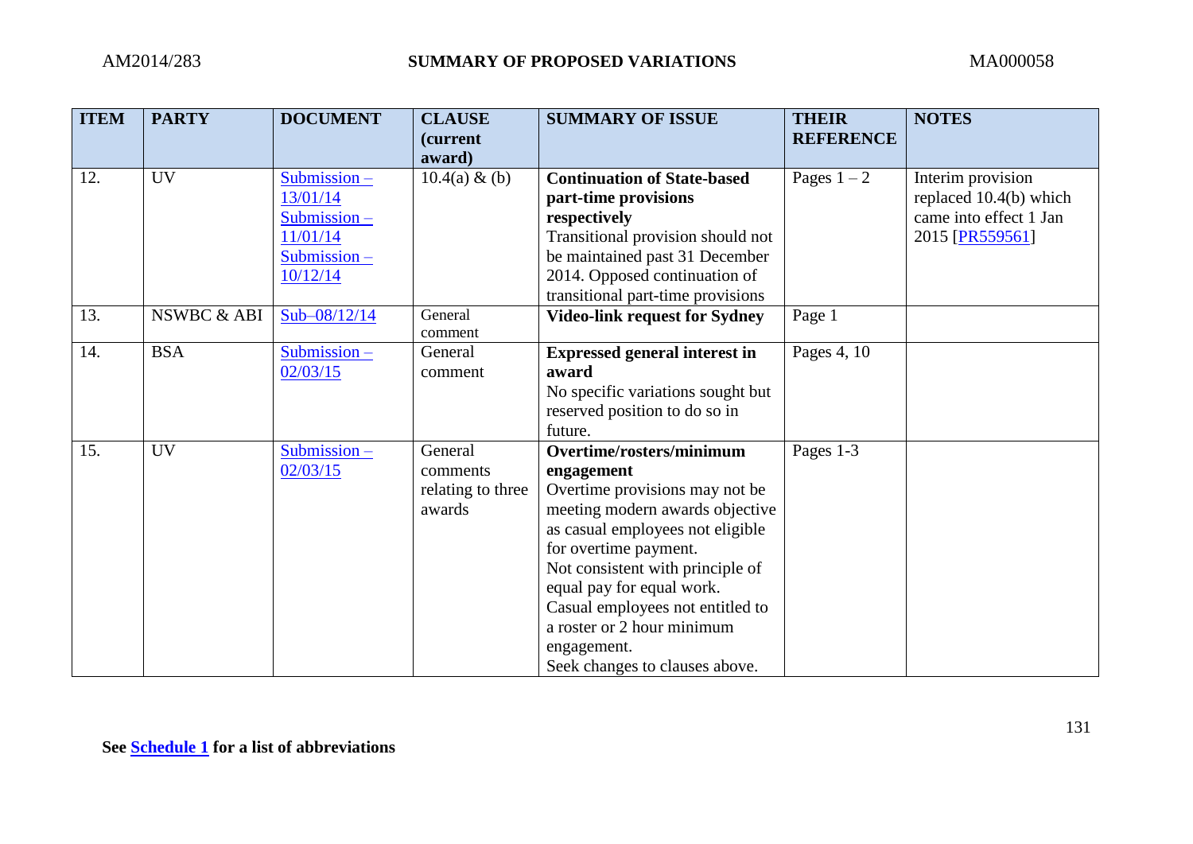| ITEM | PARTY | DOCUMENT | CLAUSE (current award) | SUMMARY OF ISSUE | THEIR REFERENCE | NOTES |
|---|---|---|---|---|---|---|
| 12. | UV | Submission – 13/01/14 Submission – 11/01/14 Submission – 10/12/14 | 10.4(a) & (b) | **Continuation of State-based part-time provisions respectively** Transitional provision should not be maintained past 31 December 2014. Opposed continuation of transitional part-time provisions | Pages 1 – 2 | Interim provision replaced 10.4(b) which came into effect 1 Jan 2015 [PR559561] |
| 13. | NSWBC & ABI | Sub–08/12/14 | General comment | **Video-link request for Sydney** | Page 1 | |
| 14. | BSA | Submission – 02/03/15 | General comment | **Expressed general interest in award** No specific variations sought but reserved position to do so in future. | Pages 4, 10 | |
| 15. | UV | Submission – 02/03/15 | General comments relating to three awards | **Overtime/rosters/minimum engagement** Overtime provisions may not be meeting modern awards objective as casual employees not eligible for overtime payment. Not consistent with principle of equal pay for equal work. Casual employees not entitled to a roster or 2 hour minimum engagement. Seek changes to clauses above. | Pages 1-3 | |

**See Schedule 1 for a list of abbreviations**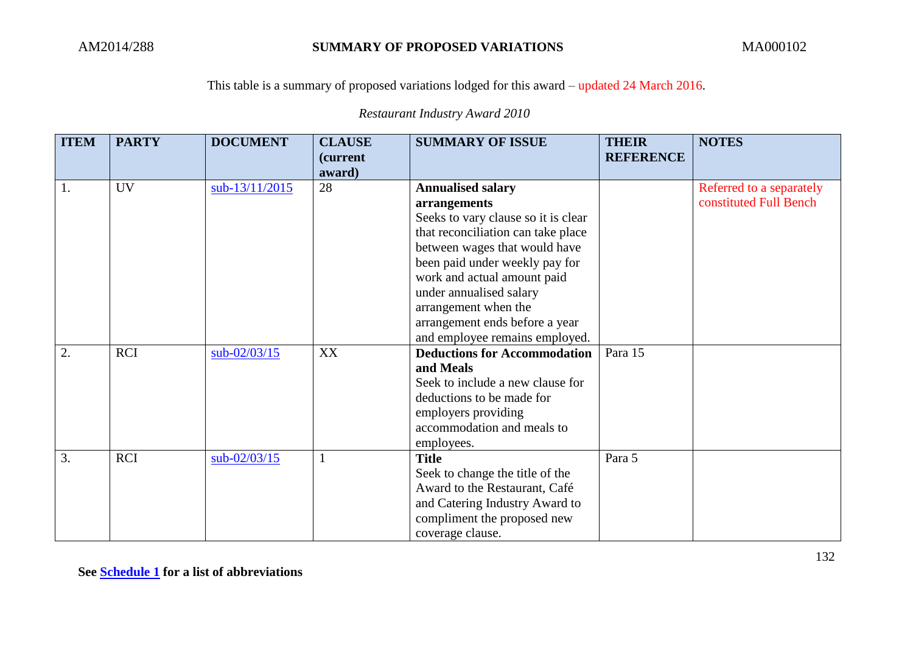AM2014/288 **SUMMARY OF PROPOSED VARIATIONS** MA000102

This table is a summary of proposed variations lodged for this award – updated 24 March 2016.

*Restaurant Industry Award 2010*

| ITEM | PARTY | DOCUMENT | CLAUSE (current award) | SUMMARY OF ISSUE | THEIR REFERENCE | NOTES |
|---|---|---|---|---|---|---|
| 1. | UV | sub-13/11/2015 | 28 | **Annualised salary arrangements** Seeks to vary clause so it is clear that reconciliation can take place between wages that would have been paid under weekly pay for work and actual amount paid under annualised salary arrangement when the arrangement ends before a year and employee remains employed. | | Referred to a separately constituted Full Bench |
| 2. | RCI | sub-02/03/15 | XX | **Deductions for Accommodation and Meals** Seek to include a new clause for deductions to be made for employers providing accommodation and meals to employees. | Para 15 | |
| 3. | RCI | sub-02/03/15 | 1 | **Title** Seek to change the title of the Award to the Restaurant, Café and Catering Industry Award to compliment the proposed new coverage clause. | Para 5 | |

**See Schedule 1 for a list of abbreviations**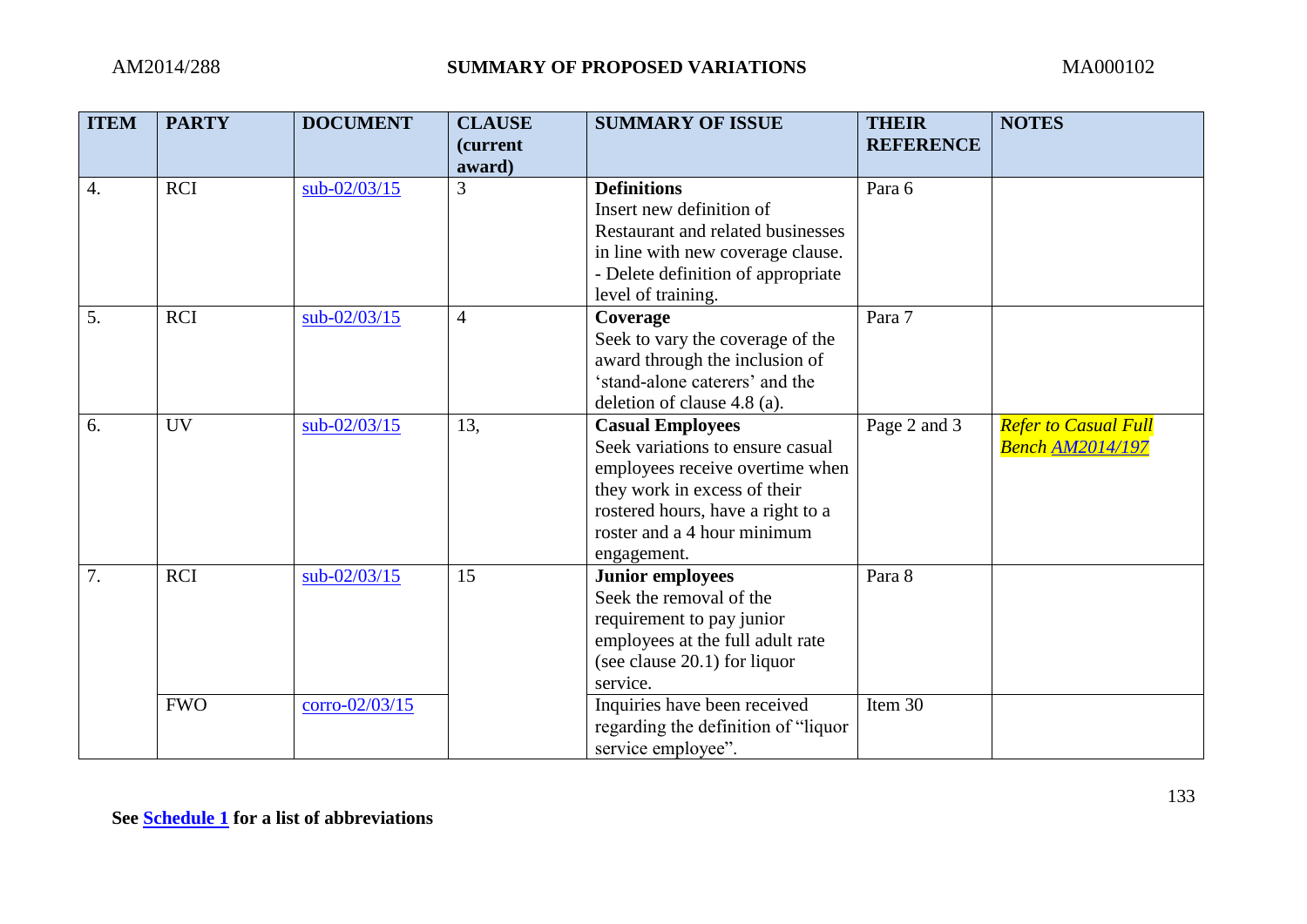| ITEM | PARTY | DOCUMENT | CLAUSE (current award) | SUMMARY OF ISSUE | THEIR REFERENCE | NOTES |
|---|---|---|---|---|---|---|
| 4. | RCI | sub-02/03/15 | 3 | **Definitions** Insert new definition of Restaurant and related businesses in line with new coverage clause. - Delete definition of appropriate level of training. | Para 6 | |
| 5. | RCI | sub-02/03/15 | 4 | **Coverage** Seek to vary the coverage of the award through the inclusion of 'stand-alone caterers' and the deletion of clause 4.8 (a). | Para 7 | |
| 6. | UV | sub-02/03/15 | 13, | **Casual Employees** Seek variations to ensure casual employees receive overtime when they work in excess of their rostered hours, have a right to a roster and a 4 hour minimum engagement. | Page 2 and 3 | *Refer to Casual Full Bench AM2014/197* |
| 7. | RCI | sub-02/03/15 | 15 | **Junior employees** Seek the removal of the requirement to pay junior employees at the full adult rate (see clause 20.1) for liquor service. | Para 8 | |
| | FWO | corro-02/03/15 | | Inquiries have been received regarding the definition of "liquor service employee". | Item 30 | |

**See Schedule 1 for a list of abbreviations**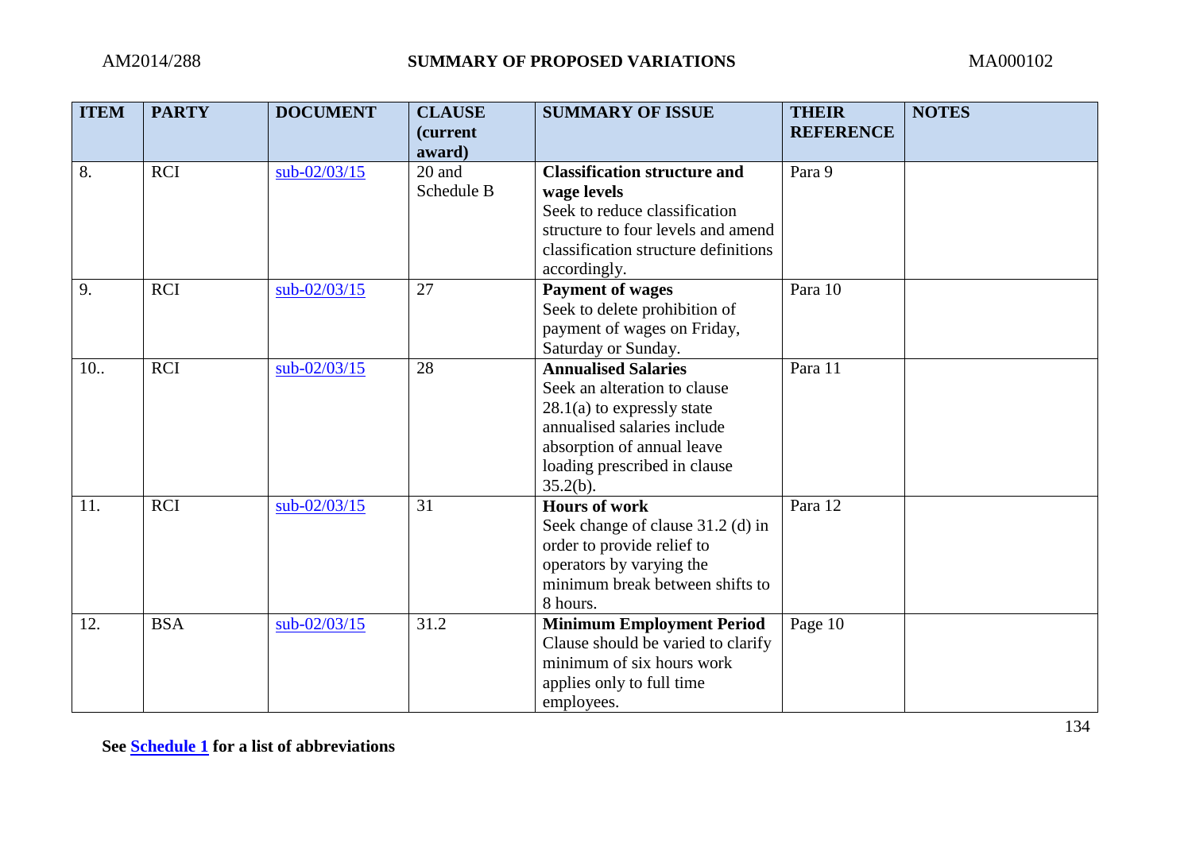| ITEM | PARTY | DOCUMENT | CLAUSE (current award) | SUMMARY OF ISSUE | THEIR REFERENCE | NOTES |
|---|---|---|---|---|---|---|
| 8. | RCI | sub-02/03/15 | 20 and Schedule B | **Classification structure and wage levels** Seek to reduce classification structure to four levels and amend classification structure definitions accordingly. | Para 9 | |
| 9. | RCI | sub-02/03/15 | 27 | **Payment of wages** Seek to delete prohibition of payment of wages on Friday, Saturday or Sunday. | Para 10 | |
| 10.. | RCI | sub-02/03/15 | 28 | **Annualised Salaries** Seek an alteration to clause 28.1(a) to expressly state annualised salaries include absorption of annual leave loading prescribed in clause 35.2(b). | Para 11 | |
| 11. | RCI | sub-02/03/15 | 31 | **Hours of work** Seek change of clause 31.2 (d) in order to provide relief to operators by varying the minimum break between shifts to 8 hours. | Para 12 | |
| 12. | BSA | sub-02/03/15 | 31.2 | **Minimum Employment Period** Clause should be varied to clarify minimum of six hours work applies only to full time employees. | Page 10 | |

**See Schedule 1 for a list of abbreviations**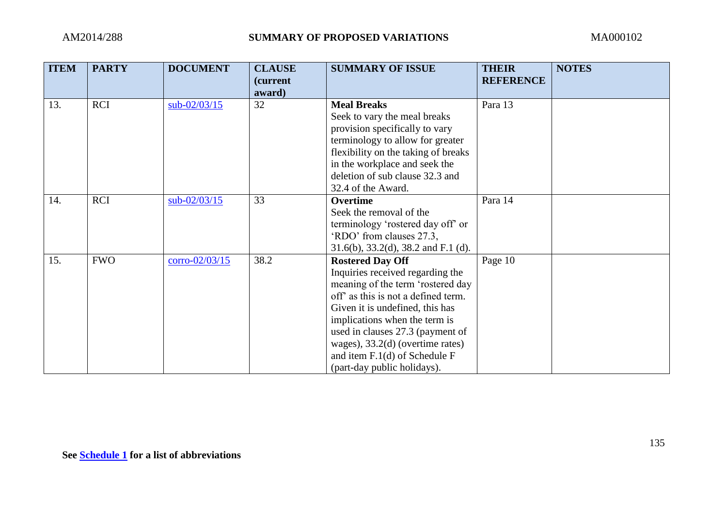| ITEM | PARTY | DOCUMENT | CLAUSE (current award) | SUMMARY OF ISSUE | THEIR REFERENCE | NOTES |
|---|---|---|---|---|---|---|
| 13. | RCI | sub-02/03/15 | 32 | **Meal Breaks** Seek to vary the meal breaks provision specifically to vary terminology to allow for greater flexibility on the taking of breaks in the workplace and seek the deletion of sub clause 32.3 and 32.4 of the Award. | Para 13 | |
| 14. | RCI | sub-02/03/15 | 33 | **Overtime** Seek the removal of the terminology 'rostered day off' or 'RDO' from clauses 27.3, 31.6(b), 33.2(d), 38.2 and F.1 (d). | Para 14 | |
| 15. | FWO | corro-02/03/15 | 38.2 | **Rostered Day Off** Inquiries received regarding the meaning of the term 'rostered day off' as this is not a defined term. Given it is undefined, this has implications when the term is used in clauses 27.3 (payment of wages), 33.2(d) (overtime rates) and item F.1(d) of Schedule F (part-day public holidays). | Page 10 | |

**See Schedule 1 for a list of abbreviations**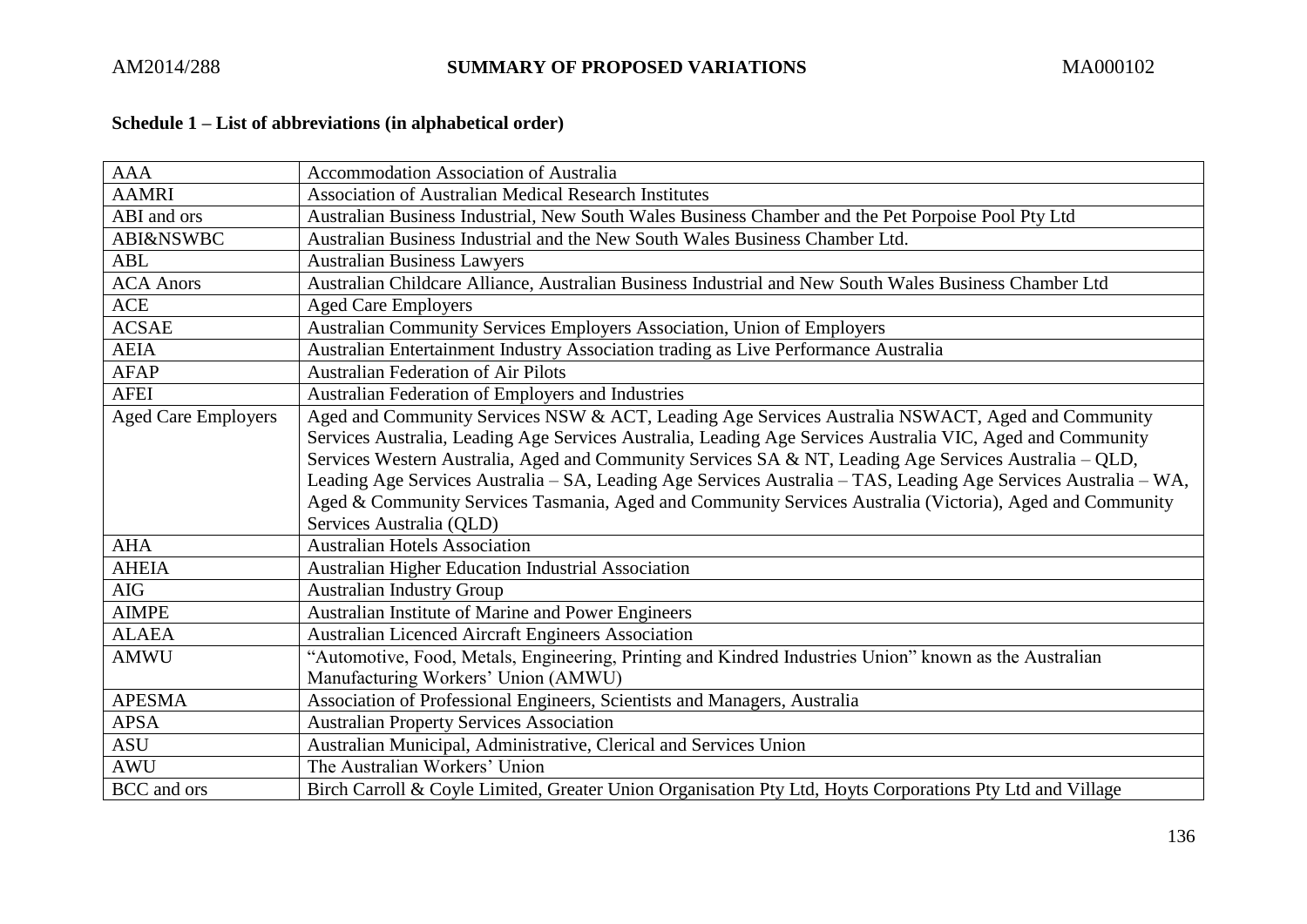**Schedule 1 – List of abbreviations (in alphabetical order)**

| | |
|---|---|
| AAA | Accommodation Association of Australia |
| AAMRI | Association of Australian Medical Research Institutes |
| ABI and ors | Australian Business Industrial, New South Wales Business Chamber and the Pet Porpoise Pool Pty Ltd |
| ABI&NSWBC | Australian Business Industrial and the New South Wales Business Chamber Ltd. |
| ABL | Australian Business Lawyers |
| ACA Anors | Australian Childcare Alliance, Australian Business Industrial and New South Wales Business Chamber Ltd |
| ACE | Aged Care Employers |
| ACSAE | Australian Community Services Employers Association, Union of Employers |
| AEIA | Australian Entertainment Industry Association trading as Live Performance Australia |
| AFAP | Australian Federation of Air Pilots |
| AFEI | Australian Federation of Employers and Industries |
| Aged Care Employers | Aged and Community Services NSW & ACT, Leading Age Services Australia NSWACT, Aged and Community Services Australia, Leading Age Services Australia, Leading Age Services Australia VIC, Aged and Community Services Western Australia, Aged and Community Services SA & NT, Leading Age Services Australia – QLD, Leading Age Services Australia – SA, Leading Age Services Australia – TAS, Leading Age Services Australia – WA, Aged & Community Services Tasmania, Aged and Community Services Australia (Victoria), Aged and Community Services Australia (QLD) |
| AHA | Australian Hotels Association |
| AHEIA | Australian Higher Education Industrial Association |
| AIG | Australian Industry Group |
| AIMPE | Australian Institute of Marine and Power Engineers |
| ALAEA | Australian Licenced Aircraft Engineers Association |
| AMWU | "Automotive, Food, Metals, Engineering, Printing and Kindred Industries Union" known as the Australian Manufacturing Workers' Union (AMWU) |
| APESMA | Association of Professional Engineers, Scientists and Managers, Australia |
| APSA | Australian Property Services Association |
| ASU | Australian Municipal, Administrative, Clerical and Services Union |
| AWU | The Australian Workers' Union |
| BCC and ors | Birch Carroll & Coyle Limited, Greater Union Organisation Pty Ltd, Hoyts Corporations Pty Ltd and Village |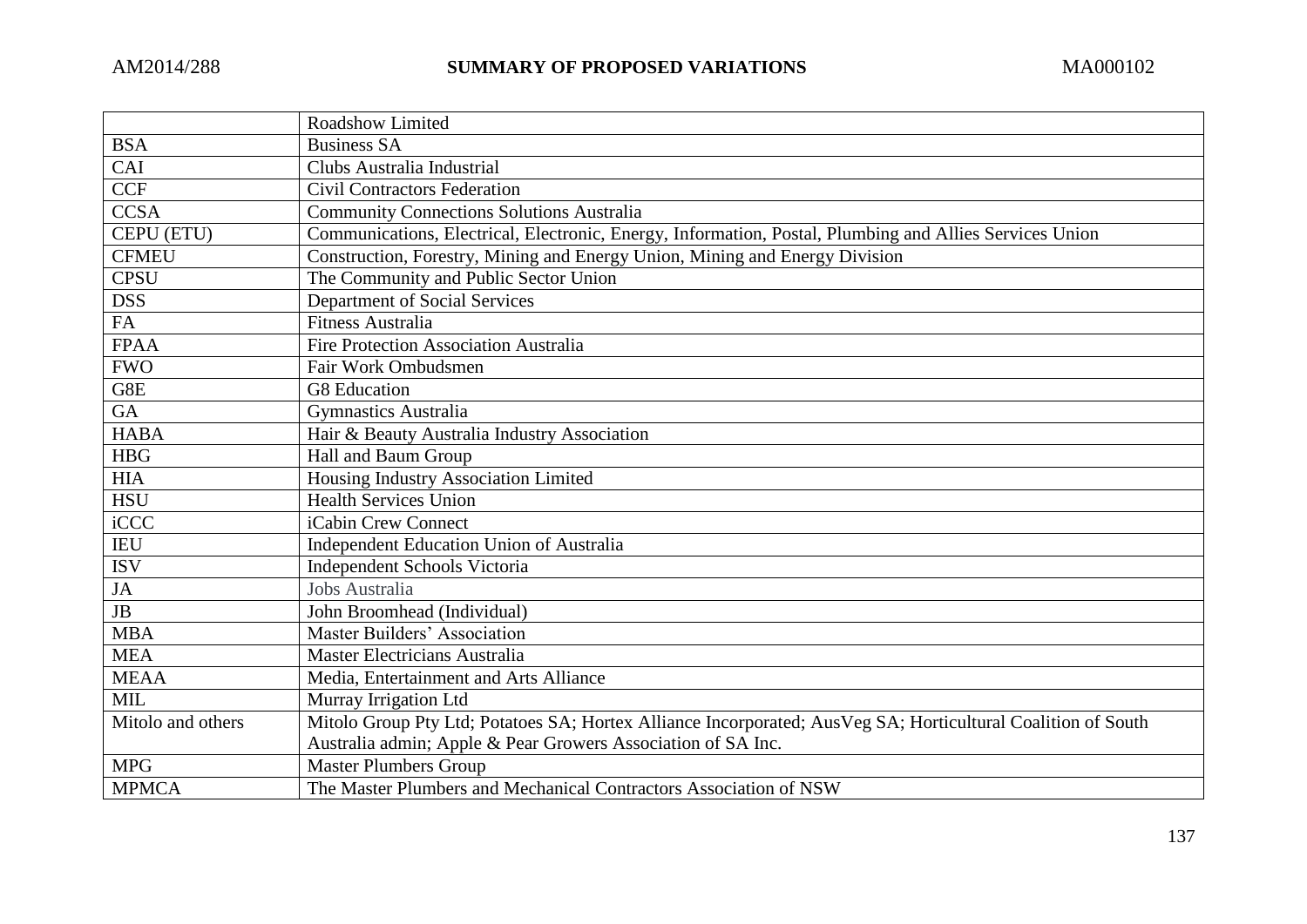| | Roadshow Limited |
|---|---|
| BSA | Business SA |
| CAI | Clubs Australia Industrial |
| CCF | Civil Contractors Federation |
| CCSA | Community Connections Solutions Australia |
| CEPU (ETU) | Communications, Electrical, Electronic, Energy, Information, Postal, Plumbing and Allies Services Union |
| CFMEU | Construction, Forestry, Mining and Energy Union, Mining and Energy Division |
| CPSU | The Community and Public Sector Union |
| DSS | Department of Social Services |
| FA | Fitness Australia |
| FPAA | Fire Protection Association Australia |
| FWO | Fair Work Ombudsmen |
| G8E | G8 Education |
| GA | Gymnastics Australia |
| HABA | Hair & Beauty Australia Industry Association |
| HBG | Hall and Baum Group |
| HIA | Housing Industry Association Limited |
| HSU | Health Services Union |
| iCCC | iCabin Crew Connect |
| IEU | Independent Education Union of Australia |
| ISV | Independent Schools Victoria |
| JA | Jobs Australia |
| JB | John Broomhead (Individual) |
| MBA | Master Builders' Association |
| MEA | Master Electricians Australia |
| MEAA | Media, Entertainment and Arts Alliance |
| MIL | Murray Irrigation Ltd |
| Mitolo and others | Mitolo Group Pty Ltd; Potatoes SA; Hortex Alliance Incorporated; AusVeg SA; Horticultural Coalition of South Australia admin; Apple & Pear Growers Association of SA Inc. |
| MPG | Master Plumbers Group |
| MPMCA | The Master Plumbers and Mechanical Contractors Association of NSW |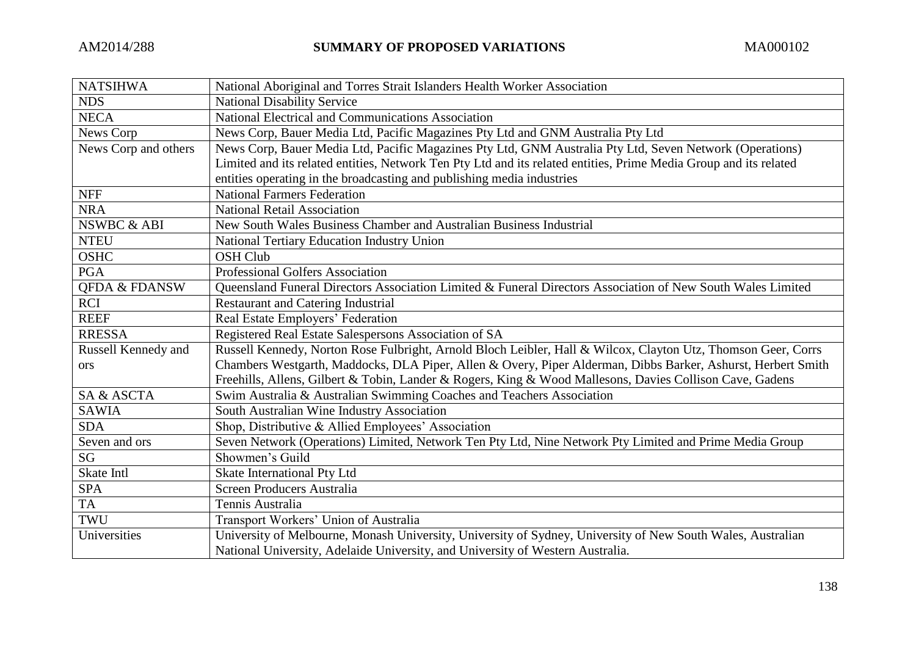| NATSIHWA | National Aboriginal and Torres Strait Islanders Health Worker Association |
|---|---|
| NDS | National Disability Service |
| NECA | National Electrical and Communications Association |
| News Corp | News Corp, Bauer Media Ltd, Pacific Magazines Pty Ltd and GNM Australia Pty Ltd |
| News Corp and others | News Corp, Bauer Media Ltd, Pacific Magazines Pty Ltd, GNM Australia Pty Ltd, Seven Network (Operations) Limited and its related entities, Network Ten Pty Ltd and its related entities, Prime Media Group and its related entities operating in the broadcasting and publishing media industries |
| NFF | National Farmers Federation |
| NRA | National Retail Association |
| NSWBC & ABI | New South Wales Business Chamber and Australian Business Industrial |
| NTEU | National Tertiary Education Industry Union |
| OSHC | OSH Club |
| PGA | Professional Golfers Association |
| QFDA & FDANSW | Queensland Funeral Directors Association Limited & Funeral Directors Association of New South Wales Limited |
| RCI | Restaurant and Catering Industrial |
| REEF | Real Estate Employers' Federation |
| RRESSA | Registered Real Estate Salespersons Association of SA |
| Russell Kennedy and ors | Russell Kennedy, Norton Rose Fulbright, Arnold Bloch Leibler, Hall & Wilcox, Clayton Utz, Thomson Geer, Corrs Chambers Westgarth, Maddocks, DLA Piper, Allen & Overy, Piper Alderman, Dibbs Barker, Ashurst, Herbert Smith Freehills, Allens, Gilbert & Tobin, Lander & Rogers, King & Wood Mallesons, Davies Collison Cave, Gadens |
| SA & ASCTA | Swim Australia & Australian Swimming Coaches and Teachers Association |
| SAWIA | South Australian Wine Industry Association |
| SDA | Shop, Distributive & Allied Employees' Association |
| Seven and ors | Seven Network (Operations) Limited, Network Ten Pty Ltd, Nine Network Pty Limited and Prime Media Group |
| SG | Showmen's Guild |
| Skate Intl | Skate International Pty Ltd |
| SPA | Screen Producers Australia |
| TA | Tennis Australia |
| TWU | Transport Workers' Union of Australia |
| Universities | University of Melbourne, Monash University, University of Sydney, University of New South Wales, Australian National University, Adelaide University, and University of Western Australia. |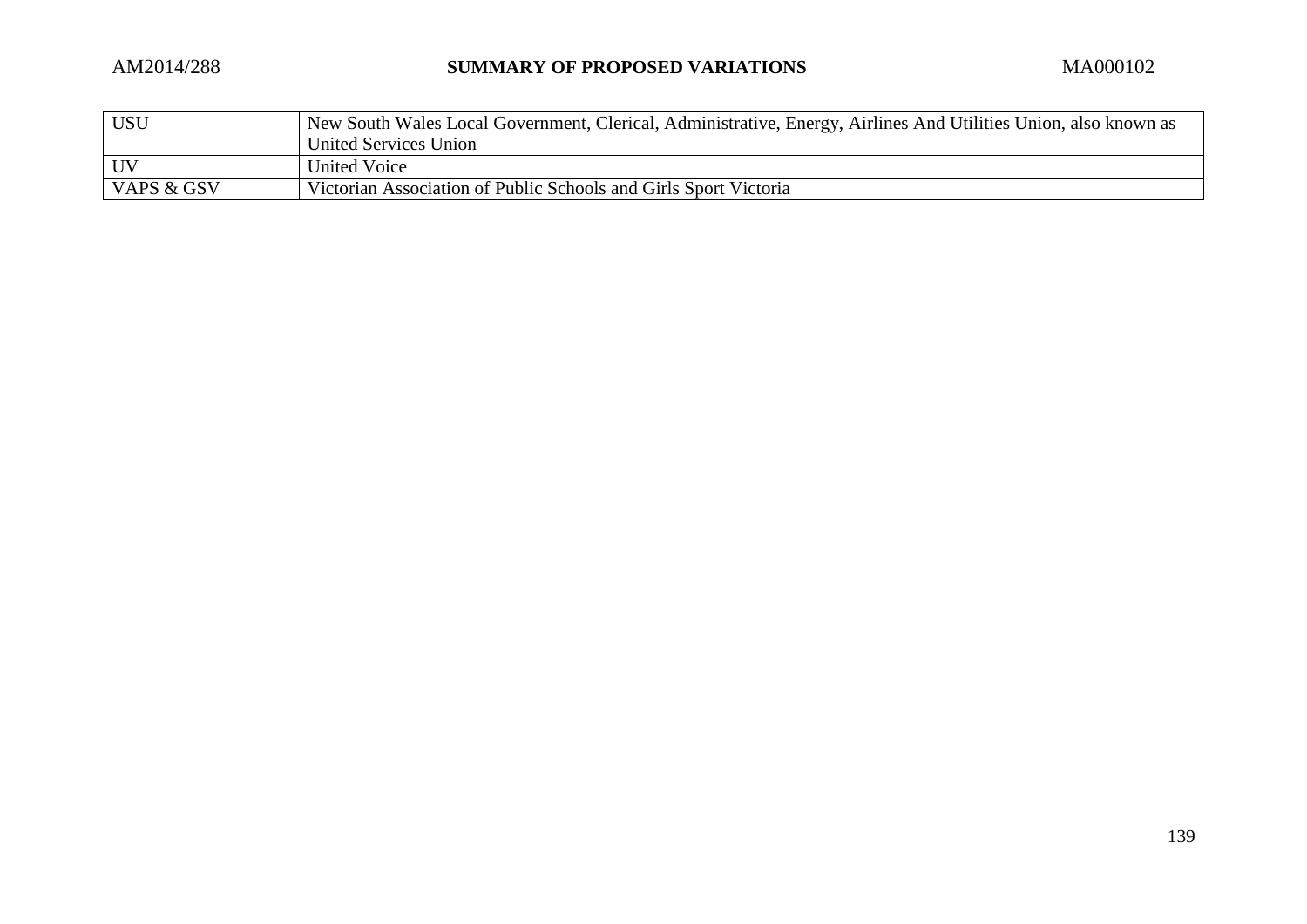| | |
|---|---|
| USU | New South Wales Local Government, Clerical, Administrative, Energy, Airlines And Utilities Union, also known as United Services Union |
| UV | United Voice |
| VAPS & GSV | Victorian Association of Public Schools and Girls Sport Victoria |